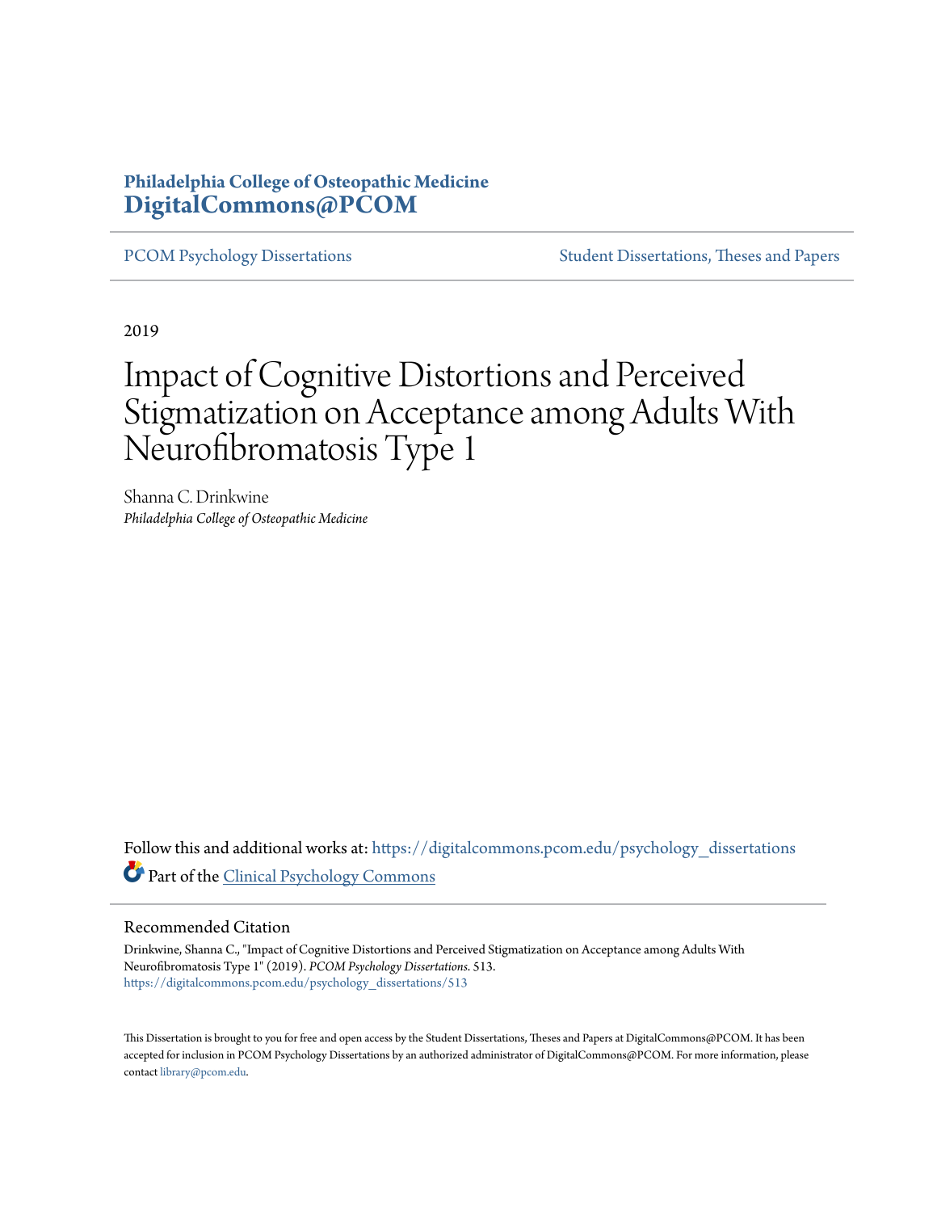Philadelphia College of Osteopathic Medicine
**DigitalCommons@PCOM**

PCOM Psychology Dissertations | Student Dissertations, Theses and Papers

2019

# Impact of Cognitive Distortions and Perceived Stigmatization on Acceptance among Adults With Neurofibromatosis Type 1

Shanna C. Drinkwine
*Philadelphia College of Osteopathic Medicine*

Follow this and additional works at: https://digitalcommons.pcom.edu/psychology_dissertations

Part of the Clinical Psychology Commons

## Recommended Citation

Drinkwine, Shanna C., "Impact of Cognitive Distortions and Perceived Stigmatization on Acceptance among Adults With Neurofibromatosis Type 1" (2019). *PCOM Psychology Dissertations*. 513.
https://digitalcommons.pcom.edu/psychology_dissertations/513

This Dissertation is brought to you for free and open access by the Student Dissertations, Theses and Papers at DigitalCommons@PCOM. It has been accepted for inclusion in PCOM Psychology Dissertations by an authorized administrator of DigitalCommons@PCOM. For more information, please contact library@pcom.edu.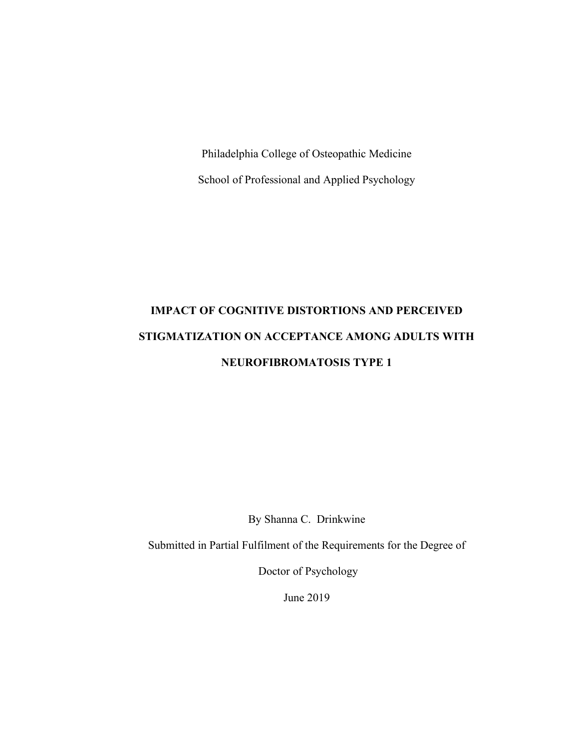Philadelphia College of Osteopathic Medicine

School of Professional and Applied Psychology

# IMPACT OF COGNITIVE DISTORTIONS AND PERCEIVED STIGMATIZATION ON ACCEPTANCE AMONG ADULTS WITH NEUROFIBROMATOSIS TYPE 1

By Shanna C. Drinkwine

Submitted in Partial Fulfilment of the Requirements for the Degree of

Doctor of Psychology

June 2019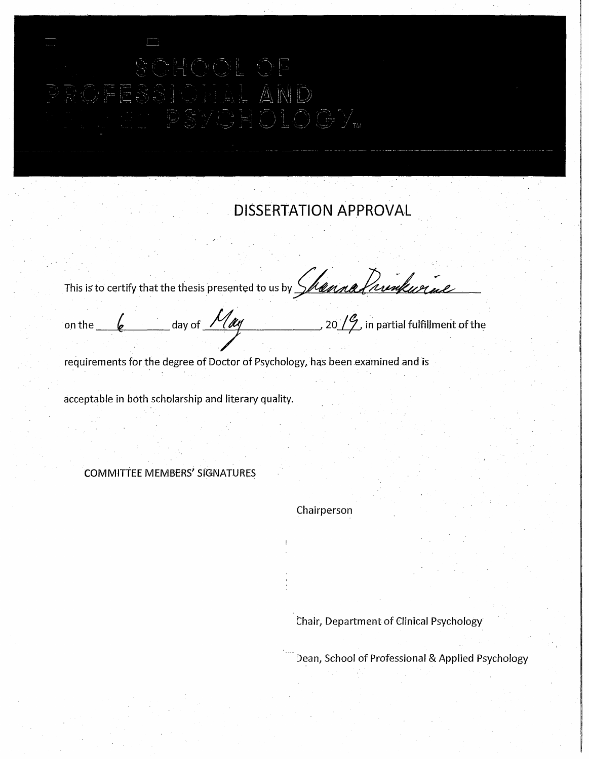SCHOOL OF PROFESSIONAL AND PSYCHOLOGY™

# DISSERTATION APPROVAL

This is to certify that the thesis presented to us by Shenna Drinkwine

on the 6 day of May, 2019, in partial fulfillment of the

requirements for the degree of Doctor of Psychology, has been examined and is

acceptable in both scholarship and literary quality.

COMMITTEE MEMBERS' SIGNATURES

Chairperson

Chair, Department of Clinical Psychology

Dean, School of Professional & Applied Psychology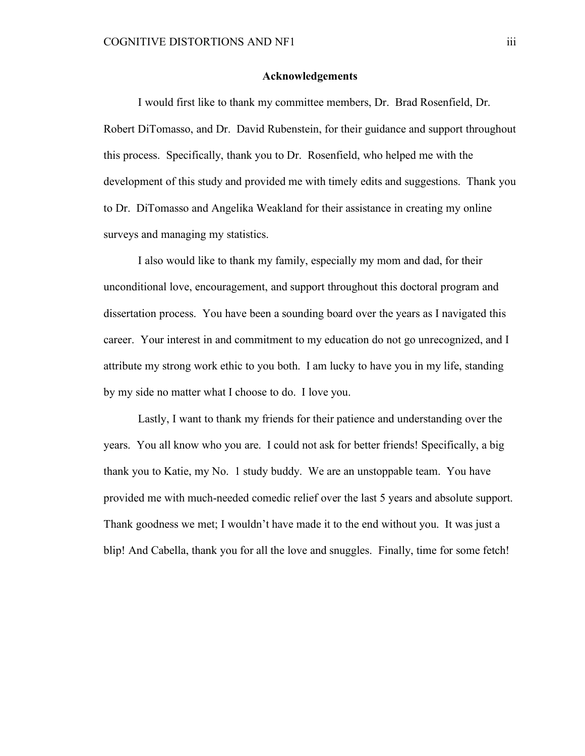# Acknowledgements

I would first like to thank my committee members, Dr. Brad Rosenfield, Dr. Robert DiTomasso, and Dr. David Rubenstein, for their guidance and support throughout this process. Specifically, thank you to Dr. Rosenfield, who helped me with the development of this study and provided me with timely edits and suggestions. Thank you to Dr. DiTomasso and Angelika Weakland for their assistance in creating my online surveys and managing my statistics.

I also would like to thank my family, especially my mom and dad, for their unconditional love, encouragement, and support throughout this doctoral program and dissertation process. You have been a sounding board over the years as I navigated this career. Your interest in and commitment to my education do not go unrecognized, and I attribute my strong work ethic to you both. I am lucky to have you in my life, standing by my side no matter what I choose to do. I love you.

Lastly, I want to thank my friends for their patience and understanding over the years. You all know who you are. I could not ask for better friends! Specifically, a big thank you to Katie, my No. 1 study buddy. We are an unstoppable team. You have provided me with much-needed comedic relief over the last 5 years and absolute support. Thank goodness we met; I wouldn't have made it to the end without you. It was just a blip! And Cabella, thank you for all the love and snuggles. Finally, time for some fetch!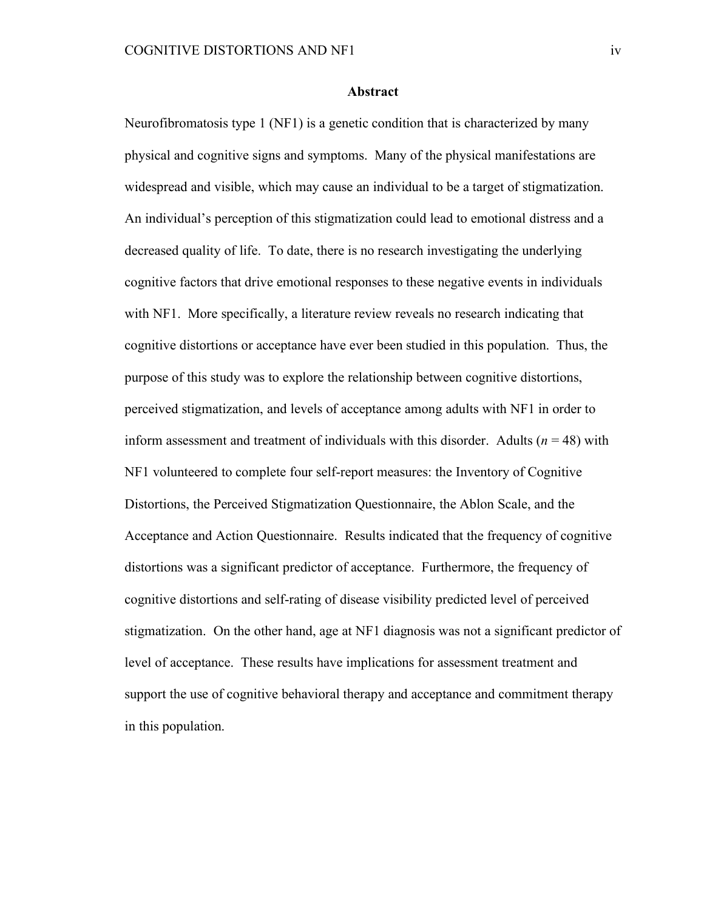## Abstract

Neurofibromatosis type 1 (NF1) is a genetic condition that is characterized by many physical and cognitive signs and symptoms. Many of the physical manifestations are widespread and visible, which may cause an individual to be a target of stigmatization. An individual's perception of this stigmatization could lead to emotional distress and a decreased quality of life. To date, there is no research investigating the underlying cognitive factors that drive emotional responses to these negative events in individuals with NF1. More specifically, a literature review reveals no research indicating that cognitive distortions or acceptance have ever been studied in this population. Thus, the purpose of this study was to explore the relationship between cognitive distortions, perceived stigmatization, and levels of acceptance among adults with NF1 in order to inform assessment and treatment of individuals with this disorder. Adults ($n$ = 48) with NF1 volunteered to complete four self-report measures: the Inventory of Cognitive Distortions, the Perceived Stigmatization Questionnaire, the Ablon Scale, and the Acceptance and Action Questionnaire. Results indicated that the frequency of cognitive distortions was a significant predictor of acceptance. Furthermore, the frequency of cognitive distortions and self-rating of disease visibility predicted level of perceived stigmatization. On the other hand, age at NF1 diagnosis was not a significant predictor of level of acceptance. These results have implications for assessment treatment and support the use of cognitive behavioral therapy and acceptance and commitment therapy in this population.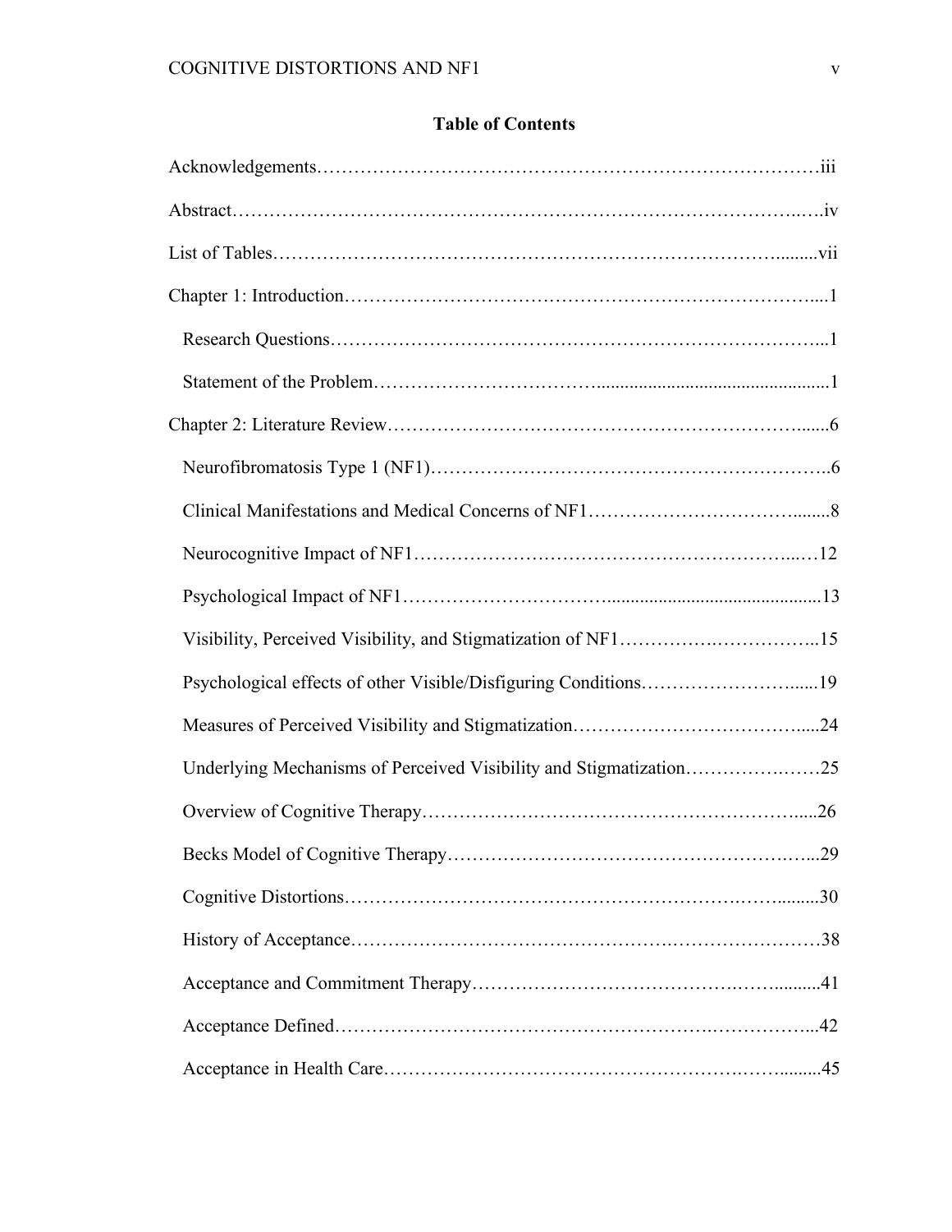## Table of Contents

Acknowledgements……………………………………………………………………iii

Abstract……………………………………………………………………………..….iv

List of Tables……………………………………………………………………….........vii

Chapter 1: Introduction……………………………………………………………….....1

Research Questions…………………………………………………………………...1

Statement of the Problem……………………………….................................................1

Chapter 2: Literature Review…………………………………………………………......6

Neurofibromatosis Type 1 (NF1)………………………………………………………..6

Clinical Manifestations and Medical Concerns of NF1……………………………........8

Neurocognitive Impact of NF1……………………………………………………...…12

Psychological Impact of NF1…………………………...............................................13

Visibility, Perceived Visibility, and Stigmatization of NF1…………….……………..15

Psychological effects of other Visible/Disfiguring Conditions……………………......19

Measures of Perceived Visibility and Stigmatization……………………………….....24

Underlying Mechanisms of Perceived Visibility and Stigmatization…………….……25

Overview of Cognitive Therapy……………………………………………………......26

Becks Model of Cognitive Therapy………………………………………………….…...29

Cognitive Distortions………………………………………………………….…….........30

History of Acceptance……………………………………………….……………………38

Acceptance and Commitment Therapy………………………………….…….…..........41

Acceptance Defined………………………………….………………….……………...42

Acceptance in Health Care…………………………………………………….……..........45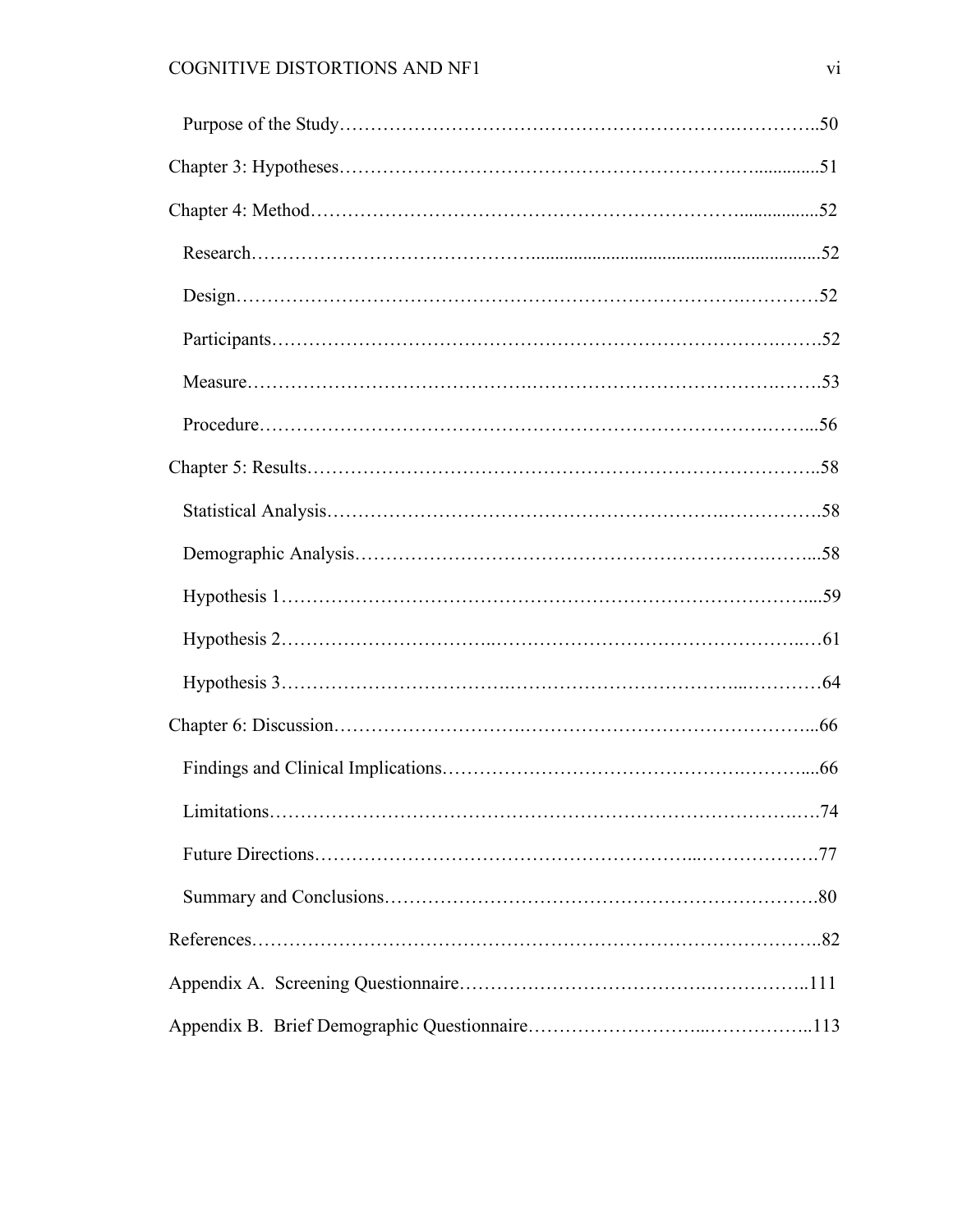Purpose of the Study ........................................................................ 50

Chapter 3: Hypotheses ........................................................................ 51

Chapter 4: Method ........................................................................ 52

Research ........................................................................ 52

Design ........................................................................ 52

Participants ........................................................................ 52

Measure ........................................................................ 53

Procedure ........................................................................ 56

Chapter 5: Results ........................................................................ 58

Statistical Analysis ........................................................................ 58

Demographic Analysis ........................................................................ 58

Hypothesis 1 ........................................................................ 59

Hypothesis 2 ........................................................................ 61

Hypothesis 3 ........................................................................ 64

Chapter 6: Discussion ........................................................................ 66

Findings and Clinical Implications ........................................................................ 66

Limitations ........................................................................ 74

Future Directions ........................................................................ 77

Summary and Conclusions ........................................................................ 80

References ........................................................................ 82

Appendix A. Screening Questionnaire ........................................................................ 111

Appendix B. Brief Demographic Questionnaire ........................................................................ 113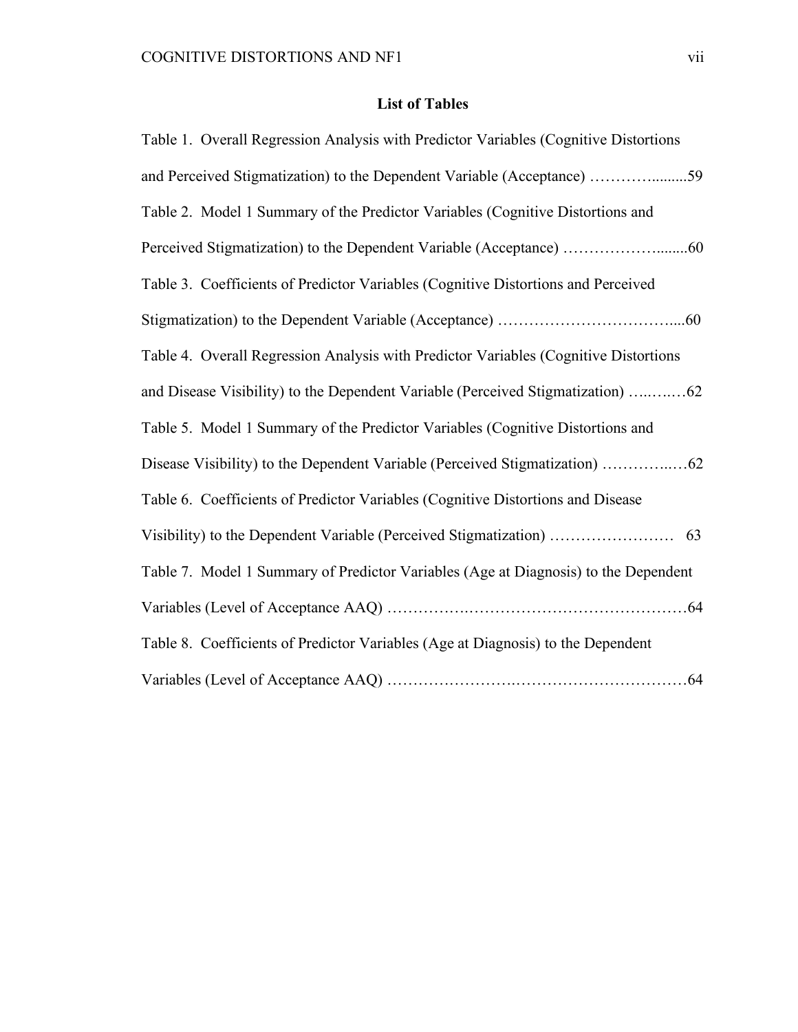**List of Tables**

Table 1. Overall Regression Analysis with Predictor Variables (Cognitive Distortions and Perceived Stigmatization) to the Dependent Variable (Acceptance) ………….........59

Table 2. Model 1 Summary of the Predictor Variables (Cognitive Distortions and Perceived Stigmatization) to the Dependent Variable (Acceptance) ……………….......60

Table 3. Coefficients of Predictor Variables (Cognitive Distortions and Perceived Stigmatization) to the Dependent Variable (Acceptance) ……………………………....60

Table 4. Overall Regression Analysis with Predictor Variables (Cognitive Distortions and Disease Visibility) to the Dependent Variable (Perceived Stigmatization) …..…..…62

Table 5. Model 1 Summary of the Predictor Variables (Cognitive Distortions and Disease Visibility) to the Dependent Variable (Perceived Stigmatization) …………..…62

Table 6. Coefficients of Predictor Variables (Cognitive Distortions and Disease Visibility) to the Dependent Variable (Perceived Stigmatization) …………………… 63

Table 7. Model 1 Summary of Predictor Variables (Age at Diagnosis) to the Dependent Variables (Level of Acceptance AAQ) ……………….……………………………………64

Table 8. Coefficients of Predictor Variables (Age at Diagnosis) to the Dependent Variables (Level of Acceptance AAQ) …………………….……………………………64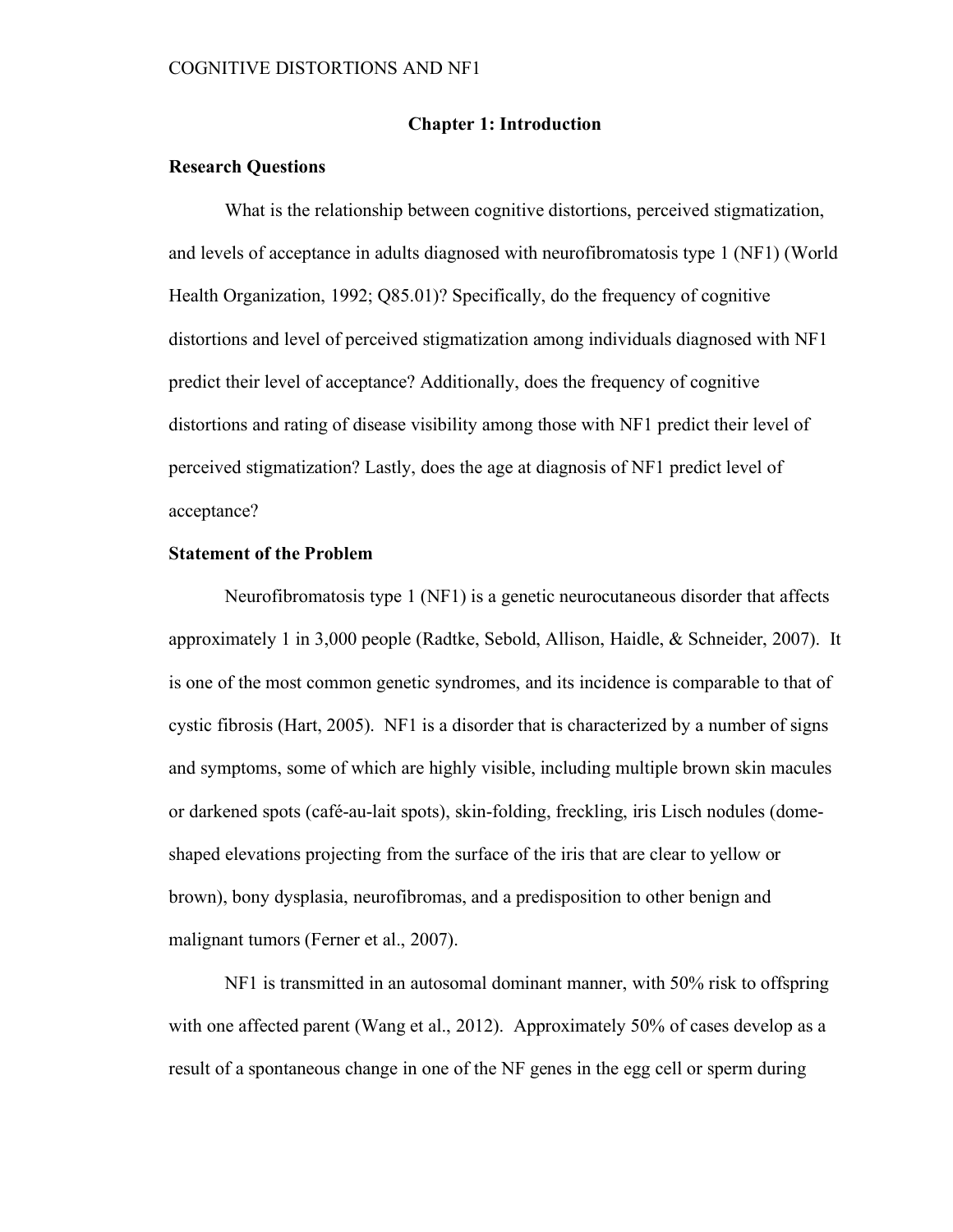# Chapter 1: Introduction

## Research Questions

What is the relationship between cognitive distortions, perceived stigmatization, and levels of acceptance in adults diagnosed with neurofibromatosis type 1 (NF1) (World Health Organization, 1992; Q85.01)? Specifically, do the frequency of cognitive distortions and level of perceived stigmatization among individuals diagnosed with NF1 predict their level of acceptance? Additionally, does the frequency of cognitive distortions and rating of disease visibility among those with NF1 predict their level of perceived stigmatization? Lastly, does the age at diagnosis of NF1 predict level of acceptance?

## Statement of the Problem

Neurofibromatosis type 1 (NF1) is a genetic neurocutaneous disorder that affects approximately 1 in 3,000 people (Radtke, Sebold, Allison, Haidle, & Schneider, 2007). It is one of the most common genetic syndromes, and its incidence is comparable to that of cystic fibrosis (Hart, 2005). NF1 is a disorder that is characterized by a number of signs and symptoms, some of which are highly visible, including multiple brown skin macules or darkened spots (café-au-lait spots), skin-folding, freckling, iris Lisch nodules (dome-shaped elevations projecting from the surface of the iris that are clear to yellow or brown), bony dysplasia, neurofibromas, and a predisposition to other benign and malignant tumors (Ferner et al., 2007).

NF1 is transmitted in an autosomal dominant manner, with 50% risk to offspring with one affected parent (Wang et al., 2012). Approximately 50% of cases develop as a result of a spontaneous change in one of the NF genes in the egg cell or sperm during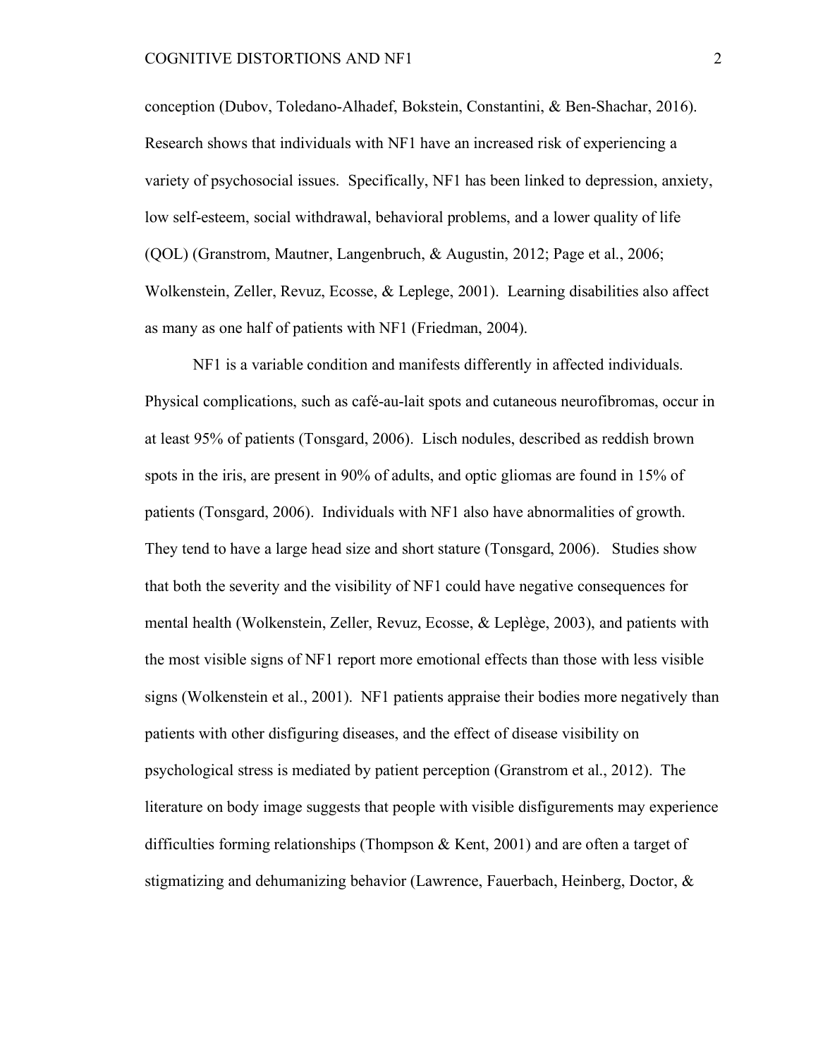conception (Dubov, Toledano-Alhadef, Bokstein, Constantini, & Ben-Shachar, 2016). Research shows that individuals with NF1 have an increased risk of experiencing a variety of psychosocial issues. Specifically, NF1 has been linked to depression, anxiety, low self-esteem, social withdrawal, behavioral problems, and a lower quality of life (QOL) (Granstrom, Mautner, Langenbruch, & Augustin, 2012; Page et al., 2006; Wolkenstein, Zeller, Revuz, Ecosse, & Leplege, 2001). Learning disabilities also affect as many as one half of patients with NF1 (Friedman, 2004).

NF1 is a variable condition and manifests differently in affected individuals. Physical complications, such as café-au-lait spots and cutaneous neurofibromas, occur in at least 95% of patients (Tonsgard, 2006). Lisch nodules, described as reddish brown spots in the iris, are present in 90% of adults, and optic gliomas are found in 15% of patients (Tonsgard, 2006). Individuals with NF1 also have abnormalities of growth. They tend to have a large head size and short stature (Tonsgard, 2006). Studies show that both the severity and the visibility of NF1 could have negative consequences for mental health (Wolkenstein, Zeller, Revuz, Ecosse, & Leplège, 2003), and patients with the most visible signs of NF1 report more emotional effects than those with less visible signs (Wolkenstein et al., 2001). NF1 patients appraise their bodies more negatively than patients with other disfiguring diseases, and the effect of disease visibility on psychological stress is mediated by patient perception (Granstrom et al., 2012). The literature on body image suggests that people with visible disfigurements may experience difficulties forming relationships (Thompson & Kent, 2001) and are often a target of stigmatizing and dehumanizing behavior (Lawrence, Fauerbach, Heinberg, Doctor, &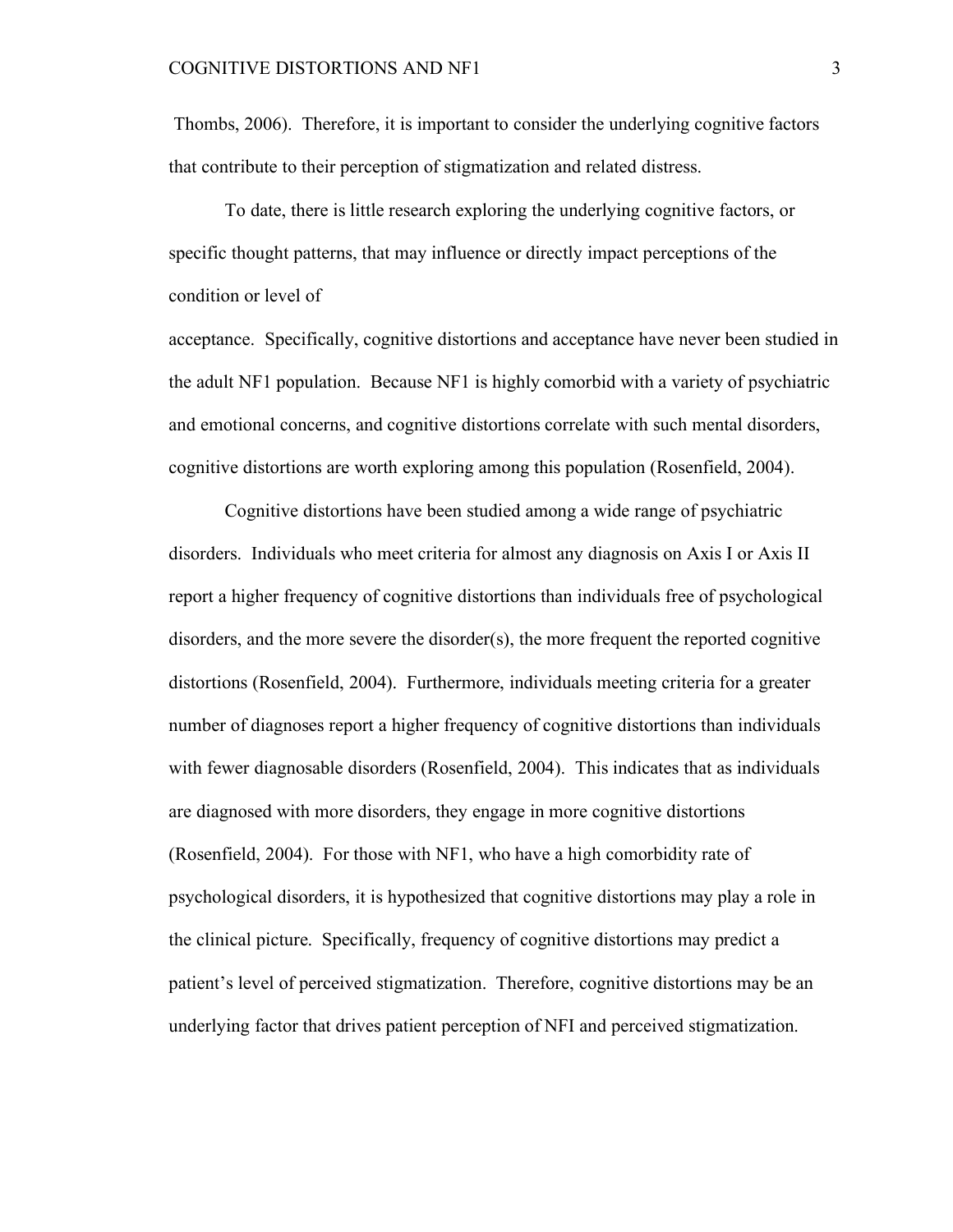Thombs, 2006). Therefore, it is important to consider the underlying cognitive factors that contribute to their perception of stigmatization and related distress.

To date, there is little research exploring the underlying cognitive factors, or specific thought patterns, that may influence or directly impact perceptions of the condition or level of acceptance. Specifically, cognitive distortions and acceptance have never been studied in the adult NF1 population. Because NF1 is highly comorbid with a variety of psychiatric and emotional concerns, and cognitive distortions correlate with such mental disorders, cognitive distortions are worth exploring among this population (Rosenfield, 2004).

Cognitive distortions have been studied among a wide range of psychiatric disorders. Individuals who meet criteria for almost any diagnosis on Axis I or Axis II report a higher frequency of cognitive distortions than individuals free of psychological disorders, and the more severe the disorder(s), the more frequent the reported cognitive distortions (Rosenfield, 2004). Furthermore, individuals meeting criteria for a greater number of diagnoses report a higher frequency of cognitive distortions than individuals with fewer diagnosable disorders (Rosenfield, 2004). This indicates that as individuals are diagnosed with more disorders, they engage in more cognitive distortions (Rosenfield, 2004). For those with NF1, who have a high comorbidity rate of psychological disorders, it is hypothesized that cognitive distortions may play a role in the clinical picture. Specifically, frequency of cognitive distortions may predict a patient's level of perceived stigmatization. Therefore, cognitive distortions may be an underlying factor that drives patient perception of NFI and perceived stigmatization.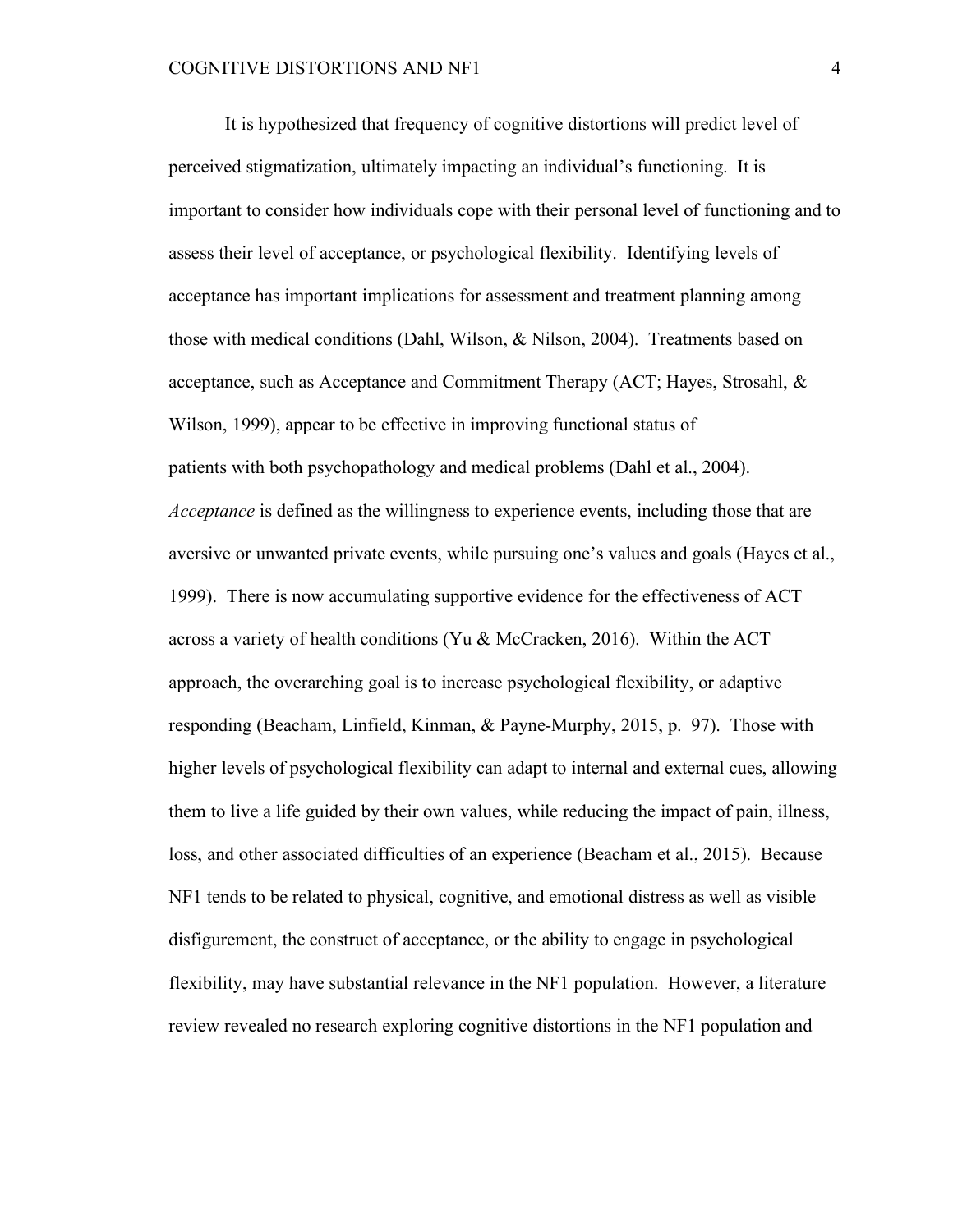It is hypothesized that frequency of cognitive distortions will predict level of perceived stigmatization, ultimately impacting an individual's functioning. It is important to consider how individuals cope with their personal level of functioning and to assess their level of acceptance, or psychological flexibility. Identifying levels of acceptance has important implications for assessment and treatment planning among those with medical conditions (Dahl, Wilson, & Nilson, 2004). Treatments based on acceptance, such as Acceptance and Commitment Therapy (ACT; Hayes, Strosahl, & Wilson, 1999), appear to be effective in improving functional status of patients with both psychopathology and medical problems (Dahl et al., 2004). *Acceptance* is defined as the willingness to experience events, including those that are aversive or unwanted private events, while pursuing one's values and goals (Hayes et al., 1999). There is now accumulating supportive evidence for the effectiveness of ACT across a variety of health conditions (Yu & McCracken, 2016). Within the ACT approach, the overarching goal is to increase psychological flexibility, or adaptive responding (Beacham, Linfield, Kinman, & Payne-Murphy, 2015, p. 97). Those with higher levels of psychological flexibility can adapt to internal and external cues, allowing them to live a life guided by their own values, while reducing the impact of pain, illness, loss, and other associated difficulties of an experience (Beacham et al., 2015). Because NF1 tends to be related to physical, cognitive, and emotional distress as well as visible disfigurement, the construct of acceptance, or the ability to engage in psychological flexibility, may have substantial relevance in the NF1 population. However, a literature review revealed no research exploring cognitive distortions in the NF1 population and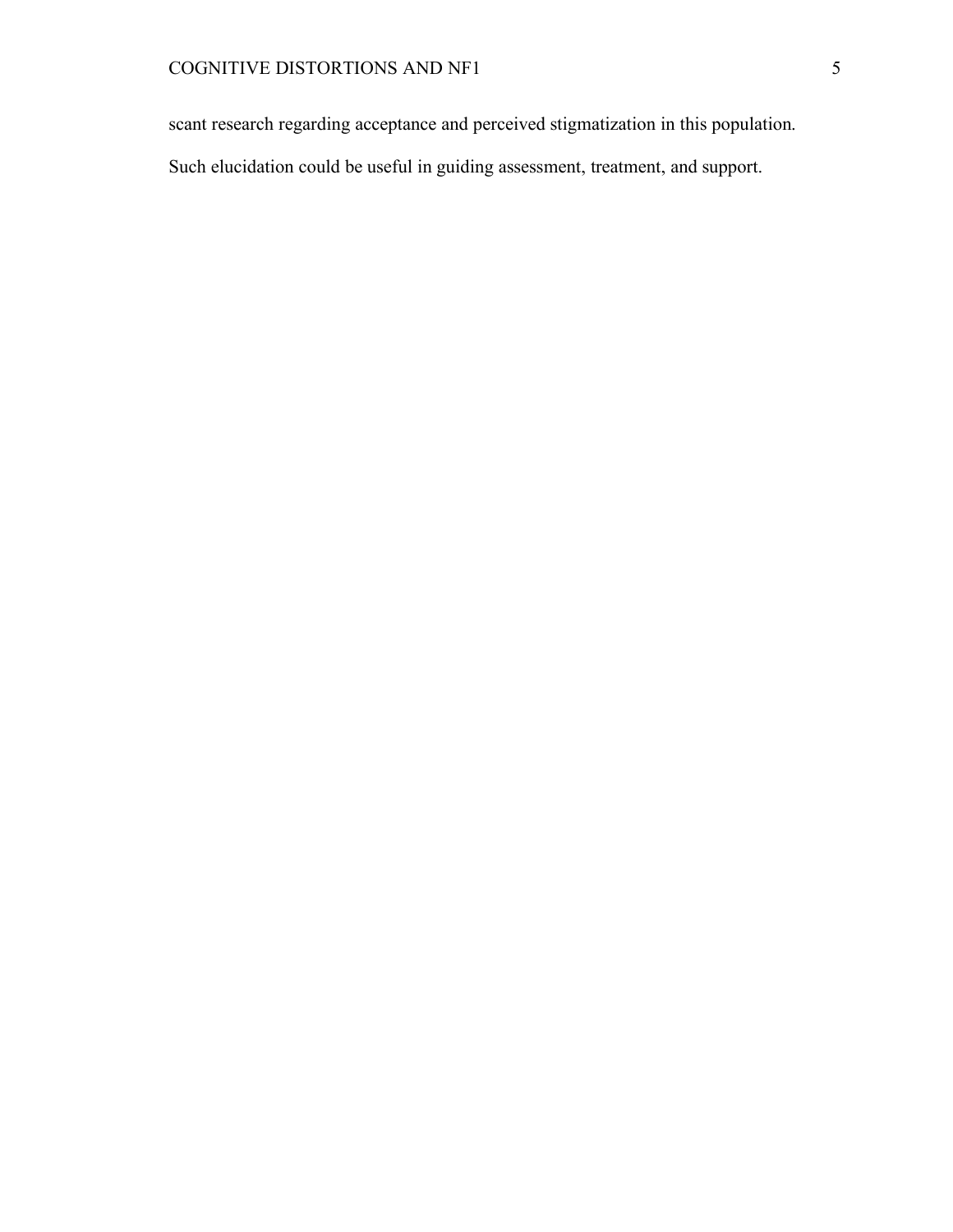scant research regarding acceptance and perceived stigmatization in this population. Such elucidation could be useful in guiding assessment, treatment, and support.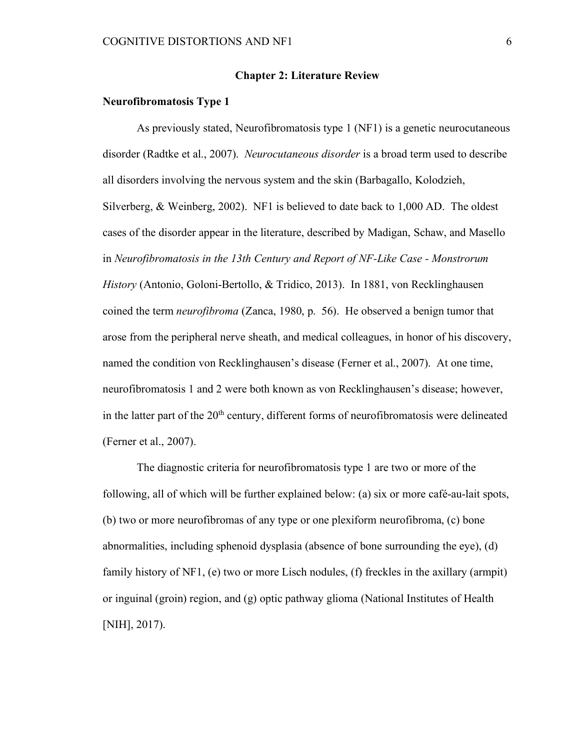# Chapter 2: Literature Review

## Neurofibromatosis Type 1

As previously stated, Neurofibromatosis type 1 (NF1) is a genetic neurocutaneous disorder (Radtke et al., 2007). *Neurocutaneous disorder* is a broad term used to describe all disorders involving the nervous system and the skin (Barbagallo, Kolodzieh, Silverberg, & Weinberg, 2002). NF1 is believed to date back to 1,000 AD. The oldest cases of the disorder appear in the literature, described by Madigan, Schaw, and Masello in *Neurofibromatosis in the 13th Century and Report of NF-Like Case - Monstrorum History* (Antonio, Goloni-Bertollo, & Tridico, 2013). In 1881, von Recklinghausen coined the term *neurofibroma* (Zanca, 1980, p. 56). He observed a benign tumor that arose from the peripheral nerve sheath, and medical colleagues, in honor of his discovery, named the condition von Recklinghausen's disease (Ferner et al., 2007). At one time, neurofibromatosis 1 and 2 were both known as von Recklinghausen's disease; however, in the latter part of the 20th century, different forms of neurofibromatosis were delineated (Ferner et al., 2007).

The diagnostic criteria for neurofibromatosis type 1 are two or more of the following, all of which will be further explained below: (a) six or more café-au-lait spots, (b) two or more neurofibromas of any type or one plexiform neurofibroma, (c) bone abnormalities, including sphenoid dysplasia (absence of bone surrounding the eye), (d) family history of NF1, (e) two or more Lisch nodules, (f) freckles in the axillary (armpit) or inguinal (groin) region, and (g) optic pathway glioma (National Institutes of Health [NIH], 2017).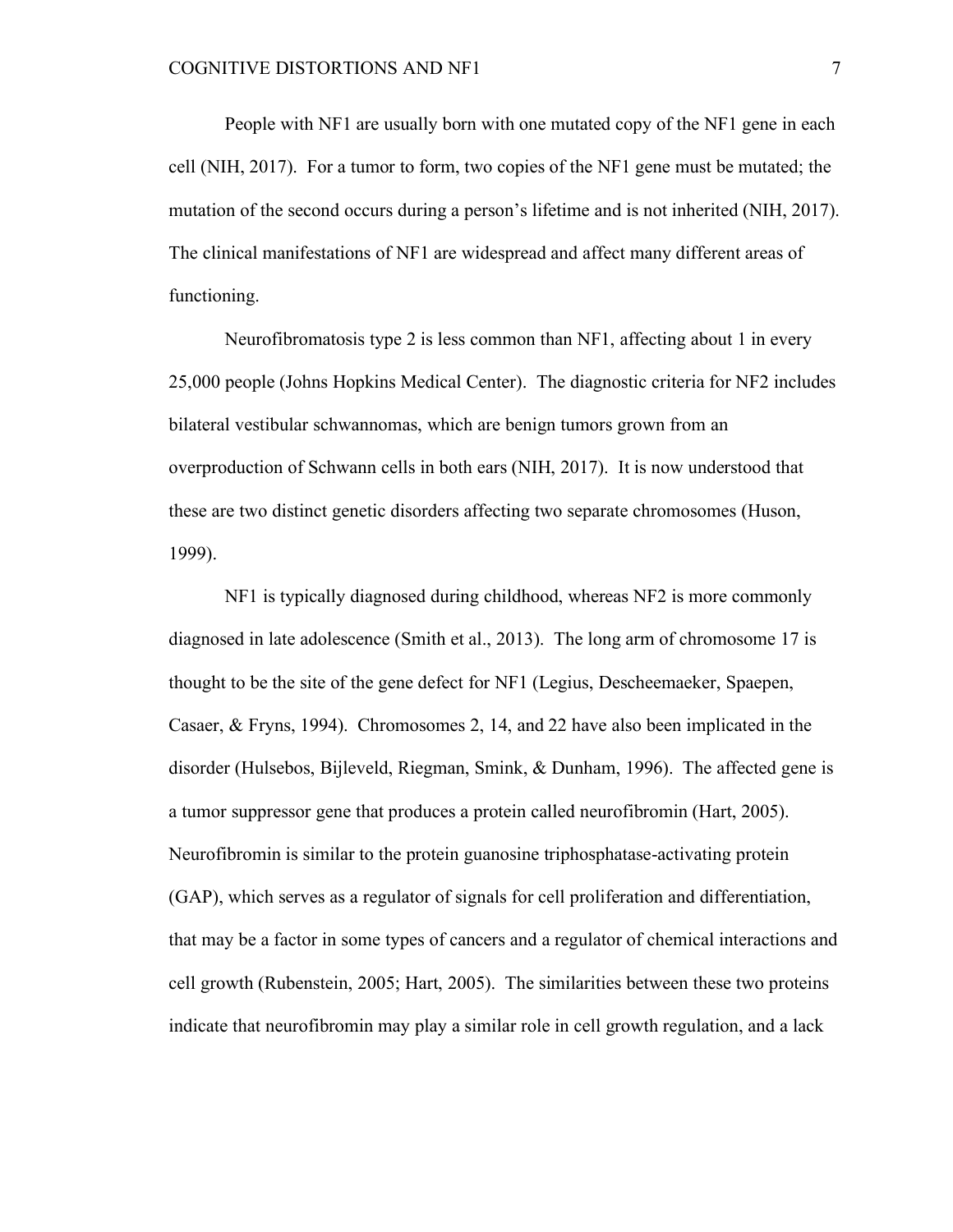People with NF1 are usually born with one mutated copy of the NF1 gene in each cell (NIH, 2017). For a tumor to form, two copies of the NF1 gene must be mutated; the mutation of the second occurs during a person's lifetime and is not inherited (NIH, 2017). The clinical manifestations of NF1 are widespread and affect many different areas of functioning.

Neurofibromatosis type 2 is less common than NF1, affecting about 1 in every 25,000 people (Johns Hopkins Medical Center). The diagnostic criteria for NF2 includes bilateral vestibular schwannomas, which are benign tumors grown from an overproduction of Schwann cells in both ears (NIH, 2017). It is now understood that these are two distinct genetic disorders affecting two separate chromosomes (Huson, 1999).

NF1 is typically diagnosed during childhood, whereas NF2 is more commonly diagnosed in late adolescence (Smith et al., 2013). The long arm of chromosome 17 is thought to be the site of the gene defect for NF1 (Legius, Descheemaeker, Spaepen, Casaer, & Fryns, 1994). Chromosomes 2, 14, and 22 have also been implicated in the disorder (Hulsebos, Bijleveld, Riegman, Smink, & Dunham, 1996). The affected gene is a tumor suppressor gene that produces a protein called neurofibromin (Hart, 2005). Neurofibromin is similar to the protein guanosine triphosphatase-activating protein (GAP), which serves as a regulator of signals for cell proliferation and differentiation, that may be a factor in some types of cancers and a regulator of chemical interactions and cell growth (Rubenstein, 2005; Hart, 2005). The similarities between these two proteins indicate that neurofibromin may play a similar role in cell growth regulation, and a lack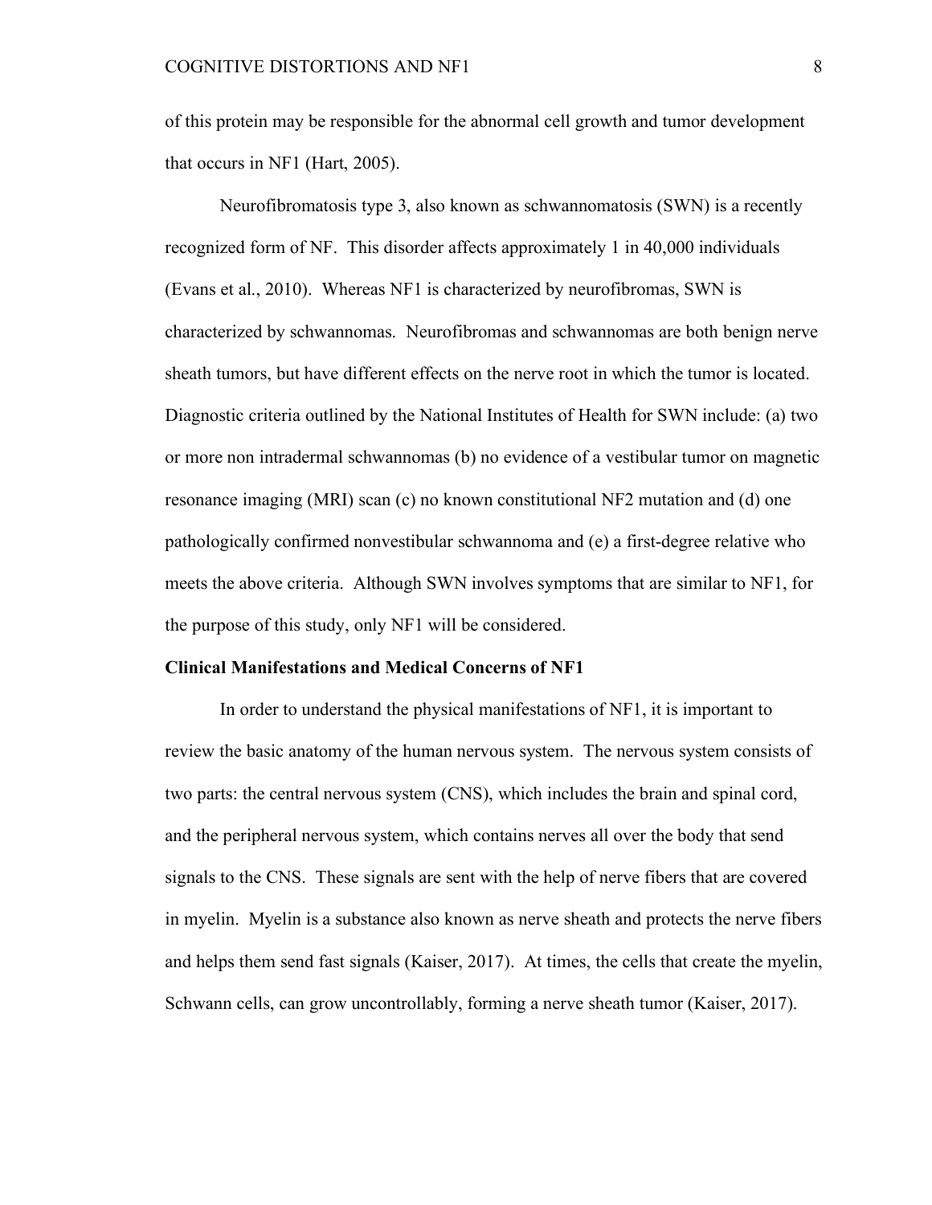of this protein may be responsible for the abnormal cell growth and tumor development that occurs in NF1 (Hart, 2005).

Neurofibromatosis type 3, also known as schwannomatosis (SWN) is a recently recognized form of NF. This disorder affects approximately 1 in 40,000 individuals (Evans et al., 2010). Whereas NF1 is characterized by neurofibromas, SWN is characterized by schwannomas. Neurofibromas and schwannomas are both benign nerve sheath tumors, but have different effects on the nerve root in which the tumor is located. Diagnostic criteria outlined by the National Institutes of Health for SWN include: (a) two or more non intradermal schwannomas (b) no evidence of a vestibular tumor on magnetic resonance imaging (MRI) scan (c) no known constitutional NF2 mutation and (d) one pathologically confirmed nonvestibular schwannoma and (e) a first-degree relative who meets the above criteria. Although SWN involves symptoms that are similar to NF1, for the purpose of this study, only NF1 will be considered.

**Clinical Manifestations and Medical Concerns of NF1**

In order to understand the physical manifestations of NF1, it is important to review the basic anatomy of the human nervous system. The nervous system consists of two parts: the central nervous system (CNS), which includes the brain and spinal cord, and the peripheral nervous system, which contains nerves all over the body that send signals to the CNS. These signals are sent with the help of nerve fibers that are covered in myelin. Myelin is a substance also known as nerve sheath and protects the nerve fibers and helps them send fast signals (Kaiser, 2017). At times, the cells that create the myelin, Schwann cells, can grow uncontrollably, forming a nerve sheath tumor (Kaiser, 2017).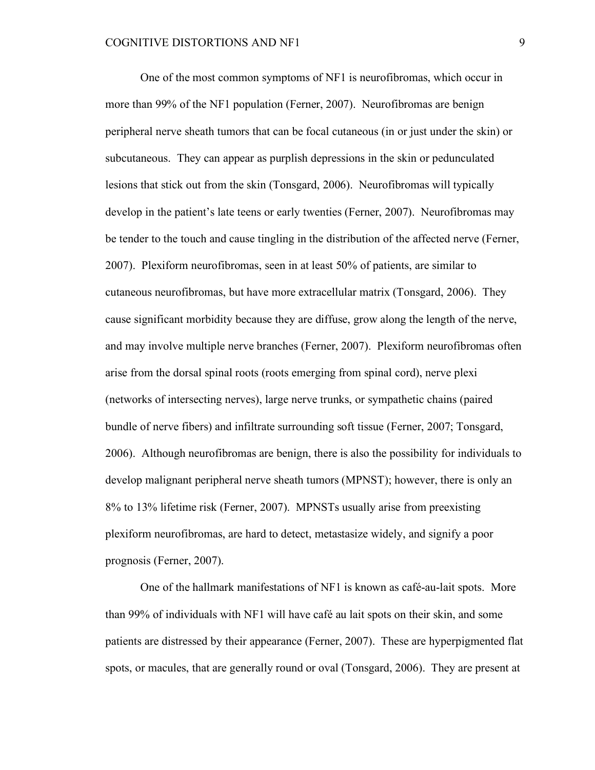One of the most common symptoms of NF1 is neurofibromas, which occur in more than 99% of the NF1 population (Ferner, 2007). Neurofibromas are benign peripheral nerve sheath tumors that can be focal cutaneous (in or just under the skin) or subcutaneous. They can appear as purplish depressions in the skin or pedunculated lesions that stick out from the skin (Tonsgard, 2006). Neurofibromas will typically develop in the patient's late teens or early twenties (Ferner, 2007). Neurofibromas may be tender to the touch and cause tingling in the distribution of the affected nerve (Ferner, 2007). Plexiform neurofibromas, seen in at least 50% of patients, are similar to cutaneous neurofibromas, but have more extracellular matrix (Tonsgard, 2006). They cause significant morbidity because they are diffuse, grow along the length of the nerve, and may involve multiple nerve branches (Ferner, 2007). Plexiform neurofibromas often arise from the dorsal spinal roots (roots emerging from spinal cord), nerve plexi (networks of intersecting nerves), large nerve trunks, or sympathetic chains (paired bundle of nerve fibers) and infiltrate surrounding soft tissue (Ferner, 2007; Tonsgard, 2006). Although neurofibromas are benign, there is also the possibility for individuals to develop malignant peripheral nerve sheath tumors (MPNST); however, there is only an 8% to 13% lifetime risk (Ferner, 2007). MPNSTs usually arise from preexisting plexiform neurofibromas, are hard to detect, metastasize widely, and signify a poor prognosis (Ferner, 2007).

One of the hallmark manifestations of NF1 is known as café-au-lait spots. More than 99% of individuals with NF1 will have café au lait spots on their skin, and some patients are distressed by their appearance (Ferner, 2007). These are hyperpigmented flat spots, or macules, that are generally round or oval (Tonsgard, 2006). They are present at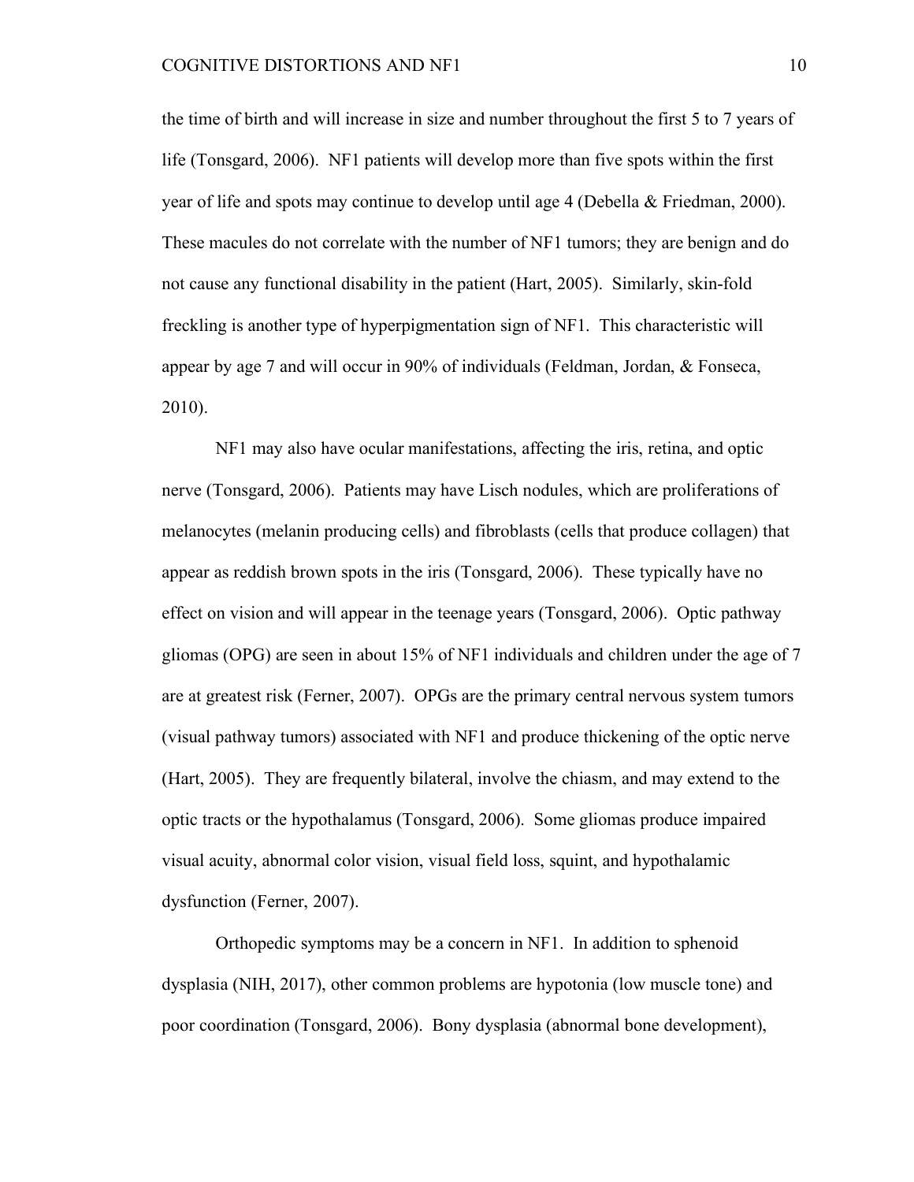the time of birth and will increase in size and number throughout the first 5 to 7 years of life (Tonsgard, 2006). NF1 patients will develop more than five spots within the first year of life and spots may continue to develop until age 4 (Debella & Friedman, 2000). These macules do not correlate with the number of NF1 tumors; they are benign and do not cause any functional disability in the patient (Hart, 2005). Similarly, skin-fold freckling is another type of hyperpigmentation sign of NF1. This characteristic will appear by age 7 and will occur in 90% of individuals (Feldman, Jordan, & Fonseca, 2010).

NF1 may also have ocular manifestations, affecting the iris, retina, and optic nerve (Tonsgard, 2006). Patients may have Lisch nodules, which are proliferations of melanocytes (melanin producing cells) and fibroblasts (cells that produce collagen) that appear as reddish brown spots in the iris (Tonsgard, 2006). These typically have no effect on vision and will appear in the teenage years (Tonsgard, 2006). Optic pathway gliomas (OPG) are seen in about 15% of NF1 individuals and children under the age of 7 are at greatest risk (Ferner, 2007). OPGs are the primary central nervous system tumors (visual pathway tumors) associated with NF1 and produce thickening of the optic nerve (Hart, 2005). They are frequently bilateral, involve the chiasm, and may extend to the optic tracts or the hypothalamus (Tonsgard, 2006). Some gliomas produce impaired visual acuity, abnormal color vision, visual field loss, squint, and hypothalamic dysfunction (Ferner, 2007).

Orthopedic symptoms may be a concern in NF1. In addition to sphenoid dysplasia (NIH, 2017), other common problems are hypotonia (low muscle tone) and poor coordination (Tonsgard, 2006). Bony dysplasia (abnormal bone development),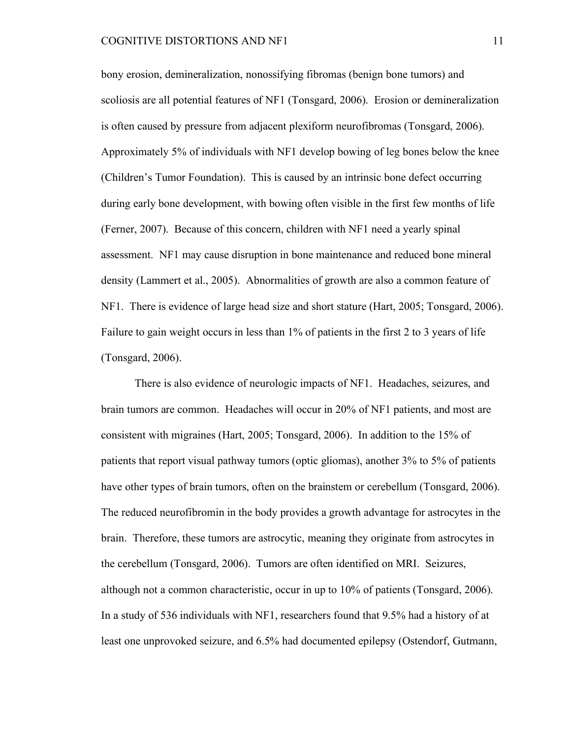bony erosion, demineralization, nonossifying fibromas (benign bone tumors) and scoliosis are all potential features of NF1 (Tonsgard, 2006). Erosion or demineralization is often caused by pressure from adjacent plexiform neurofibromas (Tonsgard, 2006). Approximately 5% of individuals with NF1 develop bowing of leg bones below the knee (Children's Tumor Foundation). This is caused by an intrinsic bone defect occurring during early bone development, with bowing often visible in the first few months of life (Ferner, 2007). Because of this concern, children with NF1 need a yearly spinal assessment. NF1 may cause disruption in bone maintenance and reduced bone mineral density (Lammert et al., 2005). Abnormalities of growth are also a common feature of NF1. There is evidence of large head size and short stature (Hart, 2005; Tonsgard, 2006). Failure to gain weight occurs in less than 1% of patients in the first 2 to 3 years of life (Tonsgard, 2006).

There is also evidence of neurologic impacts of NF1. Headaches, seizures, and brain tumors are common. Headaches will occur in 20% of NF1 patients, and most are consistent with migraines (Hart, 2005; Tonsgard, 2006). In addition to the 15% of patients that report visual pathway tumors (optic gliomas), another 3% to 5% of patients have other types of brain tumors, often on the brainstem or cerebellum (Tonsgard, 2006). The reduced neurofibromin in the body provides a growth advantage for astrocytes in the brain. Therefore, these tumors are astrocytic, meaning they originate from astrocytes in the cerebellum (Tonsgard, 2006). Tumors are often identified on MRI. Seizures, although not a common characteristic, occur in up to 10% of patients (Tonsgard, 2006). In a study of 536 individuals with NF1, researchers found that 9.5% had a history of at least one unprovoked seizure, and 6.5% had documented epilepsy (Ostendorf, Gutmann,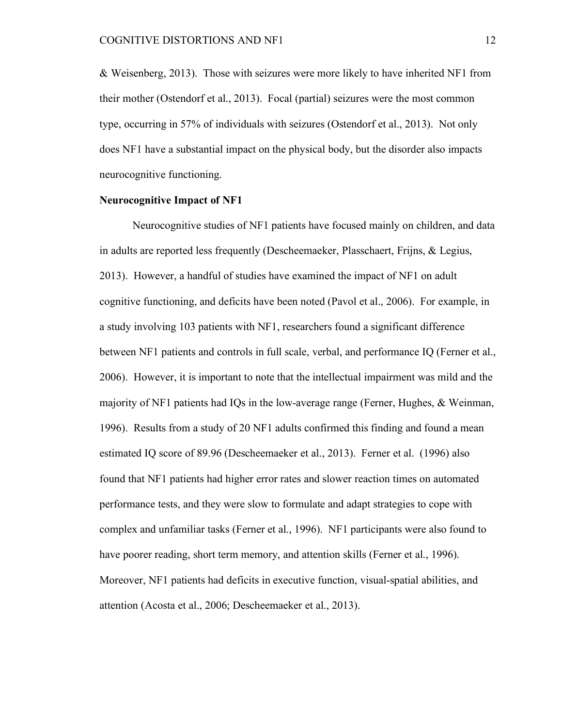& Weisenberg, 2013). Those with seizures were more likely to have inherited NF1 from their mother (Ostendorf et al., 2013). Focal (partial) seizures were the most common type, occurring in 57% of individuals with seizures (Ostendorf et al., 2013). Not only does NF1 have a substantial impact on the physical body, but the disorder also impacts neurocognitive functioning.

**Neurocognitive Impact of NF1**

Neurocognitive studies of NF1 patients have focused mainly on children, and data in adults are reported less frequently (Descheemaeker, Plasschaert, Frijns, & Legius, 2013). However, a handful of studies have examined the impact of NF1 on adult cognitive functioning, and deficits have been noted (Pavol et al., 2006). For example, in a study involving 103 patients with NF1, researchers found a significant difference between NF1 patients and controls in full scale, verbal, and performance IQ (Ferner et al., 2006). However, it is important to note that the intellectual impairment was mild and the majority of NF1 patients had IQs in the low-average range (Ferner, Hughes, & Weinman, 1996). Results from a study of 20 NF1 adults confirmed this finding and found a mean estimated IQ score of 89.96 (Descheemaeker et al., 2013). Ferner et al. (1996) also found that NF1 patients had higher error rates and slower reaction times on automated performance tests, and they were slow to formulate and adapt strategies to cope with complex and unfamiliar tasks (Ferner et al., 1996). NF1 participants were also found to have poorer reading, short term memory, and attention skills (Ferner et al., 1996). Moreover, NF1 patients had deficits in executive function, visual-spatial abilities, and attention (Acosta et al., 2006; Descheemaeker et al., 2013).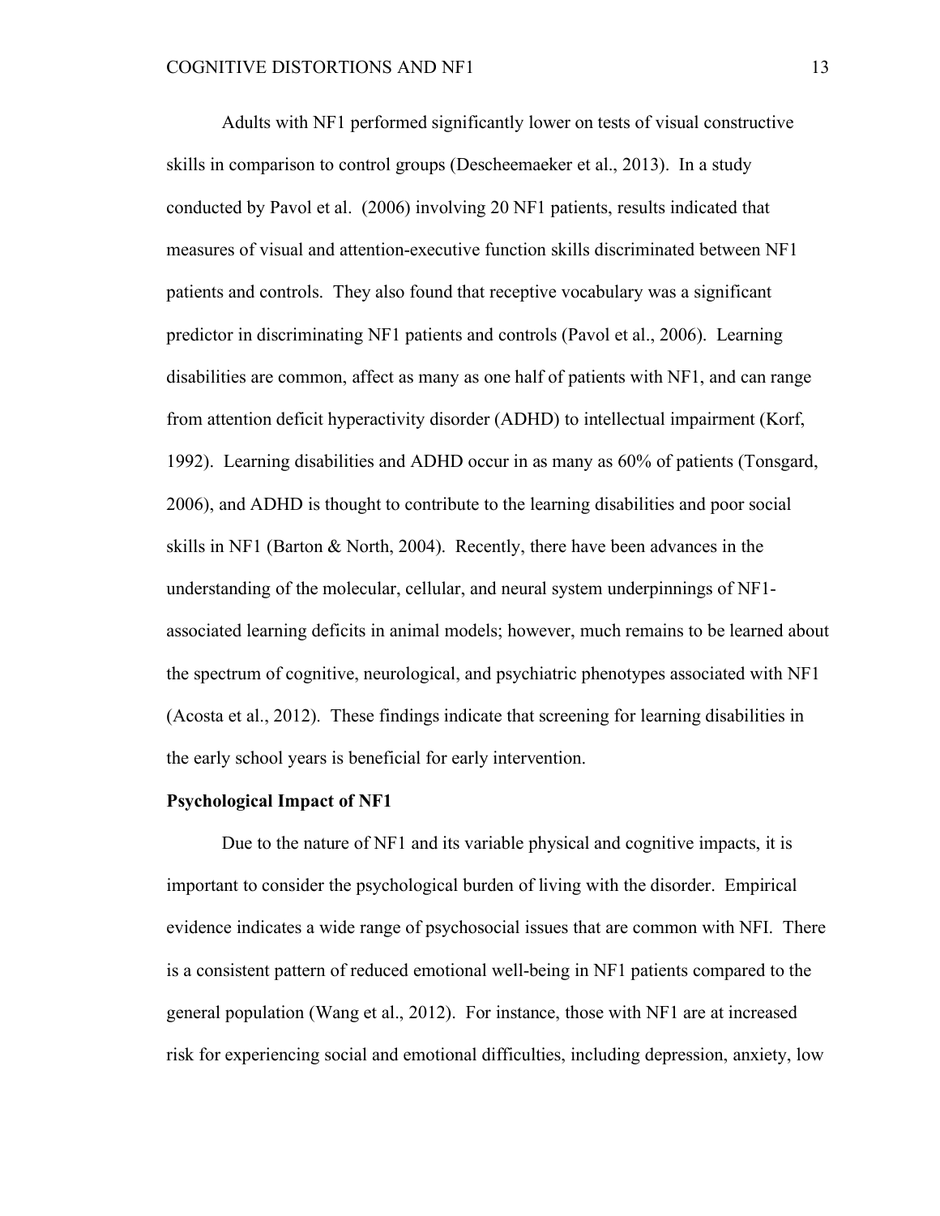Adults with NF1 performed significantly lower on tests of visual constructive skills in comparison to control groups (Descheemaeker et al., 2013). In a study conducted by Pavol et al. (2006) involving 20 NF1 patients, results indicated that measures of visual and attention-executive function skills discriminated between NF1 patients and controls. They also found that receptive vocabulary was a significant predictor in discriminating NF1 patients and controls (Pavol et al., 2006). Learning disabilities are common, affect as many as one half of patients with NF1, and can range from attention deficit hyperactivity disorder (ADHD) to intellectual impairment (Korf, 1992). Learning disabilities and ADHD occur in as many as 60% of patients (Tonsgard, 2006), and ADHD is thought to contribute to the learning disabilities and poor social skills in NF1 (Barton & North, 2004). Recently, there have been advances in the understanding of the molecular, cellular, and neural system underpinnings of NF1-associated learning deficits in animal models; however, much remains to be learned about the spectrum of cognitive, neurological, and psychiatric phenotypes associated with NF1 (Acosta et al., 2012). These findings indicate that screening for learning disabilities in the early school years is beneficial for early intervention.

**Psychological Impact of NF1**

Due to the nature of NF1 and its variable physical and cognitive impacts, it is important to consider the psychological burden of living with the disorder. Empirical evidence indicates a wide range of psychosocial issues that are common with NFI. There is a consistent pattern of reduced emotional well-being in NF1 patients compared to the general population (Wang et al., 2012). For instance, those with NF1 are at increased risk for experiencing social and emotional difficulties, including depression, anxiety, low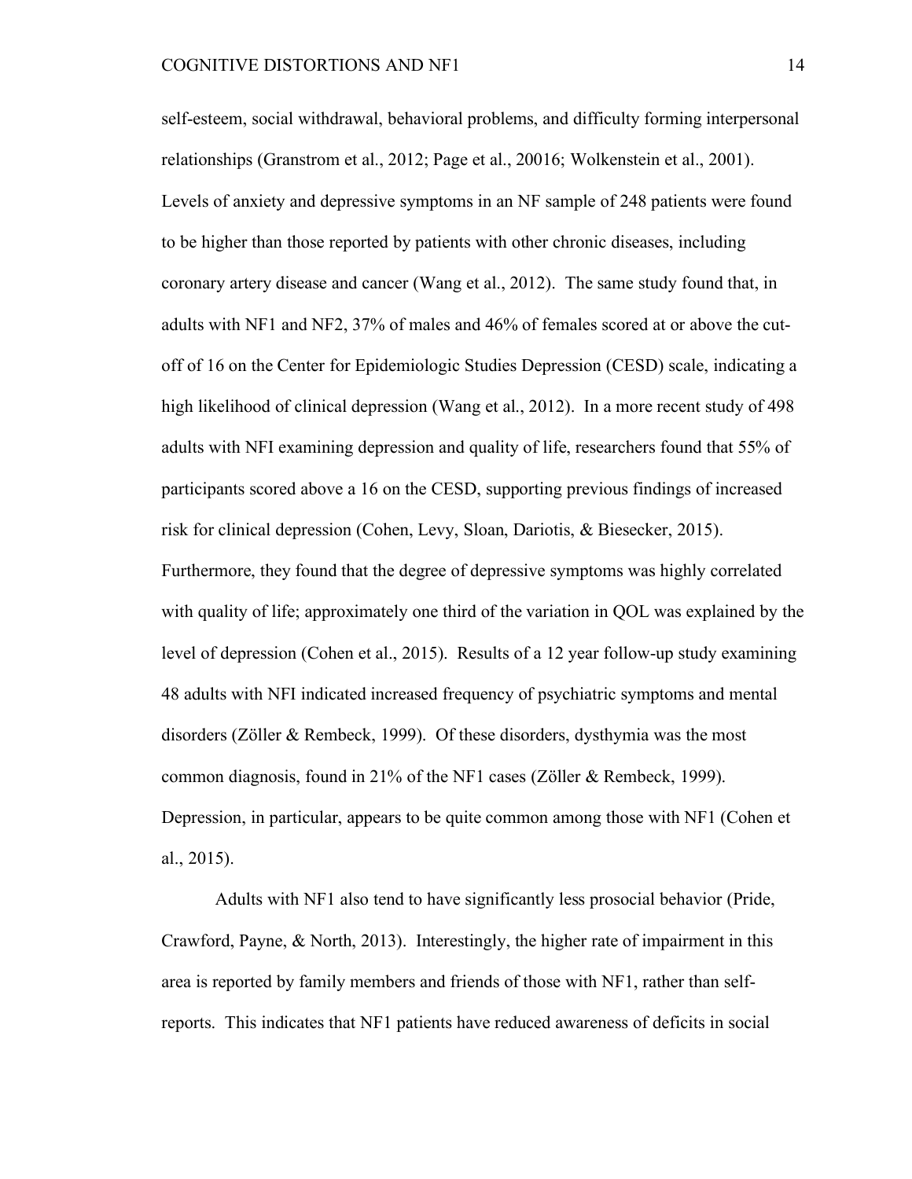self-esteem, social withdrawal, behavioral problems, and difficulty forming interpersonal relationships (Granstrom et al., 2012; Page et al., 20016; Wolkenstein et al., 2001). Levels of anxiety and depressive symptoms in an NF sample of 248 patients were found to be higher than those reported by patients with other chronic diseases, including coronary artery disease and cancer (Wang et al., 2012). The same study found that, in adults with NF1 and NF2, 37% of males and 46% of females scored at or above the cut-off of 16 on the Center for Epidemiologic Studies Depression (CESD) scale, indicating a high likelihood of clinical depression (Wang et al., 2012). In a more recent study of 498 adults with NFI examining depression and quality of life, researchers found that 55% of participants scored above a 16 on the CESD, supporting previous findings of increased risk for clinical depression (Cohen, Levy, Sloan, Dariotis, & Biesecker, 2015). Furthermore, they found that the degree of depressive symptoms was highly correlated with quality of life; approximately one third of the variation in QOL was explained by the level of depression (Cohen et al., 2015). Results of a 12 year follow-up study examining 48 adults with NFI indicated increased frequency of psychiatric symptoms and mental disorders (Zöller & Rembeck, 1999). Of these disorders, dysthymia was the most common diagnosis, found in 21% of the NF1 cases (Zöller & Rembeck, 1999). Depression, in particular, appears to be quite common among those with NF1 (Cohen et al., 2015).

Adults with NF1 also tend to have significantly less prosocial behavior (Pride, Crawford, Payne, & North, 2013). Interestingly, the higher rate of impairment in this area is reported by family members and friends of those with NF1, rather than self-reports. This indicates that NF1 patients have reduced awareness of deficits in social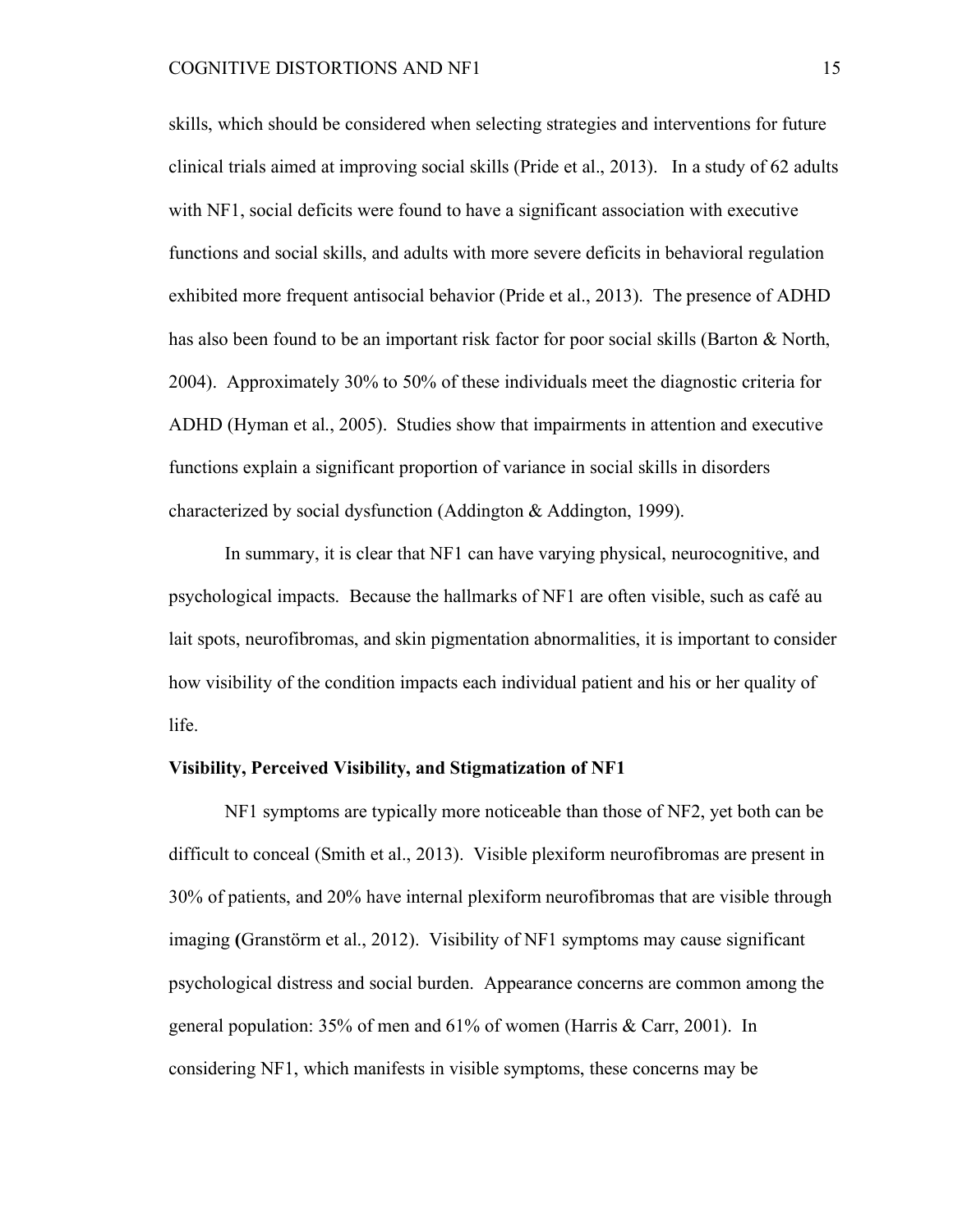skills, which should be considered when selecting strategies and interventions for future clinical trials aimed at improving social skills (Pride et al., 2013). In a study of 62 adults with NF1, social deficits were found to have a significant association with executive functions and social skills, and adults with more severe deficits in behavioral regulation exhibited more frequent antisocial behavior (Pride et al., 2013). The presence of ADHD has also been found to be an important risk factor for poor social skills (Barton & North, 2004). Approximately 30% to 50% of these individuals meet the diagnostic criteria for ADHD (Hyman et al., 2005). Studies show that impairments in attention and executive functions explain a significant proportion of variance in social skills in disorders characterized by social dysfunction (Addington & Addington, 1999).

In summary, it is clear that NF1 can have varying physical, neurocognitive, and psychological impacts. Because the hallmarks of NF1 are often visible, such as café au lait spots, neurofibromas, and skin pigmentation abnormalities, it is important to consider how visibility of the condition impacts each individual patient and his or her quality of life.

**Visibility, Perceived Visibility, and Stigmatization of NF1**

NF1 symptoms are typically more noticeable than those of NF2, yet both can be difficult to conceal (Smith et al., 2013). Visible plexiform neurofibromas are present in 30% of patients, and 20% have internal plexiform neurofibromas that are visible through imaging **(**Granstörm et al., 2012). Visibility of NF1 symptoms may cause significant psychological distress and social burden. Appearance concerns are common among the general population: 35% of men and 61% of women (Harris & Carr, 2001). In considering NF1, which manifests in visible symptoms, these concerns may be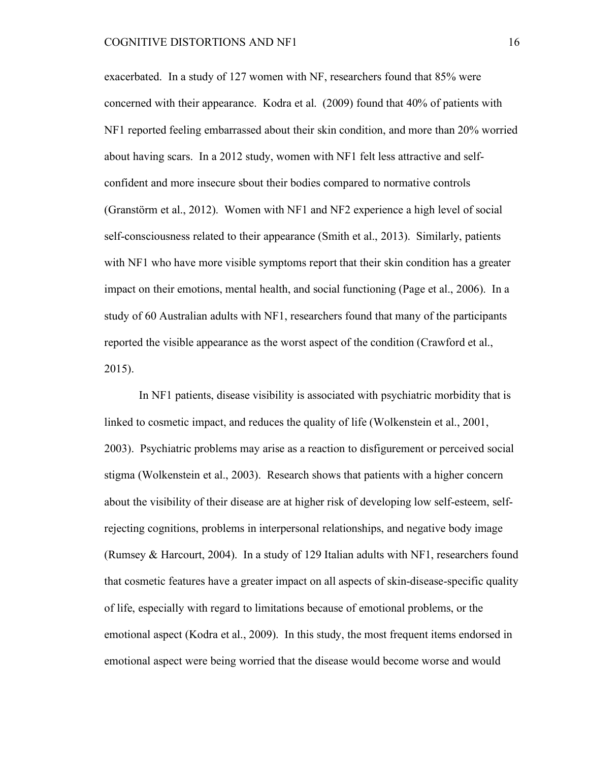exacerbated. In a study of 127 women with NF, researchers found that 85% were concerned with their appearance. Kodra et al. (2009) found that 40% of patients with NF1 reported feeling embarrassed about their skin condition, and more than 20% worried about having scars. In a 2012 study, women with NF1 felt less attractive and self-confident and more insecure sbout their bodies compared to normative controls (Granstörm et al., 2012). Women with NF1 and NF2 experience a high level of social self-consciousness related to their appearance (Smith et al., 2013). Similarly, patients with NF1 who have more visible symptoms report that their skin condition has a greater impact on their emotions, mental health, and social functioning (Page et al., 2006). In a study of 60 Australian adults with NF1, researchers found that many of the participants reported the visible appearance as the worst aspect of the condition (Crawford et al., 2015).

In NF1 patients, disease visibility is associated with psychiatric morbidity that is linked to cosmetic impact, and reduces the quality of life (Wolkenstein et al., 2001, 2003). Psychiatric problems may arise as a reaction to disfigurement or perceived social stigma (Wolkenstein et al., 2003). Research shows that patients with a higher concern about the visibility of their disease are at higher risk of developing low self-esteem, self-rejecting cognitions, problems in interpersonal relationships, and negative body image (Rumsey & Harcourt, 2004). In a study of 129 Italian adults with NF1, researchers found that cosmetic features have a greater impact on all aspects of skin-disease-specific quality of life, especially with regard to limitations because of emotional problems, or the emotional aspect (Kodra et al., 2009). In this study, the most frequent items endorsed in emotional aspect were being worried that the disease would become worse and would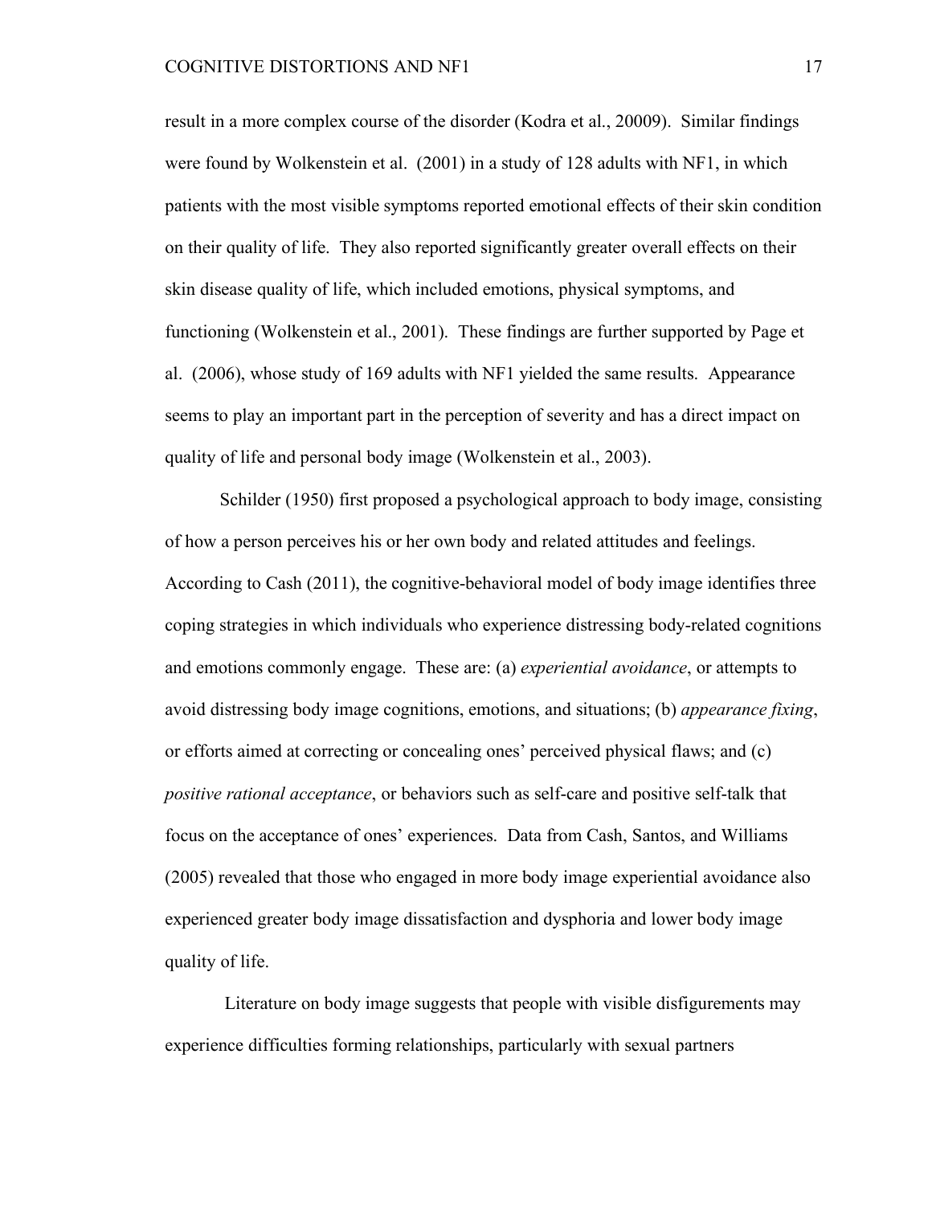result in a more complex course of the disorder (Kodra et al., 20009). Similar findings were found by Wolkenstein et al. (2001) in a study of 128 adults with NF1, in which patients with the most visible symptoms reported emotional effects of their skin condition on their quality of life. They also reported significantly greater overall effects on their skin disease quality of life, which included emotions, physical symptoms, and functioning (Wolkenstein et al., 2001). These findings are further supported by Page et al. (2006), whose study of 169 adults with NF1 yielded the same results. Appearance seems to play an important part in the perception of severity and has a direct impact on quality of life and personal body image (Wolkenstein et al., 2003).

Schilder (1950) first proposed a psychological approach to body image, consisting of how a person perceives his or her own body and related attitudes and feelings. According to Cash (2011), the cognitive-behavioral model of body image identifies three coping strategies in which individuals who experience distressing body-related cognitions and emotions commonly engage. These are: (a) *experiential avoidance*, or attempts to avoid distressing body image cognitions, emotions, and situations; (b) *appearance fixing*, or efforts aimed at correcting or concealing ones' perceived physical flaws; and (c) *positive rational acceptance*, or behaviors such as self-care and positive self-talk that focus on the acceptance of ones' experiences. Data from Cash, Santos, and Williams (2005) revealed that those who engaged in more body image experiential avoidance also experienced greater body image dissatisfaction and dysphoria and lower body image quality of life.

Literature on body image suggests that people with visible disfigurements may experience difficulties forming relationships, particularly with sexual partners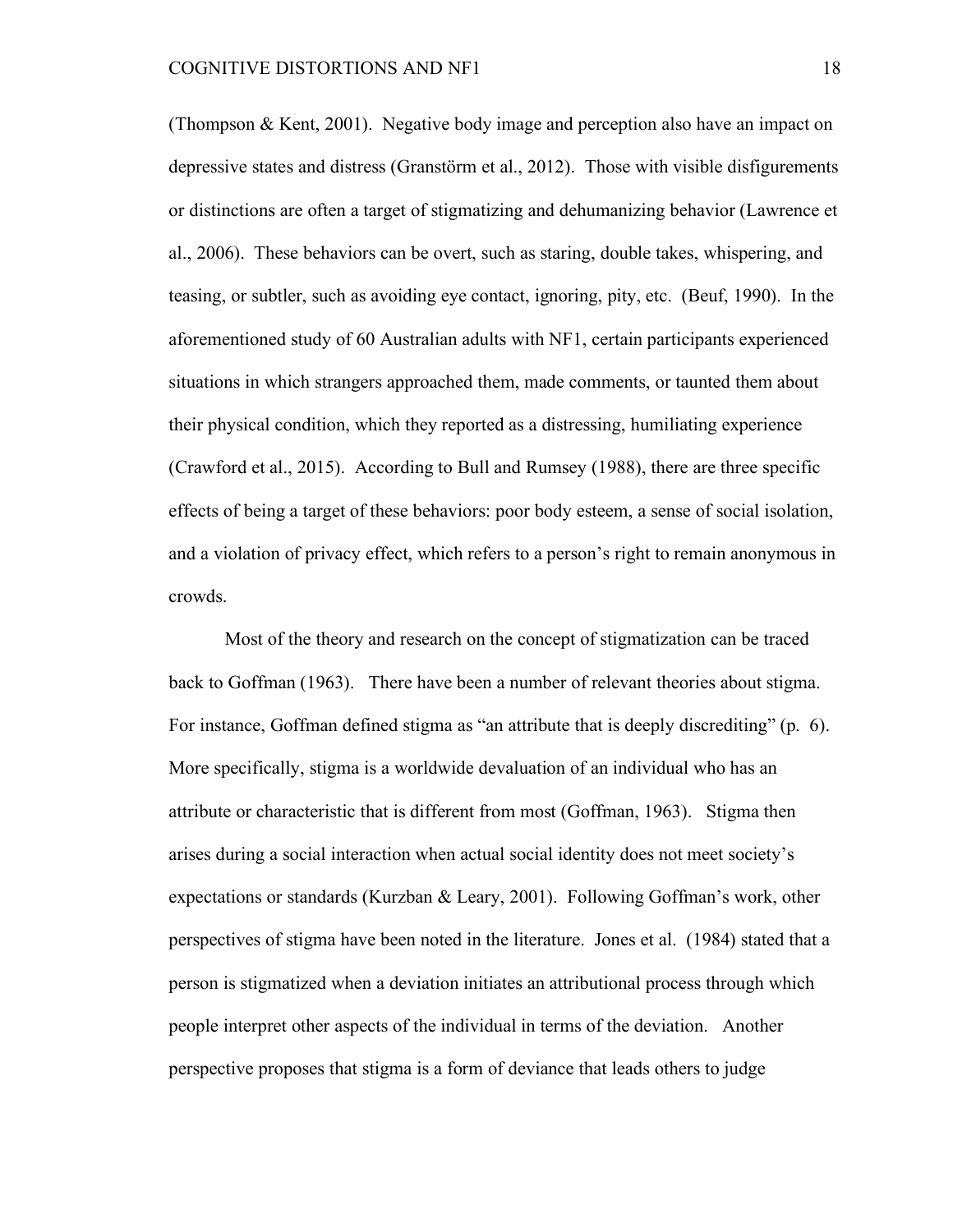(Thompson & Kent, 2001). Negative body image and perception also have an impact on depressive states and distress (Granstörm et al., 2012). Those with visible disfigurements or distinctions are often a target of stigmatizing and dehumanizing behavior (Lawrence et al., 2006). These behaviors can be overt, such as staring, double takes, whispering, and teasing, or subtler, such as avoiding eye contact, ignoring, pity, etc. (Beuf, 1990). In the aforementioned study of 60 Australian adults with NF1, certain participants experienced situations in which strangers approached them, made comments, or taunted them about their physical condition, which they reported as a distressing, humiliating experience (Crawford et al., 2015). According to Bull and Rumsey (1988), there are three specific effects of being a target of these behaviors: poor body esteem, a sense of social isolation, and a violation of privacy effect, which refers to a person's right to remain anonymous in crowds.

Most of the theory and research on the concept of stigmatization can be traced back to Goffman (1963). There have been a number of relevant theories about stigma. For instance, Goffman defined stigma as "an attribute that is deeply discrediting" (p. 6). More specifically, stigma is a worldwide devaluation of an individual who has an attribute or characteristic that is different from most (Goffman, 1963). Stigma then arises during a social interaction when actual social identity does not meet society's expectations or standards (Kurzban & Leary, 2001). Following Goffman's work, other perspectives of stigma have been noted in the literature. Jones et al. (1984) stated that a person is stigmatized when a deviation initiates an attributional process through which people interpret other aspects of the individual in terms of the deviation. Another perspective proposes that stigma is a form of deviance that leads others to judge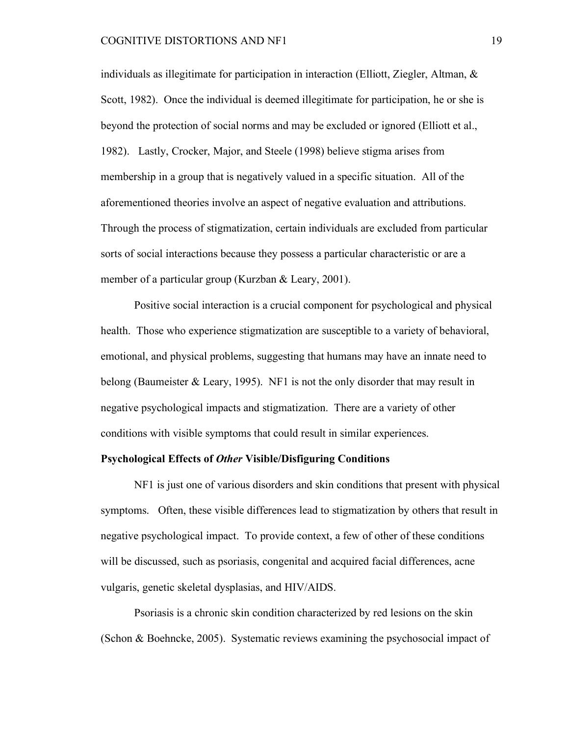individuals as illegitimate for participation in interaction (Elliott, Ziegler, Altman, & Scott, 1982). Once the individual is deemed illegitimate for participation, he or she is beyond the protection of social norms and may be excluded or ignored (Elliott et al., 1982). Lastly, Crocker, Major, and Steele (1998) believe stigma arises from membership in a group that is negatively valued in a specific situation. All of the aforementioned theories involve an aspect of negative evaluation and attributions. Through the process of stigmatization, certain individuals are excluded from particular sorts of social interactions because they possess a particular characteristic or are a member of a particular group (Kurzban & Leary, 2001).

Positive social interaction is a crucial component for psychological and physical health. Those who experience stigmatization are susceptible to a variety of behavioral, emotional, and physical problems, suggesting that humans may have an innate need to belong (Baumeister & Leary, 1995). NF1 is not the only disorder that may result in negative psychological impacts and stigmatization. There are a variety of other conditions with visible symptoms that could result in similar experiences.

### Psychological Effects of ***Other*** Visible/Disfiguring Conditions

NF1 is just one of various disorders and skin conditions that present with physical symptoms. Often, these visible differences lead to stigmatization by others that result in negative psychological impact. To provide context, a few of other of these conditions will be discussed, such as psoriasis, congenital and acquired facial differences, acne vulgaris, genetic skeletal dysplasias, and HIV/AIDS.

Psoriasis is a chronic skin condition characterized by red lesions on the skin (Schon & Boehncke, 2005). Systematic reviews examining the psychosocial impact of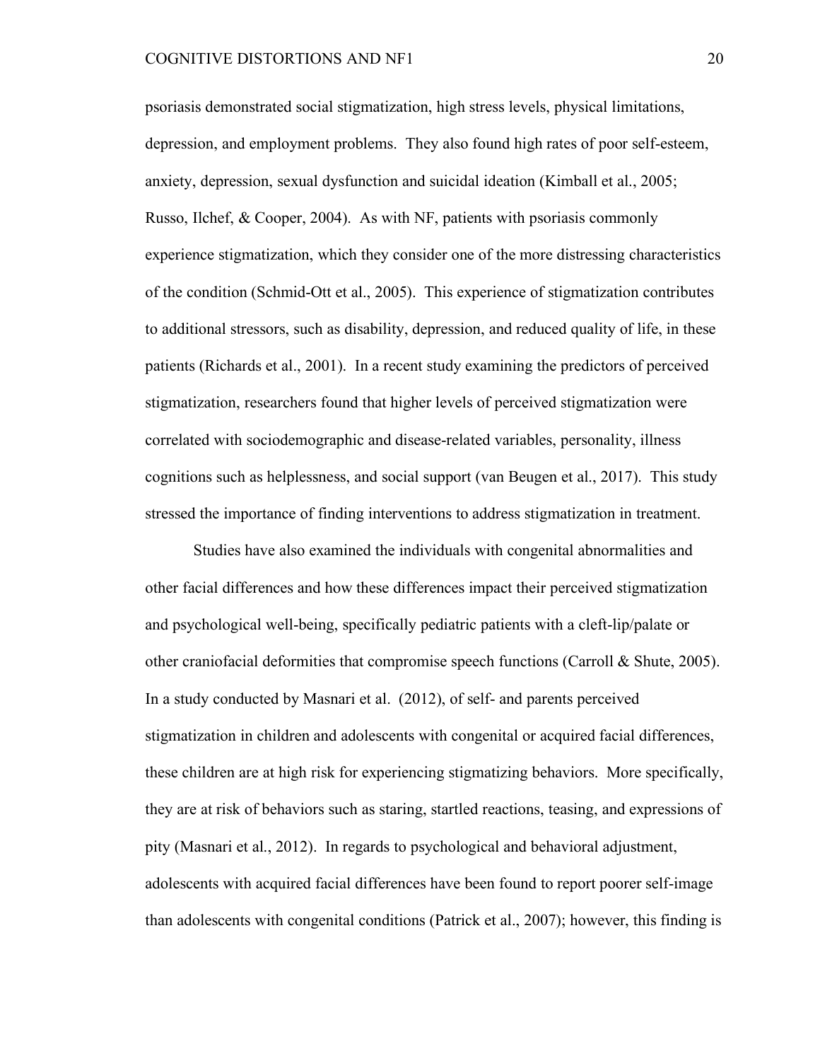psoriasis demonstrated social stigmatization, high stress levels, physical limitations, depression, and employment problems. They also found high rates of poor self-esteem, anxiety, depression, sexual dysfunction and suicidal ideation (Kimball et al., 2005; Russo, Ilchef, & Cooper, 2004). As with NF, patients with psoriasis commonly experience stigmatization, which they consider one of the more distressing characteristics of the condition (Schmid-Ott et al., 2005). This experience of stigmatization contributes to additional stressors, such as disability, depression, and reduced quality of life, in these patients (Richards et al., 2001). In a recent study examining the predictors of perceived stigmatization, researchers found that higher levels of perceived stigmatization were correlated with sociodemographic and disease-related variables, personality, illness cognitions such as helplessness, and social support (van Beugen et al., 2017). This study stressed the importance of finding interventions to address stigmatization in treatment.

Studies have also examined the individuals with congenital abnormalities and other facial differences and how these differences impact their perceived stigmatization and psychological well-being, specifically pediatric patients with a cleft-lip/palate or other craniofacial deformities that compromise speech functions (Carroll & Shute, 2005). In a study conducted by Masnari et al. (2012), of self- and parents perceived stigmatization in children and adolescents with congenital or acquired facial differences, these children are at high risk for experiencing stigmatizing behaviors. More specifically, they are at risk of behaviors such as staring, startled reactions, teasing, and expressions of pity (Masnari et al., 2012). In regards to psychological and behavioral adjustment, adolescents with acquired facial differences have been found to report poorer self-image than adolescents with congenital conditions (Patrick et al., 2007); however, this finding is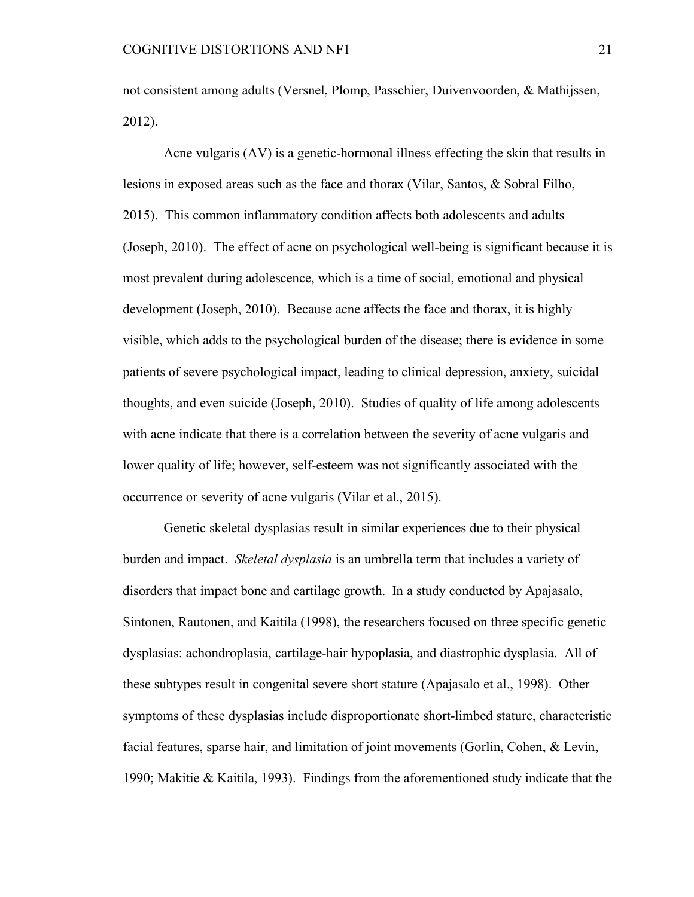not consistent among adults (Versnel, Plomp, Passchier, Duivenvoorden, & Mathijssen, 2012).

Acne vulgaris (AV) is a genetic-hormonal illness effecting the skin that results in lesions in exposed areas such as the face and thorax (Vilar, Santos, & Sobral Filho, 2015). This common inflammatory condition affects both adolescents and adults (Joseph, 2010). The effect of acne on psychological well-being is significant because it is most prevalent during adolescence, which is a time of social, emotional and physical development (Joseph, 2010). Because acne affects the face and thorax, it is highly visible, which adds to the psychological burden of the disease; there is evidence in some patients of severe psychological impact, leading to clinical depression, anxiety, suicidal thoughts, and even suicide (Joseph, 2010). Studies of quality of life among adolescents with acne indicate that there is a correlation between the severity of acne vulgaris and lower quality of life; however, self-esteem was not significantly associated with the occurrence or severity of acne vulgaris (Vilar et al., 2015).

Genetic skeletal dysplasias result in similar experiences due to their physical burden and impact. *Skeletal dysplasia* is an umbrella term that includes a variety of disorders that impact bone and cartilage growth. In a study conducted by Apajasalo, Sintonen, Rautonen, and Kaitila (1998), the researchers focused on three specific genetic dysplasias: achondroplasia, cartilage-hair hypoplasia, and diastrophic dysplasia. All of these subtypes result in congenital severe short stature (Apajasalo et al., 1998). Other symptoms of these dysplasias include disproportionate short-limbed stature, characteristic facial features, sparse hair, and limitation of joint movements (Gorlin, Cohen, & Levin, 1990; Makitie & Kaitila, 1993). Findings from the aforementioned study indicate that the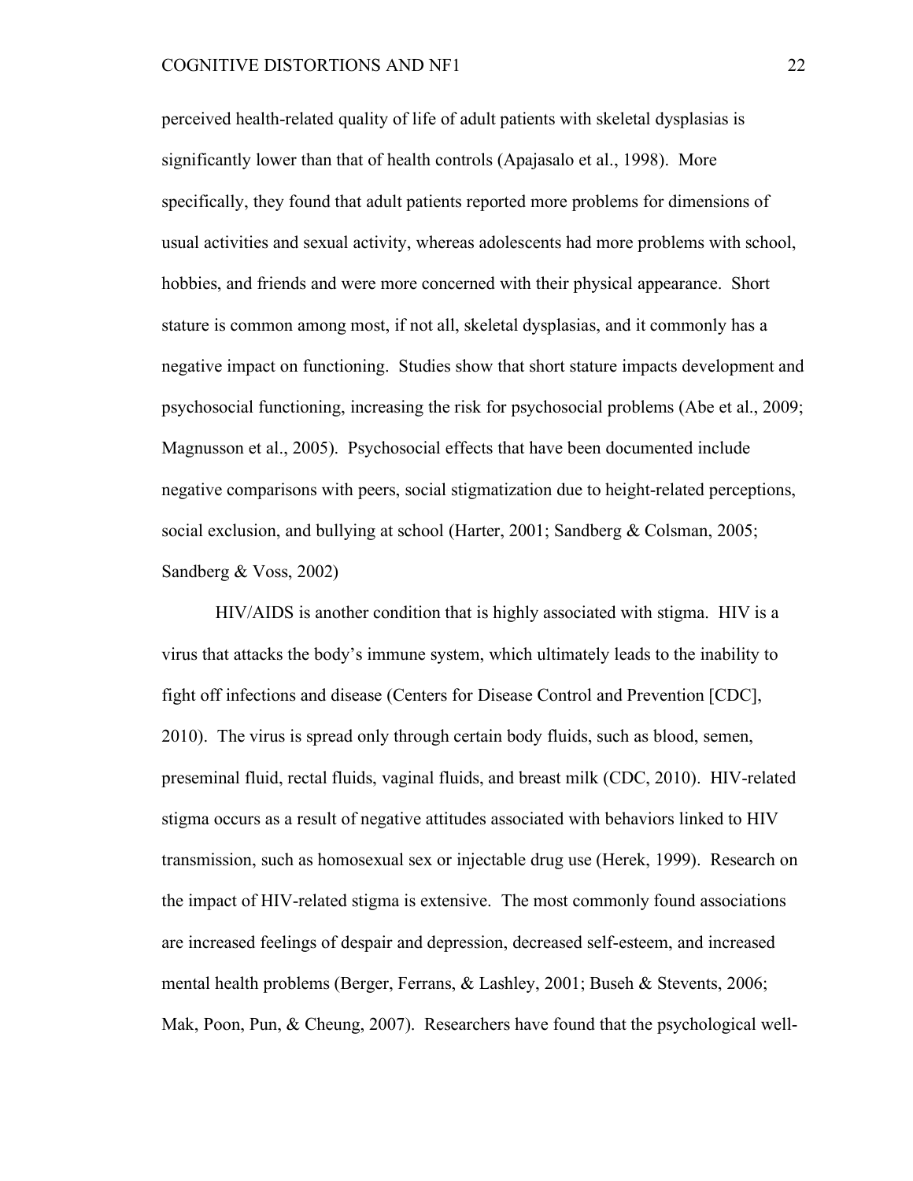perceived health-related quality of life of adult patients with skeletal dysplasias is significantly lower than that of health controls (Apajasalo et al., 1998). More specifically, they found that adult patients reported more problems for dimensions of usual activities and sexual activity, whereas adolescents had more problems with school, hobbies, and friends and were more concerned with their physical appearance. Short stature is common among most, if not all, skeletal dysplasias, and it commonly has a negative impact on functioning. Studies show that short stature impacts development and psychosocial functioning, increasing the risk for psychosocial problems (Abe et al., 2009; Magnusson et al., 2005). Psychosocial effects that have been documented include negative comparisons with peers, social stigmatization due to height-related perceptions, social exclusion, and bullying at school (Harter, 2001; Sandberg & Colsman, 2005; Sandberg & Voss, 2002)

HIV/AIDS is another condition that is highly associated with stigma. HIV is a virus that attacks the body's immune system, which ultimately leads to the inability to fight off infections and disease (Centers for Disease Control and Prevention [CDC], 2010). The virus is spread only through certain body fluids, such as blood, semen, preseminal fluid, rectal fluids, vaginal fluids, and breast milk (CDC, 2010). HIV-related stigma occurs as a result of negative attitudes associated with behaviors linked to HIV transmission, such as homosexual sex or injectable drug use (Herek, 1999). Research on the impact of HIV-related stigma is extensive. The most commonly found associations are increased feelings of despair and depression, decreased self-esteem, and increased mental health problems (Berger, Ferrans, & Lashley, 2001; Buseh & Stevents, 2006; Mak, Poon, Pun, & Cheung, 2007). Researchers have found that the psychological well-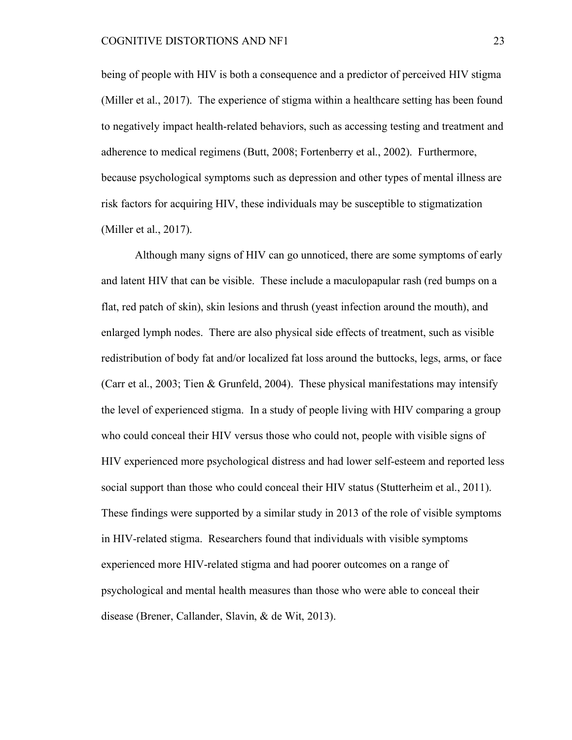being of people with HIV is both a consequence and a predictor of perceived HIV stigma (Miller et al., 2017). The experience of stigma within a healthcare setting has been found to negatively impact health-related behaviors, such as accessing testing and treatment and adherence to medical regimens (Butt, 2008; Fortenberry et al., 2002). Furthermore, because psychological symptoms such as depression and other types of mental illness are risk factors for acquiring HIV, these individuals may be susceptible to stigmatization (Miller et al., 2017).

Although many signs of HIV can go unnoticed, there are some symptoms of early and latent HIV that can be visible. These include a maculopapular rash (red bumps on a flat, red patch of skin), skin lesions and thrush (yeast infection around the mouth), and enlarged lymph nodes. There are also physical side effects of treatment, such as visible redistribution of body fat and/or localized fat loss around the buttocks, legs, arms, or face (Carr et al., 2003; Tien & Grunfeld, 2004). These physical manifestations may intensify the level of experienced stigma. In a study of people living with HIV comparing a group who could conceal their HIV versus those who could not, people with visible signs of HIV experienced more psychological distress and had lower self-esteem and reported less social support than those who could conceal their HIV status (Stutterheim et al., 2011). These findings were supported by a similar study in 2013 of the role of visible symptoms in HIV-related stigma. Researchers found that individuals with visible symptoms experienced more HIV-related stigma and had poorer outcomes on a range of psychological and mental health measures than those who were able to conceal their disease (Brener, Callander, Slavin, & de Wit, 2013).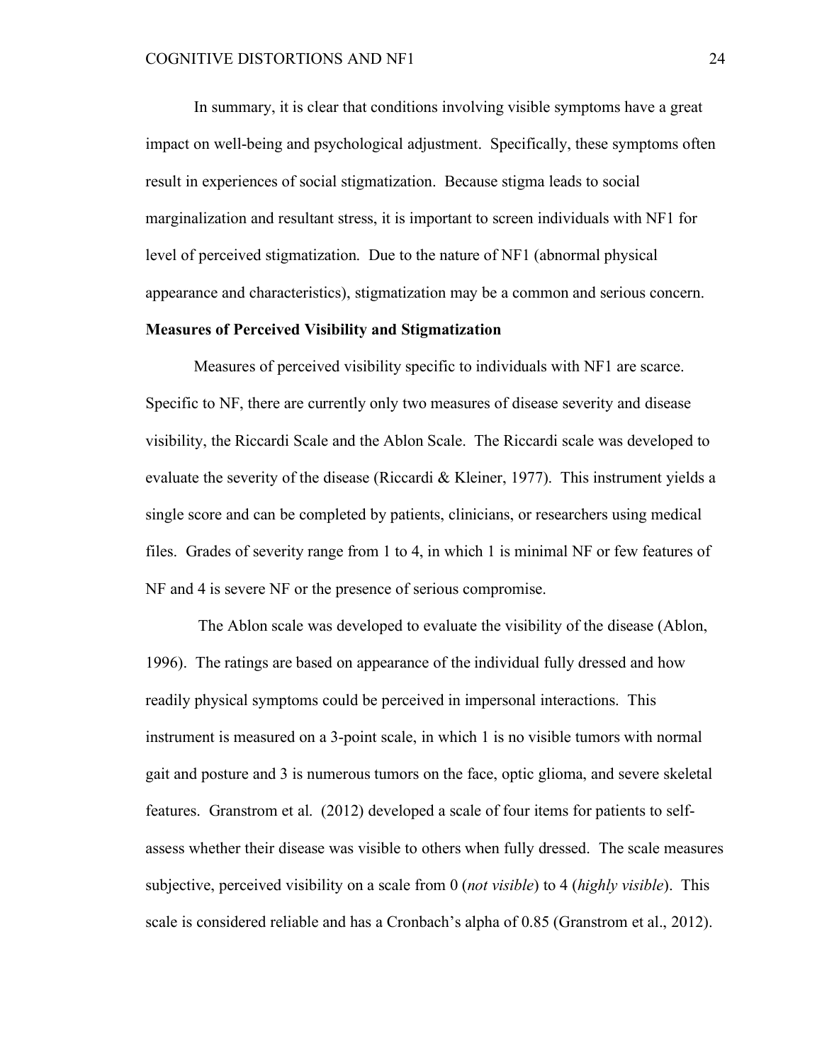In summary, it is clear that conditions involving visible symptoms have a great impact on well-being and psychological adjustment. Specifically, these symptoms often result in experiences of social stigmatization. Because stigma leads to social marginalization and resultant stress, it is important to screen individuals with NF1 for level of perceived stigmatization. Due to the nature of NF1 (abnormal physical appearance and characteristics), stigmatization may be a common and serious concern.

**Measures of Perceived Visibility and Stigmatization**

Measures of perceived visibility specific to individuals with NF1 are scarce. Specific to NF, there are currently only two measures of disease severity and disease visibility, the Riccardi Scale and the Ablon Scale. The Riccardi scale was developed to evaluate the severity of the disease (Riccardi & Kleiner, 1977). This instrument yields a single score and can be completed by patients, clinicians, or researchers using medical files. Grades of severity range from 1 to 4, in which 1 is minimal NF or few features of NF and 4 is severe NF or the presence of serious compromise.

The Ablon scale was developed to evaluate the visibility of the disease (Ablon, 1996). The ratings are based on appearance of the individual fully dressed and how readily physical symptoms could be perceived in impersonal interactions. This instrument is measured on a 3-point scale, in which 1 is no visible tumors with normal gait and posture and 3 is numerous tumors on the face, optic glioma, and severe skeletal features. Granstrom et al. (2012) developed a scale of four items for patients to self-assess whether their disease was visible to others when fully dressed. The scale measures subjective, perceived visibility on a scale from 0 (*not visible*) to 4 (*highly visible*). This scale is considered reliable and has a Cronbach's alpha of 0.85 (Granstrom et al., 2012).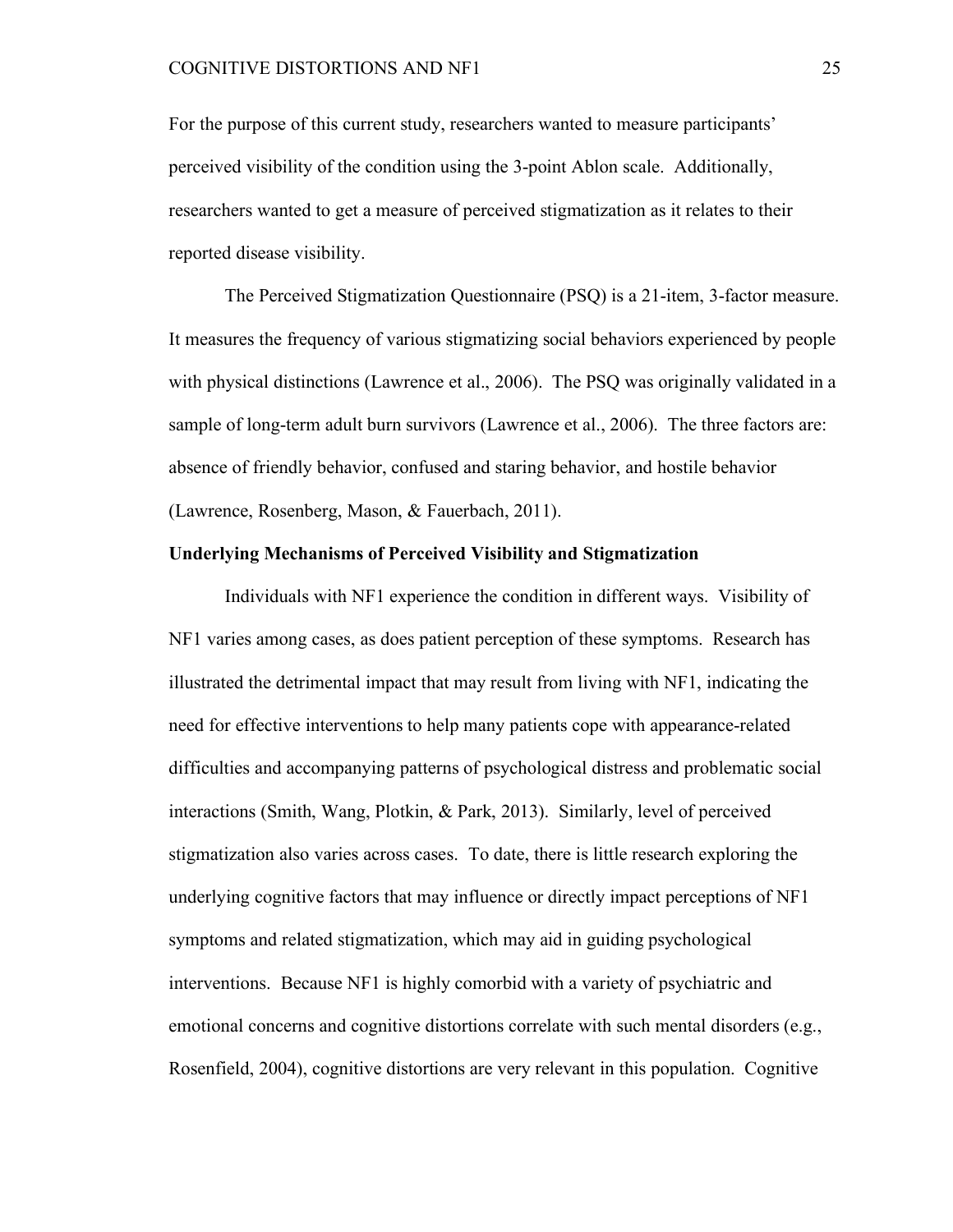For the purpose of this current study, researchers wanted to measure participants' perceived visibility of the condition using the 3-point Ablon scale. Additionally, researchers wanted to get a measure of perceived stigmatization as it relates to their reported disease visibility.

The Perceived Stigmatization Questionnaire (PSQ) is a 21-item, 3-factor measure. It measures the frequency of various stigmatizing social behaviors experienced by people with physical distinctions (Lawrence et al., 2006). The PSQ was originally validated in a sample of long-term adult burn survivors (Lawrence et al., 2006). The three factors are: absence of friendly behavior, confused and staring behavior, and hostile behavior (Lawrence, Rosenberg, Mason, & Fauerbach, 2011).

**Underlying Mechanisms of Perceived Visibility and Stigmatization**

Individuals with NF1 experience the condition in different ways. Visibility of NF1 varies among cases, as does patient perception of these symptoms. Research has illustrated the detrimental impact that may result from living with NF1, indicating the need for effective interventions to help many patients cope with appearance-related difficulties and accompanying patterns of psychological distress and problematic social interactions (Smith, Wang, Plotkin, & Park, 2013). Similarly, level of perceived stigmatization also varies across cases. To date, there is little research exploring the underlying cognitive factors that may influence or directly impact perceptions of NF1 symptoms and related stigmatization, which may aid in guiding psychological interventions. Because NF1 is highly comorbid with a variety of psychiatric and emotional concerns and cognitive distortions correlate with such mental disorders (e.g., Rosenfield, 2004), cognitive distortions are very relevant in this population. Cognitive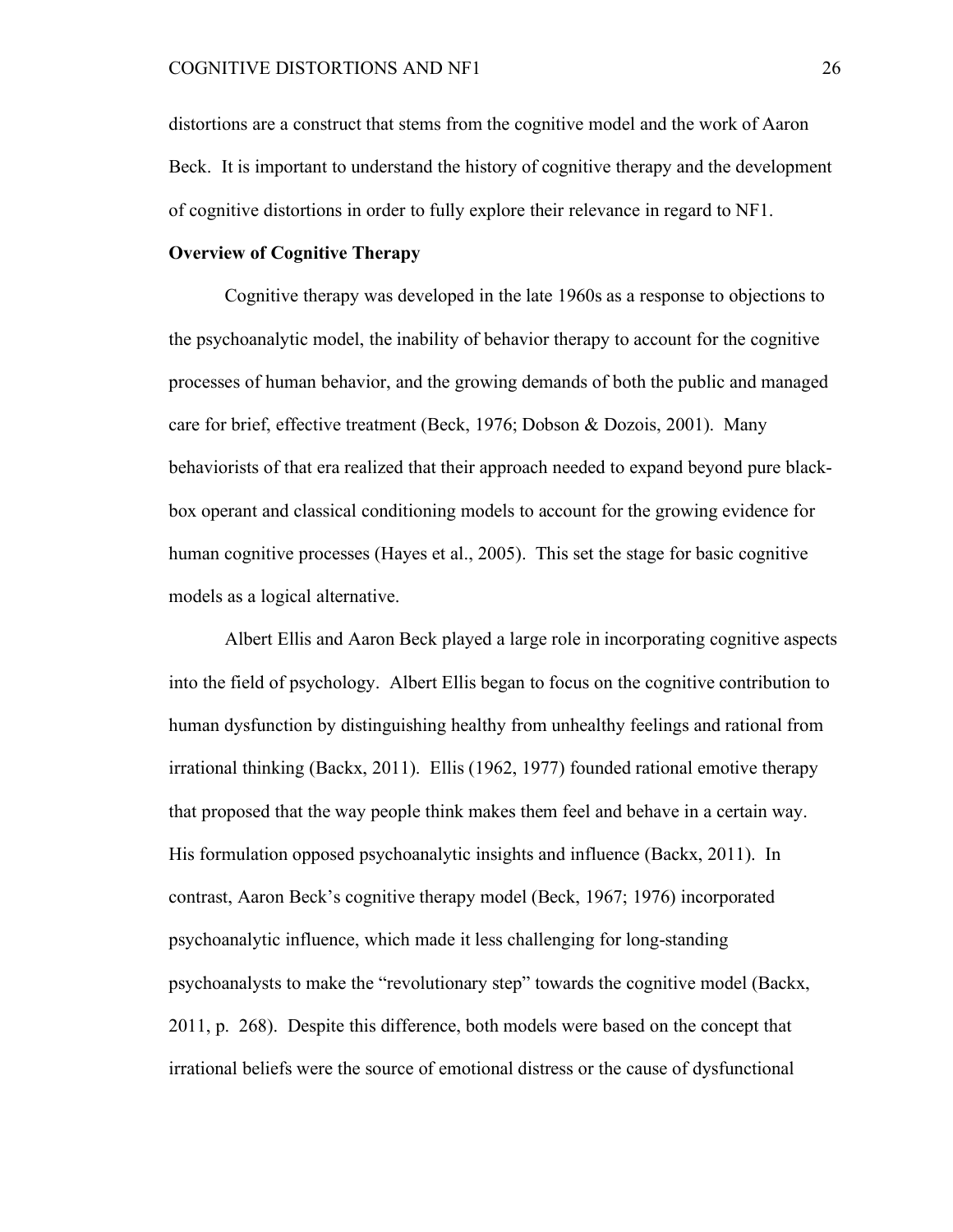distortions are a construct that stems from the cognitive model and the work of Aaron Beck. It is important to understand the history of cognitive therapy and the development of cognitive distortions in order to fully explore their relevance in regard to NF1.

**Overview of Cognitive Therapy**

Cognitive therapy was developed in the late 1960s as a response to objections to the psychoanalytic model, the inability of behavior therapy to account for the cognitive processes of human behavior, and the growing demands of both the public and managed care for brief, effective treatment (Beck, 1976; Dobson & Dozois, 2001). Many behaviorists of that era realized that their approach needed to expand beyond pure black-box operant and classical conditioning models to account for the growing evidence for human cognitive processes (Hayes et al., 2005). This set the stage for basic cognitive models as a logical alternative.

Albert Ellis and Aaron Beck played a large role in incorporating cognitive aspects into the field of psychology. Albert Ellis began to focus on the cognitive contribution to human dysfunction by distinguishing healthy from unhealthy feelings and rational from irrational thinking (Backx, 2011). Ellis (1962, 1977) founded rational emotive therapy that proposed that the way people think makes them feel and behave in a certain way. His formulation opposed psychoanalytic insights and influence (Backx, 2011). In contrast, Aaron Beck's cognitive therapy model (Beck, 1967; 1976) incorporated psychoanalytic influence, which made it less challenging for long-standing psychoanalysts to make the "revolutionary step" towards the cognitive model (Backx, 2011, p. 268). Despite this difference, both models were based on the concept that irrational beliefs were the source of emotional distress or the cause of dysfunctional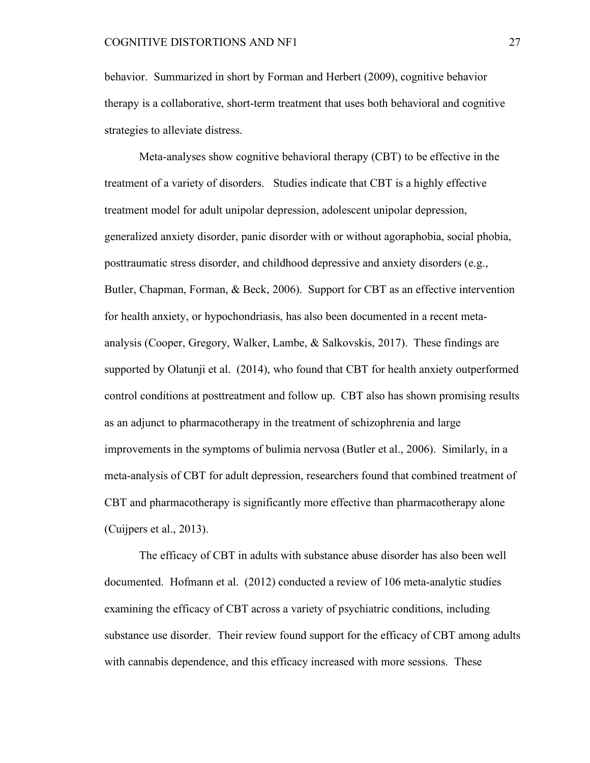behavior. Summarized in short by Forman and Herbert (2009), cognitive behavior therapy is a collaborative, short-term treatment that uses both behavioral and cognitive strategies to alleviate distress.

Meta-analyses show cognitive behavioral therapy (CBT) to be effective in the treatment of a variety of disorders. Studies indicate that CBT is a highly effective treatment model for adult unipolar depression, adolescent unipolar depression, generalized anxiety disorder, panic disorder with or without agoraphobia, social phobia, posttraumatic stress disorder, and childhood depressive and anxiety disorders (e.g., Butler, Chapman, Forman, & Beck, 2006). Support for CBT as an effective intervention for health anxiety, or hypochondriasis, has also been documented in a recent meta-analysis (Cooper, Gregory, Walker, Lambe, & Salkovskis, 2017). These findings are supported by Olatunji et al. (2014), who found that CBT for health anxiety outperformed control conditions at posttreatment and follow up. CBT also has shown promising results as an adjunct to pharmacotherapy in the treatment of schizophrenia and large improvements in the symptoms of bulimia nervosa (Butler et al., 2006). Similarly, in a meta-analysis of CBT for adult depression, researchers found that combined treatment of CBT and pharmacotherapy is significantly more effective than pharmacotherapy alone (Cuijpers et al., 2013).

The efficacy of CBT in adults with substance abuse disorder has also been well documented. Hofmann et al. (2012) conducted a review of 106 meta-analytic studies examining the efficacy of CBT across a variety of psychiatric conditions, including substance use disorder. Their review found support for the efficacy of CBT among adults with cannabis dependence, and this efficacy increased with more sessions. These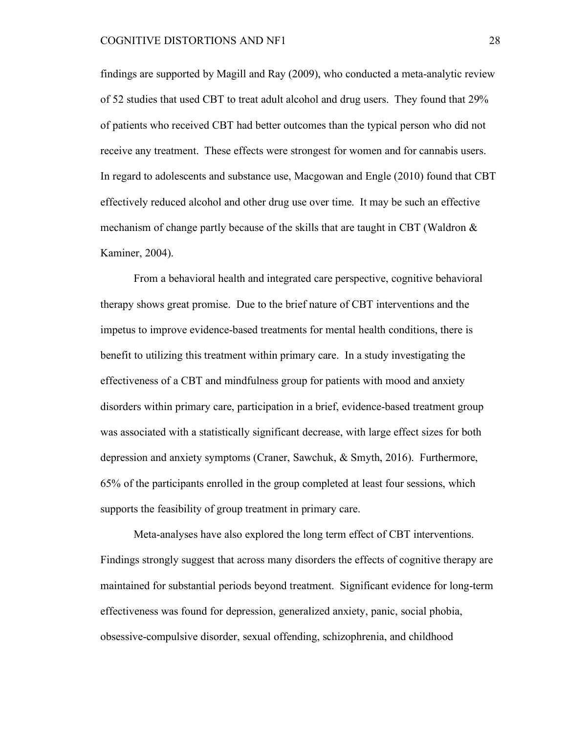findings are supported by Magill and Ray (2009), who conducted a meta-analytic review of 52 studies that used CBT to treat adult alcohol and drug users. They found that 29% of patients who received CBT had better outcomes than the typical person who did not receive any treatment. These effects were strongest for women and for cannabis users. In regard to adolescents and substance use, Macgowan and Engle (2010) found that CBT effectively reduced alcohol and other drug use over time. It may be such an effective mechanism of change partly because of the skills that are taught in CBT (Waldron & Kaminer, 2004).

From a behavioral health and integrated care perspective, cognitive behavioral therapy shows great promise. Due to the brief nature of CBT interventions and the impetus to improve evidence-based treatments for mental health conditions, there is benefit to utilizing this treatment within primary care. In a study investigating the effectiveness of a CBT and mindfulness group for patients with mood and anxiety disorders within primary care, participation in a brief, evidence-based treatment group was associated with a statistically significant decrease, with large effect sizes for both depression and anxiety symptoms (Craner, Sawchuk, & Smyth, 2016). Furthermore, 65% of the participants enrolled in the group completed at least four sessions, which supports the feasibility of group treatment in primary care.

Meta-analyses have also explored the long term effect of CBT interventions. Findings strongly suggest that across many disorders the effects of cognitive therapy are maintained for substantial periods beyond treatment. Significant evidence for long-term effectiveness was found for depression, generalized anxiety, panic, social phobia, obsessive-compulsive disorder, sexual offending, schizophrenia, and childhood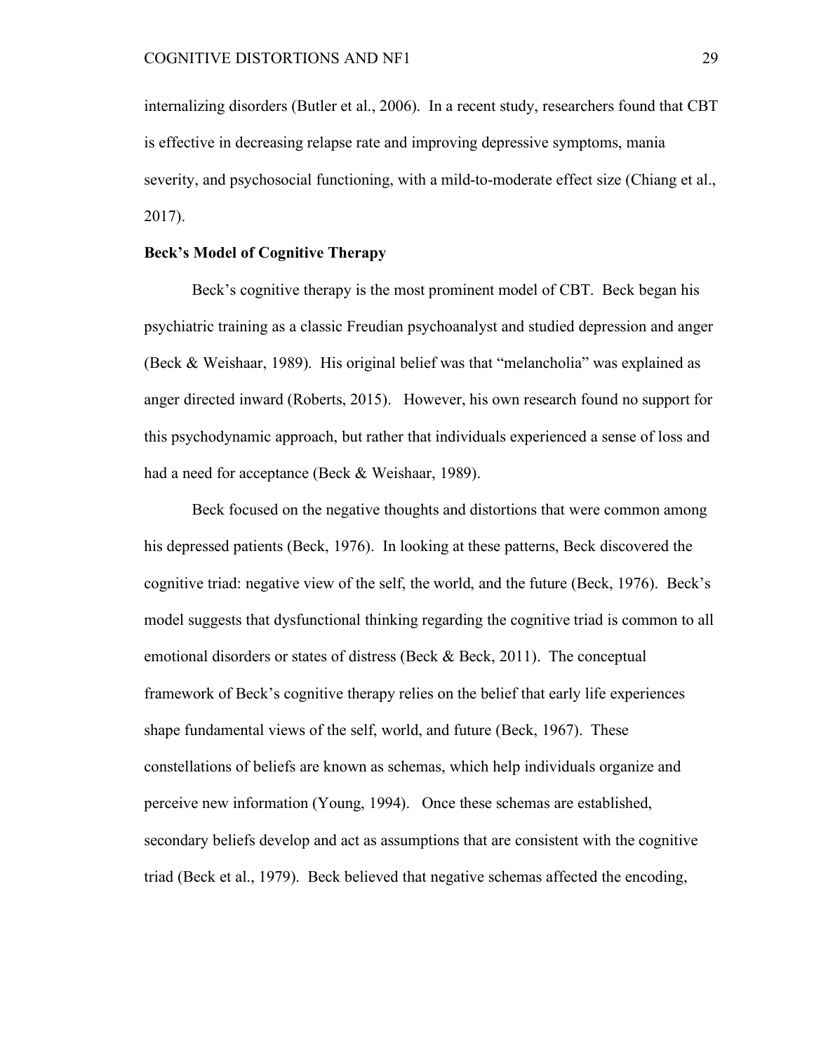internalizing disorders (Butler et al., 2006). In a recent study, researchers found that CBT is effective in decreasing relapse rate and improving depressive symptoms, mania severity, and psychosocial functioning, with a mild-to-moderate effect size (Chiang et al., 2017).

**Beck's Model of Cognitive Therapy**

Beck's cognitive therapy is the most prominent model of CBT. Beck began his psychiatric training as a classic Freudian psychoanalyst and studied depression and anger (Beck & Weishaar, 1989). His original belief was that "melancholia" was explained as anger directed inward (Roberts, 2015). However, his own research found no support for this psychodynamic approach, but rather that individuals experienced a sense of loss and had a need for acceptance (Beck & Weishaar, 1989).

Beck focused on the negative thoughts and distortions that were common among his depressed patients (Beck, 1976). In looking at these patterns, Beck discovered the cognitive triad: negative view of the self, the world, and the future (Beck, 1976). Beck's model suggests that dysfunctional thinking regarding the cognitive triad is common to all emotional disorders or states of distress (Beck & Beck, 2011). The conceptual framework of Beck's cognitive therapy relies on the belief that early life experiences shape fundamental views of the self, world, and future (Beck, 1967). These constellations of beliefs are known as schemas, which help individuals organize and perceive new information (Young, 1994). Once these schemas are established, secondary beliefs develop and act as assumptions that are consistent with the cognitive triad (Beck et al., 1979). Beck believed that negative schemas affected the encoding,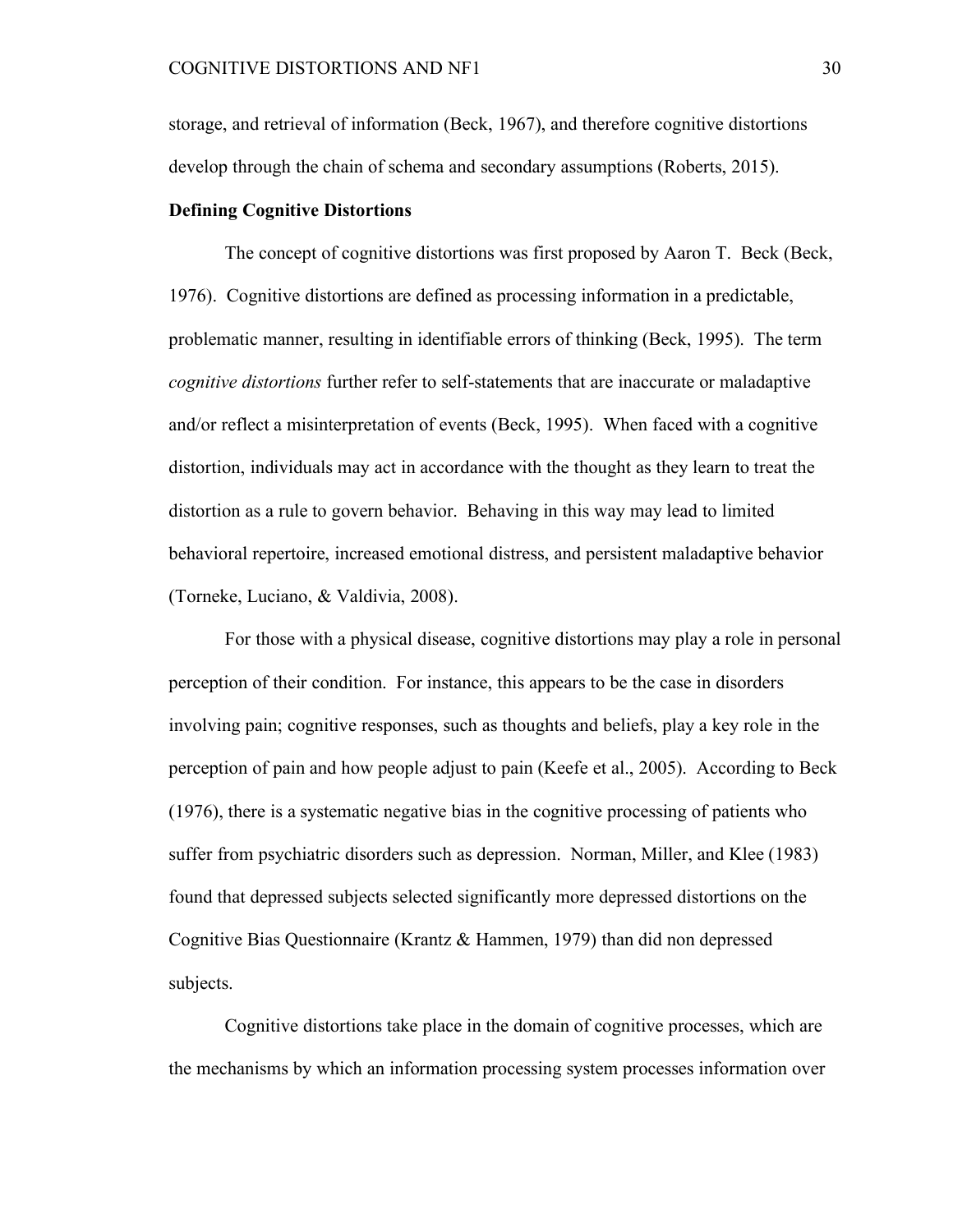storage, and retrieval of information (Beck, 1967), and therefore cognitive distortions develop through the chain of schema and secondary assumptions (Roberts, 2015).

**Defining Cognitive Distortions**

The concept of cognitive distortions was first proposed by Aaron T. Beck (Beck, 1976). Cognitive distortions are defined as processing information in a predictable, problematic manner, resulting in identifiable errors of thinking (Beck, 1995). The term *cognitive distortions* further refer to self-statements that are inaccurate or maladaptive and/or reflect a misinterpretation of events (Beck, 1995). When faced with a cognitive distortion, individuals may act in accordance with the thought as they learn to treat the distortion as a rule to govern behavior. Behaving in this way may lead to limited behavioral repertoire, increased emotional distress, and persistent maladaptive behavior (Torneke, Luciano, & Valdivia, 2008).

For those with a physical disease, cognitive distortions may play a role in personal perception of their condition. For instance, this appears to be the case in disorders involving pain; cognitive responses, such as thoughts and beliefs, play a key role in the perception of pain and how people adjust to pain (Keefe et al., 2005). According to Beck (1976), there is a systematic negative bias in the cognitive processing of patients who suffer from psychiatric disorders such as depression. Norman, Miller, and Klee (1983) found that depressed subjects selected significantly more depressed distortions on the Cognitive Bias Questionnaire (Krantz & Hammen, 1979) than did non depressed subjects.

Cognitive distortions take place in the domain of cognitive processes, which are the mechanisms by which an information processing system processes information over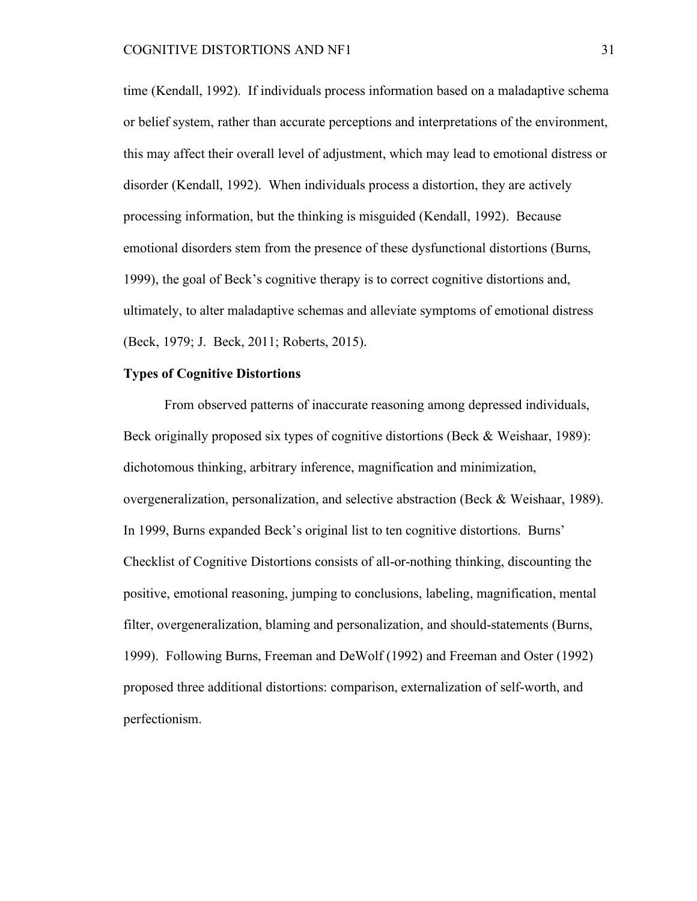time (Kendall, 1992). If individuals process information based on a maladaptive schema or belief system, rather than accurate perceptions and interpretations of the environment, this may affect their overall level of adjustment, which may lead to emotional distress or disorder (Kendall, 1992). When individuals process a distortion, they are actively processing information, but the thinking is misguided (Kendall, 1992). Because emotional disorders stem from the presence of these dysfunctional distortions (Burns, 1999), the goal of Beck's cognitive therapy is to correct cognitive distortions and, ultimately, to alter maladaptive schemas and alleviate symptoms of emotional distress (Beck, 1979; J. Beck, 2011; Roberts, 2015).

**Types of Cognitive Distortions**

From observed patterns of inaccurate reasoning among depressed individuals, Beck originally proposed six types of cognitive distortions (Beck & Weishaar, 1989): dichotomous thinking, arbitrary inference, magnification and minimization, overgeneralization, personalization, and selective abstraction (Beck & Weishaar, 1989). In 1999, Burns expanded Beck's original list to ten cognitive distortions. Burns' Checklist of Cognitive Distortions consists of all-or-nothing thinking, discounting the positive, emotional reasoning, jumping to conclusions, labeling, magnification, mental filter, overgeneralization, blaming and personalization, and should-statements (Burns, 1999). Following Burns, Freeman and DeWolf (1992) and Freeman and Oster (1992) proposed three additional distortions: comparison, externalization of self-worth, and perfectionism.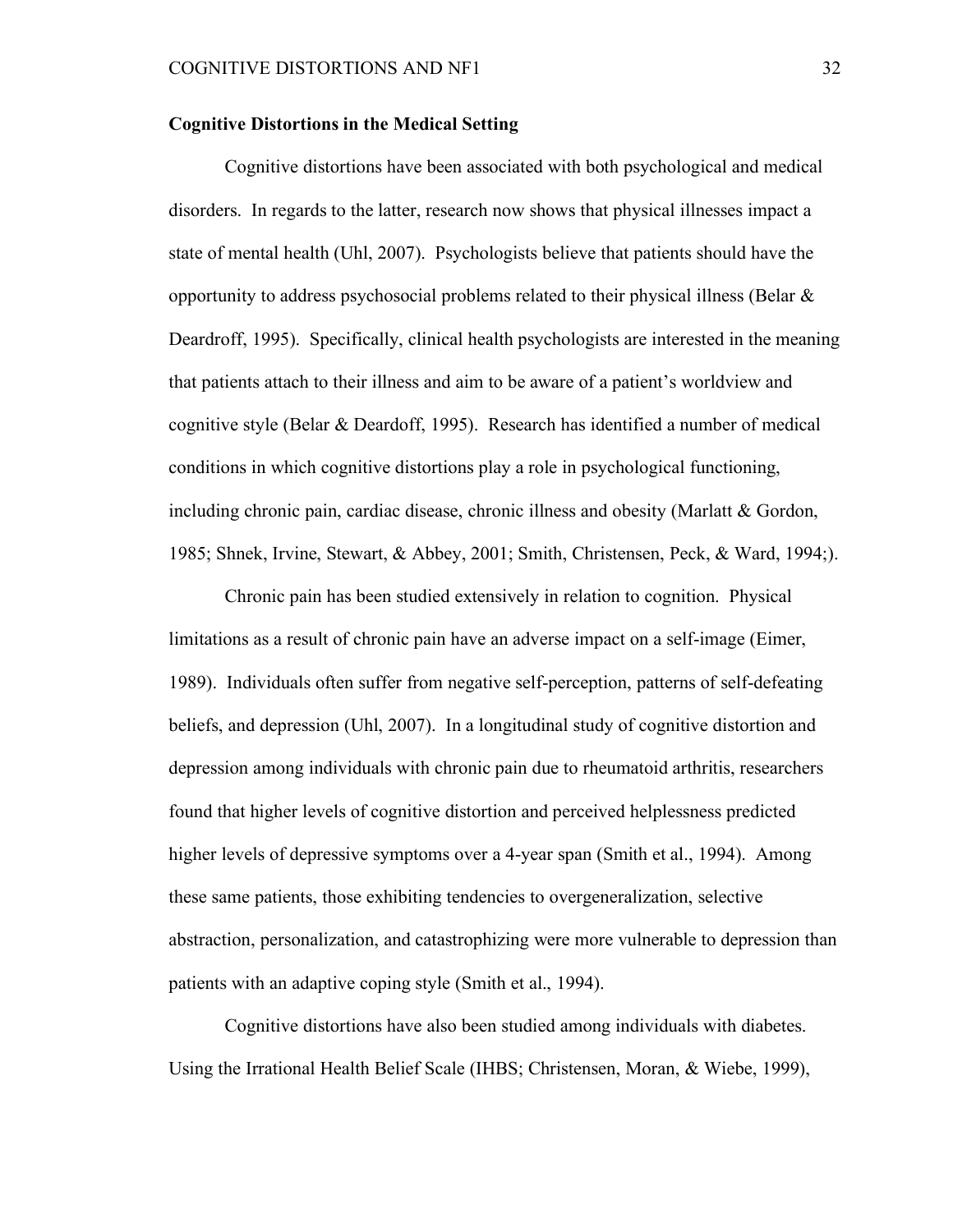**Cognitive Distortions in the Medical Setting**

Cognitive distortions have been associated with both psychological and medical disorders. In regards to the latter, research now shows that physical illnesses impact a state of mental health (Uhl, 2007). Psychologists believe that patients should have the opportunity to address psychosocial problems related to their physical illness (Belar & Deardroff, 1995). Specifically, clinical health psychologists are interested in the meaning that patients attach to their illness and aim to be aware of a patient's worldview and cognitive style (Belar & Deardoff, 1995). Research has identified a number of medical conditions in which cognitive distortions play a role in psychological functioning, including chronic pain, cardiac disease, chronic illness and obesity (Marlatt & Gordon, 1985; Shnek, Irvine, Stewart, & Abbey, 2001; Smith, Christensen, Peck, & Ward, 1994;).

Chronic pain has been studied extensively in relation to cognition. Physical limitations as a result of chronic pain have an adverse impact on a self-image (Eimer, 1989). Individuals often suffer from negative self-perception, patterns of self-defeating beliefs, and depression (Uhl, 2007). In a longitudinal study of cognitive distortion and depression among individuals with chronic pain due to rheumatoid arthritis, researchers found that higher levels of cognitive distortion and perceived helplessness predicted higher levels of depressive symptoms over a 4-year span (Smith et al., 1994). Among these same patients, those exhibiting tendencies to overgeneralization, selective abstraction, personalization, and catastrophizing were more vulnerable to depression than patients with an adaptive coping style (Smith et al., 1994).

Cognitive distortions have also been studied among individuals with diabetes. Using the Irrational Health Belief Scale (IHBS; Christensen, Moran, & Wiebe, 1999),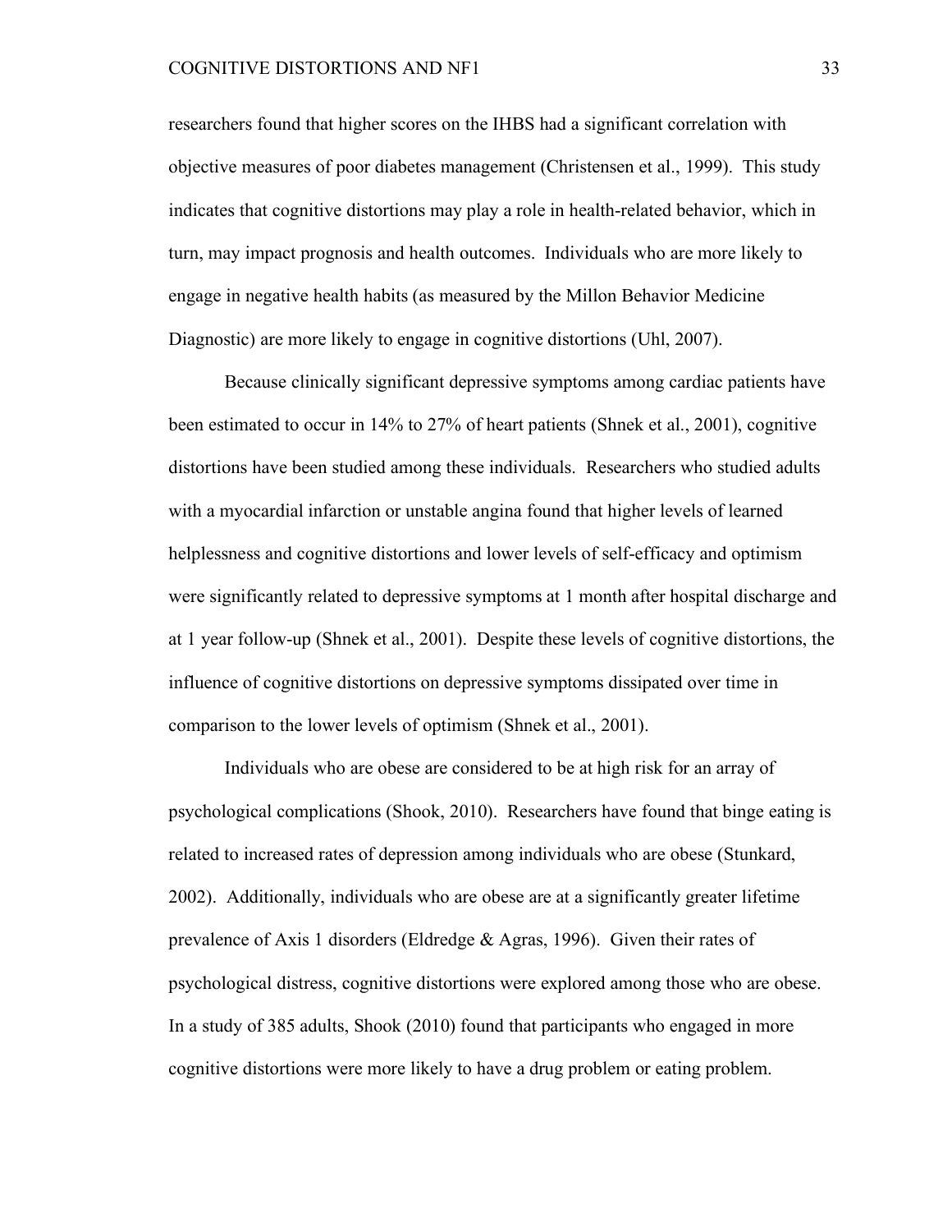researchers found that higher scores on the IHBS had a significant correlation with objective measures of poor diabetes management (Christensen et al., 1999). This study indicates that cognitive distortions may play a role in health-related behavior, which in turn, may impact prognosis and health outcomes. Individuals who are more likely to engage in negative health habits (as measured by the Millon Behavior Medicine Diagnostic) are more likely to engage in cognitive distortions (Uhl, 2007).

Because clinically significant depressive symptoms among cardiac patients have been estimated to occur in 14% to 27% of heart patients (Shnek et al., 2001), cognitive distortions have been studied among these individuals. Researchers who studied adults with a myocardial infarction or unstable angina found that higher levels of learned helplessness and cognitive distortions and lower levels of self-efficacy and optimism were significantly related to depressive symptoms at 1 month after hospital discharge and at 1 year follow-up (Shnek et al., 2001). Despite these levels of cognitive distortions, the influence of cognitive distortions on depressive symptoms dissipated over time in comparison to the lower levels of optimism (Shnek et al., 2001).

Individuals who are obese are considered to be at high risk for an array of psychological complications (Shook, 2010). Researchers have found that binge eating is related to increased rates of depression among individuals who are obese (Stunkard, 2002). Additionally, individuals who are obese are at a significantly greater lifetime prevalence of Axis 1 disorders (Eldredge & Agras, 1996). Given their rates of psychological distress, cognitive distortions were explored among those who are obese. In a study of 385 adults, Shook (2010) found that participants who engaged in more cognitive distortions were more likely to have a drug problem or eating problem.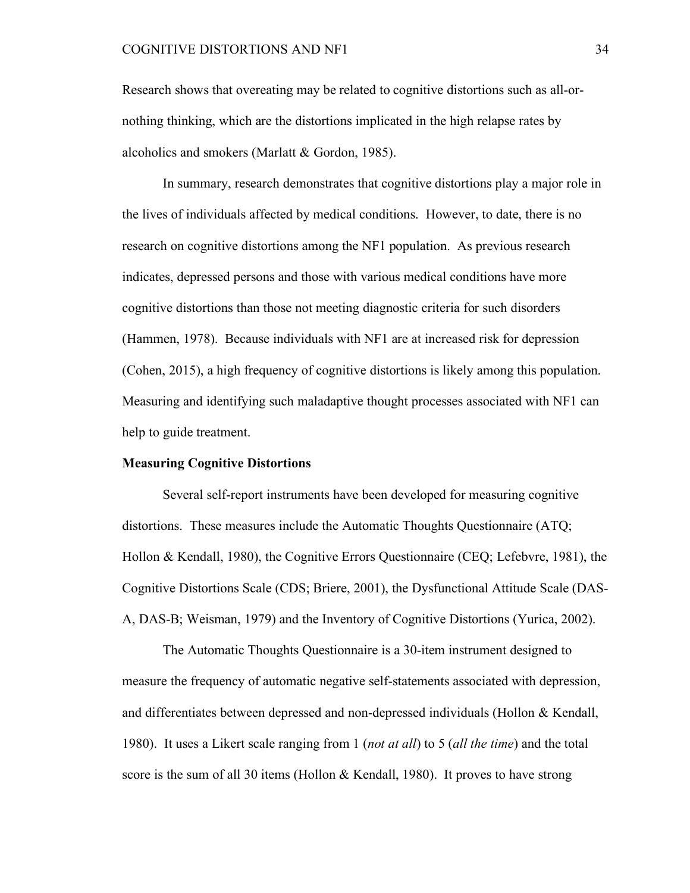Research shows that overeating may be related to cognitive distortions such as all-or-nothing thinking, which are the distortions implicated in the high relapse rates by alcoholics and smokers (Marlatt & Gordon, 1985).

In summary, research demonstrates that cognitive distortions play a major role in the lives of individuals affected by medical conditions. However, to date, there is no research on cognitive distortions among the NF1 population. As previous research indicates, depressed persons and those with various medical conditions have more cognitive distortions than those not meeting diagnostic criteria for such disorders (Hammen, 1978). Because individuals with NF1 are at increased risk for depression (Cohen, 2015), a high frequency of cognitive distortions is likely among this population. Measuring and identifying such maladaptive thought processes associated with NF1 can help to guide treatment.

**Measuring Cognitive Distortions**

Several self-report instruments have been developed for measuring cognitive distortions. These measures include the Automatic Thoughts Questionnaire (ATQ; Hollon & Kendall, 1980), the Cognitive Errors Questionnaire (CEQ; Lefebvre, 1981), the Cognitive Distortions Scale (CDS; Briere, 2001), the Dysfunctional Attitude Scale (DAS-A, DAS-B; Weisman, 1979) and the Inventory of Cognitive Distortions (Yurica, 2002).

The Automatic Thoughts Questionnaire is a 30-item instrument designed to measure the frequency of automatic negative self-statements associated with depression, and differentiates between depressed and non-depressed individuals (Hollon & Kendall, 1980). It uses a Likert scale ranging from 1 (*not at all*) to 5 (*all the time*) and the total score is the sum of all 30 items (Hollon & Kendall, 1980). It proves to have strong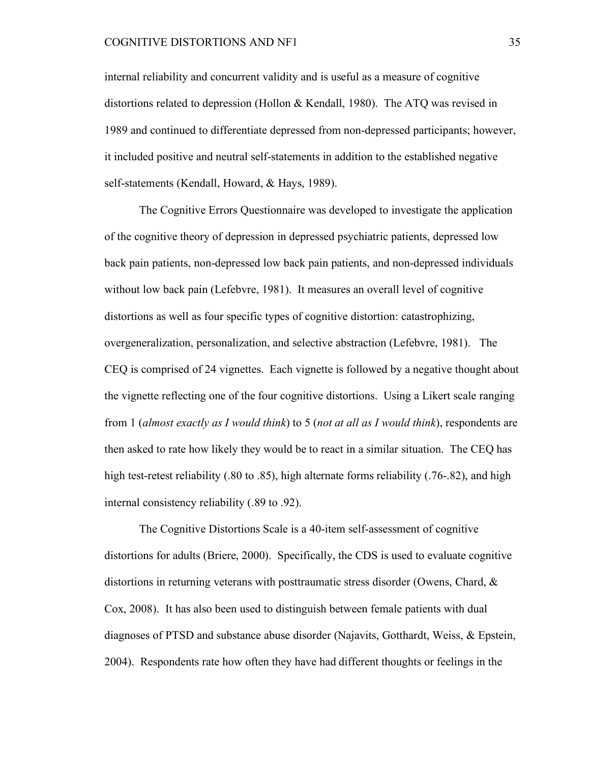internal reliability and concurrent validity and is useful as a measure of cognitive distortions related to depression (Hollon & Kendall, 1980). The ATQ was revised in 1989 and continued to differentiate depressed from non-depressed participants; however, it included positive and neutral self-statements in addition to the established negative self-statements (Kendall, Howard, & Hays, 1989).

The Cognitive Errors Questionnaire was developed to investigate the application of the cognitive theory of depression in depressed psychiatric patients, depressed low back pain patients, non-depressed low back pain patients, and non-depressed individuals without low back pain (Lefebvre, 1981). It measures an overall level of cognitive distortions as well as four specific types of cognitive distortion: catastrophizing, overgeneralization, personalization, and selective abstraction (Lefebvre, 1981). The CEQ is comprised of 24 vignettes. Each vignette is followed by a negative thought about the vignette reflecting one of the four cognitive distortions. Using a Likert scale ranging from 1 (*almost exactly as I would think*) to 5 (*not at all as I would think*), respondents are then asked to rate how likely they would be to react in a similar situation. The CEQ has high test-retest reliability (.80 to .85), high alternate forms reliability (.76-.82), and high internal consistency reliability (.89 to .92).

The Cognitive Distortions Scale is a 40-item self-assessment of cognitive distortions for adults (Briere, 2000). Specifically, the CDS is used to evaluate cognitive distortions in returning veterans with posttraumatic stress disorder (Owens, Chard, & Cox, 2008). It has also been used to distinguish between female patients with dual diagnoses of PTSD and substance abuse disorder (Najavits, Gotthardt, Weiss, & Epstein, 2004). Respondents rate how often they have had different thoughts or feelings in the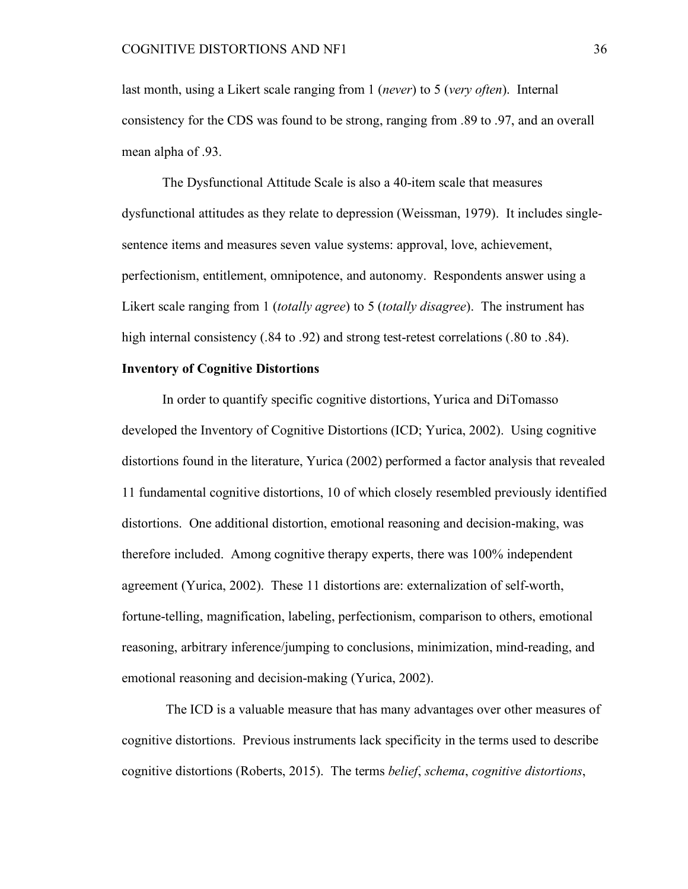last month, using a Likert scale ranging from 1 (*never*) to 5 (*very often*). Internal consistency for the CDS was found to be strong, ranging from .89 to .97, and an overall mean alpha of .93.

The Dysfunctional Attitude Scale is also a 40-item scale that measures dysfunctional attitudes as they relate to depression (Weissman, 1979). It includes single-sentence items and measures seven value systems: approval, love, achievement, perfectionism, entitlement, omnipotence, and autonomy. Respondents answer using a Likert scale ranging from 1 (*totally agree*) to 5 (*totally disagree*). The instrument has high internal consistency (.84 to .92) and strong test-retest correlations (.80 to .84).

**Inventory of Cognitive Distortions**

In order to quantify specific cognitive distortions, Yurica and DiTomasso developed the Inventory of Cognitive Distortions (ICD; Yurica, 2002). Using cognitive distortions found in the literature, Yurica (2002) performed a factor analysis that revealed 11 fundamental cognitive distortions, 10 of which closely resembled previously identified distortions. One additional distortion, emotional reasoning and decision-making, was therefore included. Among cognitive therapy experts, there was 100% independent agreement (Yurica, 2002). These 11 distortions are: externalization of self-worth, fortune-telling, magnification, labeling, perfectionism, comparison to others, emotional reasoning, arbitrary inference/jumping to conclusions, minimization, mind-reading, and emotional reasoning and decision-making (Yurica, 2002).

The ICD is a valuable measure that has many advantages over other measures of cognitive distortions. Previous instruments lack specificity in the terms used to describe cognitive distortions (Roberts, 2015). The terms *belief*, *schema*, *cognitive distortions*,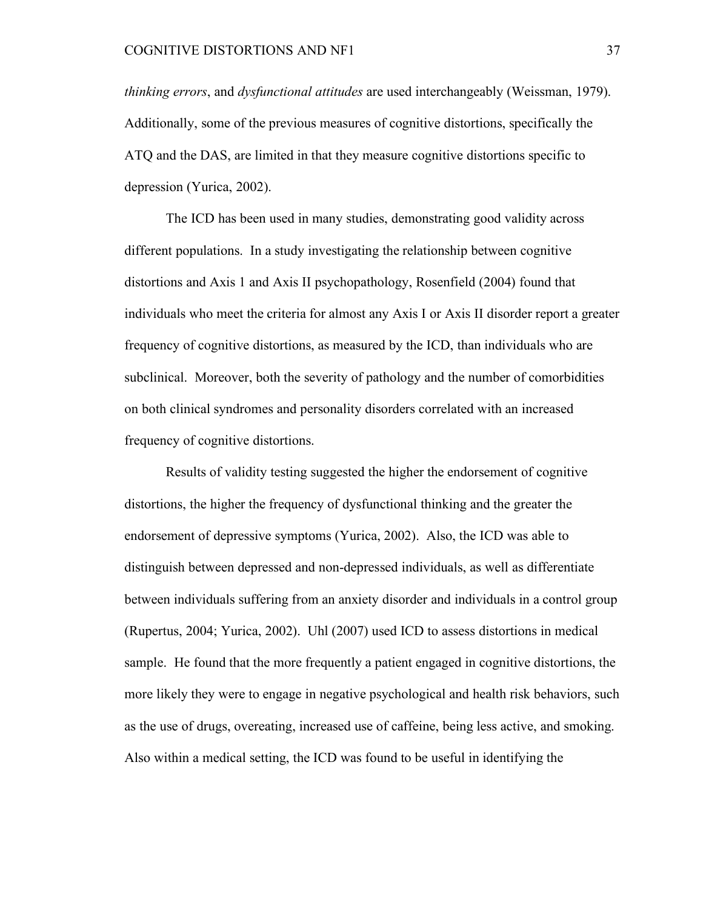*thinking errors*, and *dysfunctional attitudes* are used interchangeably (Weissman, 1979). Additionally, some of the previous measures of cognitive distortions, specifically the ATQ and the DAS, are limited in that they measure cognitive distortions specific to depression (Yurica, 2002).

The ICD has been used in many studies, demonstrating good validity across different populations. In a study investigating the relationship between cognitive distortions and Axis 1 and Axis II psychopathology, Rosenfield (2004) found that individuals who meet the criteria for almost any Axis I or Axis II disorder report a greater frequency of cognitive distortions, as measured by the ICD, than individuals who are subclinical. Moreover, both the severity of pathology and the number of comorbidities on both clinical syndromes and personality disorders correlated with an increased frequency of cognitive distortions.

Results of validity testing suggested the higher the endorsement of cognitive distortions, the higher the frequency of dysfunctional thinking and the greater the endorsement of depressive symptoms (Yurica, 2002). Also, the ICD was able to distinguish between depressed and non-depressed individuals, as well as differentiate between individuals suffering from an anxiety disorder and individuals in a control group (Rupertus, 2004; Yurica, 2002). Uhl (2007) used ICD to assess distortions in medical sample. He found that the more frequently a patient engaged in cognitive distortions, the more likely they were to engage in negative psychological and health risk behaviors, such as the use of drugs, overeating, increased use of caffeine, being less active, and smoking. Also within a medical setting, the ICD was found to be useful in identifying the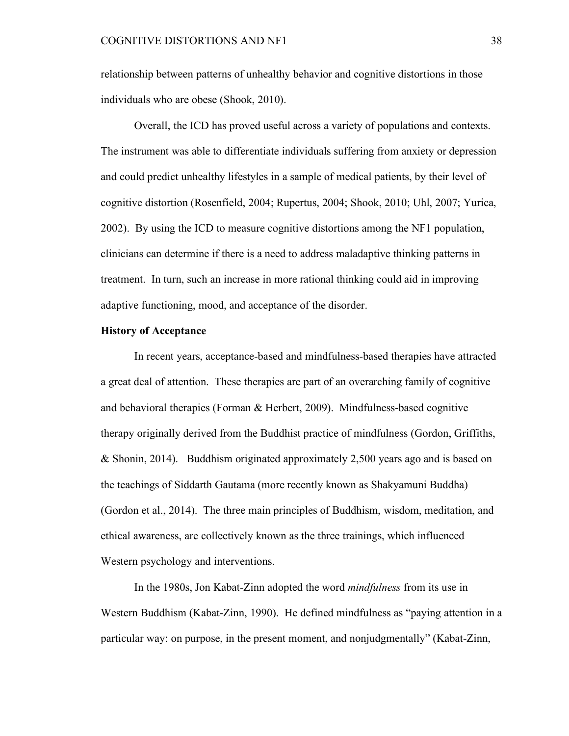relationship between patterns of unhealthy behavior and cognitive distortions in those individuals who are obese (Shook, 2010).

Overall, the ICD has proved useful across a variety of populations and contexts. The instrument was able to differentiate individuals suffering from anxiety or depression and could predict unhealthy lifestyles in a sample of medical patients, by their level of cognitive distortion (Rosenfield, 2004; Rupertus, 2004; Shook, 2010; Uhl, 2007; Yurica, 2002). By using the ICD to measure cognitive distortions among the NF1 population, clinicians can determine if there is a need to address maladaptive thinking patterns in treatment. In turn, such an increase in more rational thinking could aid in improving adaptive functioning, mood, and acceptance of the disorder.

**History of Acceptance**

In recent years, acceptance-based and mindfulness-based therapies have attracted a great deal of attention. These therapies are part of an overarching family of cognitive and behavioral therapies (Forman & Herbert, 2009). Mindfulness-based cognitive therapy originally derived from the Buddhist practice of mindfulness (Gordon, Griffiths, & Shonin, 2014). Buddhism originated approximately 2,500 years ago and is based on the teachings of Siddarth Gautama (more recently known as Shakyamuni Buddha) (Gordon et al., 2014). The three main principles of Buddhism, wisdom, meditation, and ethical awareness, are collectively known as the three trainings, which influenced Western psychology and interventions.

In the 1980s, Jon Kabat-Zinn adopted the word *mindfulness* from its use in Western Buddhism (Kabat-Zinn, 1990). He defined mindfulness as "paying attention in a particular way: on purpose, in the present moment, and nonjudgmentally" (Kabat-Zinn,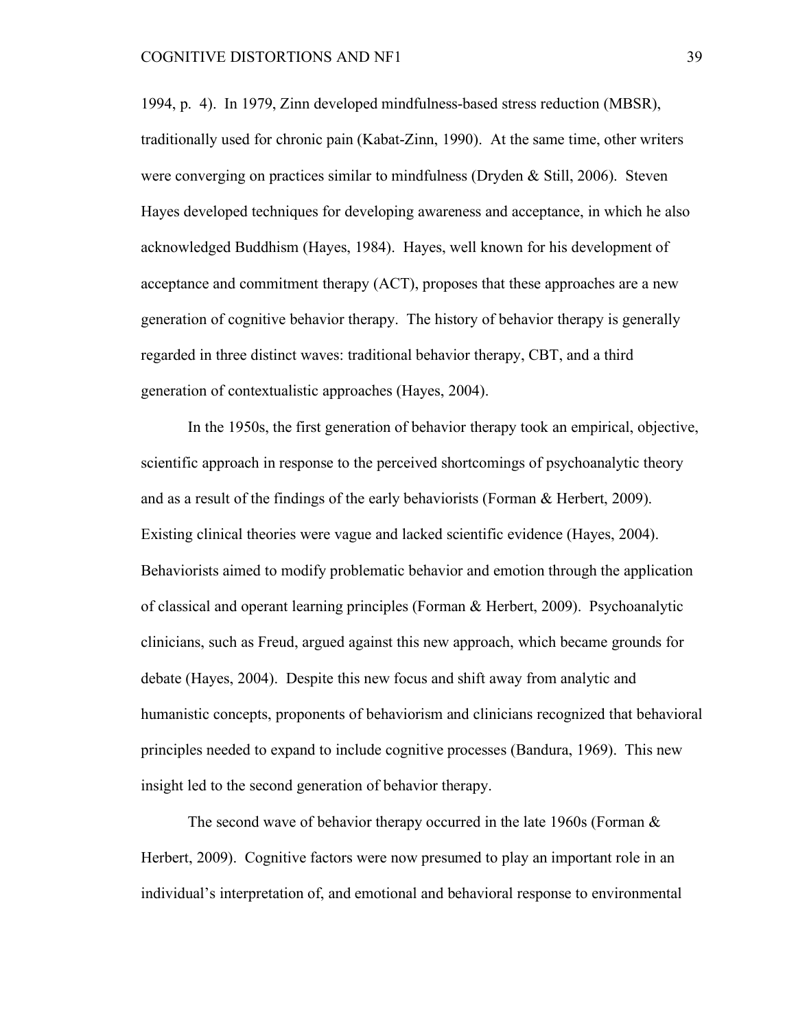1994, p. 4). In 1979, Zinn developed mindfulness-based stress reduction (MBSR), traditionally used for chronic pain (Kabat-Zinn, 1990). At the same time, other writers were converging on practices similar to mindfulness (Dryden & Still, 2006). Steven Hayes developed techniques for developing awareness and acceptance, in which he also acknowledged Buddhism (Hayes, 1984). Hayes, well known for his development of acceptance and commitment therapy (ACT), proposes that these approaches are a new generation of cognitive behavior therapy. The history of behavior therapy is generally regarded in three distinct waves: traditional behavior therapy, CBT, and a third generation of contextualistic approaches (Hayes, 2004).

In the 1950s, the first generation of behavior therapy took an empirical, objective, scientific approach in response to the perceived shortcomings of psychoanalytic theory and as a result of the findings of the early behaviorists (Forman & Herbert, 2009). Existing clinical theories were vague and lacked scientific evidence (Hayes, 2004). Behaviorists aimed to modify problematic behavior and emotion through the application of classical and operant learning principles (Forman & Herbert, 2009). Psychoanalytic clinicians, such as Freud, argued against this new approach, which became grounds for debate (Hayes, 2004). Despite this new focus and shift away from analytic and humanistic concepts, proponents of behaviorism and clinicians recognized that behavioral principles needed to expand to include cognitive processes (Bandura, 1969). This new insight led to the second generation of behavior therapy.

The second wave of behavior therapy occurred in the late 1960s (Forman & Herbert, 2009). Cognitive factors were now presumed to play an important role in an individual's interpretation of, and emotional and behavioral response to environmental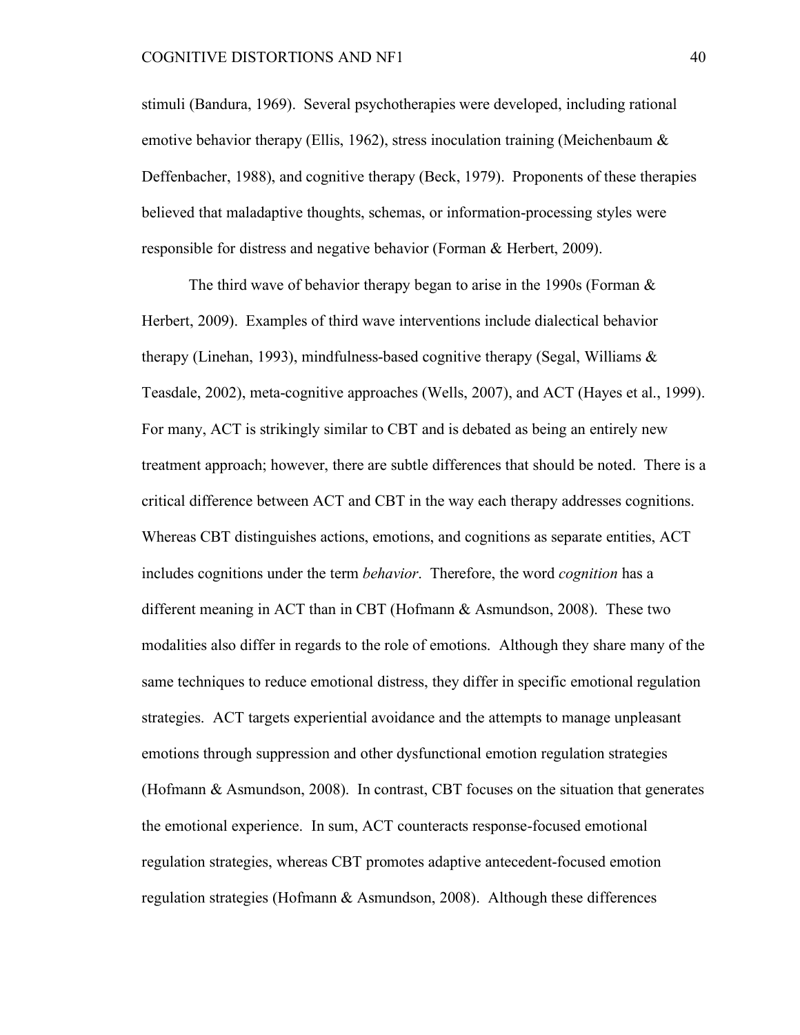stimuli (Bandura, 1969). Several psychotherapies were developed, including rational emotive behavior therapy (Ellis, 1962), stress inoculation training (Meichenbaum & Deffenbacher, 1988), and cognitive therapy (Beck, 1979). Proponents of these therapies believed that maladaptive thoughts, schemas, or information-processing styles were responsible for distress and negative behavior (Forman & Herbert, 2009).

The third wave of behavior therapy began to arise in the 1990s (Forman & Herbert, 2009). Examples of third wave interventions include dialectical behavior therapy (Linehan, 1993), mindfulness-based cognitive therapy (Segal, Williams & Teasdale, 2002), meta-cognitive approaches (Wells, 2007), and ACT (Hayes et al., 1999). For many, ACT is strikingly similar to CBT and is debated as being an entirely new treatment approach; however, there are subtle differences that should be noted. There is a critical difference between ACT and CBT in the way each therapy addresses cognitions. Whereas CBT distinguishes actions, emotions, and cognitions as separate entities, ACT includes cognitions under the term *behavior*. Therefore, the word *cognition* has a different meaning in ACT than in CBT (Hofmann & Asmundson, 2008). These two modalities also differ in regards to the role of emotions. Although they share many of the same techniques to reduce emotional distress, they differ in specific emotional regulation strategies. ACT targets experiential avoidance and the attempts to manage unpleasant emotions through suppression and other dysfunctional emotion regulation strategies (Hofmann & Asmundson, 2008). In contrast, CBT focuses on the situation that generates the emotional experience. In sum, ACT counteracts response-focused emotional regulation strategies, whereas CBT promotes adaptive antecedent-focused emotion regulation strategies (Hofmann & Asmundson, 2008). Although these differences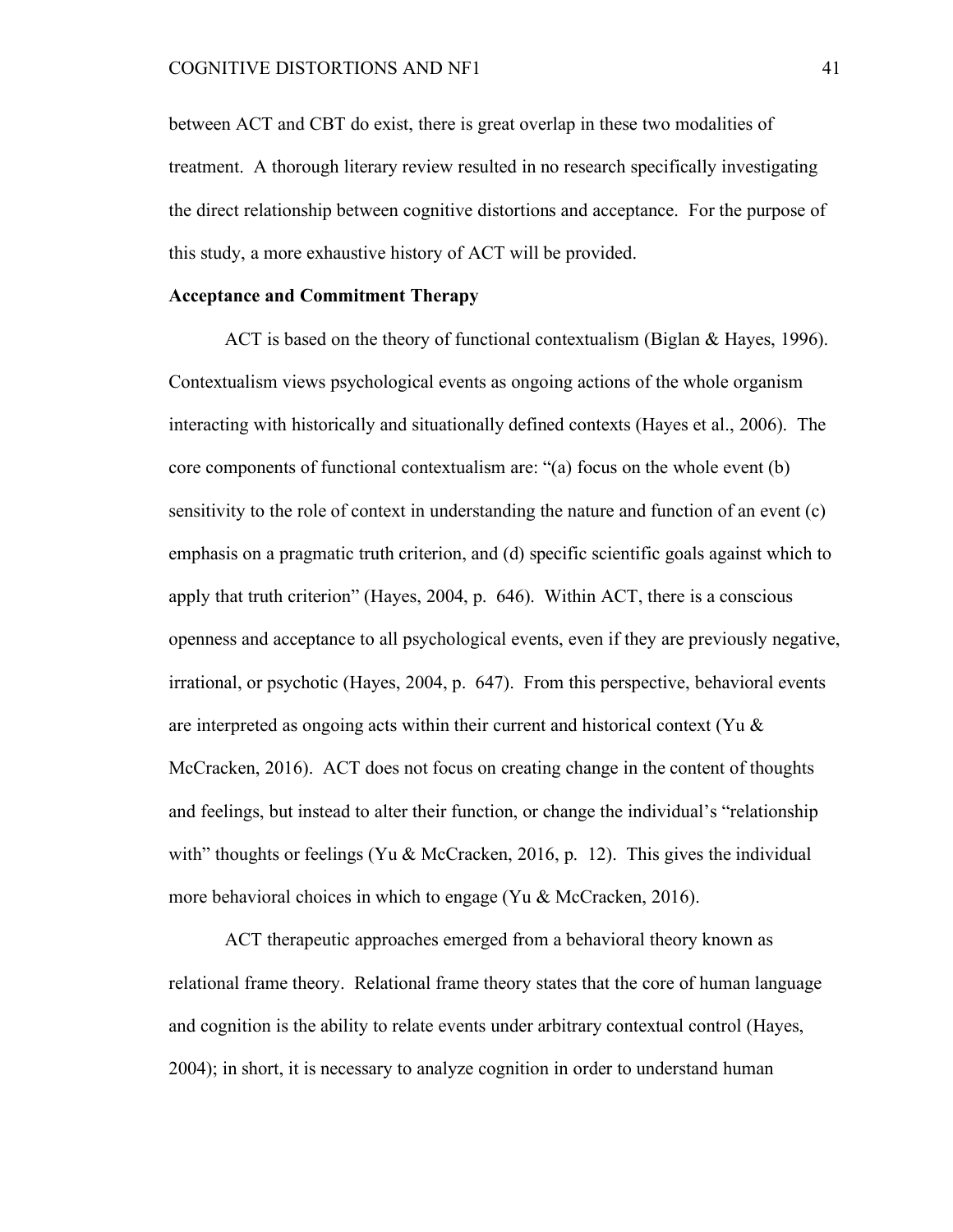between ACT and CBT do exist, there is great overlap in these two modalities of treatment. A thorough literary review resulted in no research specifically investigating the direct relationship between cognitive distortions and acceptance. For the purpose of this study, a more exhaustive history of ACT will be provided.

## Acceptance and Commitment Therapy

ACT is based on the theory of functional contextualism (Biglan & Hayes, 1996). Contextualism views psychological events as ongoing actions of the whole organism interacting with historically and situationally defined contexts (Hayes et al., 2006). The core components of functional contextualism are: "(a) focus on the whole event (b) sensitivity to the role of context in understanding the nature and function of an event (c) emphasis on a pragmatic truth criterion, and (d) specific scientific goals against which to apply that truth criterion" (Hayes, 2004, p. 646). Within ACT, there is a conscious openness and acceptance to all psychological events, even if they are previously negative, irrational, or psychotic (Hayes, 2004, p. 647). From this perspective, behavioral events are interpreted as ongoing acts within their current and historical context (Yu & McCracken, 2016). ACT does not focus on creating change in the content of thoughts and feelings, but instead to alter their function, or change the individual's "relationship with" thoughts or feelings (Yu & McCracken, 2016, p. 12). This gives the individual more behavioral choices in which to engage (Yu & McCracken, 2016).

ACT therapeutic approaches emerged from a behavioral theory known as relational frame theory. Relational frame theory states that the core of human language and cognition is the ability to relate events under arbitrary contextual control (Hayes, 2004); in short, it is necessary to analyze cognition in order to understand human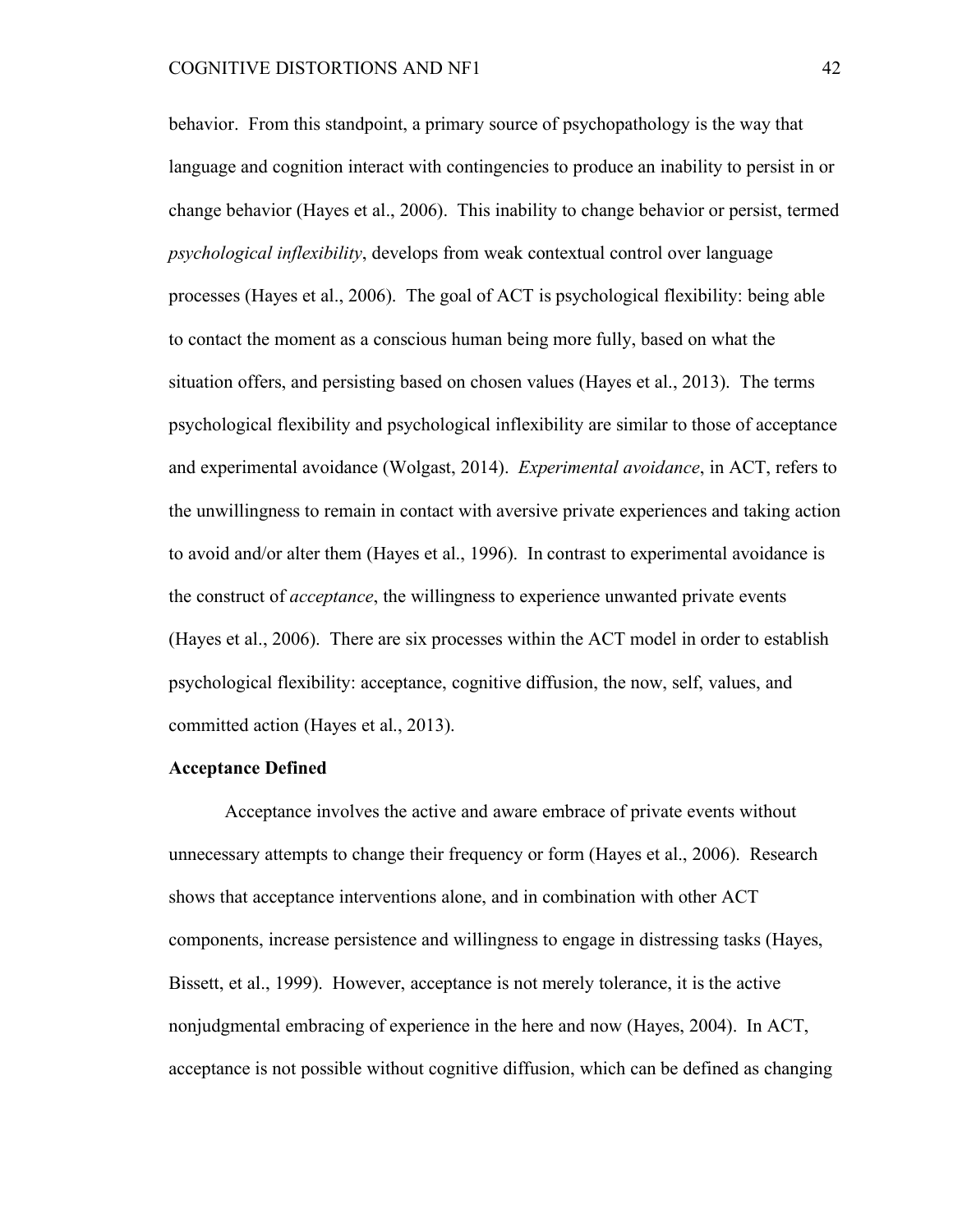behavior. From this standpoint, a primary source of psychopathology is the way that language and cognition interact with contingencies to produce an inability to persist in or change behavior (Hayes et al., 2006). This inability to change behavior or persist, termed *psychological inflexibility*, develops from weak contextual control over language processes (Hayes et al., 2006). The goal of ACT is psychological flexibility: being able to contact the moment as a conscious human being more fully, based on what the situation offers, and persisting based on chosen values (Hayes et al., 2013). The terms psychological flexibility and psychological inflexibility are similar to those of acceptance and experimental avoidance (Wolgast, 2014). *Experimental avoidance*, in ACT, refers to the unwillingness to remain in contact with aversive private experiences and taking action to avoid and/or alter them (Hayes et al., 1996). In contrast to experimental avoidance is the construct of *acceptance*, the willingness to experience unwanted private events (Hayes et al., 2006). There are six processes within the ACT model in order to establish psychological flexibility: acceptance, cognitive diffusion, the now, self, values, and committed action (Hayes et al., 2013).

**Acceptance Defined**

Acceptance involves the active and aware embrace of private events without unnecessary attempts to change their frequency or form (Hayes et al., 2006). Research shows that acceptance interventions alone, and in combination with other ACT components, increase persistence and willingness to engage in distressing tasks (Hayes, Bissett, et al., 1999). However, acceptance is not merely tolerance, it is the active nonjudgmental embracing of experience in the here and now (Hayes, 2004). In ACT, acceptance is not possible without cognitive diffusion, which can be defined as changing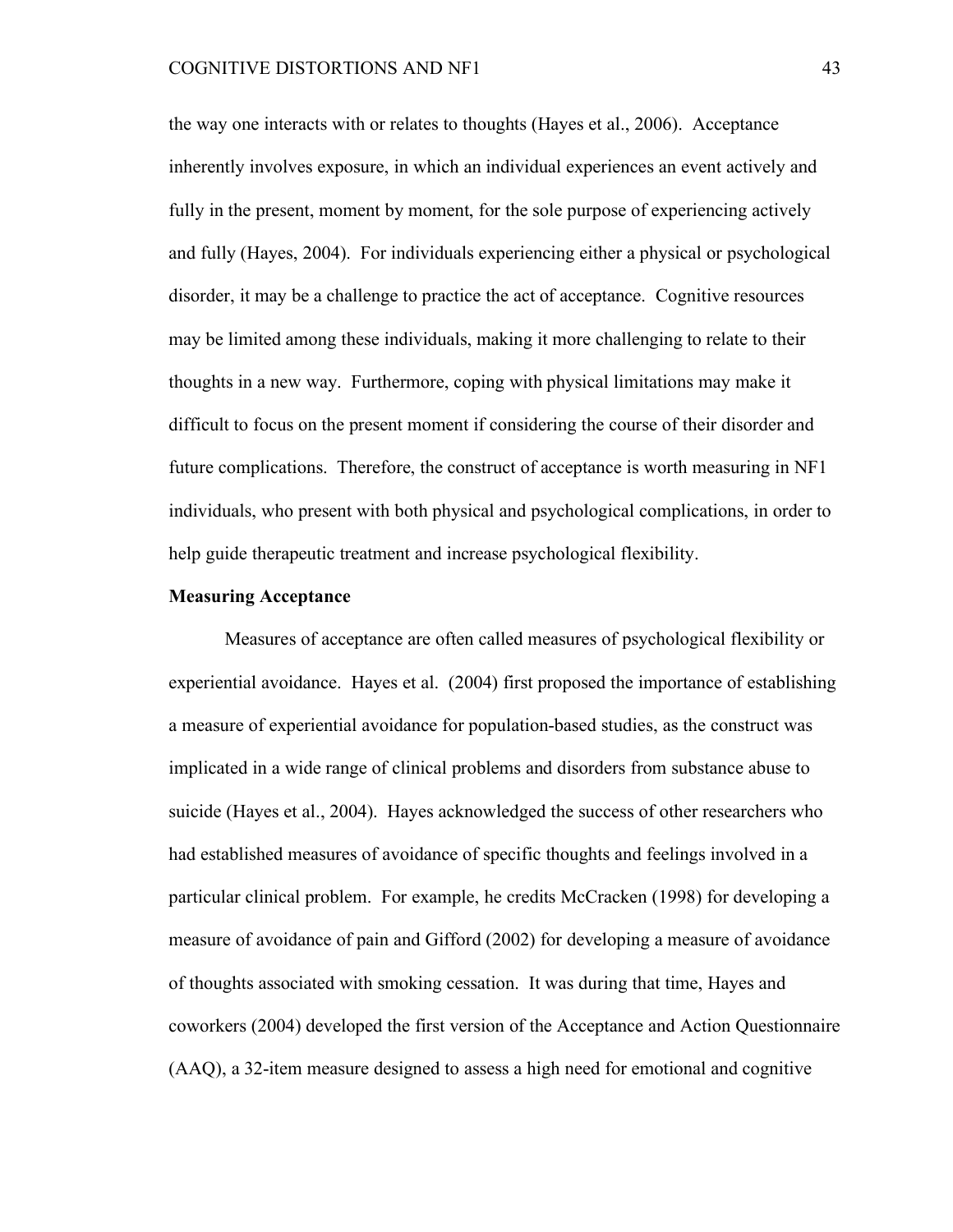the way one interacts with or relates to thoughts (Hayes et al., 2006). Acceptance inherently involves exposure, in which an individual experiences an event actively and fully in the present, moment by moment, for the sole purpose of experiencing actively and fully (Hayes, 2004). For individuals experiencing either a physical or psychological disorder, it may be a challenge to practice the act of acceptance. Cognitive resources may be limited among these individuals, making it more challenging to relate to their thoughts in a new way. Furthermore, coping with physical limitations may make it difficult to focus on the present moment if considering the course of their disorder and future complications. Therefore, the construct of acceptance is worth measuring in NF1 individuals, who present with both physical and psychological complications, in order to help guide therapeutic treatment and increase psychological flexibility.

**Measuring Acceptance**

Measures of acceptance are often called measures of psychological flexibility or experiential avoidance. Hayes et al. (2004) first proposed the importance of establishing a measure of experiential avoidance for population-based studies, as the construct was implicated in a wide range of clinical problems and disorders from substance abuse to suicide (Hayes et al., 2004). Hayes acknowledged the success of other researchers who had established measures of avoidance of specific thoughts and feelings involved in a particular clinical problem. For example, he credits McCracken (1998) for developing a measure of avoidance of pain and Gifford (2002) for developing a measure of avoidance of thoughts associated with smoking cessation. It was during that time, Hayes and coworkers (2004) developed the first version of the Acceptance and Action Questionnaire (AAQ), a 32-item measure designed to assess a high need for emotional and cognitive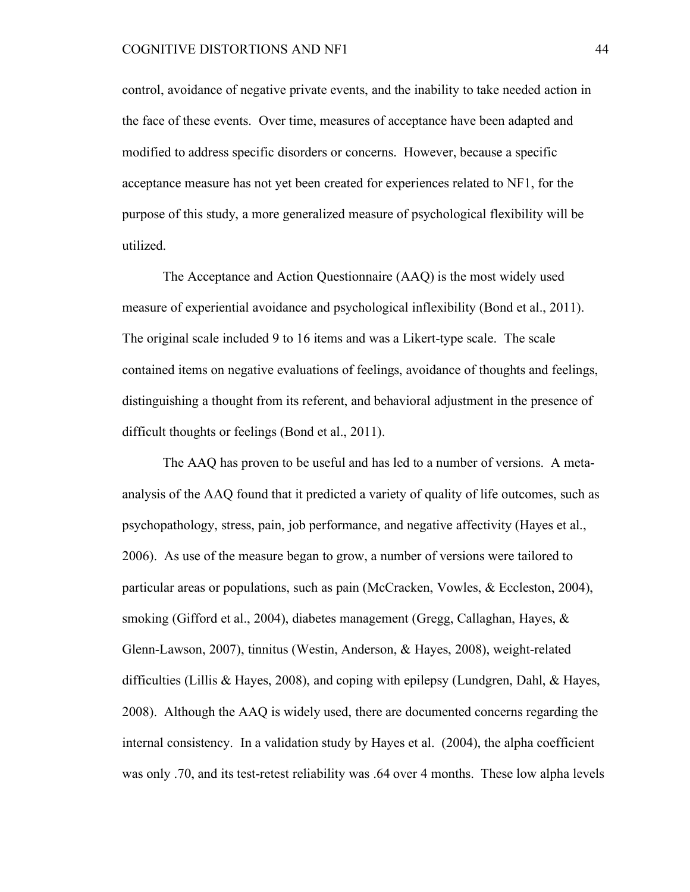control, avoidance of negative private events, and the inability to take needed action in the face of these events. Over time, measures of acceptance have been adapted and modified to address specific disorders or concerns. However, because a specific acceptance measure has not yet been created for experiences related to NF1, for the purpose of this study, a more generalized measure of psychological flexibility will be utilized.

The Acceptance and Action Questionnaire (AAQ) is the most widely used measure of experiential avoidance and psychological inflexibility (Bond et al., 2011). The original scale included 9 to 16 items and was a Likert-type scale. The scale contained items on negative evaluations of feelings, avoidance of thoughts and feelings, distinguishing a thought from its referent, and behavioral adjustment in the presence of difficult thoughts or feelings (Bond et al., 2011).

The AAQ has proven to be useful and has led to a number of versions. A meta-analysis of the AAQ found that it predicted a variety of quality of life outcomes, such as psychopathology, stress, pain, job performance, and negative affectivity (Hayes et al., 2006). As use of the measure began to grow, a number of versions were tailored to particular areas or populations, such as pain (McCracken, Vowles, & Eccleston, 2004), smoking (Gifford et al., 2004), diabetes management (Gregg, Callaghan, Hayes, & Glenn-Lawson, 2007), tinnitus (Westin, Anderson, & Hayes, 2008), weight-related difficulties (Lillis & Hayes, 2008), and coping with epilepsy (Lundgren, Dahl, & Hayes, 2008). Although the AAQ is widely used, there are documented concerns regarding the internal consistency. In a validation study by Hayes et al. (2004), the alpha coefficient was only .70, and its test-retest reliability was .64 over 4 months. These low alpha levels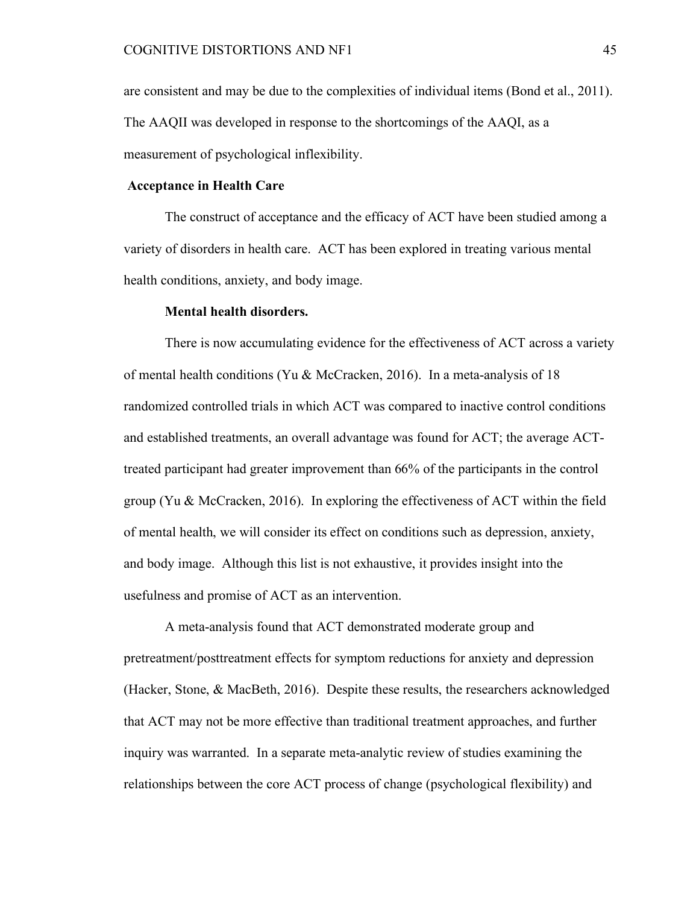are consistent and may be due to the complexities of individual items (Bond et al., 2011). The AAQII was developed in response to the shortcomings of the AAQI, as a measurement of psychological inflexibility.

## Acceptance in Health Care

The construct of acceptance and the efficacy of ACT have been studied among a variety of disorders in health care. ACT has been explored in treating various mental health conditions, anxiety, and body image.

### Mental health disorders.

There is now accumulating evidence for the effectiveness of ACT across a variety of mental health conditions (Yu & McCracken, 2016). In a meta-analysis of 18 randomized controlled trials in which ACT was compared to inactive control conditions and established treatments, an overall advantage was found for ACT; the average ACT-treated participant had greater improvement than 66% of the participants in the control group (Yu & McCracken, 2016). In exploring the effectiveness of ACT within the field of mental health, we will consider its effect on conditions such as depression, anxiety, and body image. Although this list is not exhaustive, it provides insight into the usefulness and promise of ACT as an intervention.

A meta-analysis found that ACT demonstrated moderate group and pretreatment/posttreatment effects for symptom reductions for anxiety and depression (Hacker, Stone, & MacBeth, 2016). Despite these results, the researchers acknowledged that ACT may not be more effective than traditional treatment approaches, and further inquiry was warranted. In a separate meta-analytic review of studies examining the relationships between the core ACT process of change (psychological flexibility) and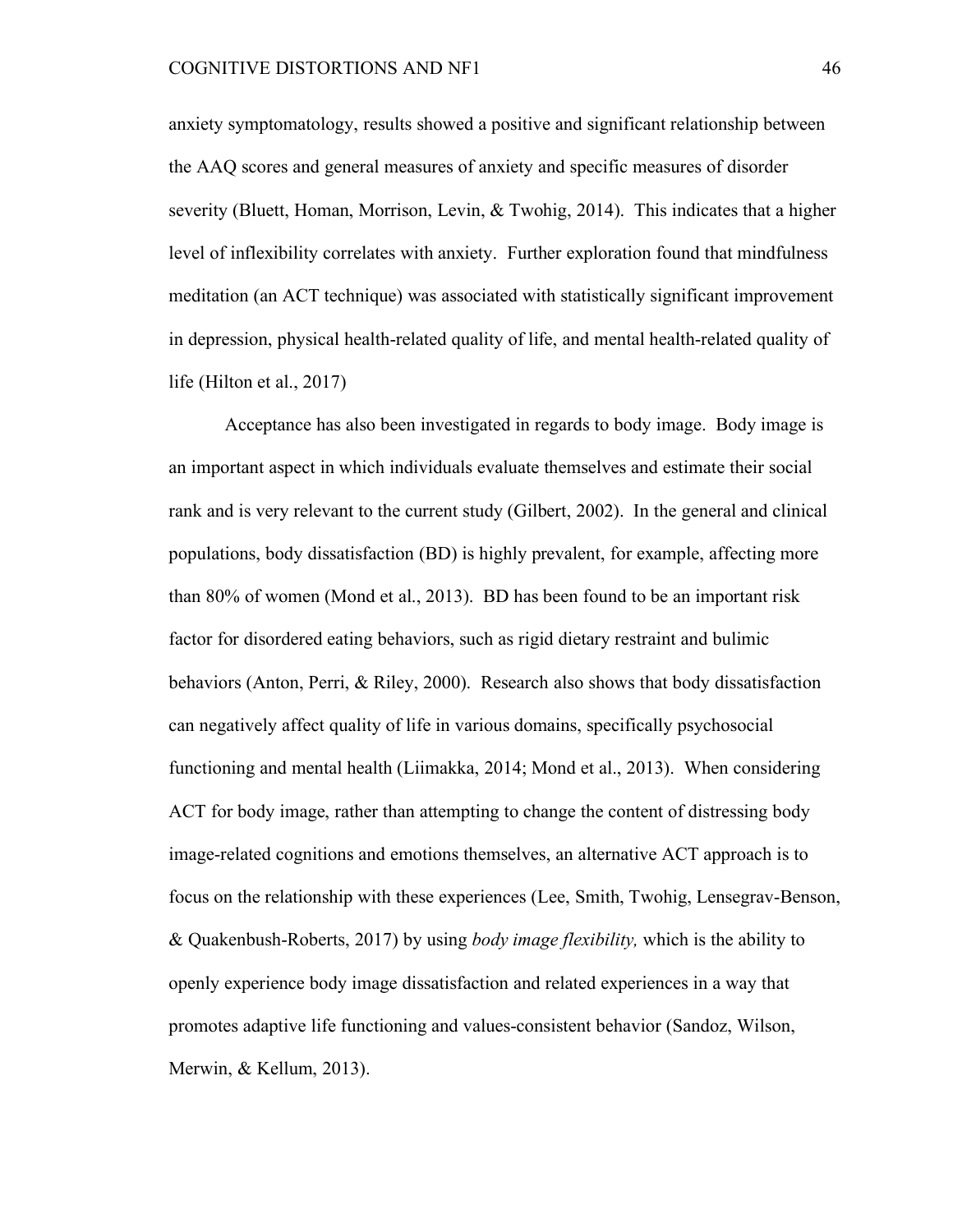anxiety symptomatology, results showed a positive and significant relationship between the AAQ scores and general measures of anxiety and specific measures of disorder severity (Bluett, Homan, Morrison, Levin, & Twohig, 2014). This indicates that a higher level of inflexibility correlates with anxiety. Further exploration found that mindfulness meditation (an ACT technique) was associated with statistically significant improvement in depression, physical health-related quality of life, and mental health-related quality of life (Hilton et al., 2017)

Acceptance has also been investigated in regards to body image. Body image is an important aspect in which individuals evaluate themselves and estimate their social rank and is very relevant to the current study (Gilbert, 2002). In the general and clinical populations, body dissatisfaction (BD) is highly prevalent, for example, affecting more than 80% of women (Mond et al., 2013). BD has been found to be an important risk factor for disordered eating behaviors, such as rigid dietary restraint and bulimic behaviors (Anton, Perri, & Riley, 2000). Research also shows that body dissatisfaction can negatively affect quality of life in various domains, specifically psychosocial functioning and mental health (Liimakka, 2014; Mond et al., 2013). When considering ACT for body image, rather than attempting to change the content of distressing body image-related cognitions and emotions themselves, an alternative ACT approach is to focus on the relationship with these experiences (Lee, Smith, Twohig, Lensegrav-Benson, & Quakenbush-Roberts, 2017) by using *body image flexibility,* which is the ability to openly experience body image dissatisfaction and related experiences in a way that promotes adaptive life functioning and values-consistent behavior (Sandoz, Wilson, Merwin, & Kellum, 2013).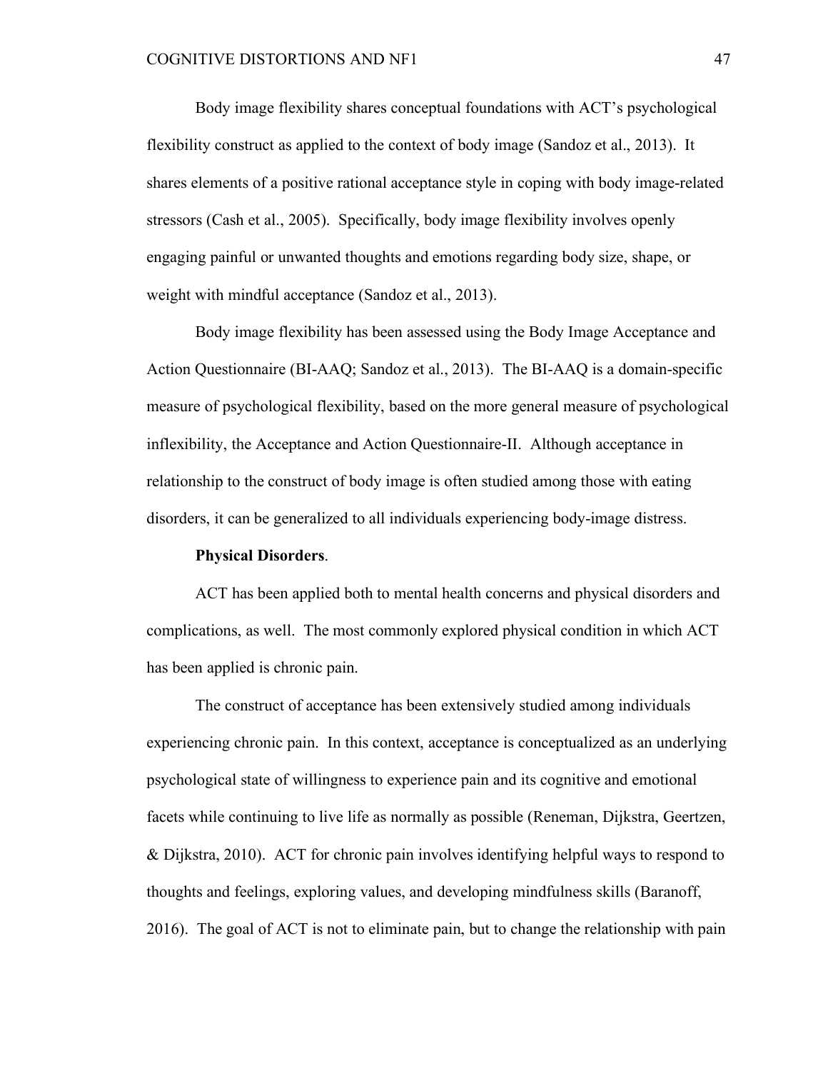Body image flexibility shares conceptual foundations with ACT's psychological flexibility construct as applied to the context of body image (Sandoz et al., 2013). It shares elements of a positive rational acceptance style in coping with body image-related stressors (Cash et al., 2005). Specifically, body image flexibility involves openly engaging painful or unwanted thoughts and emotions regarding body size, shape, or weight with mindful acceptance (Sandoz et al., 2013).

Body image flexibility has been assessed using the Body Image Acceptance and Action Questionnaire (BI-AAQ; Sandoz et al., 2013). The BI-AAQ is a domain-specific measure of psychological flexibility, based on the more general measure of psychological inflexibility, the Acceptance and Action Questionnaire-II. Although acceptance in relationship to the construct of body image is often studied among those with eating disorders, it can be generalized to all individuals experiencing body-image distress.

**Physical Disorders**.

ACT has been applied both to mental health concerns and physical disorders and complications, as well. The most commonly explored physical condition in which ACT has been applied is chronic pain.

The construct of acceptance has been extensively studied among individuals experiencing chronic pain. In this context, acceptance is conceptualized as an underlying psychological state of willingness to experience pain and its cognitive and emotional facets while continuing to live life as normally as possible (Reneman, Dijkstra, Geertzen, & Dijkstra, 2010). ACT for chronic pain involves identifying helpful ways to respond to thoughts and feelings, exploring values, and developing mindfulness skills (Baranoff, 2016). The goal of ACT is not to eliminate pain, but to change the relationship with pain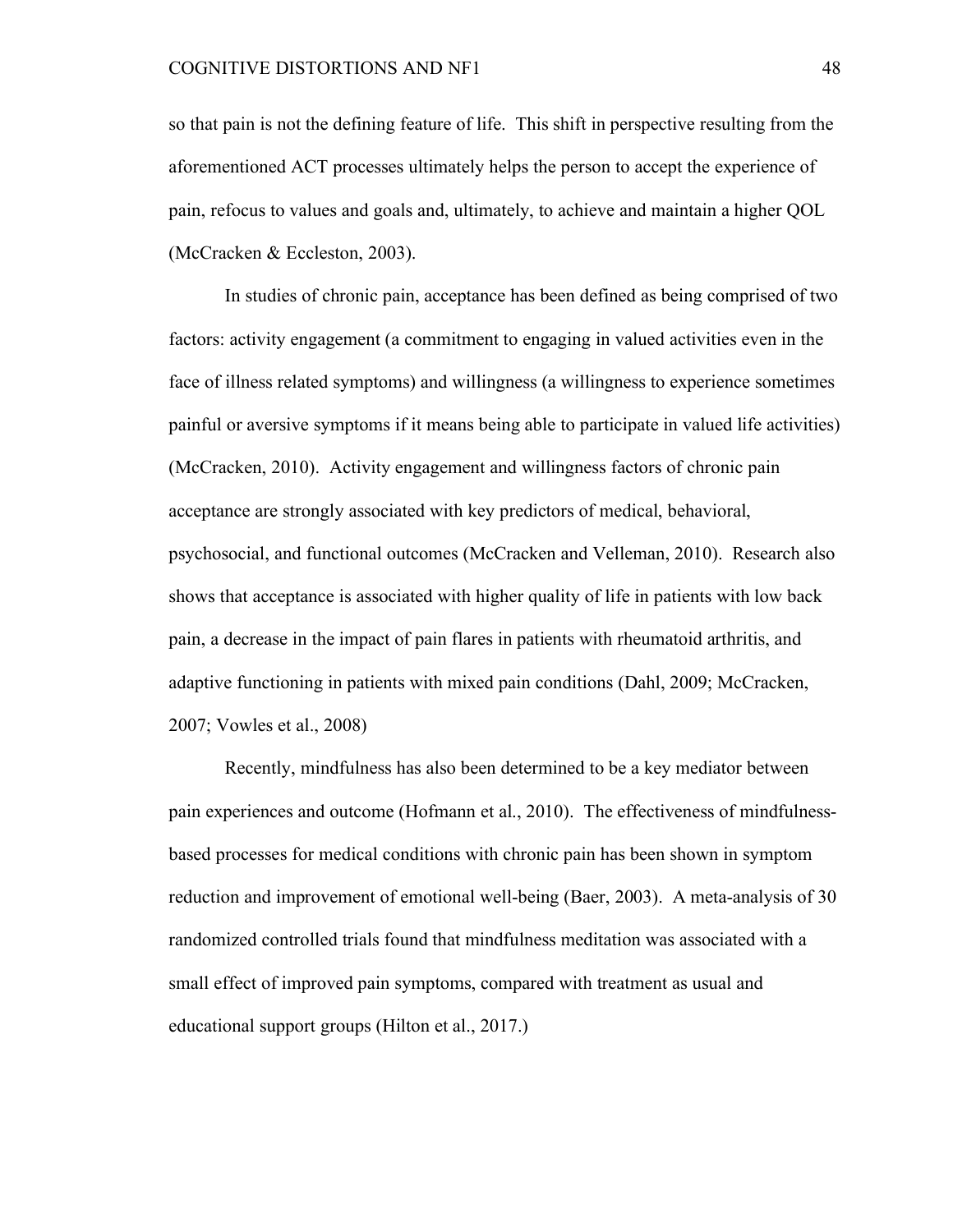so that pain is not the defining feature of life. This shift in perspective resulting from the aforementioned ACT processes ultimately helps the person to accept the experience of pain, refocus to values and goals and, ultimately, to achieve and maintain a higher QOL (McCracken & Eccleston, 2003).

In studies of chronic pain, acceptance has been defined as being comprised of two factors: activity engagement (a commitment to engaging in valued activities even in the face of illness related symptoms) and willingness (a willingness to experience sometimes painful or aversive symptoms if it means being able to participate in valued life activities) (McCracken, 2010). Activity engagement and willingness factors of chronic pain acceptance are strongly associated with key predictors of medical, behavioral, psychosocial, and functional outcomes (McCracken and Velleman, 2010). Research also shows that acceptance is associated with higher quality of life in patients with low back pain, a decrease in the impact of pain flares in patients with rheumatoid arthritis, and adaptive functioning in patients with mixed pain conditions (Dahl, 2009; McCracken, 2007; Vowles et al., 2008)

Recently, mindfulness has also been determined to be a key mediator between pain experiences and outcome (Hofmann et al., 2010). The effectiveness of mindfulness-based processes for medical conditions with chronic pain has been shown in symptom reduction and improvement of emotional well-being (Baer, 2003). A meta-analysis of 30 randomized controlled trials found that mindfulness meditation was associated with a small effect of improved pain symptoms, compared with treatment as usual and educational support groups (Hilton et al., 2017.)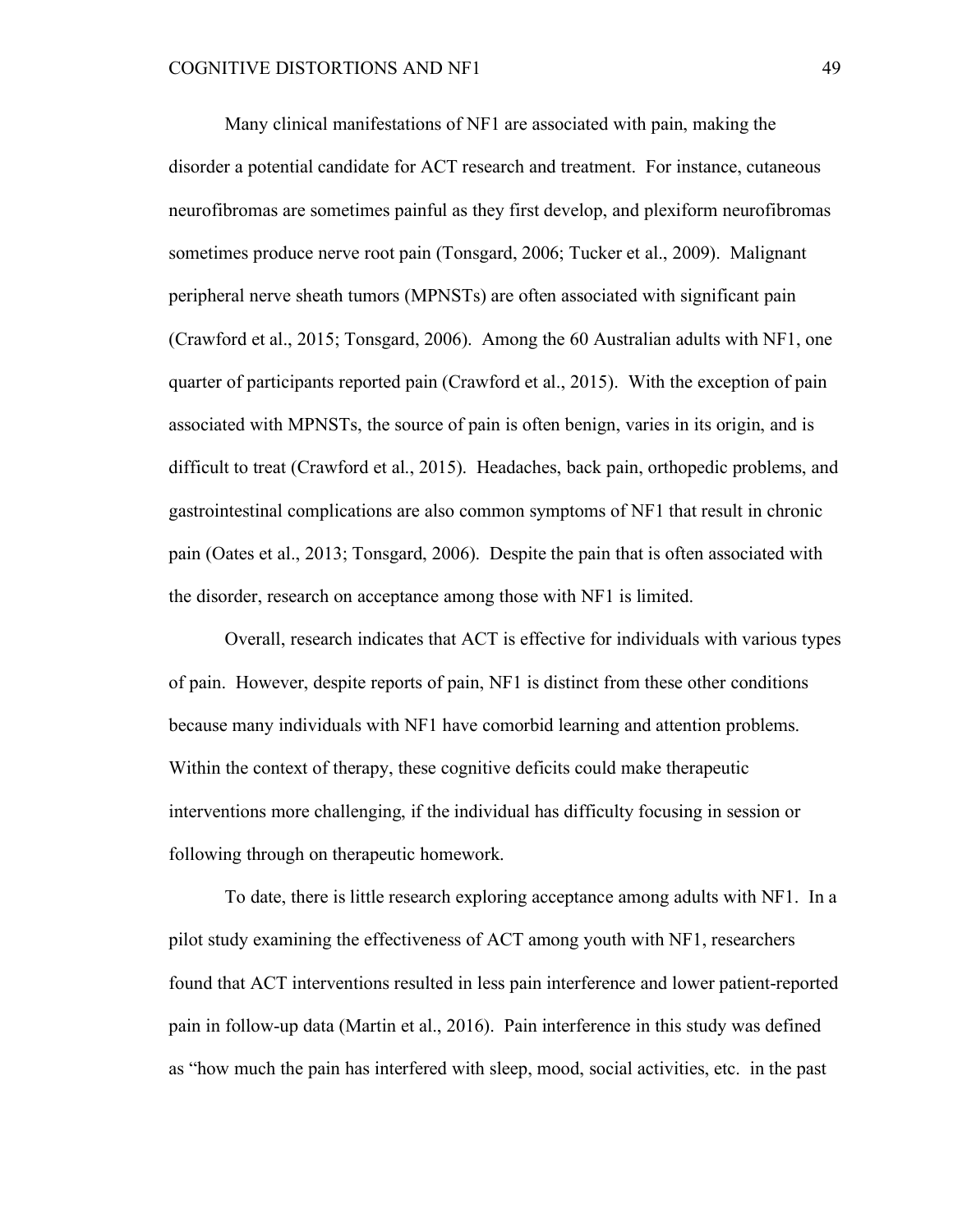Many clinical manifestations of NF1 are associated with pain, making the disorder a potential candidate for ACT research and treatment. For instance, cutaneous neurofibromas are sometimes painful as they first develop, and plexiform neurofibromas sometimes produce nerve root pain (Tonsgard, 2006; Tucker et al., 2009). Malignant peripheral nerve sheath tumors (MPNSTs) are often associated with significant pain (Crawford et al., 2015; Tonsgard, 2006). Among the 60 Australian adults with NF1, one quarter of participants reported pain (Crawford et al., 2015). With the exception of pain associated with MPNSTs, the source of pain is often benign, varies in its origin, and is difficult to treat (Crawford et al., 2015). Headaches, back pain, orthopedic problems, and gastrointestinal complications are also common symptoms of NF1 that result in chronic pain (Oates et al., 2013; Tonsgard, 2006). Despite the pain that is often associated with the disorder, research on acceptance among those with NF1 is limited.

Overall, research indicates that ACT is effective for individuals with various types of pain. However, despite reports of pain, NF1 is distinct from these other conditions because many individuals with NF1 have comorbid learning and attention problems. Within the context of therapy, these cognitive deficits could make therapeutic interventions more challenging, if the individual has difficulty focusing in session or following through on therapeutic homework.

To date, there is little research exploring acceptance among adults with NF1. In a pilot study examining the effectiveness of ACT among youth with NF1, researchers found that ACT interventions resulted in less pain interference and lower patient-reported pain in follow-up data (Martin et al., 2016). Pain interference in this study was defined as "how much the pain has interfered with sleep, mood, social activities, etc. in the past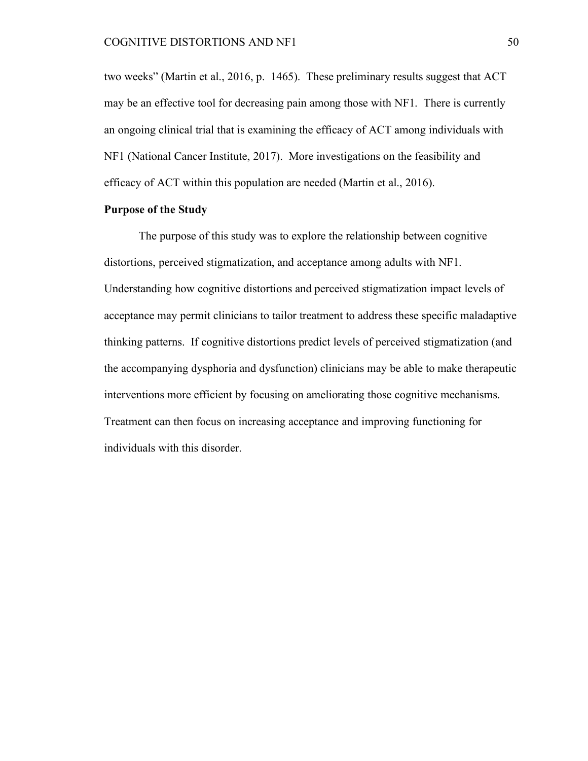two weeks" (Martin et al., 2016, p. 1465). These preliminary results suggest that ACT may be an effective tool for decreasing pain among those with NF1. There is currently an ongoing clinical trial that is examining the efficacy of ACT among individuals with NF1 (National Cancer Institute, 2017). More investigations on the feasibility and efficacy of ACT within this population are needed (Martin et al., 2016).

## Purpose of the Study

The purpose of this study was to explore the relationship between cognitive distortions, perceived stigmatization, and acceptance among adults with NF1. Understanding how cognitive distortions and perceived stigmatization impact levels of acceptance may permit clinicians to tailor treatment to address these specific maladaptive thinking patterns. If cognitive distortions predict levels of perceived stigmatization (and the accompanying dysphoria and dysfunction) clinicians may be able to make therapeutic interventions more efficient by focusing on ameliorating those cognitive mechanisms. Treatment can then focus on increasing acceptance and improving functioning for individuals with this disorder.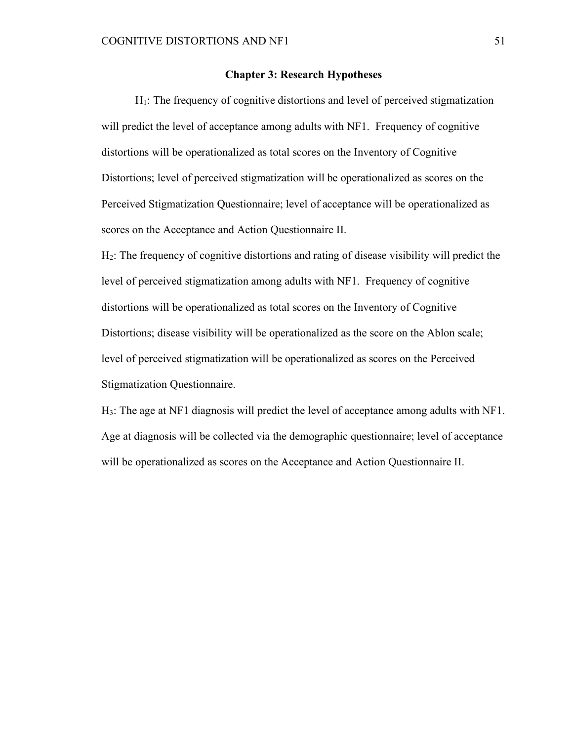## Chapter 3: Research Hypotheses

$H_1$: The frequency of cognitive distortions and level of perceived stigmatization will predict the level of acceptance among adults with NF1. Frequency of cognitive distortions will be operationalized as total scores on the Inventory of Cognitive Distortions; level of perceived stigmatization will be operationalized as scores on the Perceived Stigmatization Questionnaire; level of acceptance will be operationalized as scores on the Acceptance and Action Questionnaire II.

$H_2$: The frequency of cognitive distortions and rating of disease visibility will predict the level of perceived stigmatization among adults with NF1. Frequency of cognitive distortions will be operationalized as total scores on the Inventory of Cognitive Distortions; disease visibility will be operationalized as the score on the Ablon scale; level of perceived stigmatization will be operationalized as scores on the Perceived Stigmatization Questionnaire.

$H_3$: The age at NF1 diagnosis will predict the level of acceptance among adults with NF1. Age at diagnosis will be collected via the demographic questionnaire; level of acceptance will be operationalized as scores on the Acceptance and Action Questionnaire II.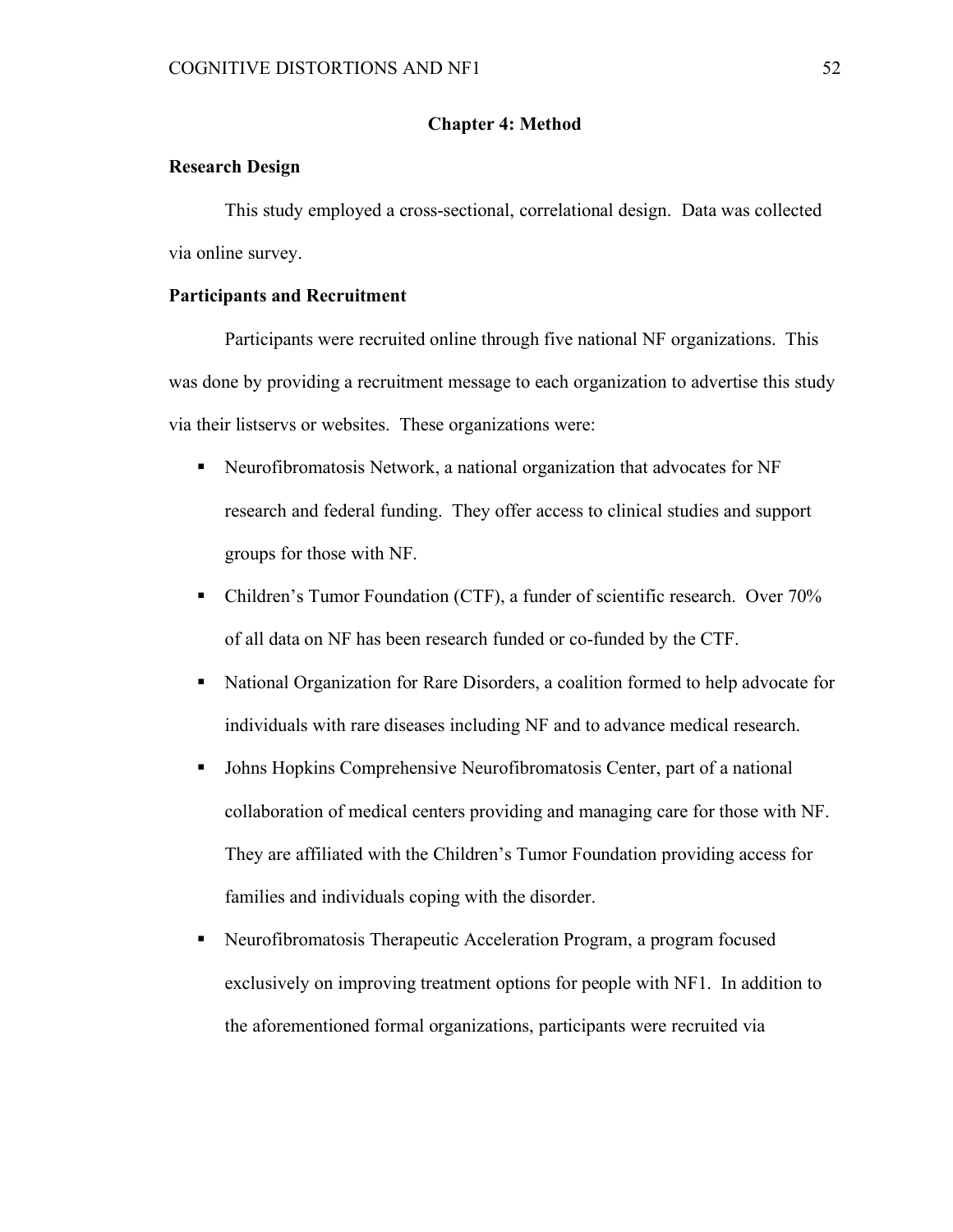## Chapter 4: Method

### Research Design

This study employed a cross-sectional, correlational design. Data was collected via online survey.

### Participants and Recruitment

Participants were recruited online through five national NF organizations. This was done by providing a recruitment message to each organization to advertise this study via their listservs or websites. These organizations were:

- Neurofibromatosis Network, a national organization that advocates for NF research and federal funding. They offer access to clinical studies and support groups for those with NF.
- Children's Tumor Foundation (CTF), a funder of scientific research. Over 70% of all data on NF has been research funded or co-funded by the CTF.
- National Organization for Rare Disorders, a coalition formed to help advocate for individuals with rare diseases including NF and to advance medical research.
- Johns Hopkins Comprehensive Neurofibromatosis Center, part of a national collaboration of medical centers providing and managing care for those with NF. They are affiliated with the Children's Tumor Foundation providing access for families and individuals coping with the disorder.
- Neurofibromatosis Therapeutic Acceleration Program, a program focused exclusively on improving treatment options for people with NF1. In addition to the aforementioned formal organizations, participants were recruited via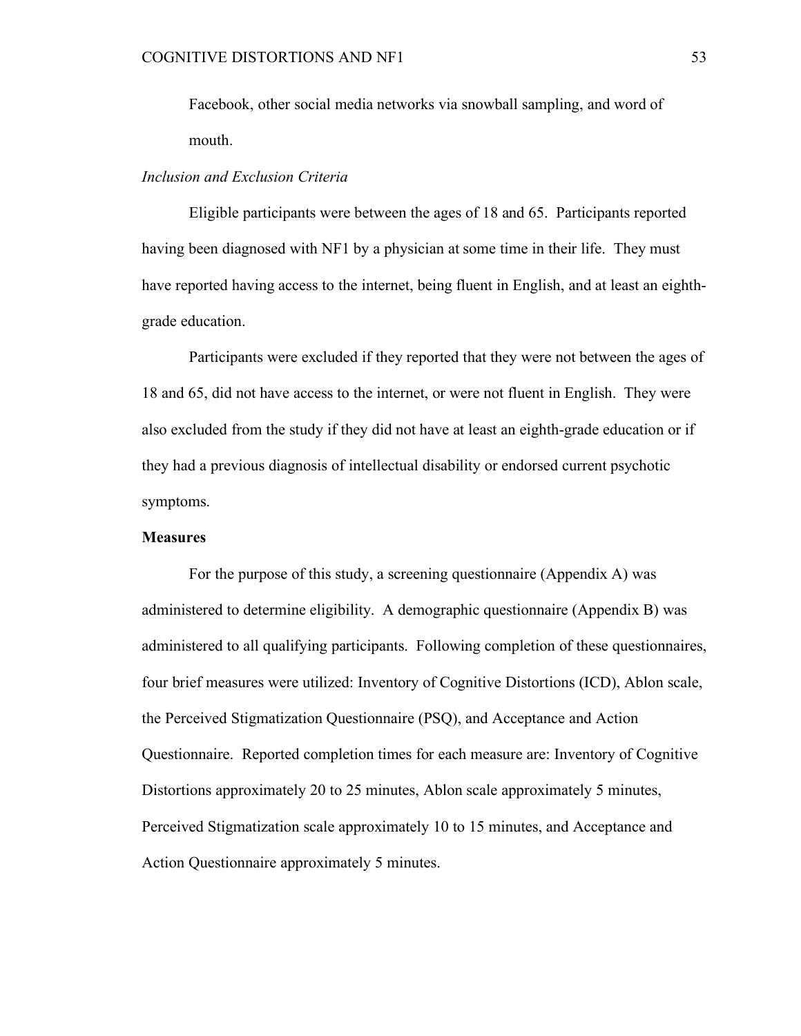Facebook, other social media networks via snowball sampling, and word of mouth.

*Inclusion and Exclusion Criteria*

Eligible participants were between the ages of 18 and 65. Participants reported having been diagnosed with NF1 by a physician at some time in their life. They must have reported having access to the internet, being fluent in English, and at least an eighth-grade education.

Participants were excluded if they reported that they were not between the ages of 18 and 65, did not have access to the internet, or were not fluent in English. They were also excluded from the study if they did not have at least an eighth-grade education or if they had a previous diagnosis of intellectual disability or endorsed current psychotic symptoms.

**Measures**

For the purpose of this study, a screening questionnaire (Appendix A) was administered to determine eligibility. A demographic questionnaire (Appendix B) was administered to all qualifying participants. Following completion of these questionnaires, four brief measures were utilized: Inventory of Cognitive Distortions (ICD), Ablon scale, the Perceived Stigmatization Questionnaire (PSQ), and Acceptance and Action Questionnaire. Reported completion times for each measure are: Inventory of Cognitive Distortions approximately 20 to 25 minutes, Ablon scale approximately 5 minutes, Perceived Stigmatization scale approximately 10 to 15 minutes, and Acceptance and Action Questionnaire approximately 5 minutes.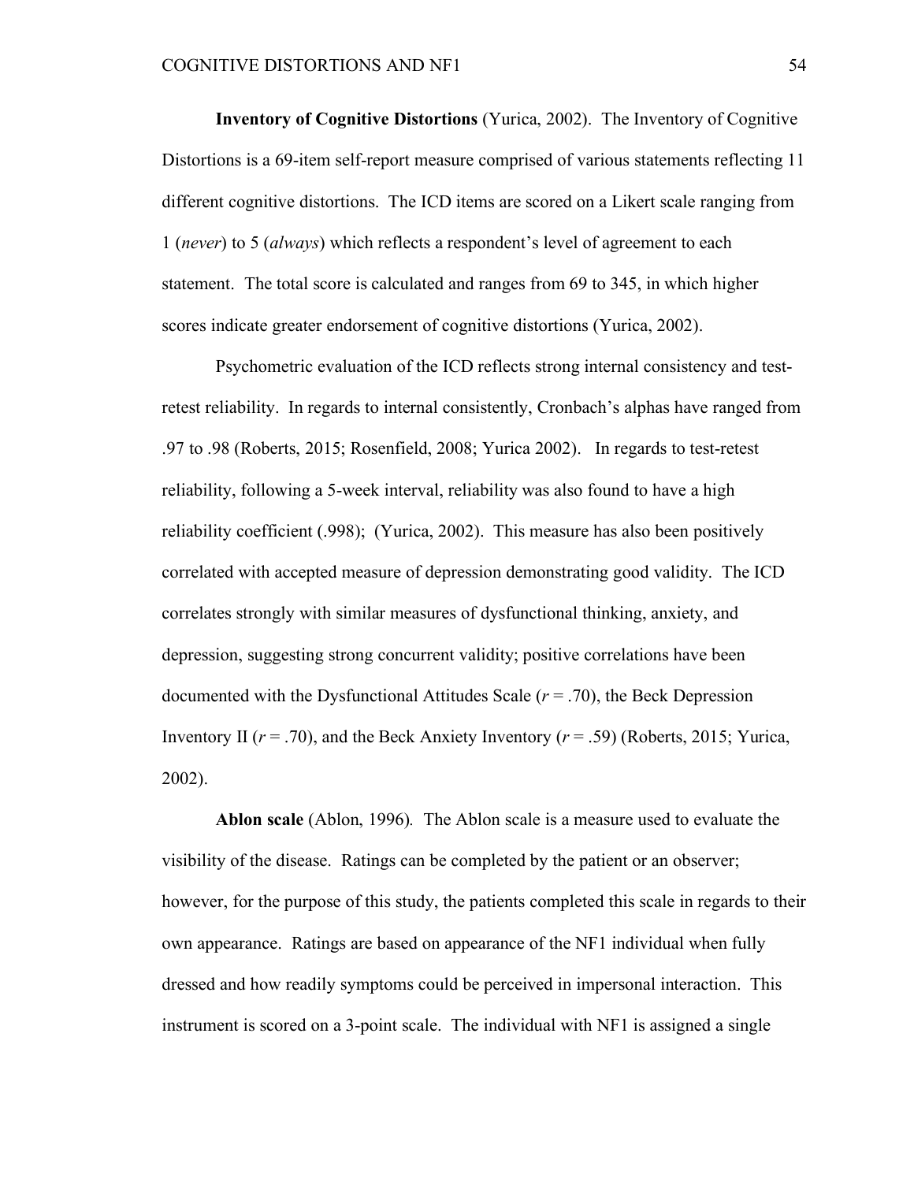**Inventory of Cognitive Distortions** (Yurica, 2002). The Inventory of Cognitive Distortions is a 69-item self-report measure comprised of various statements reflecting 11 different cognitive distortions. The ICD items are scored on a Likert scale ranging from 1 (*never*) to 5 (*always*) which reflects a respondent's level of agreement to each statement. The total score is calculated and ranges from 69 to 345, in which higher scores indicate greater endorsement of cognitive distortions (Yurica, 2002).

Psychometric evaluation of the ICD reflects strong internal consistency and test-retest reliability. In regards to internal consistently, Cronbach's alphas have ranged from .97 to .98 (Roberts, 2015; Rosenfield, 2008; Yurica 2002). In regards to test-retest reliability, following a 5-week interval, reliability was also found to have a high reliability coefficient (.998); (Yurica, 2002). This measure has also been positively correlated with accepted measure of depression demonstrating good validity. The ICD correlates strongly with similar measures of dysfunctional thinking, anxiety, and depression, suggesting strong concurrent validity; positive correlations have been documented with the Dysfunctional Attitudes Scale ($r = .70$), the Beck Depression Inventory II ($r = .70$), and the Beck Anxiety Inventory ($r = .59$) (Roberts, 2015; Yurica, 2002).

**Ablon scale** (Ablon, 1996). The Ablon scale is a measure used to evaluate the visibility of the disease. Ratings can be completed by the patient or an observer; however, for the purpose of this study, the patients completed this scale in regards to their own appearance. Ratings are based on appearance of the NF1 individual when fully dressed and how readily symptoms could be perceived in impersonal interaction. This instrument is scored on a 3-point scale. The individual with NF1 is assigned a single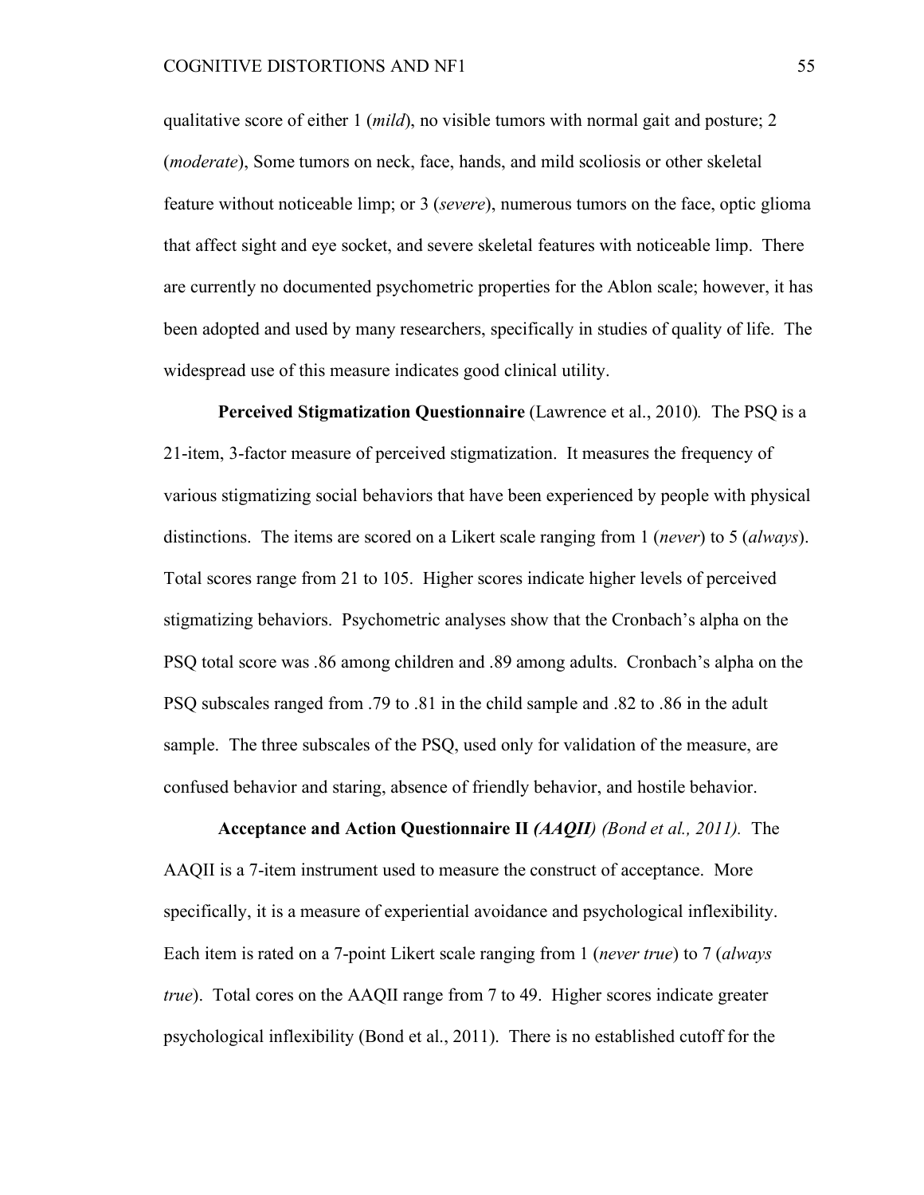qualitative score of either 1 (*mild*), no visible tumors with normal gait and posture; 2 (*moderate*), Some tumors on neck, face, hands, and mild scoliosis or other skeletal feature without noticeable limp; or 3 (*severe*), numerous tumors on the face, optic glioma that affect sight and eye socket, and severe skeletal features with noticeable limp. There are currently no documented psychometric properties for the Ablon scale; however, it has been adopted and used by many researchers, specifically in studies of quality of life. The widespread use of this measure indicates good clinical utility.

**Perceived Stigmatization Questionnaire** (Lawrence et al., 2010)*.* The PSQ is a 21-item, 3-factor measure of perceived stigmatization. It measures the frequency of various stigmatizing social behaviors that have been experienced by people with physical distinctions. The items are scored on a Likert scale ranging from 1 (*never*) to 5 (*always*). Total scores range from 21 to 105. Higher scores indicate higher levels of perceived stigmatizing behaviors. Psychometric analyses show that the Cronbach's alpha on the PSQ total score was .86 among children and .89 among adults. Cronbach's alpha on the PSQ subscales ranged from .79 to .81 in the child sample and .82 to .86 in the adult sample. The three subscales of the PSQ, used only for validation of the measure, are confused behavior and staring, absence of friendly behavior, and hostile behavior.

**Acceptance and Action Questionnaire II** ***(AAQII)*** *(Bond et al., 2011).* The AAQII is a 7-item instrument used to measure the construct of acceptance. More specifically, it is a measure of experiential avoidance and psychological inflexibility. Each item is rated on a 7-point Likert scale ranging from 1 (*never true*) to 7 (*always true*). Total cores on the AAQII range from 7 to 49. Higher scores indicate greater psychological inflexibility (Bond et al., 2011). There is no established cutoff for the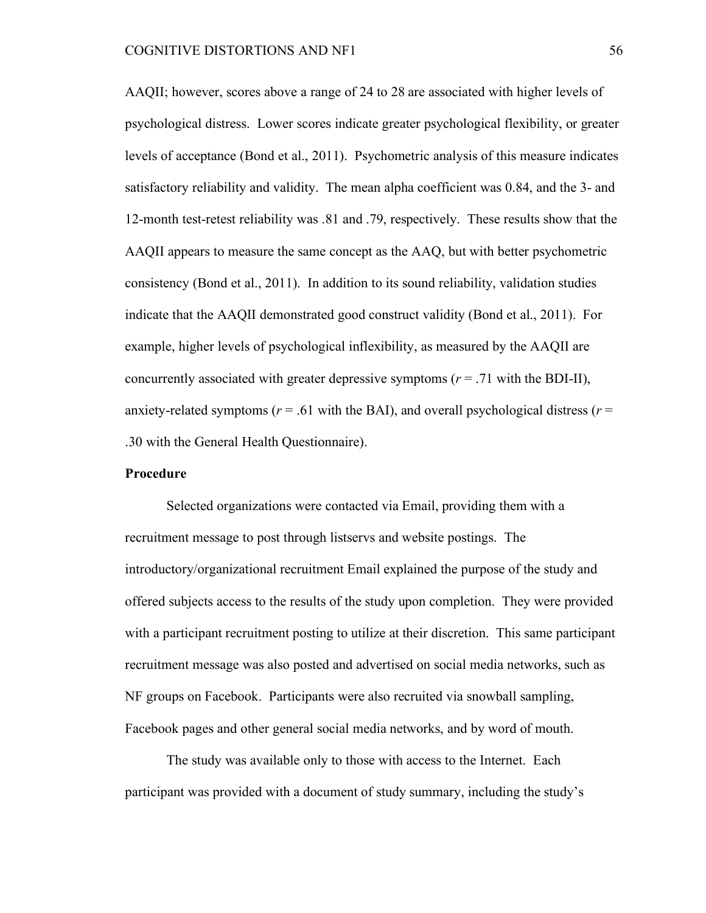AAQII; however, scores above a range of 24 to 28 are associated with higher levels of psychological distress. Lower scores indicate greater psychological flexibility, or greater levels of acceptance (Bond et al., 2011). Psychometric analysis of this measure indicates satisfactory reliability and validity. The mean alpha coefficient was 0.84, and the 3- and 12-month test-retest reliability was .81 and .79, respectively. These results show that the AAQII appears to measure the same concept as the AAQ, but with better psychometric consistency (Bond et al., 2011). In addition to its sound reliability, validation studies indicate that the AAQII demonstrated good construct validity (Bond et al., 2011). For example, higher levels of psychological inflexibility, as measured by the AAQII are concurrently associated with greater depressive symptoms ($r = .71$ with the BDI-II), anxiety-related symptoms ($r = .61$ with the BAI), and overall psychological distress ($r = .30$ with the General Health Questionnaire).

**Procedure**

Selected organizations were contacted via Email, providing them with a recruitment message to post through listservs and website postings. The introductory/organizational recruitment Email explained the purpose of the study and offered subjects access to the results of the study upon completion. They were provided with a participant recruitment posting to utilize at their discretion. This same participant recruitment message was also posted and advertised on social media networks, such as NF groups on Facebook. Participants were also recruited via snowball sampling, Facebook pages and other general social media networks, and by word of mouth.

The study was available only to those with access to the Internet. Each participant was provided with a document of study summary, including the study's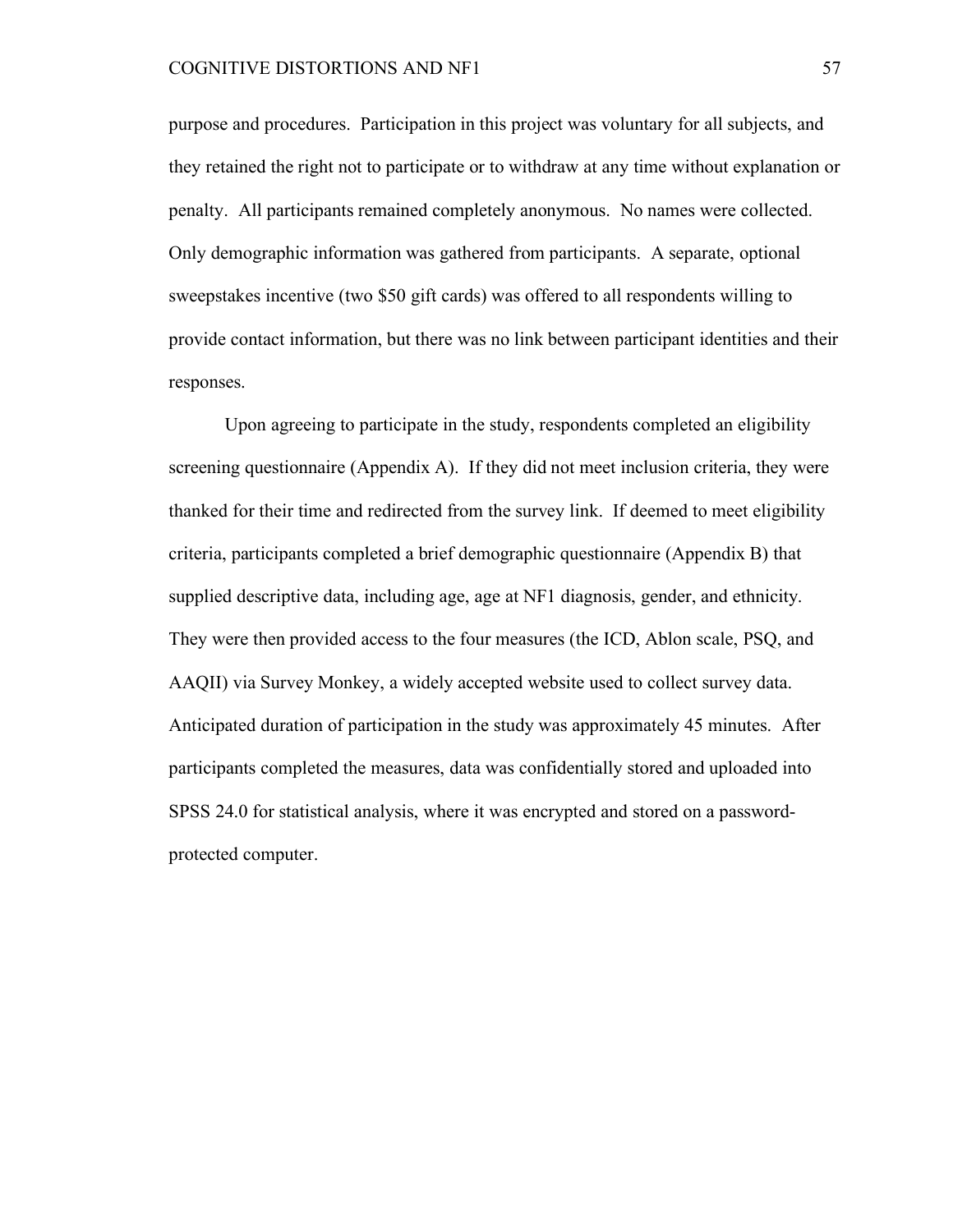purpose and procedures. Participation in this project was voluntary for all subjects, and they retained the right not to participate or to withdraw at any time without explanation or penalty. All participants remained completely anonymous. No names were collected. Only demographic information was gathered from participants. A separate, optional sweepstakes incentive (two $50 gift cards) was offered to all respondents willing to provide contact information, but there was no link between participant identities and their responses.

Upon agreeing to participate in the study, respondents completed an eligibility screening questionnaire (Appendix A). If they did not meet inclusion criteria, they were thanked for their time and redirected from the survey link. If deemed to meet eligibility criteria, participants completed a brief demographic questionnaire (Appendix B) that supplied descriptive data, including age, age at NF1 diagnosis, gender, and ethnicity. They were then provided access to the four measures (the ICD, Ablon scale, PSQ, and AAQII) via Survey Monkey, a widely accepted website used to collect survey data. Anticipated duration of participation in the study was approximately 45 minutes. After participants completed the measures, data was confidentially stored and uploaded into SPSS 24.0 for statistical analysis, where it was encrypted and stored on a password-protected computer.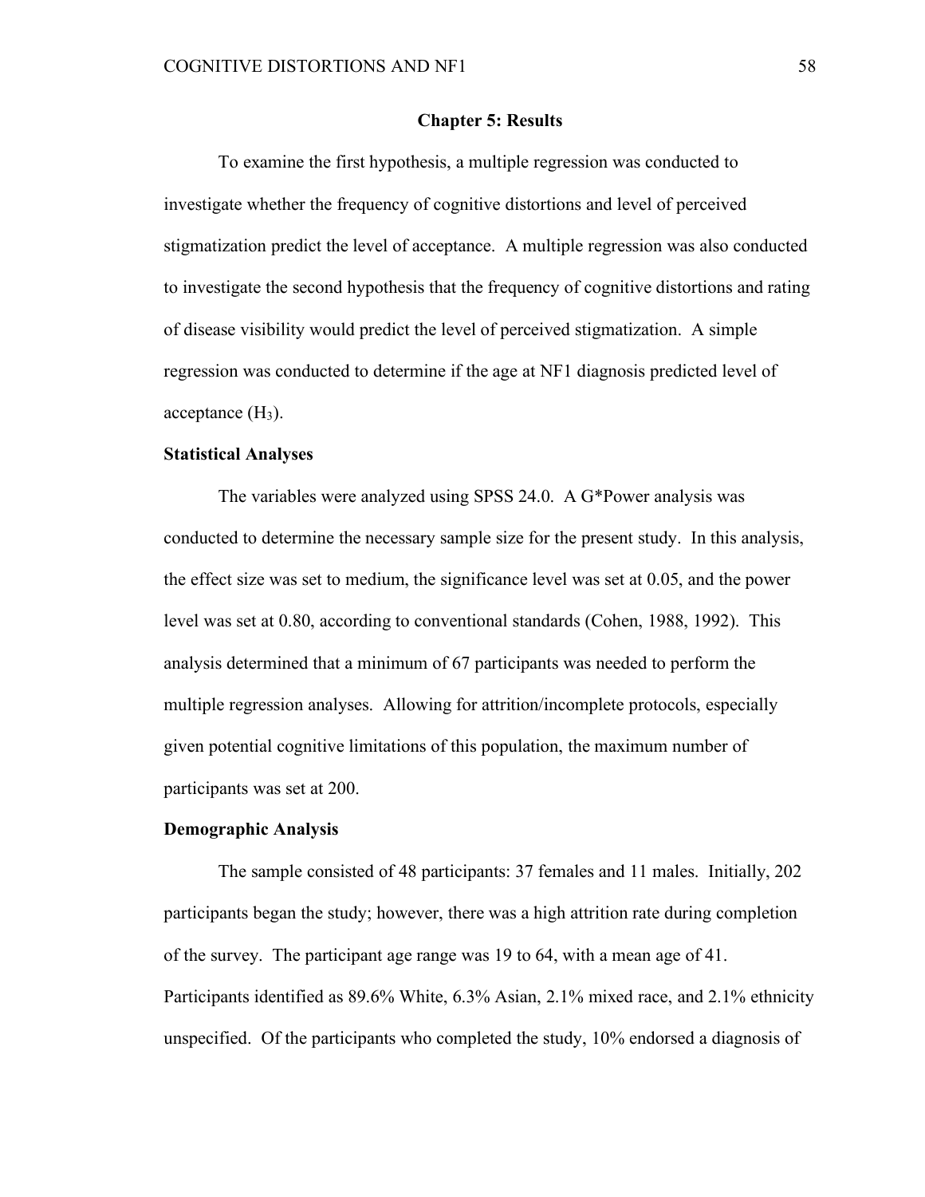# Chapter 5: Results

To examine the first hypothesis, a multiple regression was conducted to investigate whether the frequency of cognitive distortions and level of perceived stigmatization predict the level of acceptance. A multiple regression was also conducted to investigate the second hypothesis that the frequency of cognitive distortions and rating of disease visibility would predict the level of perceived stigmatization. A simple regression was conducted to determine if the age at NF1 diagnosis predicted level of acceptance ($H_3$).

## Statistical Analyses

The variables were analyzed using SPSS 24.0. A G*Power analysis was conducted to determine the necessary sample size for the present study. In this analysis, the effect size was set to medium, the significance level was set at 0.05, and the power level was set at 0.80, according to conventional standards (Cohen, 1988, 1992). This analysis determined that a minimum of 67 participants was needed to perform the multiple regression analyses. Allowing for attrition/incomplete protocols, especially given potential cognitive limitations of this population, the maximum number of participants was set at 200.

## Demographic Analysis

The sample consisted of 48 participants: 37 females and 11 males. Initially, 202 participants began the study; however, there was a high attrition rate during completion of the survey. The participant age range was 19 to 64, with a mean age of 41. Participants identified as 89.6% White, 6.3% Asian, 2.1% mixed race, and 2.1% ethnicity unspecified. Of the participants who completed the study, 10% endorsed a diagnosis of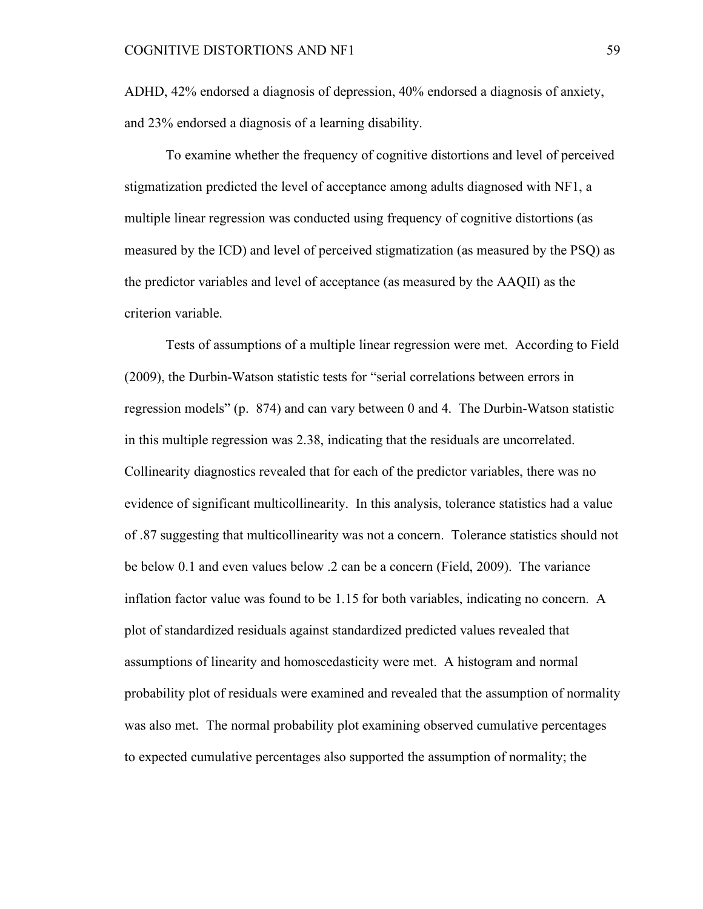ADHD, 42% endorsed a diagnosis of depression, 40% endorsed a diagnosis of anxiety, and 23% endorsed a diagnosis of a learning disability.

To examine whether the frequency of cognitive distortions and level of perceived stigmatization predicted the level of acceptance among adults diagnosed with NF1, a multiple linear regression was conducted using frequency of cognitive distortions (as measured by the ICD) and level of perceived stigmatization (as measured by the PSQ) as the predictor variables and level of acceptance (as measured by the AAQII) as the criterion variable.

Tests of assumptions of a multiple linear regression were met. According to Field (2009), the Durbin-Watson statistic tests for "serial correlations between errors in regression models" (p. 874) and can vary between 0 and 4. The Durbin-Watson statistic in this multiple regression was 2.38, indicating that the residuals are uncorrelated. Collinearity diagnostics revealed that for each of the predictor variables, there was no evidence of significant multicollinearity. In this analysis, tolerance statistics had a value of .87 suggesting that multicollinearity was not a concern. Tolerance statistics should not be below 0.1 and even values below .2 can be a concern (Field, 2009). The variance inflation factor value was found to be 1.15 for both variables, indicating no concern. A plot of standardized residuals against standardized predicted values revealed that assumptions of linearity and homoscedasticity were met. A histogram and normal probability plot of residuals were examined and revealed that the assumption of normality was also met. The normal probability plot examining observed cumulative percentages to expected cumulative percentages also supported the assumption of normality; the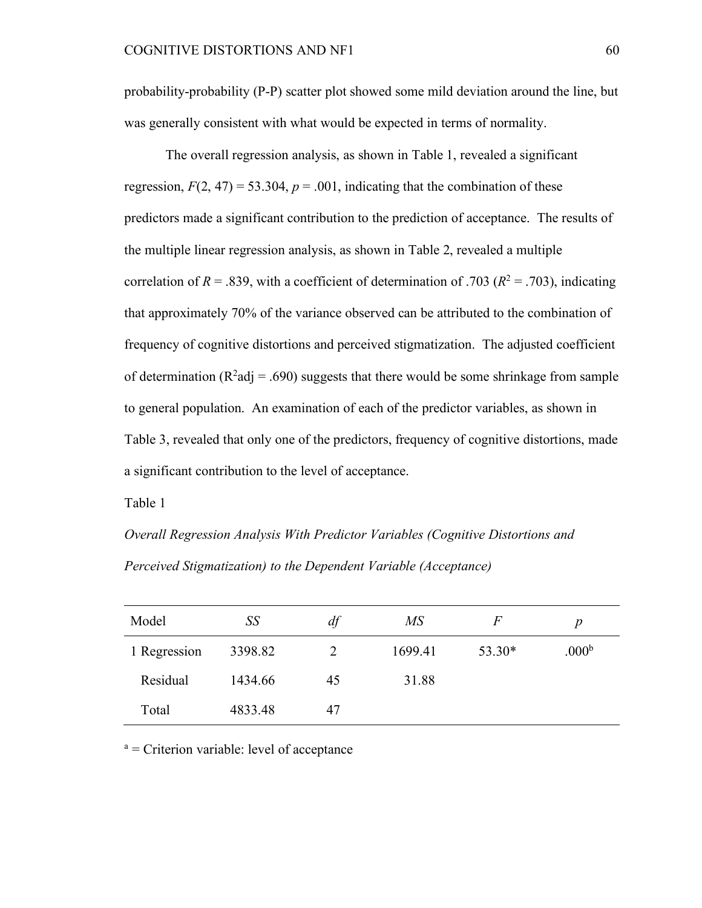probability-probability (P-P) scatter plot showed some mild deviation around the line, but was generally consistent with what would be expected in terms of normality.

The overall regression analysis, as shown in Table 1, revealed a significant regression, $F(2, 47) = 53.304$, $p = .001$, indicating that the combination of these predictors made a significant contribution to the prediction of acceptance. The results of the multiple linear regression analysis, as shown in Table 2, revealed a multiple correlation of $R = .839$, with a coefficient of determination of .703 ($R^2 = .703$), indicating that approximately 70% of the variance observed can be attributed to the combination of frequency of cognitive distortions and perceived stigmatization. The adjusted coefficient of determination ($R^2$adj = .690) suggests that there would be some shrinkage from sample to general population. An examination of each of the predictor variables, as shown in Table 3, revealed that only one of the predictors, frequency of cognitive distortions, made a significant contribution to the level of acceptance.

Table 1

*Overall Regression Analysis With Predictor Variables (Cognitive Distortions and Perceived Stigmatization) to the Dependent Variable (Acceptance)*

| Model | *SS* | *df* | *MS* | *F* | *p* |
|---|---|---|---|---|---|
| 1 Regression | 3398.82 | 2 | 1699.41 | 53.30* | .000[b] |
| Residual | 1434.66 | 45 | 31.88 | | |
| Total | 4833.48 | 47 | | | |

[a] = Criterion variable: level of acceptance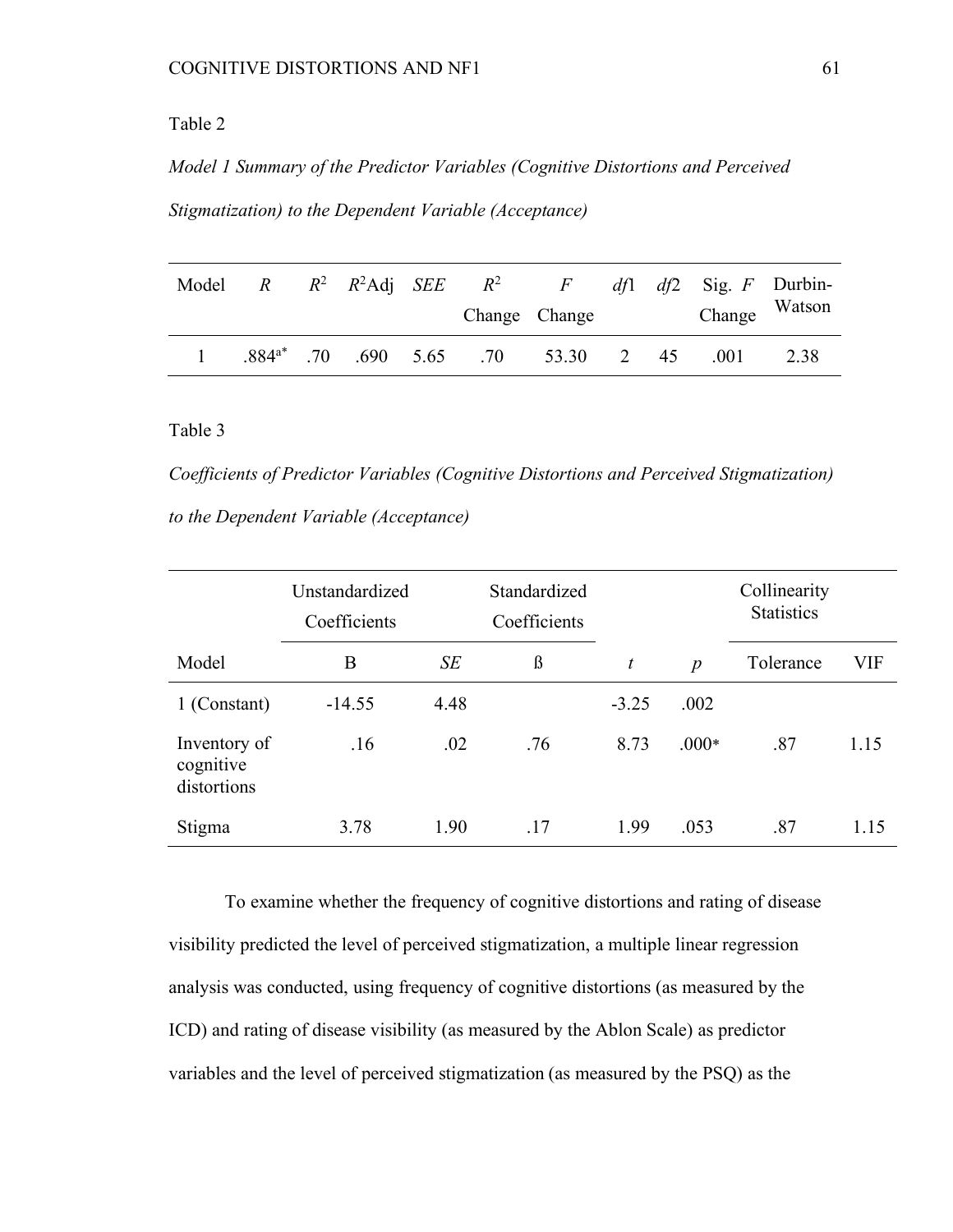Table 2

*Model 1 Summary of the Predictor Variables (Cognitive Distortions and Perceived Stigmatization) to the Dependent Variable (Acceptance)*

| Model | *R* | $R^2$ | $R^2$Adj | *SEE* | $R^2$ Change | *F* Change | *df*1 | *df*2 | Sig. *F* Change | Durbin-Watson |
|---|---|---|---|---|---|---|---|---|---|---|
| 1 | .884[a*] | .70 | .690 | 5.65 | .70 | 53.30 | 2 | 45 | .001 | 2.38 |

Table 3

*Coefficients of Predictor Variables (Cognitive Distortions and Perceived Stigmatization) to the Dependent Variable (Acceptance)*

| | Unstandardized Coefficients | | Standardized Coefficients | | | Collinearity Statistics | |
|---|---|---|---|---|---|---|---|
| Model | B | *SE* | ß | *t* | *p* | Tolerance | VIF |
| 1 (Constant) | -14.55 | 4.48 | | -3.25 | .002 | | |
| Inventory of cognitive distortions | .16 | .02 | .76 | 8.73 | .000* | .87 | 1.15 |
| Stigma | 3.78 | 1.90 | .17 | 1.99 | .053 | .87 | 1.15 |

To examine whether the frequency of cognitive distortions and rating of disease visibility predicted the level of perceived stigmatization, a multiple linear regression analysis was conducted, using frequency of cognitive distortions (as measured by the ICD) and rating of disease visibility (as measured by the Ablon Scale) as predictor variables and the level of perceived stigmatization (as measured by the PSQ) as the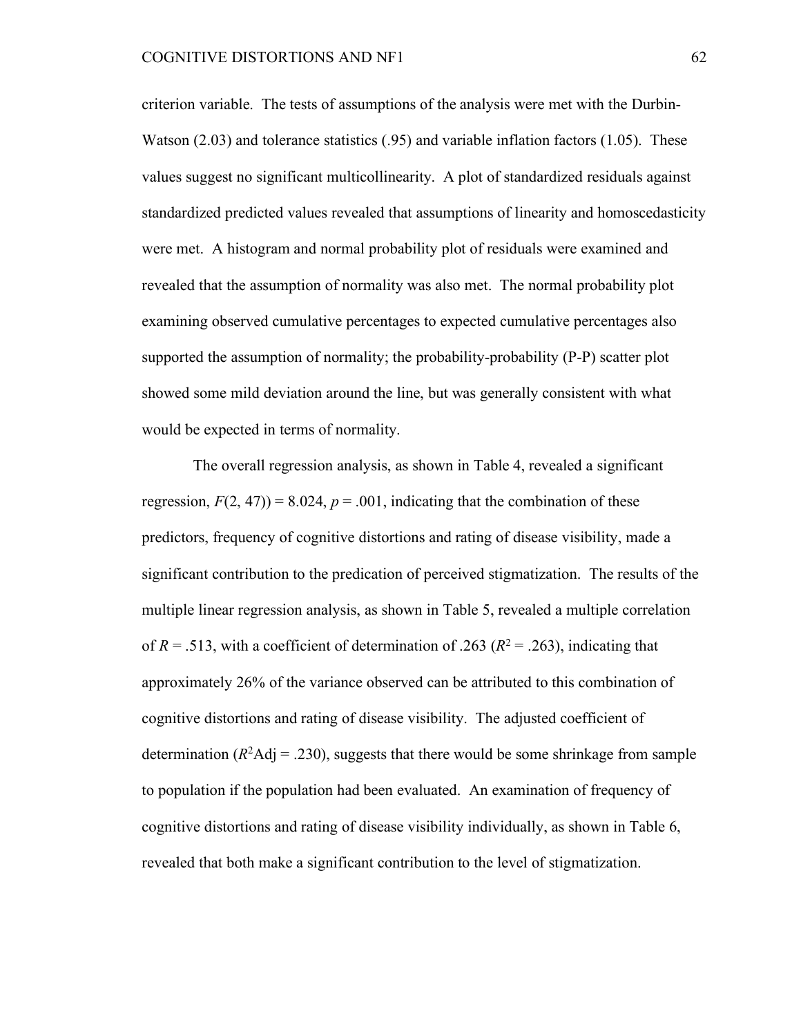criterion variable. The tests of assumptions of the analysis were met with the Durbin-Watson (2.03) and tolerance statistics (.95) and variable inflation factors (1.05). These values suggest no significant multicollinearity. A plot of standardized residuals against standardized predicted values revealed that assumptions of linearity and homoscedasticity were met. A histogram and normal probability plot of residuals were examined and revealed that the assumption of normality was also met. The normal probability plot examining observed cumulative percentages to expected cumulative percentages also supported the assumption of normality; the probability-probability (P-P) scatter plot showed some mild deviation around the line, but was generally consistent with what would be expected in terms of normality.

The overall regression analysis, as shown in Table 4, revealed a significant regression, $F(2, 47)) = 8.024$, $p = .001$, indicating that the combination of these predictors, frequency of cognitive distortions and rating of disease visibility, made a significant contribution to the predication of perceived stigmatization. The results of the multiple linear regression analysis, as shown in Table 5, revealed a multiple correlation of $R = .513$, with a coefficient of determination of .263 ($R^2 = .263$), indicating that approximately 26% of the variance observed can be attributed to this combination of cognitive distortions and rating of disease visibility. The adjusted coefficient of determination ($R^2\text{Adj} = .230$), suggests that there would be some shrinkage from sample to population if the population had been evaluated. An examination of frequency of cognitive distortions and rating of disease visibility individually, as shown in Table 6, revealed that both make a significant contribution to the level of stigmatization.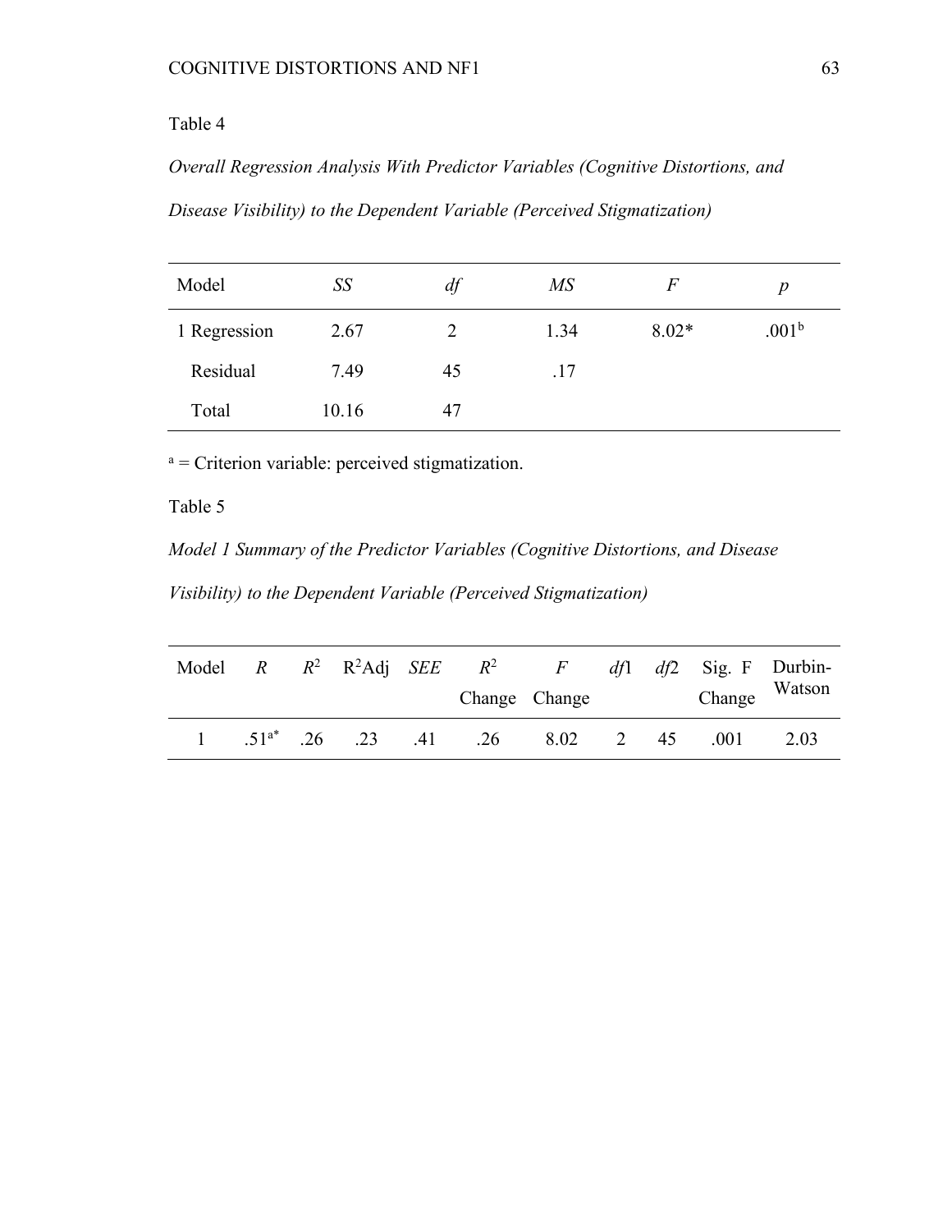Table 4

*Overall Regression Analysis With Predictor Variables (Cognitive Distortions, and Disease Visibility) to the Dependent Variable (Perceived Stigmatization)*

| Model | *SS* | *df* | *MS* | *F* | *p* |
|---|---|---|---|---|---|
| 1 Regression | 2.67 | 2 | 1.34 | 8.02* | .001[b] |
| Residual | 7.49 | 45 | .17 | | |
| Total | 10.16 | 47 | | | |

[a] = Criterion variable: perceived stigmatization.

Table 5

*Model 1 Summary of the Predictor Variables (Cognitive Distortions, and Disease Visibility) to the Dependent Variable (Perceived Stigmatization)*

| Model | *R* | $R^2$ | $R^2$Adj | *SEE* | $R^2$ Change | *F* Change | *df*1 | *df*2 | Sig. F Change | Durbin-Watson |
|---|---|---|---|---|---|---|---|---|---|---|
| 1 | .51[a*] | .26 | .23 | .41 | .26 | 8.02 | 2 | 45 | .001 | 2.03 |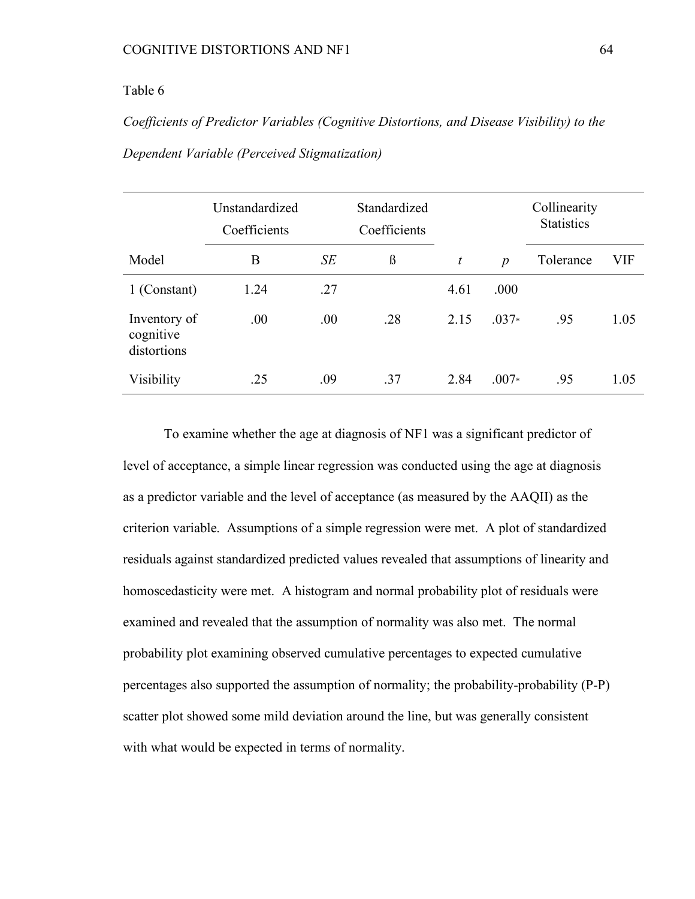Table 6

*Coefficients of Predictor Variables (Cognitive Distortions, and Disease Visibility) to the Dependent Variable (Perceived Stigmatization)*

| | Unstandardized Coefficients | | Standardized Coefficients | | | Collinearity Statistics | |
|---|---|---|---|---|---|---|---|
| Model | B | *SE* | ß | *t* | *p* | Tolerance | VIF |
| 1 (Constant) | 1.24 | .27 | | 4.61 | .000 | | |
| Inventory of cognitive distortions | .00 | .00 | .28 | 2.15 | .037* | .95 | 1.05 |
| Visibility | .25 | .09 | .37 | 2.84 | .007* | .95 | 1.05 |

To examine whether the age at diagnosis of NF1 was a significant predictor of level of acceptance, a simple linear regression was conducted using the age at diagnosis as a predictor variable and the level of acceptance (as measured by the AAQII) as the criterion variable. Assumptions of a simple regression were met. A plot of standardized residuals against standardized predicted values revealed that assumptions of linearity and homoscedasticity were met. A histogram and normal probability plot of residuals were examined and revealed that the assumption of normality was also met. The normal probability plot examining observed cumulative percentages to expected cumulative percentages also supported the assumption of normality; the probability-probability (P-P) scatter plot showed some mild deviation around the line, but was generally consistent with what would be expected in terms of normality.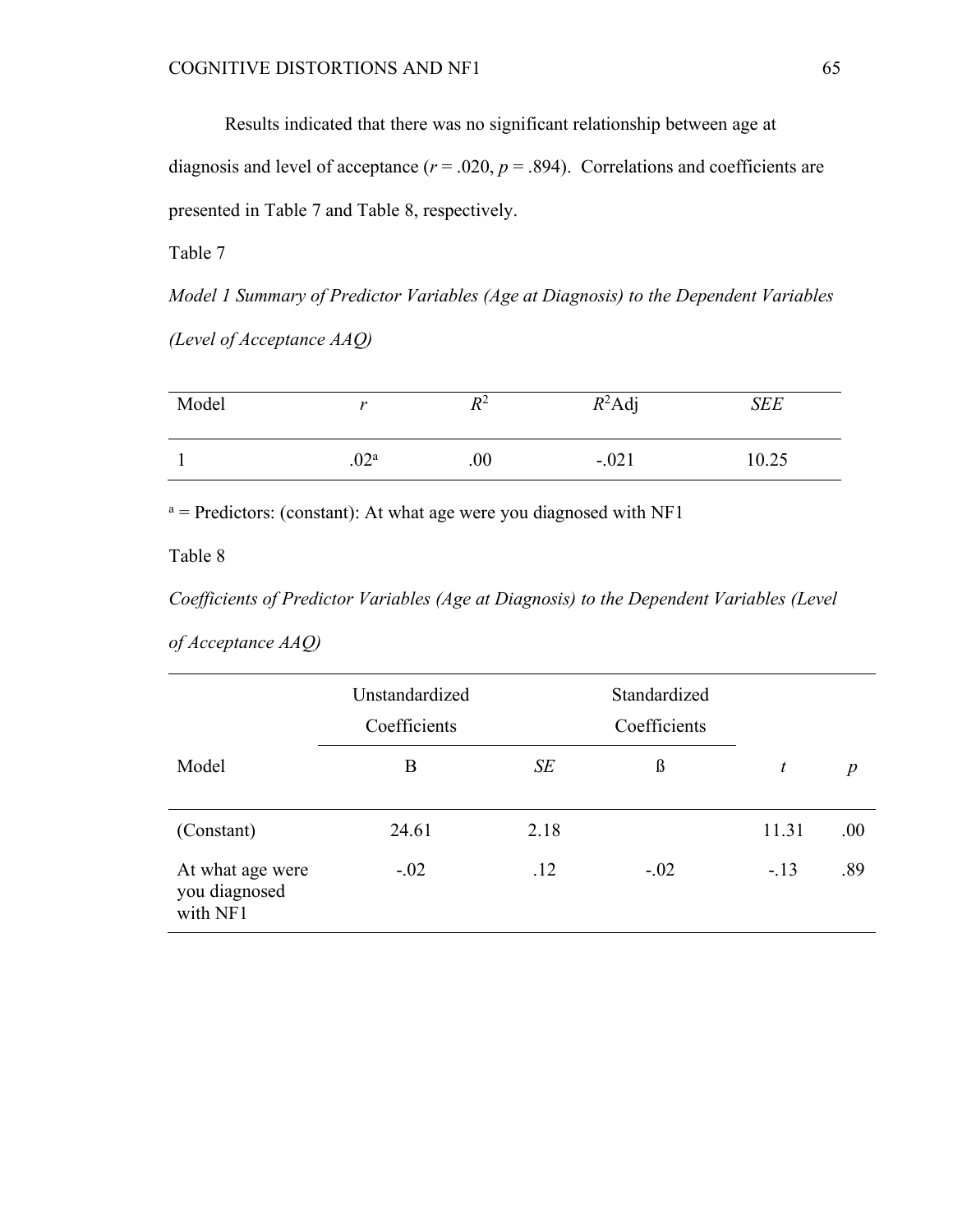Results indicated that there was no significant relationship between age at diagnosis and level of acceptance ($r = .020$, $p = .894$). Correlations and coefficients are presented in Table 7 and Table 8, respectively.

Table 7

*Model 1 Summary of Predictor Variables (Age at Diagnosis) to the Dependent Variables (Level of Acceptance AAQ)*

| Model | *r* | $R^2$ | $R^2$Adj | *SEE* |
|---|---|---|---|---|
| 1 | .02[a] | .00 | -.021 | 10.25 |

[a] = Predictors: (constant): At what age were you diagnosed with NF1

Table 8

*Coefficients of Predictor Variables (Age at Diagnosis) to the Dependent Variables (Level of Acceptance AAQ)*

| | Unstandardized Coefficients | | Standardized Coefficients | | |
|---|---|---|---|---|---|
| Model | B | *SE* | ß | *t* | *p* |
| (Constant) | 24.61 | 2.18 | | 11.31 | .00 |
| At what age were you diagnosed with NF1 | -.02 | .12 | -.02 | -.13 | .89 |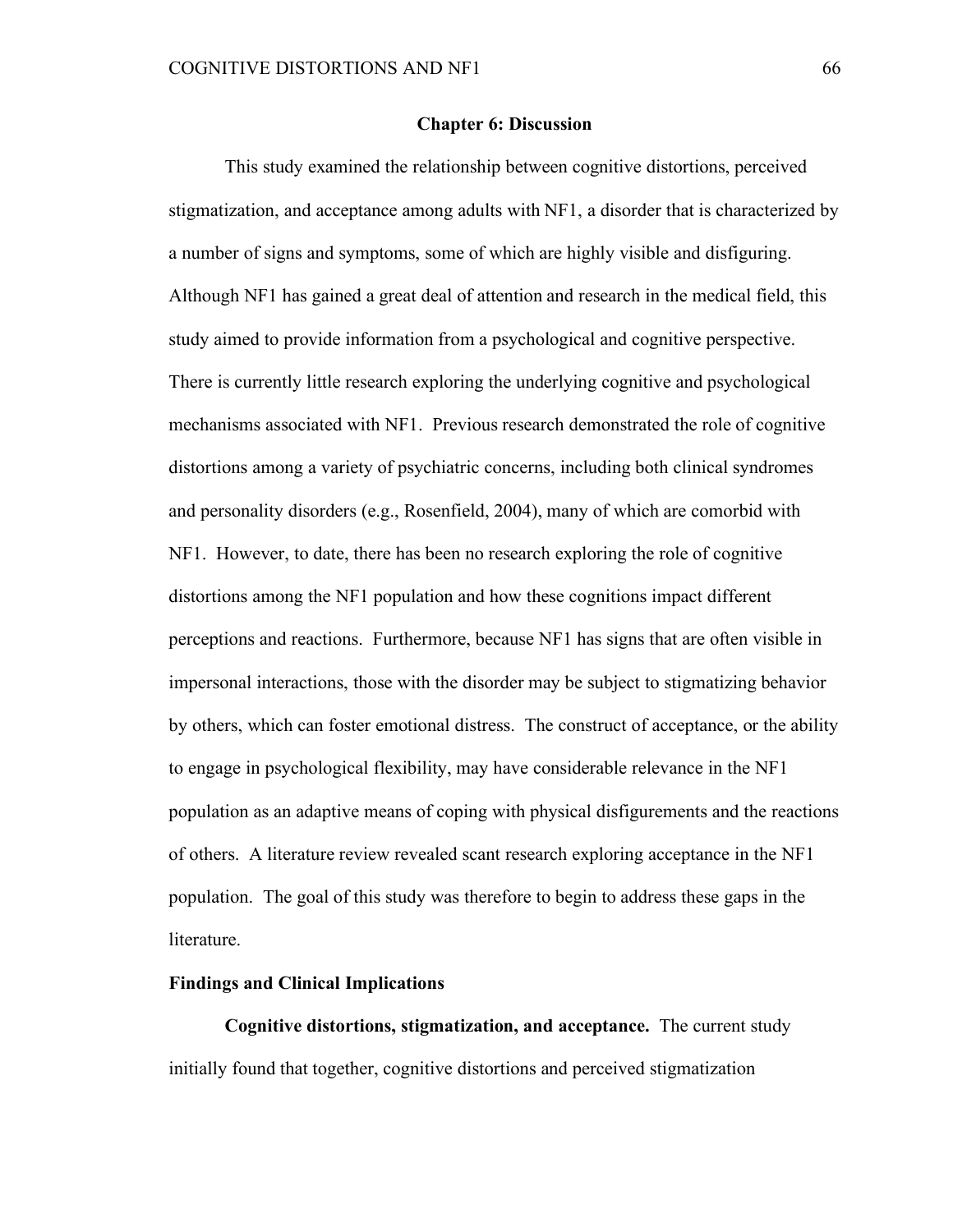# Chapter 6: Discussion

This study examined the relationship between cognitive distortions, perceived stigmatization, and acceptance among adults with NF1, a disorder that is characterized by a number of signs and symptoms, some of which are highly visible and disfiguring. Although NF1 has gained a great deal of attention and research in the medical field, this study aimed to provide information from a psychological and cognitive perspective. There is currently little research exploring the underlying cognitive and psychological mechanisms associated with NF1. Previous research demonstrated the role of cognitive distortions among a variety of psychiatric concerns, including both clinical syndromes and personality disorders (e.g., Rosenfield, 2004), many of which are comorbid with NF1. However, to date, there has been no research exploring the role of cognitive distortions among the NF1 population and how these cognitions impact different perceptions and reactions. Furthermore, because NF1 has signs that are often visible in impersonal interactions, those with the disorder may be subject to stigmatizing behavior by others, which can foster emotional distress. The construct of acceptance, or the ability to engage in psychological flexibility, may have considerable relevance in the NF1 population as an adaptive means of coping with physical disfigurements and the reactions of others. A literature review revealed scant research exploring acceptance in the NF1 population. The goal of this study was therefore to begin to address these gaps in the literature.

## Findings and Clinical Implications

**Cognitive distortions, stigmatization, and acceptance.** The current study initially found that together, cognitive distortions and perceived stigmatization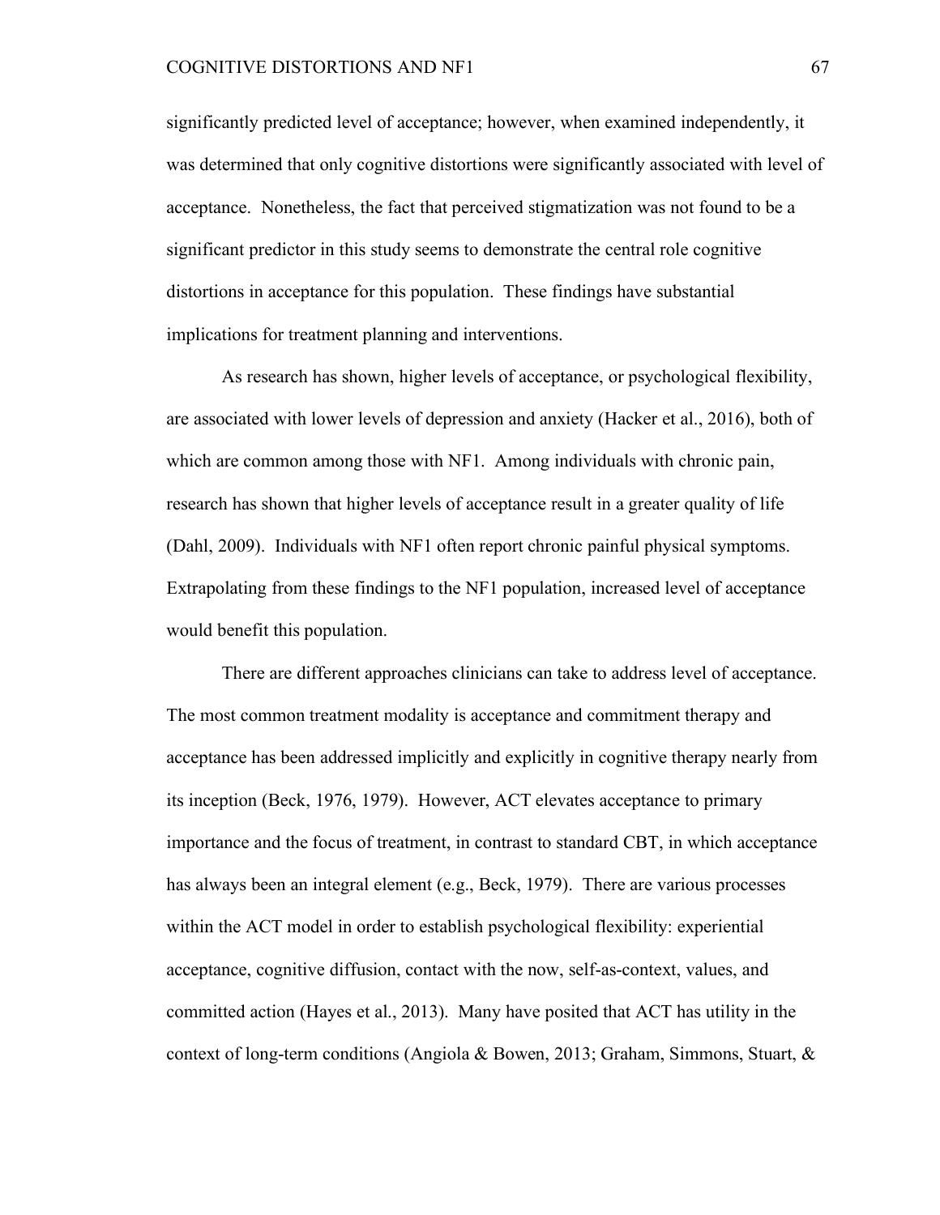significantly predicted level of acceptance; however, when examined independently, it was determined that only cognitive distortions were significantly associated with level of acceptance. Nonetheless, the fact that perceived stigmatization was not found to be a significant predictor in this study seems to demonstrate the central role cognitive distortions in acceptance for this population. These findings have substantial implications for treatment planning and interventions.

As research has shown, higher levels of acceptance, or psychological flexibility, are associated with lower levels of depression and anxiety (Hacker et al., 2016), both of which are common among those with NF1. Among individuals with chronic pain, research has shown that higher levels of acceptance result in a greater quality of life (Dahl, 2009). Individuals with NF1 often report chronic painful physical symptoms. Extrapolating from these findings to the NF1 population, increased level of acceptance would benefit this population.

There are different approaches clinicians can take to address level of acceptance. The most common treatment modality is acceptance and commitment therapy and acceptance has been addressed implicitly and explicitly in cognitive therapy nearly from its inception (Beck, 1976, 1979). However, ACT elevates acceptance to primary importance and the focus of treatment, in contrast to standard CBT, in which acceptance has always been an integral element (e.g., Beck, 1979). There are various processes within the ACT model in order to establish psychological flexibility: experiential acceptance, cognitive diffusion, contact with the now, self-as-context, values, and committed action (Hayes et al., 2013). Many have posited that ACT has utility in the context of long-term conditions (Angiola & Bowen, 2013; Graham, Simmons, Stuart, &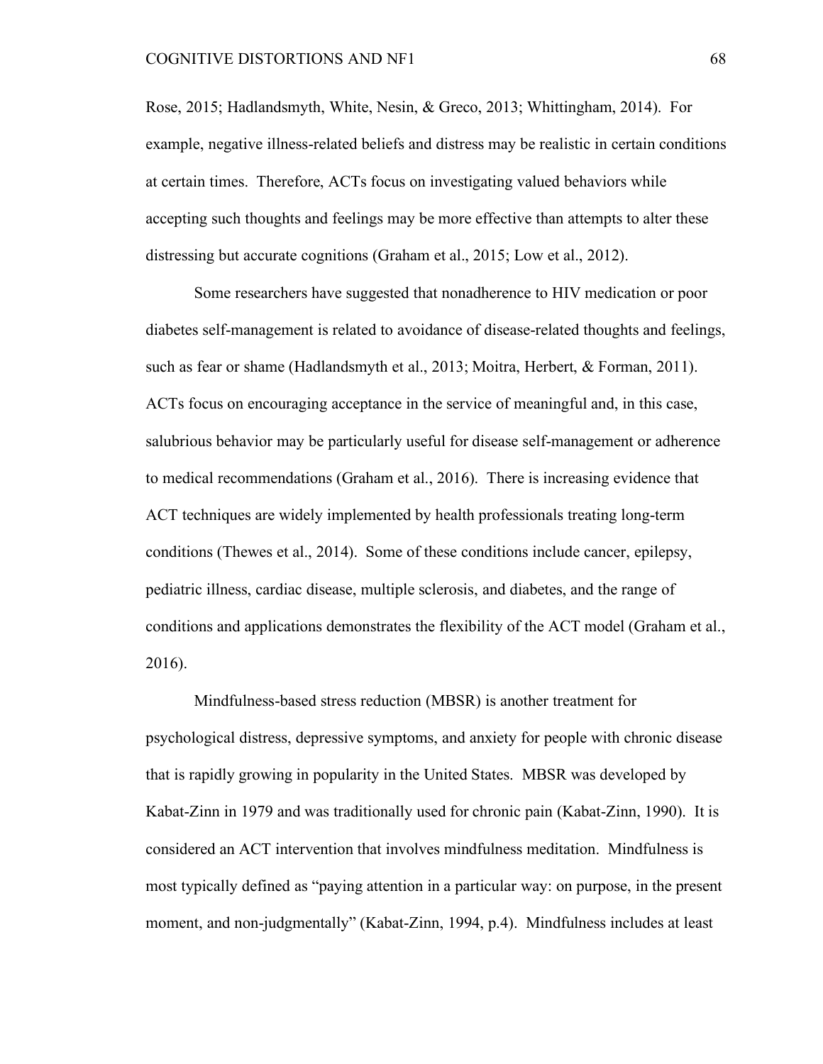Rose, 2015; Hadlandsmyth, White, Nesin, & Greco, 2013; Whittingham, 2014). For example, negative illness-related beliefs and distress may be realistic in certain conditions at certain times. Therefore, ACTs focus on investigating valued behaviors while accepting such thoughts and feelings may be more effective than attempts to alter these distressing but accurate cognitions (Graham et al., 2015; Low et al., 2012).

Some researchers have suggested that nonadherence to HIV medication or poor diabetes self-management is related to avoidance of disease-related thoughts and feelings, such as fear or shame (Hadlandsmyth et al., 2013; Moitra, Herbert, & Forman, 2011). ACTs focus on encouraging acceptance in the service of meaningful and, in this case, salubrious behavior may be particularly useful for disease self-management or adherence to medical recommendations (Graham et al., 2016). There is increasing evidence that ACT techniques are widely implemented by health professionals treating long-term conditions (Thewes et al., 2014). Some of these conditions include cancer, epilepsy, pediatric illness, cardiac disease, multiple sclerosis, and diabetes, and the range of conditions and applications demonstrates the flexibility of the ACT model (Graham et al., 2016).

Mindfulness-based stress reduction (MBSR) is another treatment for psychological distress, depressive symptoms, and anxiety for people with chronic disease that is rapidly growing in popularity in the United States. MBSR was developed by Kabat-Zinn in 1979 and was traditionally used for chronic pain (Kabat-Zinn, 1990). It is considered an ACT intervention that involves mindfulness meditation. Mindfulness is most typically defined as "paying attention in a particular way: on purpose, in the present moment, and non-judgmentally" (Kabat-Zinn, 1994, p.4). Mindfulness includes at least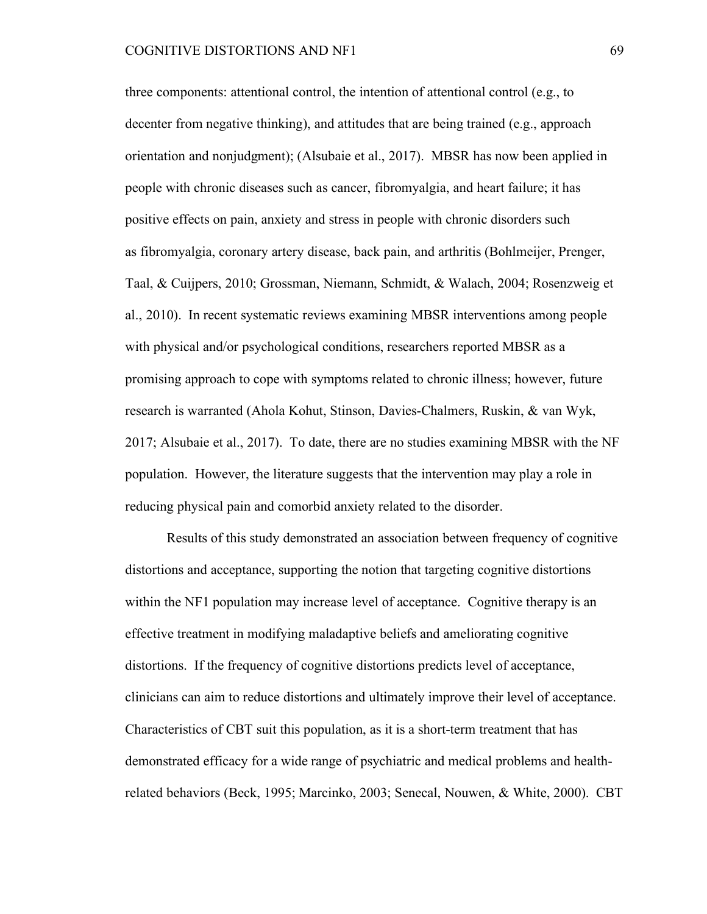three components: attentional control, the intention of attentional control (e.g., to decenter from negative thinking), and attitudes that are being trained (e.g., approach orientation and nonjudgment); (Alsubaie et al., 2017). MBSR has now been applied in people with chronic diseases such as cancer, fibromyalgia, and heart failure; it has positive effects on pain, anxiety and stress in people with chronic disorders such as fibromyalgia, coronary artery disease, back pain, and arthritis (Bohlmeijer, Prenger, Taal, & Cuijpers, 2010; Grossman, Niemann, Schmidt, & Walach, 2004; Rosenzweig et al., 2010). In recent systematic reviews examining MBSR interventions among people with physical and/or psychological conditions, researchers reported MBSR as a promising approach to cope with symptoms related to chronic illness; however, future research is warranted (Ahola Kohut, Stinson, Davies-Chalmers, Ruskin, & van Wyk, 2017; Alsubaie et al., 2017). To date, there are no studies examining MBSR with the NF population. However, the literature suggests that the intervention may play a role in reducing physical pain and comorbid anxiety related to the disorder.

Results of this study demonstrated an association between frequency of cognitive distortions and acceptance, supporting the notion that targeting cognitive distortions within the NF1 population may increase level of acceptance. Cognitive therapy is an effective treatment in modifying maladaptive beliefs and ameliorating cognitive distortions. If the frequency of cognitive distortions predicts level of acceptance, clinicians can aim to reduce distortions and ultimately improve their level of acceptance. Characteristics of CBT suit this population, as it is a short-term treatment that has demonstrated efficacy for a wide range of psychiatric and medical problems and health-related behaviors (Beck, 1995; Marcinko, 2003; Senecal, Nouwen, & White, 2000). CBT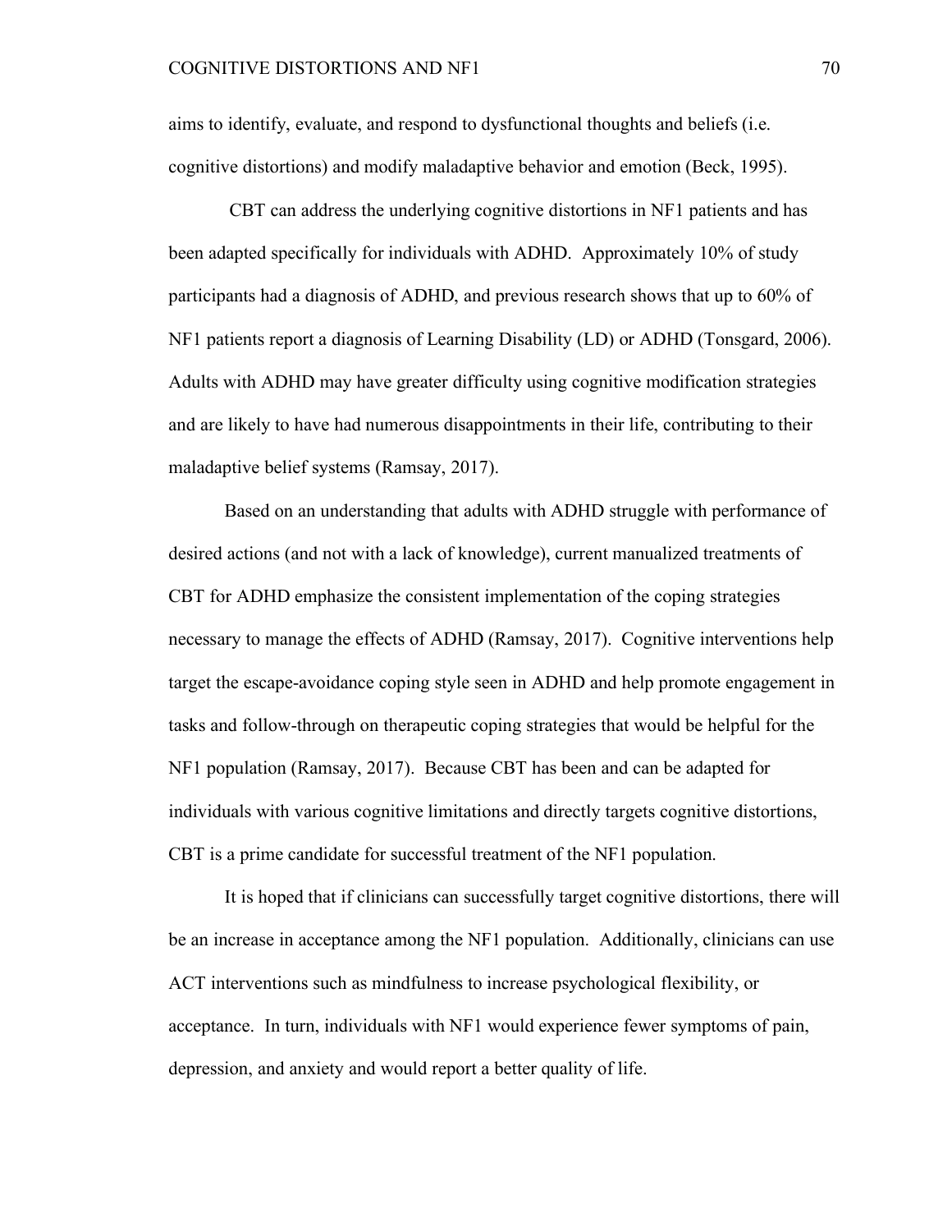aims to identify, evaluate, and respond to dysfunctional thoughts and beliefs (i.e. cognitive distortions) and modify maladaptive behavior and emotion (Beck, 1995).

CBT can address the underlying cognitive distortions in NF1 patients and has been adapted specifically for individuals with ADHD. Approximately 10% of study participants had a diagnosis of ADHD, and previous research shows that up to 60% of NF1 patients report a diagnosis of Learning Disability (LD) or ADHD (Tonsgard, 2006). Adults with ADHD may have greater difficulty using cognitive modification strategies and are likely to have had numerous disappointments in their life, contributing to their maladaptive belief systems (Ramsay, 2017).

Based on an understanding that adults with ADHD struggle with performance of desired actions (and not with a lack of knowledge), current manualized treatments of CBT for ADHD emphasize the consistent implementation of the coping strategies necessary to manage the effects of ADHD (Ramsay, 2017). Cognitive interventions help target the escape-avoidance coping style seen in ADHD and help promote engagement in tasks and follow-through on therapeutic coping strategies that would be helpful for the NF1 population (Ramsay, 2017). Because CBT has been and can be adapted for individuals with various cognitive limitations and directly targets cognitive distortions, CBT is a prime candidate for successful treatment of the NF1 population.

It is hoped that if clinicians can successfully target cognitive distortions, there will be an increase in acceptance among the NF1 population. Additionally, clinicians can use ACT interventions such as mindfulness to increase psychological flexibility, or acceptance. In turn, individuals with NF1 would experience fewer symptoms of pain, depression, and anxiety and would report a better quality of life.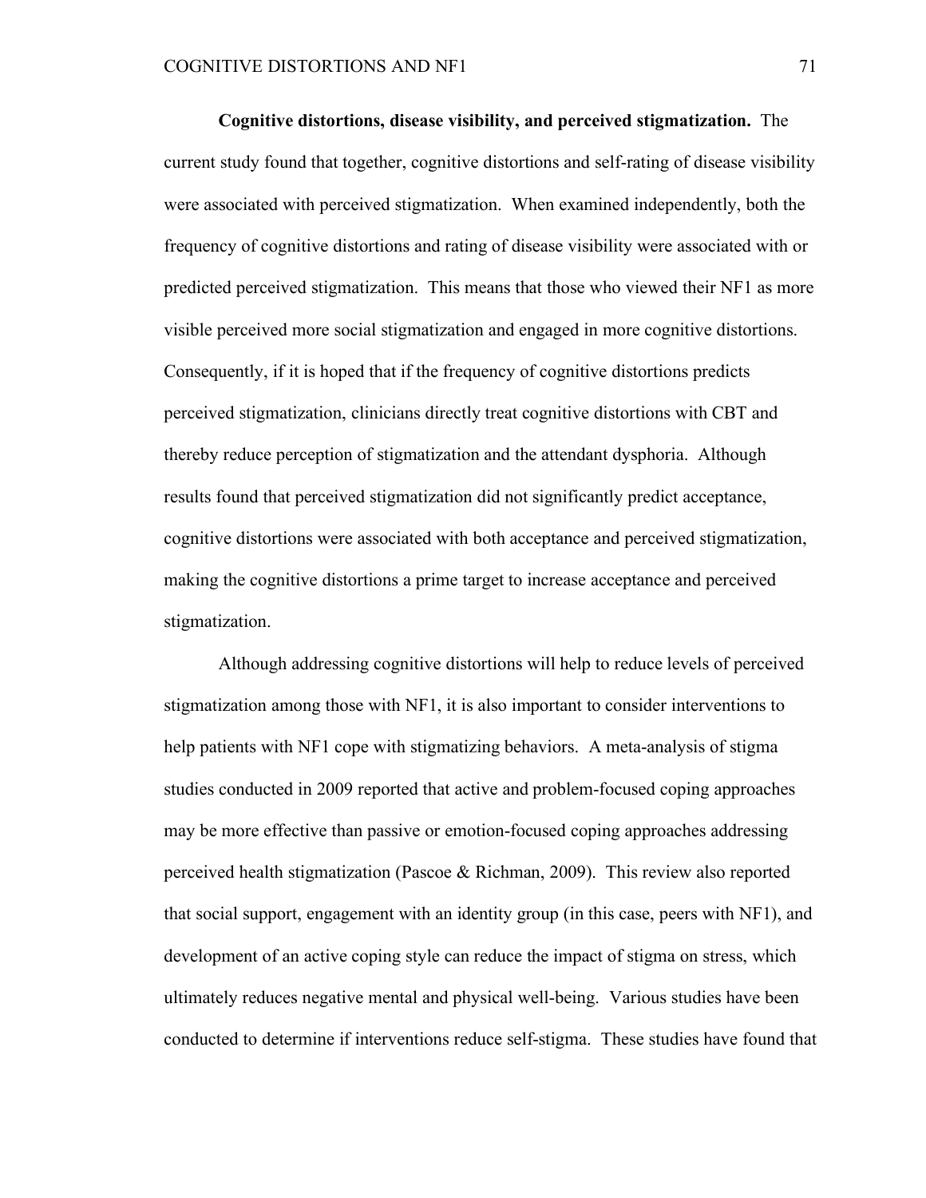**Cognitive distortions, disease visibility, and perceived stigmatization.** The current study found that together, cognitive distortions and self-rating of disease visibility were associated with perceived stigmatization. When examined independently, both the frequency of cognitive distortions and rating of disease visibility were associated with or predicted perceived stigmatization. This means that those who viewed their NF1 as more visible perceived more social stigmatization and engaged in more cognitive distortions. Consequently, if it is hoped that if the frequency of cognitive distortions predicts perceived stigmatization, clinicians directly treat cognitive distortions with CBT and thereby reduce perception of stigmatization and the attendant dysphoria. Although results found that perceived stigmatization did not significantly predict acceptance, cognitive distortions were associated with both acceptance and perceived stigmatization, making the cognitive distortions a prime target to increase acceptance and perceived stigmatization.

Although addressing cognitive distortions will help to reduce levels of perceived stigmatization among those with NF1, it is also important to consider interventions to help patients with NF1 cope with stigmatizing behaviors. A meta-analysis of stigma studies conducted in 2009 reported that active and problem-focused coping approaches may be more effective than passive or emotion-focused coping approaches addressing perceived health stigmatization (Pascoe & Richman, 2009). This review also reported that social support, engagement with an identity group (in this case, peers with NF1), and development of an active coping style can reduce the impact of stigma on stress, which ultimately reduces negative mental and physical well-being. Various studies have been conducted to determine if interventions reduce self-stigma. These studies have found that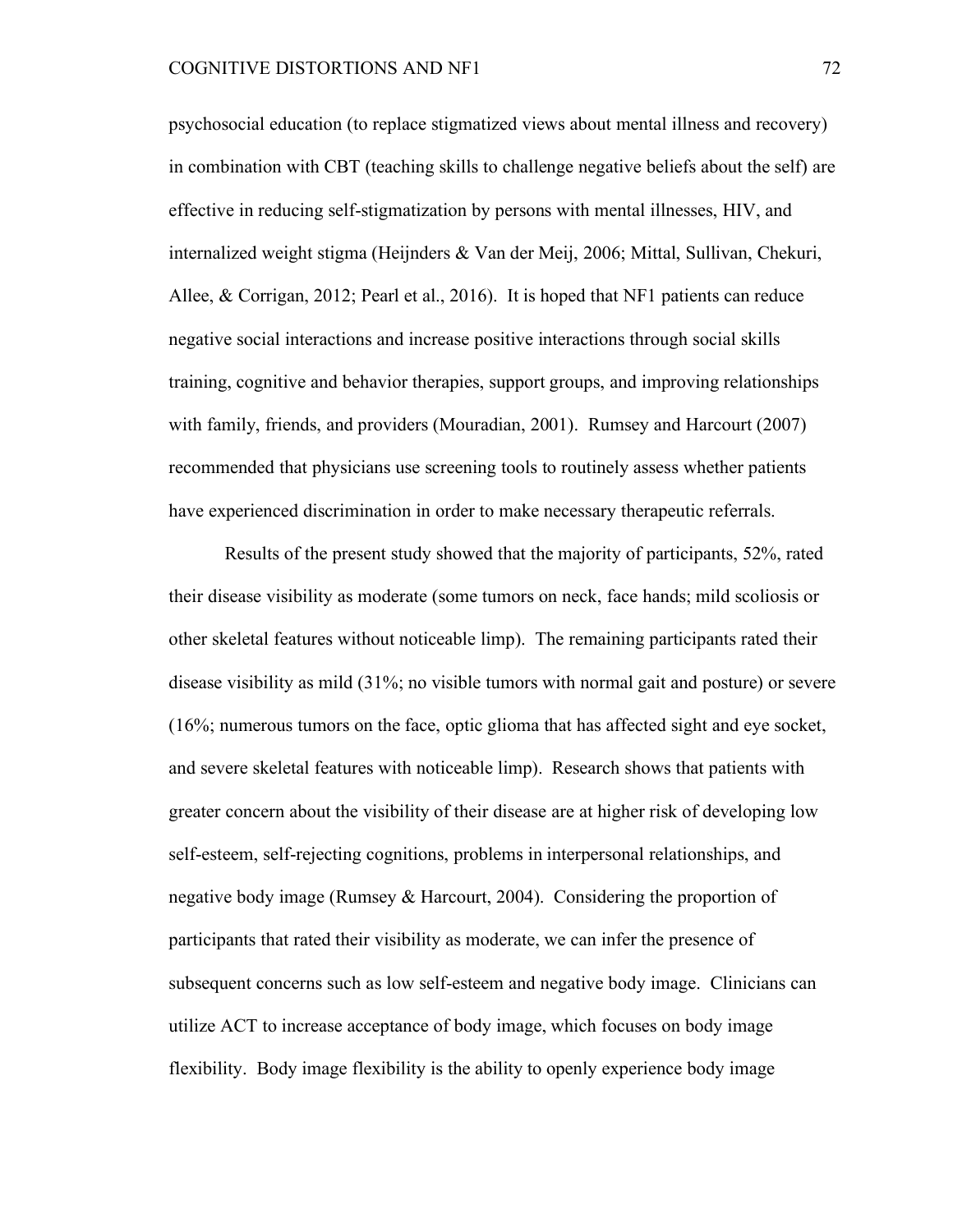psychosocial education (to replace stigmatized views about mental illness and recovery) in combination with CBT (teaching skills to challenge negative beliefs about the self) are effective in reducing self-stigmatization by persons with mental illnesses, HIV, and internalized weight stigma (Heijnders & Van der Meij, 2006; Mittal, Sullivan, Chekuri, Allee, & Corrigan, 2012; Pearl et al., 2016). It is hoped that NF1 patients can reduce negative social interactions and increase positive interactions through social skills training, cognitive and behavior therapies, support groups, and improving relationships with family, friends, and providers (Mouradian, 2001). Rumsey and Harcourt (2007) recommended that physicians use screening tools to routinely assess whether patients have experienced discrimination in order to make necessary therapeutic referrals.

Results of the present study showed that the majority of participants, 52%, rated their disease visibility as moderate (some tumors on neck, face hands; mild scoliosis or other skeletal features without noticeable limp). The remaining participants rated their disease visibility as mild (31%; no visible tumors with normal gait and posture) or severe (16%; numerous tumors on the face, optic glioma that has affected sight and eye socket, and severe skeletal features with noticeable limp). Research shows that patients with greater concern about the visibility of their disease are at higher risk of developing low self-esteem, self-rejecting cognitions, problems in interpersonal relationships, and negative body image (Rumsey & Harcourt, 2004). Considering the proportion of participants that rated their visibility as moderate, we can infer the presence of subsequent concerns such as low self-esteem and negative body image. Clinicians can utilize ACT to increase acceptance of body image, which focuses on body image flexibility. Body image flexibility is the ability to openly experience body image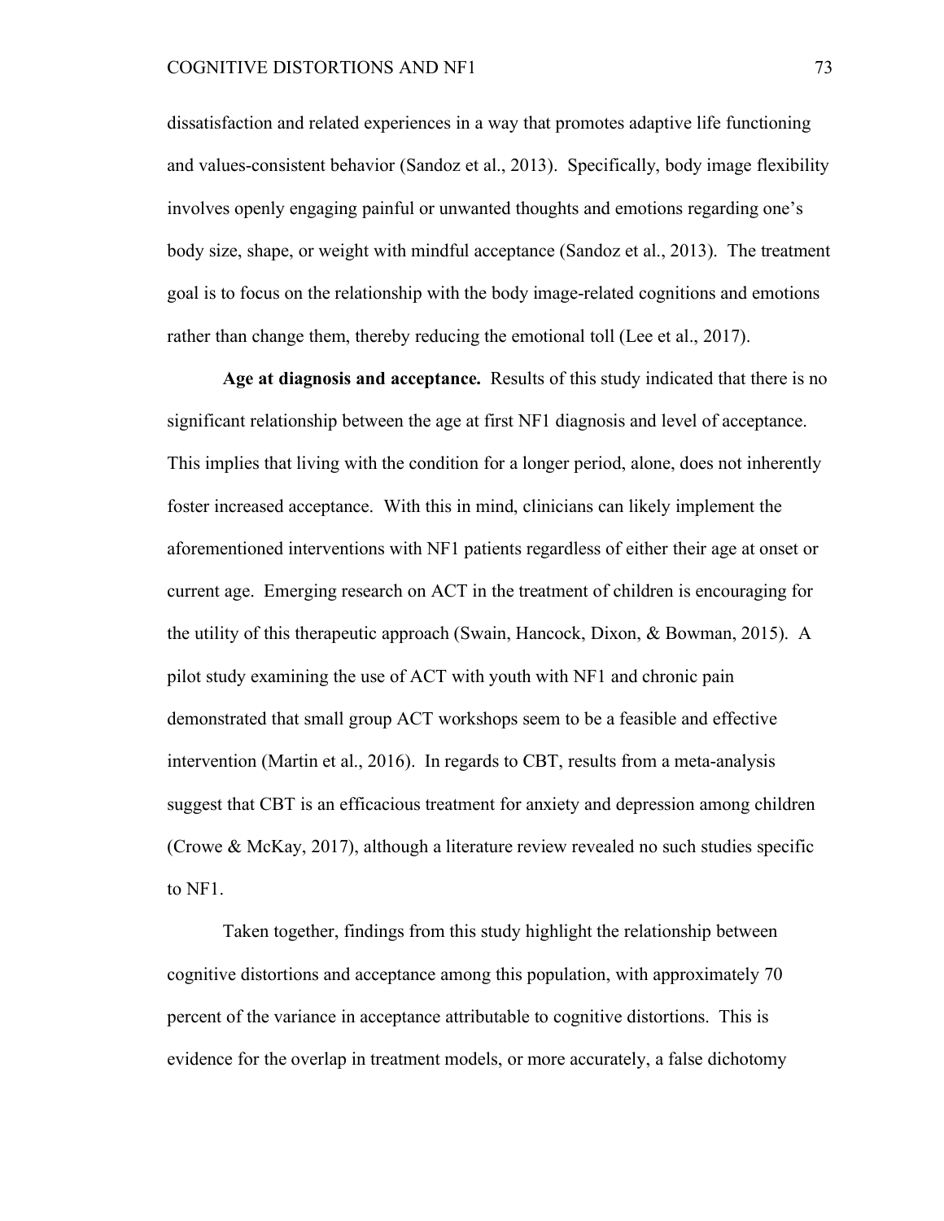dissatisfaction and related experiences in a way that promotes adaptive life functioning and values-consistent behavior (Sandoz et al., 2013). Specifically, body image flexibility involves openly engaging painful or unwanted thoughts and emotions regarding one's body size, shape, or weight with mindful acceptance (Sandoz et al., 2013). The treatment goal is to focus on the relationship with the body image-related cognitions and emotions rather than change them, thereby reducing the emotional toll (Lee et al., 2017).

**Age at diagnosis and acceptance.** Results of this study indicated that there is no significant relationship between the age at first NF1 diagnosis and level of acceptance. This implies that living with the condition for a longer period, alone, does not inherently foster increased acceptance. With this in mind, clinicians can likely implement the aforementioned interventions with NF1 patients regardless of either their age at onset or current age. Emerging research on ACT in the treatment of children is encouraging for the utility of this therapeutic approach (Swain, Hancock, Dixon, & Bowman, 2015). A pilot study examining the use of ACT with youth with NF1 and chronic pain demonstrated that small group ACT workshops seem to be a feasible and effective intervention (Martin et al., 2016). In regards to CBT, results from a meta-analysis suggest that CBT is an efficacious treatment for anxiety and depression among children (Crowe & McKay, 2017), although a literature review revealed no such studies specific to NF1.

Taken together, findings from this study highlight the relationship between cognitive distortions and acceptance among this population, with approximately 70 percent of the variance in acceptance attributable to cognitive distortions. This is evidence for the overlap in treatment models, or more accurately, a false dichotomy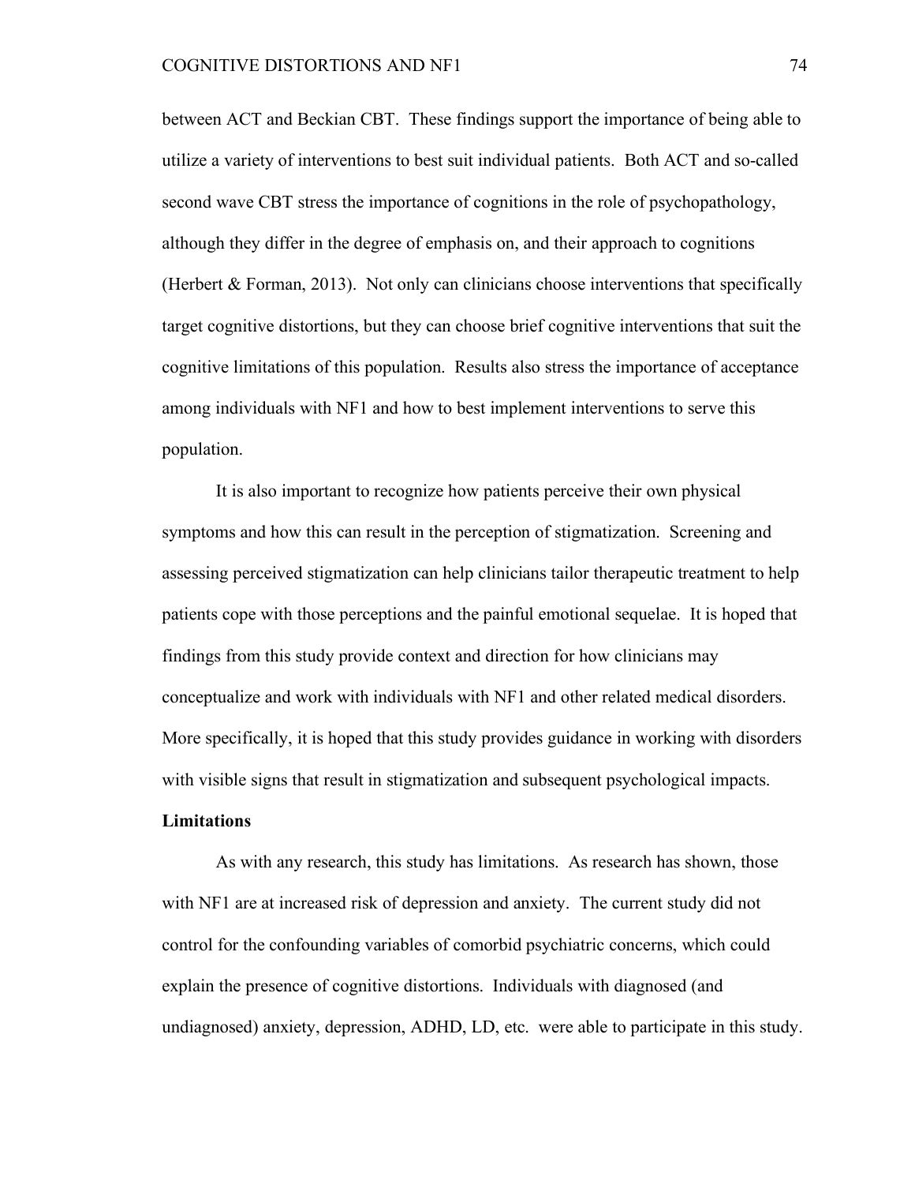between ACT and Beckian CBT. These findings support the importance of being able to utilize a variety of interventions to best suit individual patients. Both ACT and so-called second wave CBT stress the importance of cognitions in the role of psychopathology, although they differ in the degree of emphasis on, and their approach to cognitions (Herbert & Forman, 2013). Not only can clinicians choose interventions that specifically target cognitive distortions, but they can choose brief cognitive interventions that suit the cognitive limitations of this population. Results also stress the importance of acceptance among individuals with NF1 and how to best implement interventions to serve this population.

It is also important to recognize how patients perceive their own physical symptoms and how this can result in the perception of stigmatization. Screening and assessing perceived stigmatization can help clinicians tailor therapeutic treatment to help patients cope with those perceptions and the painful emotional sequelae. It is hoped that findings from this study provide context and direction for how clinicians may conceptualize and work with individuals with NF1 and other related medical disorders. More specifically, it is hoped that this study provides guidance in working with disorders with visible signs that result in stigmatization and subsequent psychological impacts.

**Limitations**

As with any research, this study has limitations. As research has shown, those with NF1 are at increased risk of depression and anxiety. The current study did not control for the confounding variables of comorbid psychiatric concerns, which could explain the presence of cognitive distortions. Individuals with diagnosed (and undiagnosed) anxiety, depression, ADHD, LD, etc. were able to participate in this study.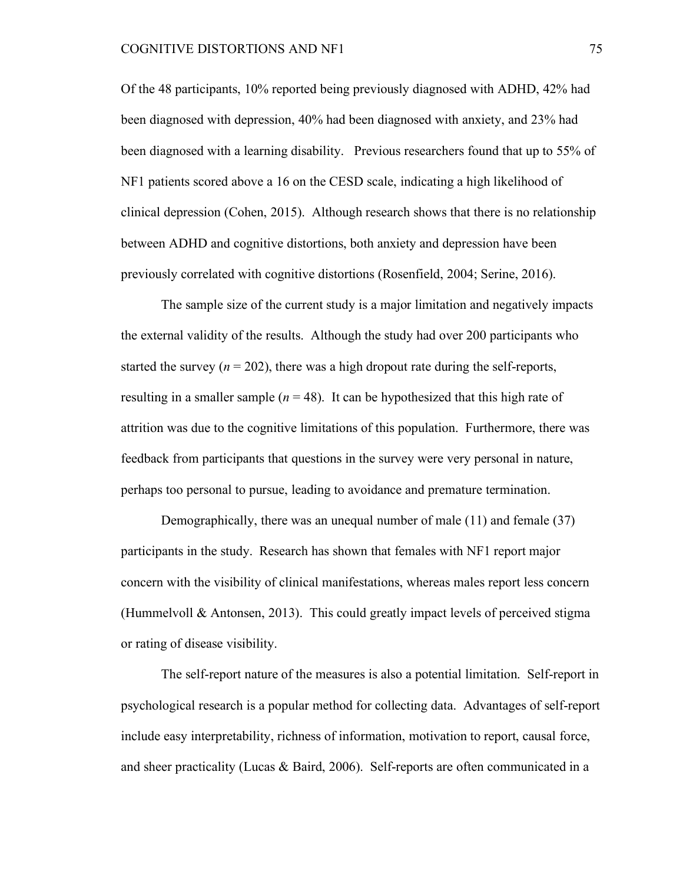Of the 48 participants, 10% reported being previously diagnosed with ADHD, 42% had been diagnosed with depression, 40% had been diagnosed with anxiety, and 23% had been diagnosed with a learning disability. Previous researchers found that up to 55% of NF1 patients scored above a 16 on the CESD scale, indicating a high likelihood of clinical depression (Cohen, 2015). Although research shows that there is no relationship between ADHD and cognitive distortions, both anxiety and depression have been previously correlated with cognitive distortions (Rosenfield, 2004; Serine, 2016).

The sample size of the current study is a major limitation and negatively impacts the external validity of the results. Although the study had over 200 participants who started the survey ($n = 202$), there was a high dropout rate during the self-reports, resulting in a smaller sample ($n = 48$). It can be hypothesized that this high rate of attrition was due to the cognitive limitations of this population. Furthermore, there was feedback from participants that questions in the survey were very personal in nature, perhaps too personal to pursue, leading to avoidance and premature termination.

Demographically, there was an unequal number of male (11) and female (37) participants in the study. Research has shown that females with NF1 report major concern with the visibility of clinical manifestations, whereas males report less concern (Hummelvoll & Antonsen, 2013). This could greatly impact levels of perceived stigma or rating of disease visibility.

The self-report nature of the measures is also a potential limitation. Self-report in psychological research is a popular method for collecting data. Advantages of self-report include easy interpretability, richness of information, motivation to report, causal force, and sheer practicality (Lucas & Baird, 2006). Self-reports are often communicated in a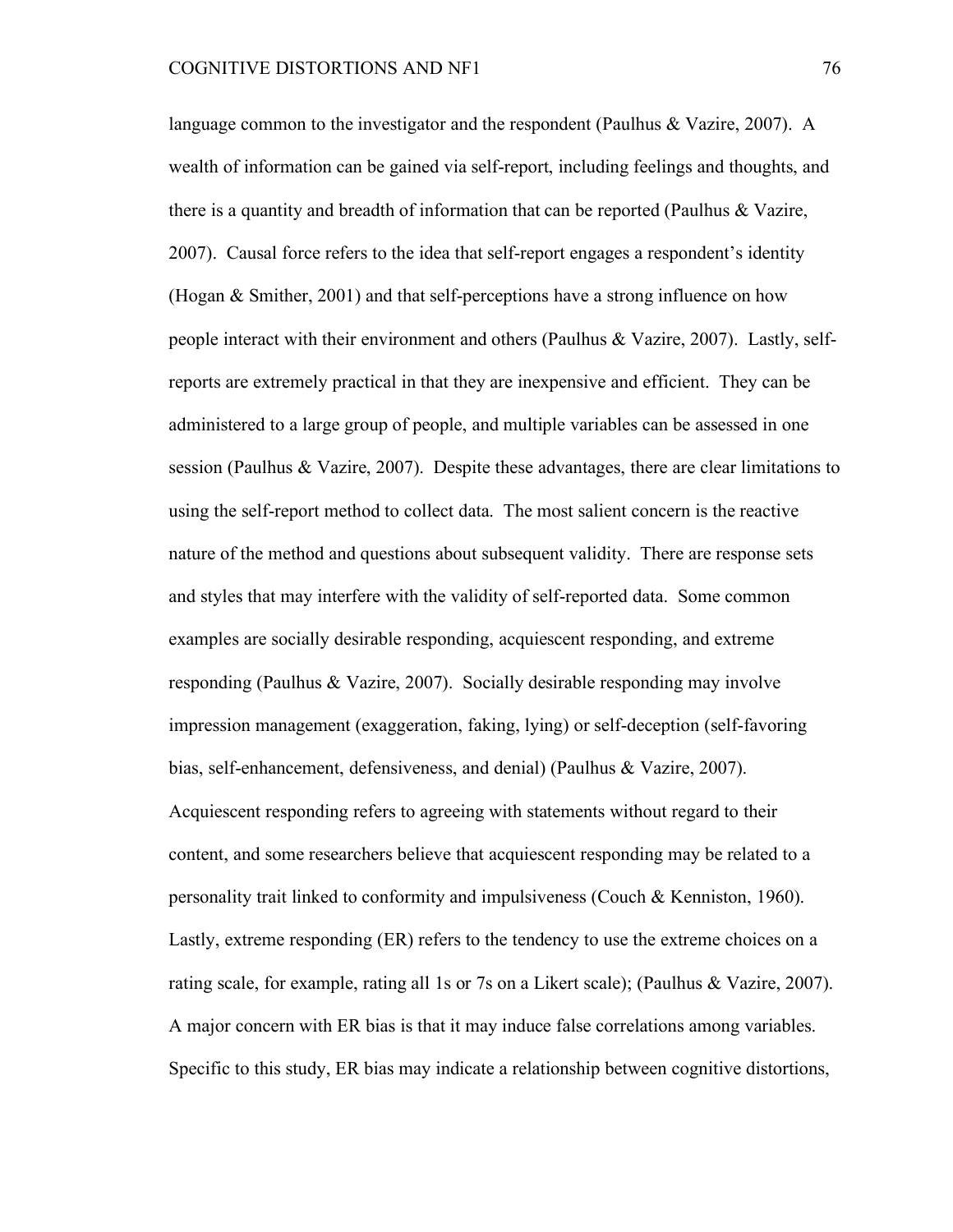language common to the investigator and the respondent (Paulhus & Vazire, 2007). A wealth of information can be gained via self-report, including feelings and thoughts, and there is a quantity and breadth of information that can be reported (Paulhus & Vazire, 2007). Causal force refers to the idea that self-report engages a respondent's identity (Hogan & Smither, 2001) and that self-perceptions have a strong influence on how people interact with their environment and others (Paulhus & Vazire, 2007). Lastly, self-reports are extremely practical in that they are inexpensive and efficient. They can be administered to a large group of people, and multiple variables can be assessed in one session (Paulhus & Vazire, 2007). Despite these advantages, there are clear limitations to using the self-report method to collect data. The most salient concern is the reactive nature of the method and questions about subsequent validity. There are response sets and styles that may interfere with the validity of self-reported data. Some common examples are socially desirable responding, acquiescent responding, and extreme responding (Paulhus & Vazire, 2007). Socially desirable responding may involve impression management (exaggeration, faking, lying) or self-deception (self-favoring bias, self-enhancement, defensiveness, and denial) (Paulhus & Vazire, 2007). Acquiescent responding refers to agreeing with statements without regard to their content, and some researchers believe that acquiescent responding may be related to a personality trait linked to conformity and impulsiveness (Couch & Kenniston, 1960). Lastly, extreme responding (ER) refers to the tendency to use the extreme choices on a rating scale, for example, rating all 1s or 7s on a Likert scale); (Paulhus & Vazire, 2007). A major concern with ER bias is that it may induce false correlations among variables. Specific to this study, ER bias may indicate a relationship between cognitive distortions,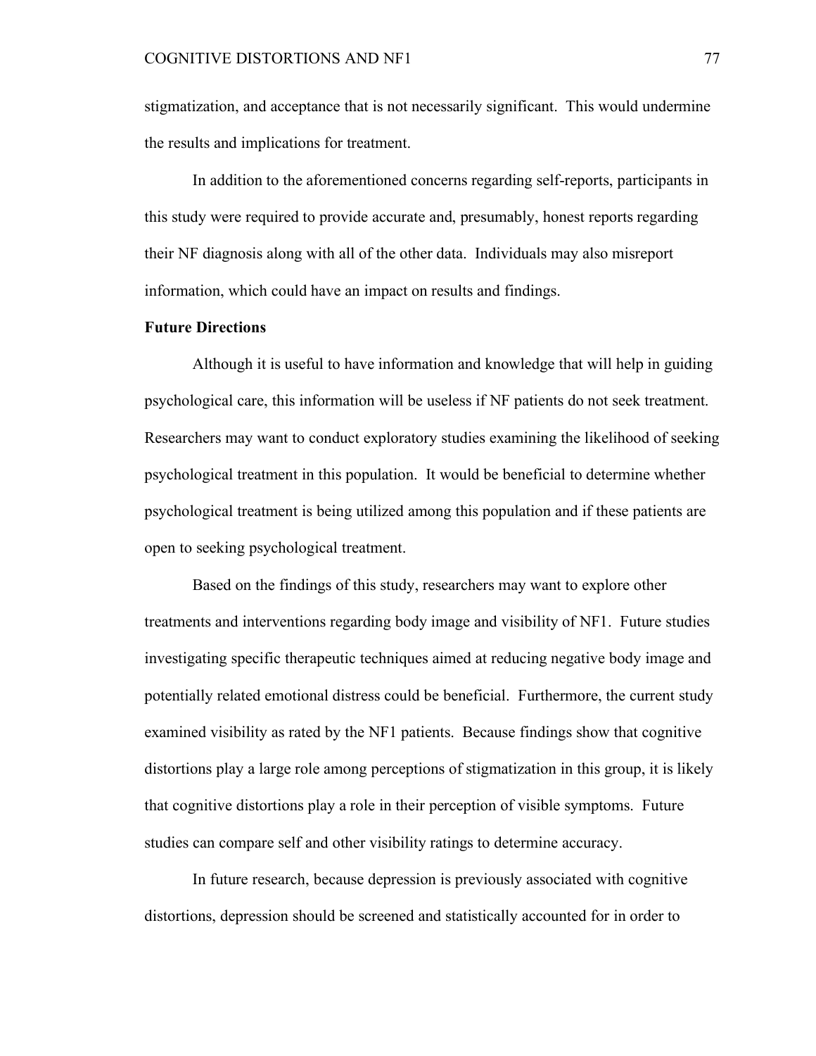stigmatization, and acceptance that is not necessarily significant. This would undermine the results and implications for treatment.

In addition to the aforementioned concerns regarding self-reports, participants in this study were required to provide accurate and, presumably, honest reports regarding their NF diagnosis along with all of the other data. Individuals may also misreport information, which could have an impact on results and findings.

## Future Directions

Although it is useful to have information and knowledge that will help in guiding psychological care, this information will be useless if NF patients do not seek treatment. Researchers may want to conduct exploratory studies examining the likelihood of seeking psychological treatment in this population. It would be beneficial to determine whether psychological treatment is being utilized among this population and if these patients are open to seeking psychological treatment.

Based on the findings of this study, researchers may want to explore other treatments and interventions regarding body image and visibility of NF1. Future studies investigating specific therapeutic techniques aimed at reducing negative body image and potentially related emotional distress could be beneficial. Furthermore, the current study examined visibility as rated by the NF1 patients. Because findings show that cognitive distortions play a large role among perceptions of stigmatization in this group, it is likely that cognitive distortions play a role in their perception of visible symptoms. Future studies can compare self and other visibility ratings to determine accuracy.

In future research, because depression is previously associated with cognitive distortions, depression should be screened and statistically accounted for in order to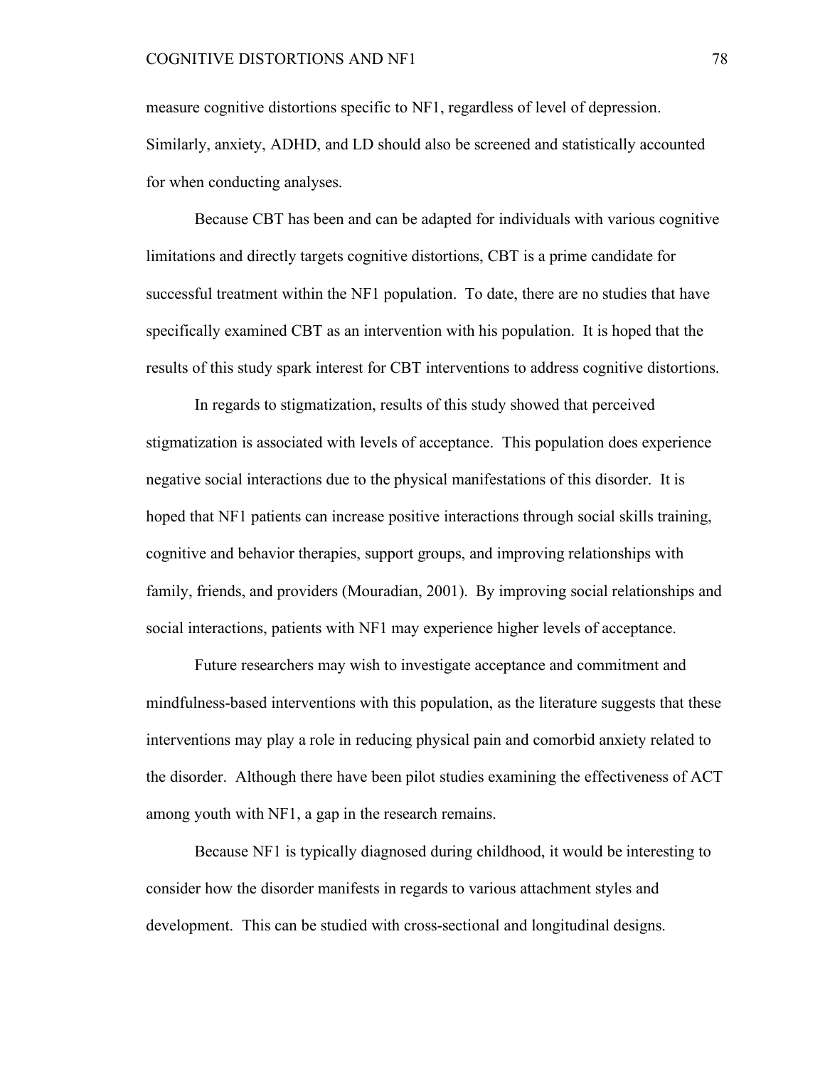measure cognitive distortions specific to NF1, regardless of level of depression. Similarly, anxiety, ADHD, and LD should also be screened and statistically accounted for when conducting analyses.

Because CBT has been and can be adapted for individuals with various cognitive limitations and directly targets cognitive distortions, CBT is a prime candidate for successful treatment within the NF1 population. To date, there are no studies that have specifically examined CBT as an intervention with his population. It is hoped that the results of this study spark interest for CBT interventions to address cognitive distortions.

In regards to stigmatization, results of this study showed that perceived stigmatization is associated with levels of acceptance. This population does experience negative social interactions due to the physical manifestations of this disorder. It is hoped that NF1 patients can increase positive interactions through social skills training, cognitive and behavior therapies, support groups, and improving relationships with family, friends, and providers (Mouradian, 2001). By improving social relationships and social interactions, patients with NF1 may experience higher levels of acceptance.

Future researchers may wish to investigate acceptance and commitment and mindfulness-based interventions with this population, as the literature suggests that these interventions may play a role in reducing physical pain and comorbid anxiety related to the disorder. Although there have been pilot studies examining the effectiveness of ACT among youth with NF1, a gap in the research remains.

Because NF1 is typically diagnosed during childhood, it would be interesting to consider how the disorder manifests in regards to various attachment styles and development. This can be studied with cross-sectional and longitudinal designs.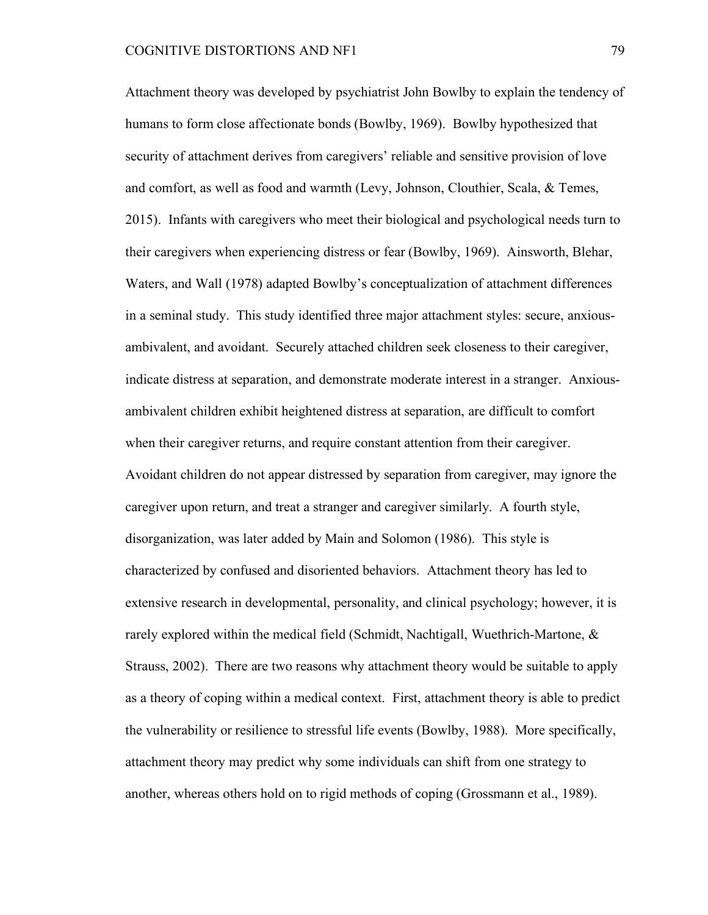Attachment theory was developed by psychiatrist John Bowlby to explain the tendency of humans to form close affectionate bonds (Bowlby, 1969). Bowlby hypothesized that security of attachment derives from caregivers' reliable and sensitive provision of love and comfort, as well as food and warmth (Levy, Johnson, Clouthier, Scala, & Temes, 2015). Infants with caregivers who meet their biological and psychological needs turn to their caregivers when experiencing distress or fear (Bowlby, 1969). Ainsworth, Blehar, Waters, and Wall (1978) adapted Bowlby's conceptualization of attachment differences in a seminal study. This study identified three major attachment styles: secure, anxious-ambivalent, and avoidant. Securely attached children seek closeness to their caregiver, indicate distress at separation, and demonstrate moderate interest in a stranger. Anxious-ambivalent children exhibit heightened distress at separation, are difficult to comfort when their caregiver returns, and require constant attention from their caregiver. Avoidant children do not appear distressed by separation from caregiver, may ignore the caregiver upon return, and treat a stranger and caregiver similarly. A fourth style, disorganization, was later added by Main and Solomon (1986). This style is characterized by confused and disoriented behaviors. Attachment theory has led to extensive research in developmental, personality, and clinical psychology; however, it is rarely explored within the medical field (Schmidt, Nachtigall, Wuethrich-Martone, & Strauss, 2002). There are two reasons why attachment theory would be suitable to apply as a theory of coping within a medical context. First, attachment theory is able to predict the vulnerability or resilience to stressful life events (Bowlby, 1988). More specifically, attachment theory may predict why some individuals can shift from one strategy to another, whereas others hold on to rigid methods of coping (Grossmann et al., 1989).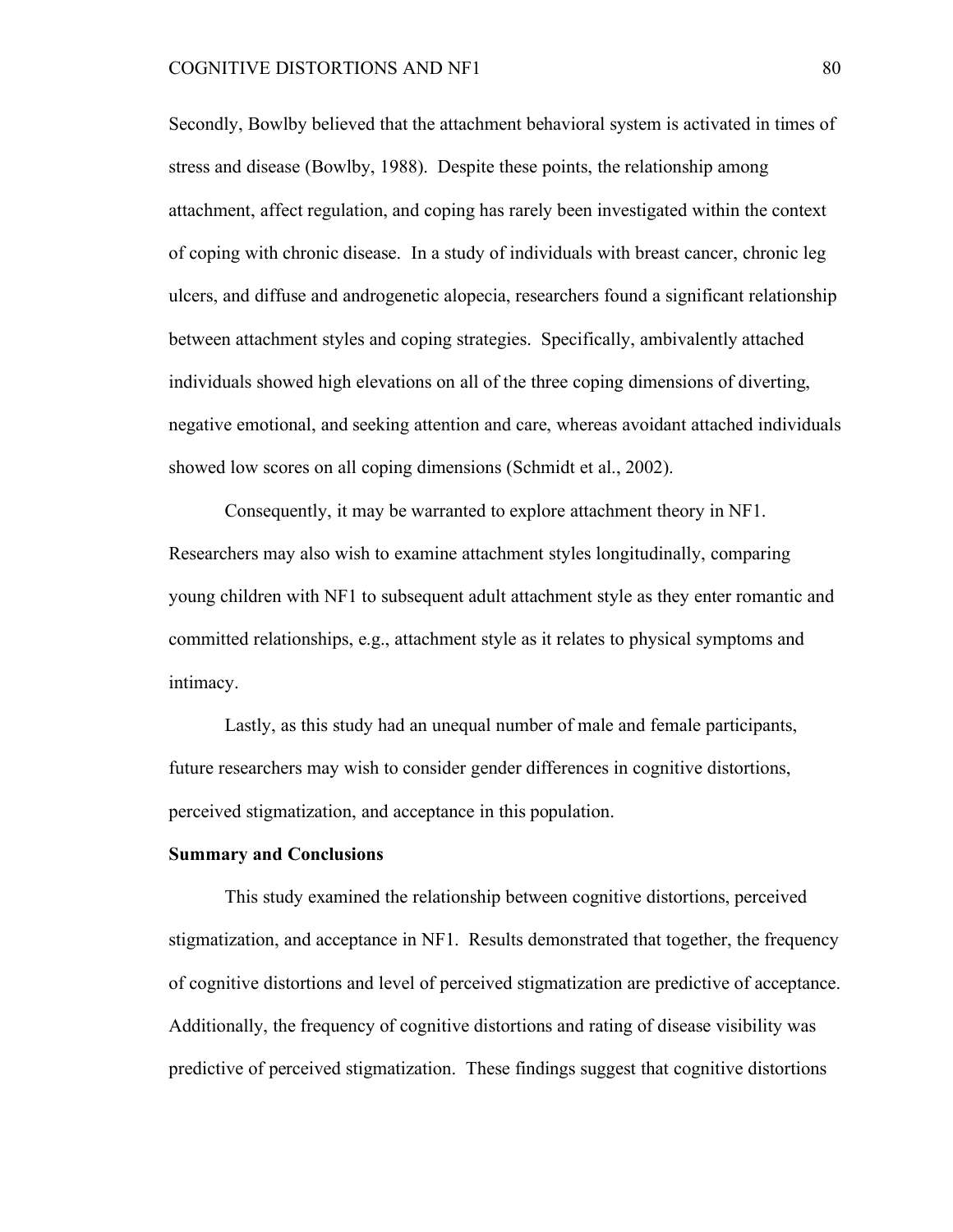Secondly, Bowlby believed that the attachment behavioral system is activated in times of stress and disease (Bowlby, 1988). Despite these points, the relationship among attachment, affect regulation, and coping has rarely been investigated within the context of coping with chronic disease. In a study of individuals with breast cancer, chronic leg ulcers, and diffuse and androgenetic alopecia, researchers found a significant relationship between attachment styles and coping strategies. Specifically, ambivalently attached individuals showed high elevations on all of the three coping dimensions of diverting, negative emotional, and seeking attention and care, whereas avoidant attached individuals showed low scores on all coping dimensions (Schmidt et al., 2002).

Consequently, it may be warranted to explore attachment theory in NF1. Researchers may also wish to examine attachment styles longitudinally, comparing young children with NF1 to subsequent adult attachment style as they enter romantic and committed relationships, e.g., attachment style as it relates to physical symptoms and intimacy.

Lastly, as this study had an unequal number of male and female participants, future researchers may wish to consider gender differences in cognitive distortions, perceived stigmatization, and acceptance in this population.

**Summary and Conclusions**

This study examined the relationship between cognitive distortions, perceived stigmatization, and acceptance in NF1. Results demonstrated that together, the frequency of cognitive distortions and level of perceived stigmatization are predictive of acceptance. Additionally, the frequency of cognitive distortions and rating of disease visibility was predictive of perceived stigmatization. These findings suggest that cognitive distortions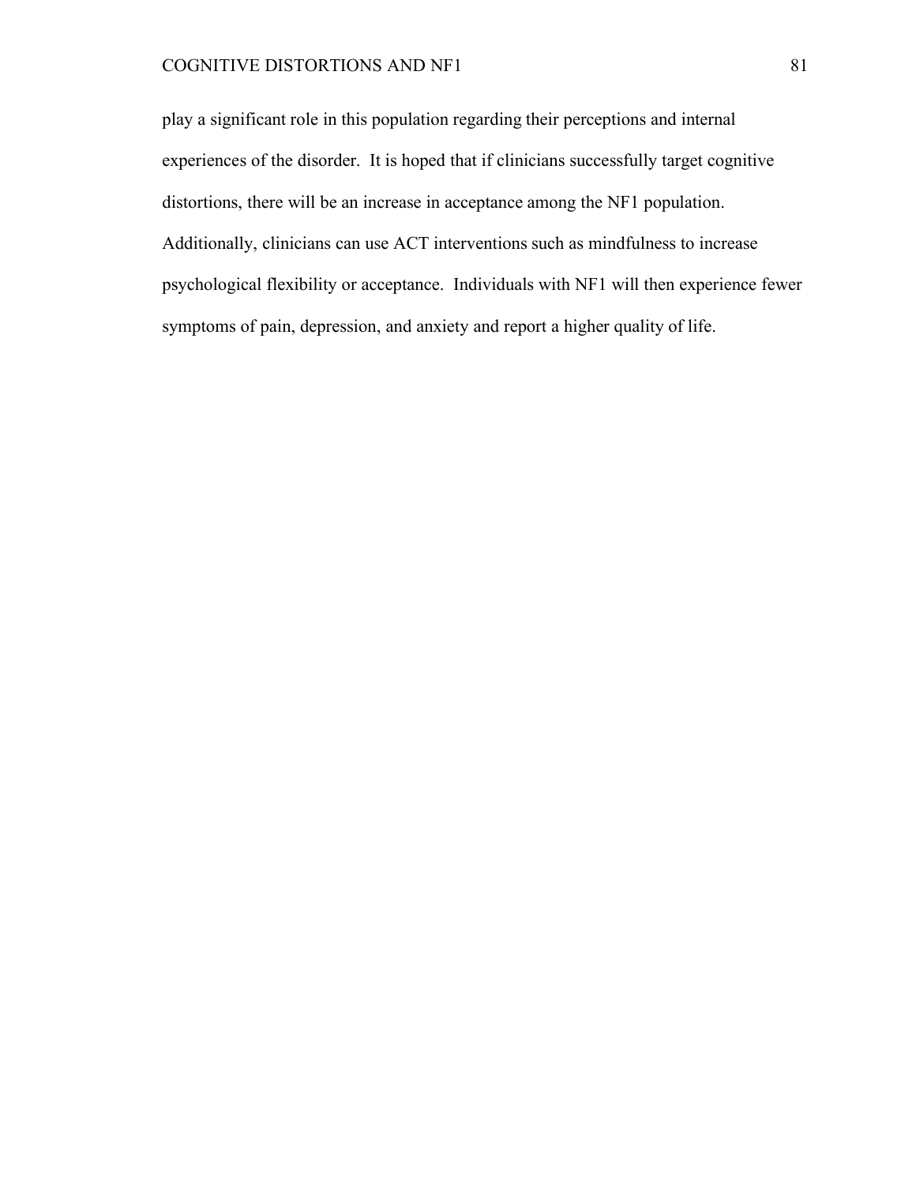play a significant role in this population regarding their perceptions and internal experiences of the disorder.  It is hoped that if clinicians successfully target cognitive distortions, there will be an increase in acceptance among the NF1 population. Additionally, clinicians can use ACT interventions such as mindfulness to increase psychological flexibility or acceptance.  Individuals with NF1 will then experience fewer symptoms of pain, depression, and anxiety and report a higher quality of life.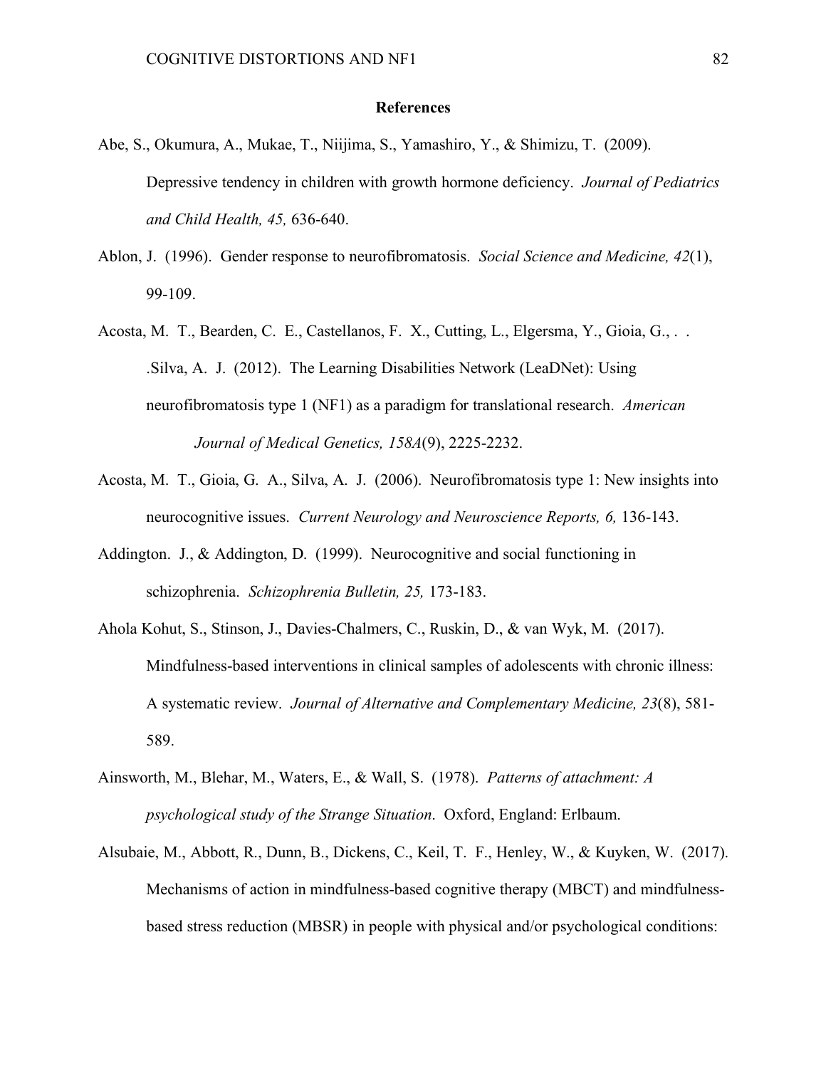## References

Abe, S., Okumura, A., Mukae, T., Niijima, S., Yamashiro, Y., & Shimizu, T. (2009). Depressive tendency in children with growth hormone deficiency. *Journal of Pediatrics and Child Health, 45,* 636-640.

Ablon, J. (1996). Gender response to neurofibromatosis. *Social Science and Medicine, 42*(1), 99-109.

Acosta, M. T., Bearden, C. E., Castellanos, F. X., Cutting, L., Elgersma, Y., Gioia, G., . . .Silva, A. J. (2012). The Learning Disabilities Network (LeaDNet): Using neurofibromatosis type 1 (NF1) as a paradigm for translational research. *American Journal of Medical Genetics, 158A*(9), 2225-2232.

Acosta, M. T., Gioia, G. A., Silva, A. J. (2006). Neurofibromatosis type 1: New insights into neurocognitive issues. *Current Neurology and Neuroscience Reports, 6,* 136-143.

Addington. J., & Addington, D. (1999). Neurocognitive and social functioning in schizophrenia. *Schizophrenia Bulletin, 25,* 173-183.

Ahola Kohut, S., Stinson, J., Davies-Chalmers, C., Ruskin, D., & van Wyk, M. (2017). Mindfulness-based interventions in clinical samples of adolescents with chronic illness: A systematic review. *Journal of Alternative and Complementary Medicine, 23*(8), 581-589.

Ainsworth, M., Blehar, M., Waters, E., & Wall, S. (1978). *Patterns of attachment: A psychological study of the Strange Situation*. Oxford, England: Erlbaum.

Alsubaie, M., Abbott, R., Dunn, B., Dickens, C., Keil, T. F., Henley, W., & Kuyken, W. (2017). Mechanisms of action in mindfulness-based cognitive therapy (MBCT) and mindfulness-based stress reduction (MBSR) in people with physical and/or psychological conditions: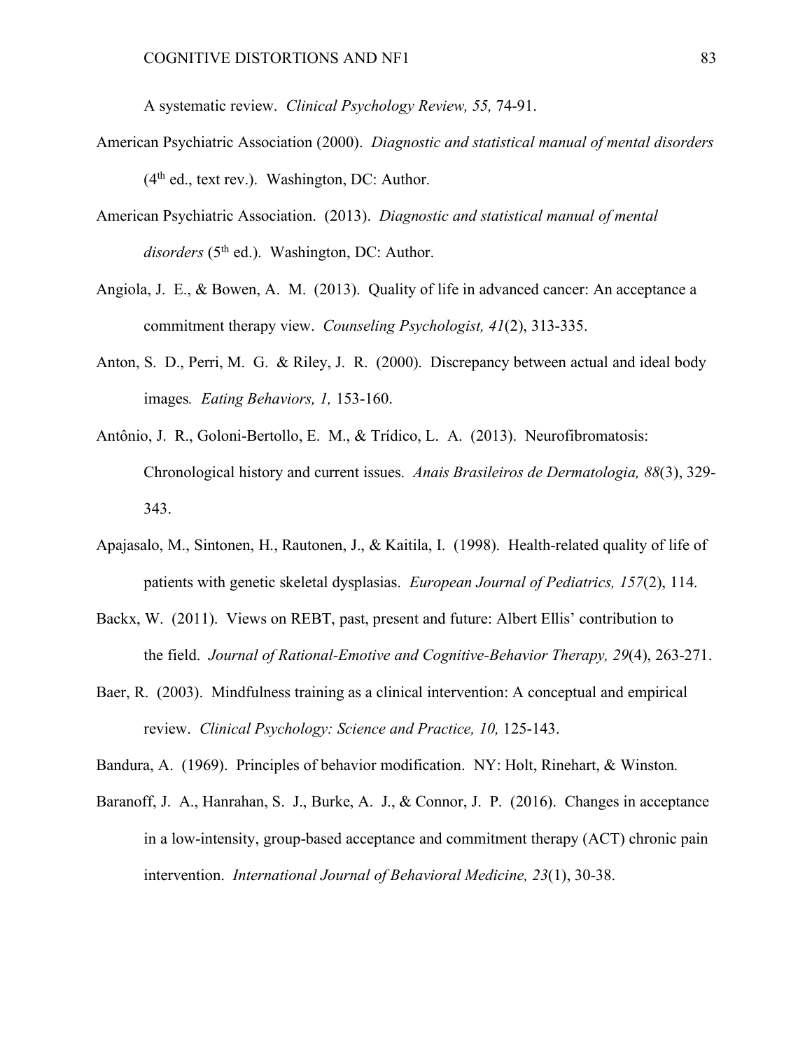A systematic review. *Clinical Psychology Review, 55,* 74-91.

American Psychiatric Association (2000). *Diagnostic and statistical manual of mental disorders* (4th ed., text rev.). Washington, DC: Author.

American Psychiatric Association. (2013). *Diagnostic and statistical manual of mental disorders* (5th ed.). Washington, DC: Author.

Angiola, J. E., & Bowen, A. M. (2013). Quality of life in advanced cancer: An acceptance a commitment therapy view. *Counseling Psychologist, 41*(2), 313-335.

Anton, S. D., Perri, M. G. & Riley, J. R. (2000). Discrepancy between actual and ideal body images. *Eating Behaviors, 1,* 153-160.

Antônio, J. R., Goloni-Bertollo, E. M., & Trídico, L. A. (2013). Neurofibromatosis: Chronological history and current issues. *Anais Brasileiros de Dermatologia, 88*(3), 329-343.

Apajasalo, M., Sintonen, H., Rautonen, J., & Kaitila, I. (1998). Health-related quality of life of patients with genetic skeletal dysplasias. *European Journal of Pediatrics, 157*(2), 114.

Backx, W. (2011). Views on REBT, past, present and future: Albert Ellis' contribution to the field. *Journal of Rational-Emotive and Cognitive-Behavior Therapy, 29*(4), 263-271.

Baer, R. (2003). Mindfulness training as a clinical intervention: A conceptual and empirical review. *Clinical Psychology: Science and Practice, 10,* 125-143.

Bandura, A. (1969). Principles of behavior modification. NY: Holt, Rinehart, & Winston.

Baranoff, J. A., Hanrahan, S. J., Burke, A. J., & Connor, J. P. (2016). Changes in acceptance in a low-intensity, group-based acceptance and commitment therapy (ACT) chronic pain intervention. *International Journal of Behavioral Medicine, 23*(1), 30-38.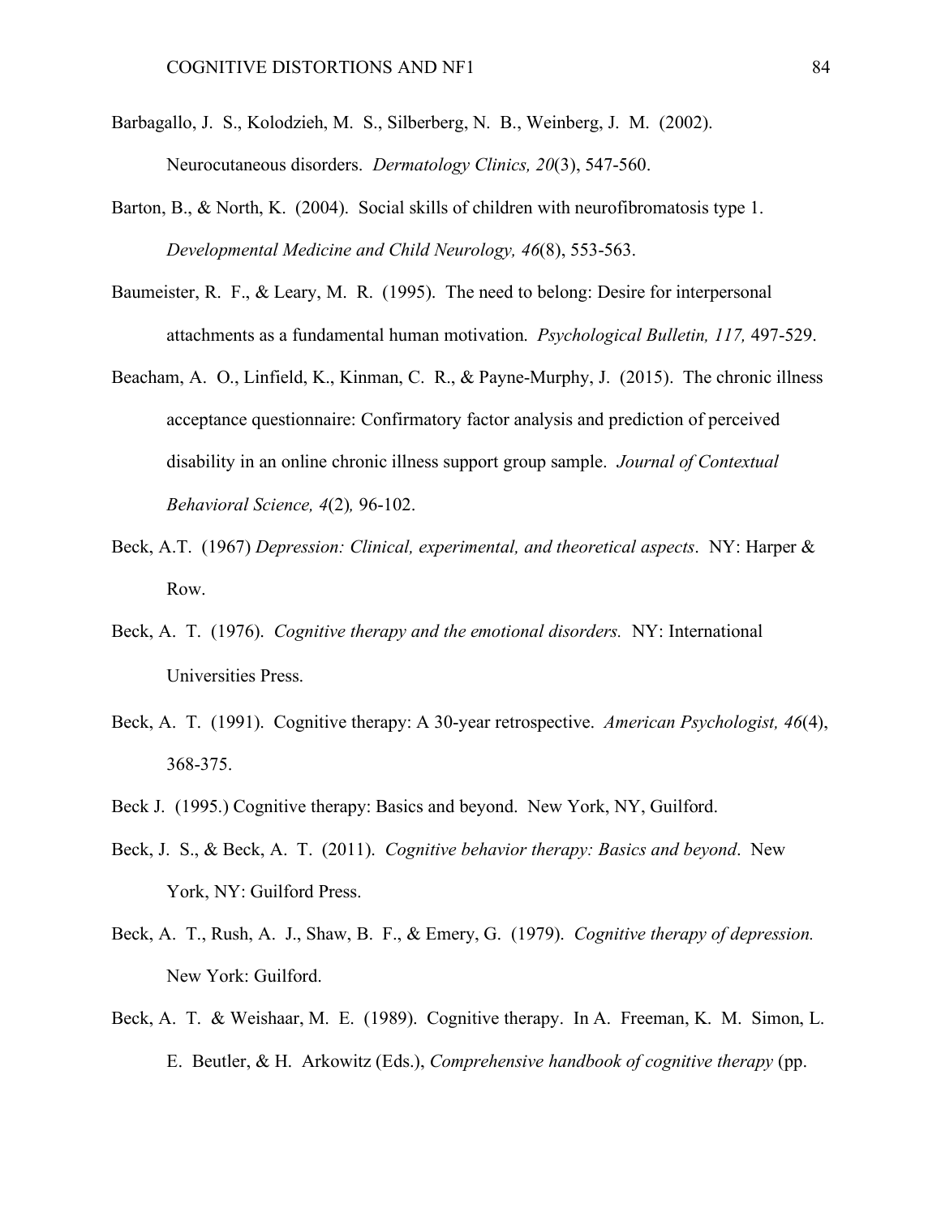Barbagallo, J. S., Kolodzieh, M. S., Silberberg, N. B., Weinberg, J. M. (2002). Neurocutaneous disorders. *Dermatology Clinics, 20*(3), 547-560.

Barton, B., & North, K. (2004). Social skills of children with neurofibromatosis type 1. *Developmental Medicine and Child Neurology, 46*(8), 553-563.

Baumeister, R. F., & Leary, M. R. (1995). The need to belong: Desire for interpersonal attachments as a fundamental human motivation. *Psychological Bulletin, 117,* 497-529.

Beacham, A. O., Linfield, K., Kinman, C. R., & Payne-Murphy, J. (2015). The chronic illness acceptance questionnaire: Confirmatory factor analysis and prediction of perceived disability in an online chronic illness support group sample. *Journal of Contextual Behavioral Science, 4*(2)*,* 96-102.

Beck, A.T. (1967) *Depression: Clinical, experimental, and theoretical aspects*. NY: Harper & Row.

Beck, A. T. (1976). *Cognitive therapy and the emotional disorders.* NY: International Universities Press.

Beck, A. T. (1991). Cognitive therapy: A 30-year retrospective. *American Psychologist, 46*(4), 368-375.

Beck J. (1995.) Cognitive therapy: Basics and beyond. New York, NY, Guilford.

Beck, J. S., & Beck, A. T. (2011). *Cognitive behavior therapy: Basics and beyond*. New York, NY: Guilford Press.

Beck, A. T., Rush, A. J., Shaw, B. F., & Emery, G. (1979). *Cognitive therapy of depression.* New York: Guilford.

Beck, A. T. & Weishaar, M. E. (1989). Cognitive therapy. In A. Freeman, K. M. Simon, L. E. Beutler, & H. Arkowitz (Eds.), *Comprehensive handbook of cognitive therapy* (pp.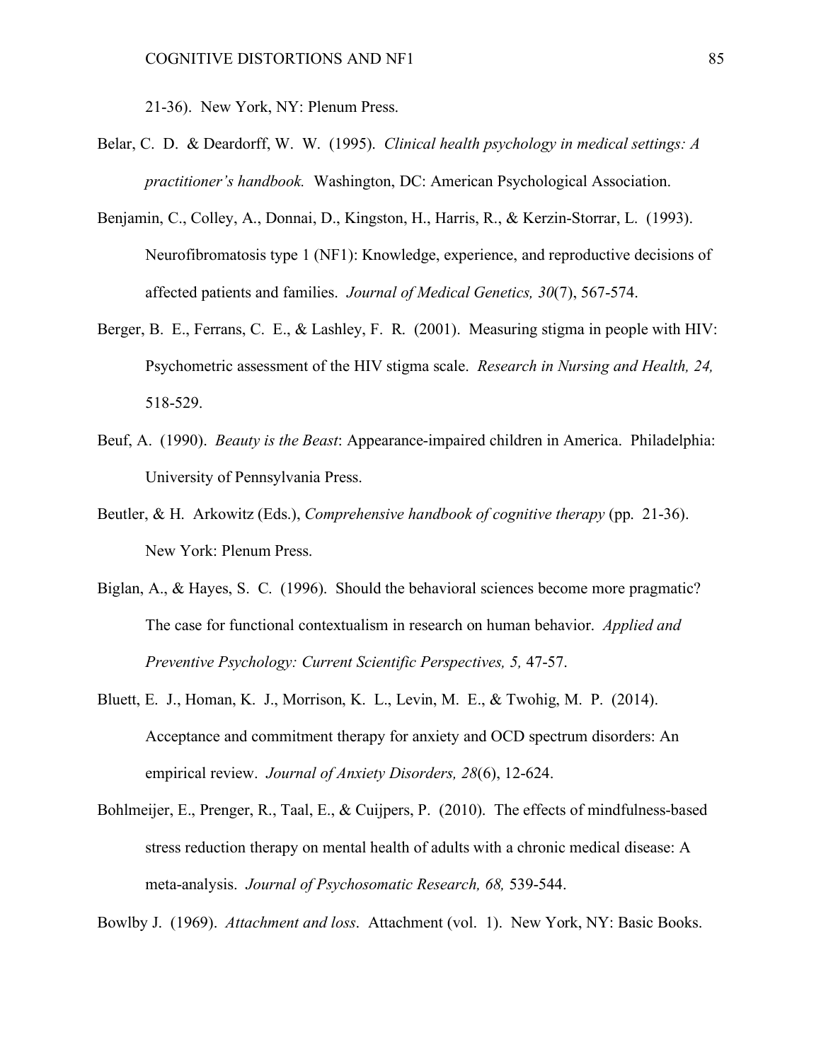21-36). New York, NY: Plenum Press.

Belar, C. D. & Deardorff, W. W. (1995). *Clinical health psychology in medical settings: A practitioner's handbook.* Washington, DC: American Psychological Association.

Benjamin, C., Colley, A., Donnai, D., Kingston, H., Harris, R., & Kerzin-Storrar, L. (1993). Neurofibromatosis type 1 (NF1): Knowledge, experience, and reproductive decisions of affected patients and families. *Journal of Medical Genetics, 30*(7), 567-574.

Berger, B. E., Ferrans, C. E., & Lashley, F. R. (2001). Measuring stigma in people with HIV: Psychometric assessment of the HIV stigma scale. *Research in Nursing and Health, 24,* 518-529.

Beuf, A. (1990). *Beauty is the Beast*: Appearance-impaired children in America. Philadelphia: University of Pennsylvania Press.

Beutler, & H. Arkowitz (Eds.), *Comprehensive handbook of cognitive therapy* (pp. 21-36). New York: Plenum Press.

Biglan, A., & Hayes, S. C. (1996). Should the behavioral sciences become more pragmatic? The case for functional contextualism in research on human behavior. *Applied and Preventive Psychology: Current Scientific Perspectives, 5,* 47-57.

Bluett, E. J., Homan, K. J., Morrison, K. L., Levin, M. E., & Twohig, M. P. (2014). Acceptance and commitment therapy for anxiety and OCD spectrum disorders: An empirical review. *Journal of Anxiety Disorders, 28*(6), 12-624.

Bohlmeijer, E., Prenger, R., Taal, E., & Cuijpers, P. (2010). The effects of mindfulness-based stress reduction therapy on mental health of adults with a chronic medical disease: A meta-analysis. *Journal of Psychosomatic Research, 68,* 539-544.

Bowlby J. (1969). *Attachment and loss*. Attachment (vol. 1). New York, NY: Basic Books.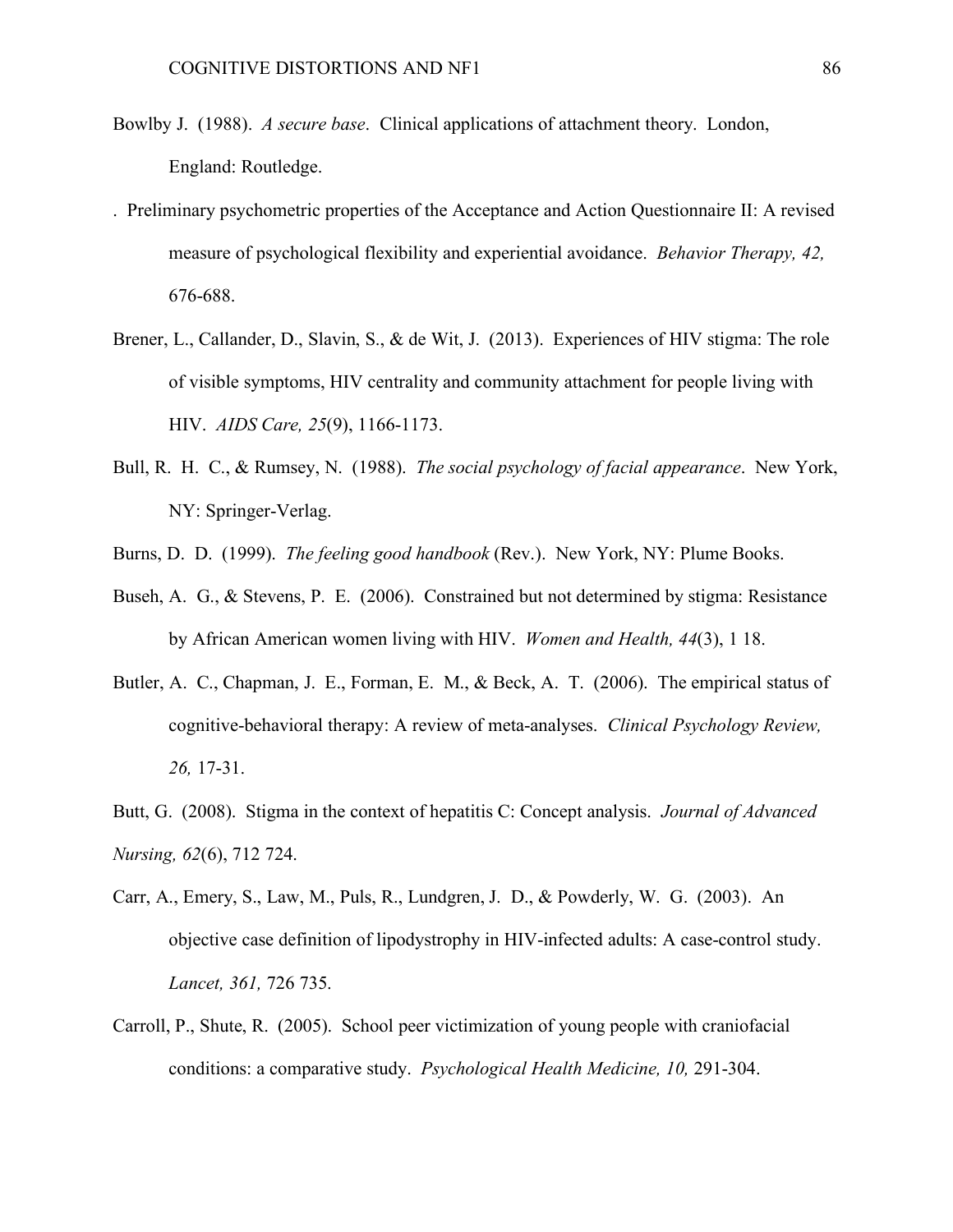Bowlby J. (1988). *A secure base*. Clinical applications of attachment theory. London, England: Routledge.

. Preliminary psychometric properties of the Acceptance and Action Questionnaire II: A revised measure of psychological flexibility and experiential avoidance. *Behavior Therapy, 42,* 676-688.

Brener, L., Callander, D., Slavin, S., & de Wit, J. (2013). Experiences of HIV stigma: The role of visible symptoms, HIV centrality and community attachment for people living with HIV. *AIDS Care, 25*(9), 1166-1173.

Bull, R. H. C., & Rumsey, N. (1988). *The social psychology of facial appearance*. New York, NY: Springer-Verlag.

Burns, D. D. (1999). *The feeling good handbook* (Rev.). New York, NY: Plume Books.

Buseh, A. G., & Stevens, P. E. (2006). Constrained but not determined by stigma: Resistance by African American women living with HIV. *Women and Health, 44*(3), 1 18.

Butler, A. C., Chapman, J. E., Forman, E. M., & Beck, A. T. (2006). The empirical status of cognitive-behavioral therapy: A review of meta-analyses. *Clinical Psychology Review, 26,* 17-31.

Butt, G. (2008). Stigma in the context of hepatitis C: Concept analysis. *Journal of Advanced Nursing, 62*(6), 712 724.

Carr, A., Emery, S., Law, M., Puls, R., Lundgren, J. D., & Powderly, W. G. (2003). An objective case definition of lipodystrophy in HIV-infected adults: A case-control study. *Lancet, 361,* 726 735.

Carroll, P., Shute, R. (2005). School peer victimization of young people with craniofacial conditions: a comparative study. *Psychological Health Medicine, 10,* 291-304.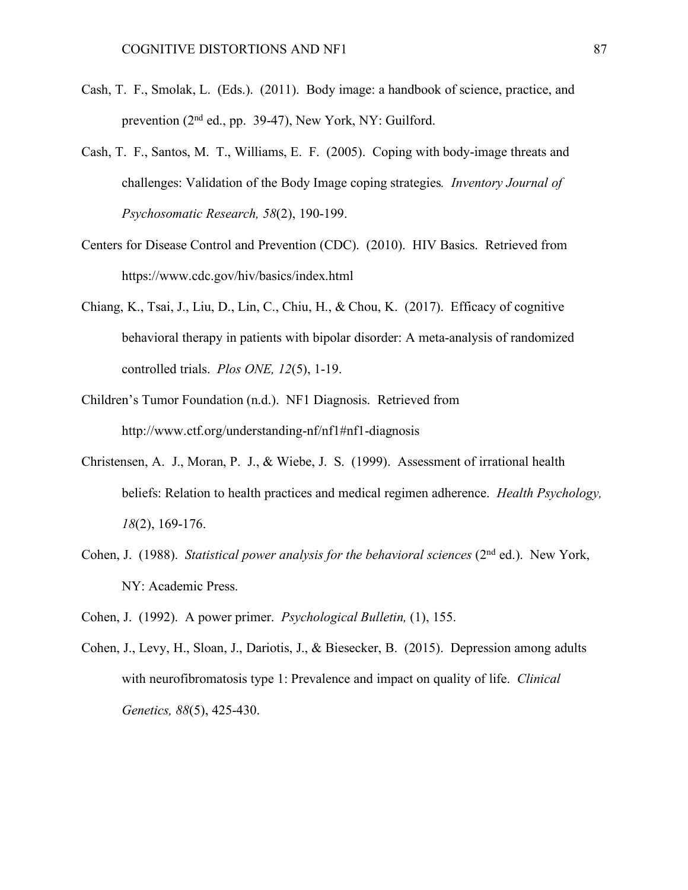Cash, T. F., Smolak, L. (Eds.). (2011). Body image: a handbook of science, practice, and prevention (2nd ed., pp. 39-47), New York, NY: Guilford.

Cash, T. F., Santos, M. T., Williams, E. F. (2005). Coping with body-image threats and challenges: Validation of the Body Image coping strategies. *Inventory Journal of Psychosomatic Research, 58*(2), 190-199.

Centers for Disease Control and Prevention (CDC). (2010). HIV Basics. Retrieved from https://www.cdc.gov/hiv/basics/index.html

Chiang, K., Tsai, J., Liu, D., Lin, C., Chiu, H., & Chou, K. (2017). Efficacy of cognitive behavioral therapy in patients with bipolar disorder: A meta-analysis of randomized controlled trials. *Plos ONE, 12*(5), 1-19.

Children's Tumor Foundation (n.d.). NF1 Diagnosis. Retrieved from http://www.ctf.org/understanding-nf/nf1#nf1-diagnosis

Christensen, A. J., Moran, P. J., & Wiebe, J. S. (1999). Assessment of irrational health beliefs: Relation to health practices and medical regimen adherence. *Health Psychology, 18*(2), 169-176.

Cohen, J. (1988). *Statistical power analysis for the behavioral sciences* (2nd ed.). New York, NY: Academic Press.

Cohen, J. (1992). A power primer. *Psychological Bulletin,* (1), 155.

Cohen, J., Levy, H., Sloan, J., Dariotis, J., & Biesecker, B. (2015). Depression among adults with neurofibromatosis type 1: Prevalence and impact on quality of life. *Clinical Genetics, 88*(5), 425-430.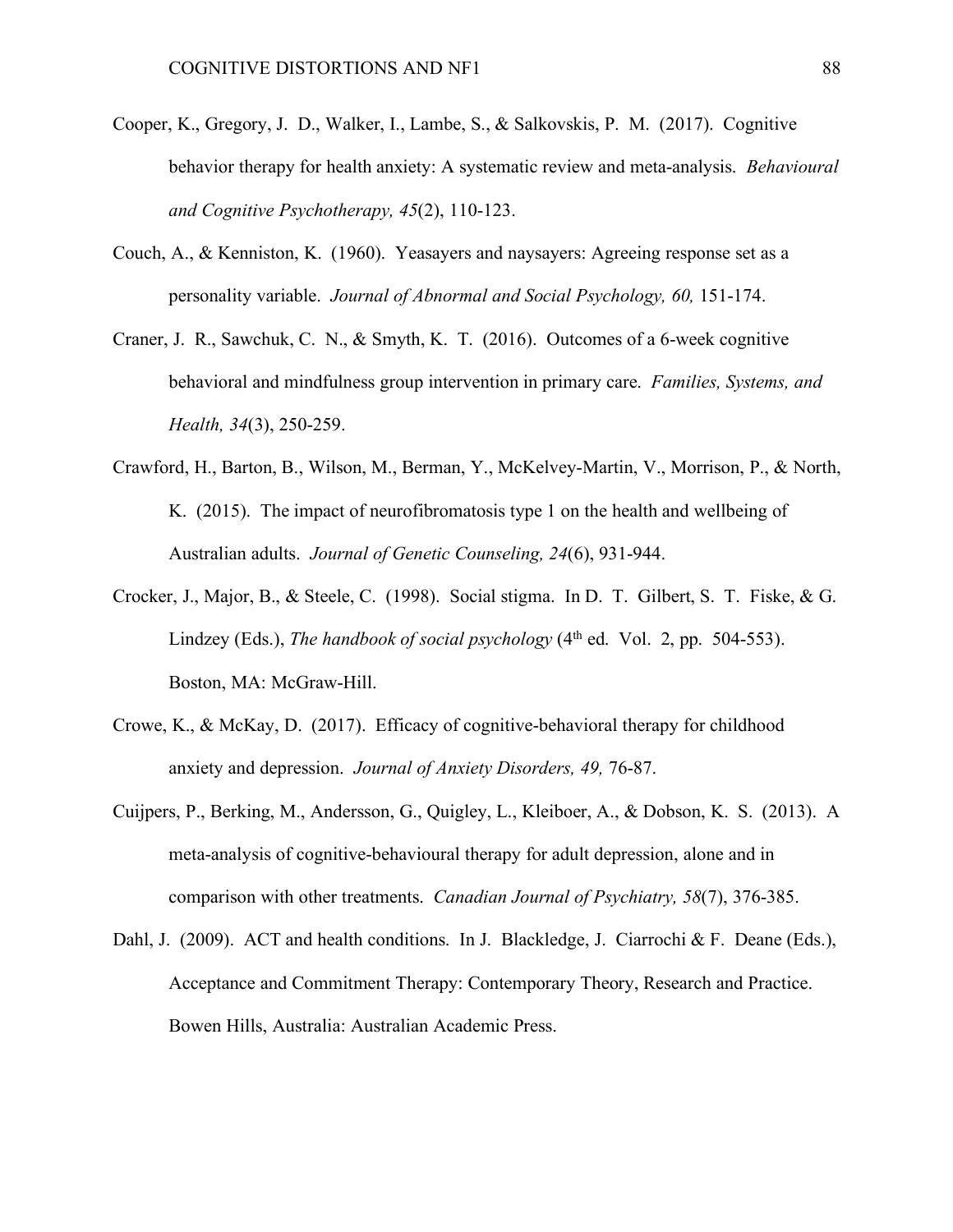Cooper, K., Gregory, J. D., Walker, I., Lambe, S., & Salkovskis, P. M. (2017). Cognitive behavior therapy for health anxiety: A systematic review and meta-analysis. *Behavioural and Cognitive Psychotherapy, 45*(2), 110-123.

Couch, A., & Kenniston, K. (1960). Yeasayers and naysayers: Agreeing response set as a personality variable. *Journal of Abnormal and Social Psychology, 60,* 151-174.

Craner, J. R., Sawchuk, C. N., & Smyth, K. T. (2016). Outcomes of a 6-week cognitive behavioral and mindfulness group intervention in primary care. *Families, Systems, and Health, 34*(3), 250-259.

Crawford, H., Barton, B., Wilson, M., Berman, Y., McKelvey-Martin, V., Morrison, P., & North, K. (2015). The impact of neurofibromatosis type 1 on the health and wellbeing of Australian adults. *Journal of Genetic Counseling, 24*(6), 931-944.

Crocker, J., Major, B., & Steele, C. (1998). Social stigma. In D. T. Gilbert, S. T. Fiske, & G. Lindzey (Eds.), *The handbook of social psychology* (4th ed. Vol. 2, pp. 504-553). Boston, MA: McGraw-Hill.

Crowe, K., & McKay, D. (2017). Efficacy of cognitive-behavioral therapy for childhood anxiety and depression. *Journal of Anxiety Disorders, 49,* 76-87.

Cuijpers, P., Berking, M., Andersson, G., Quigley, L., Kleiboer, A., & Dobson, K. S. (2013). A meta-analysis of cognitive-behavioural therapy for adult depression, alone and in comparison with other treatments. *Canadian Journal of Psychiatry, 58*(7), 376-385.

Dahl, J. (2009). ACT and health conditions. In J. Blackledge, J. Ciarrochi & F. Deane (Eds.), Acceptance and Commitment Therapy: Contemporary Theory, Research and Practice. Bowen Hills, Australia: Australian Academic Press.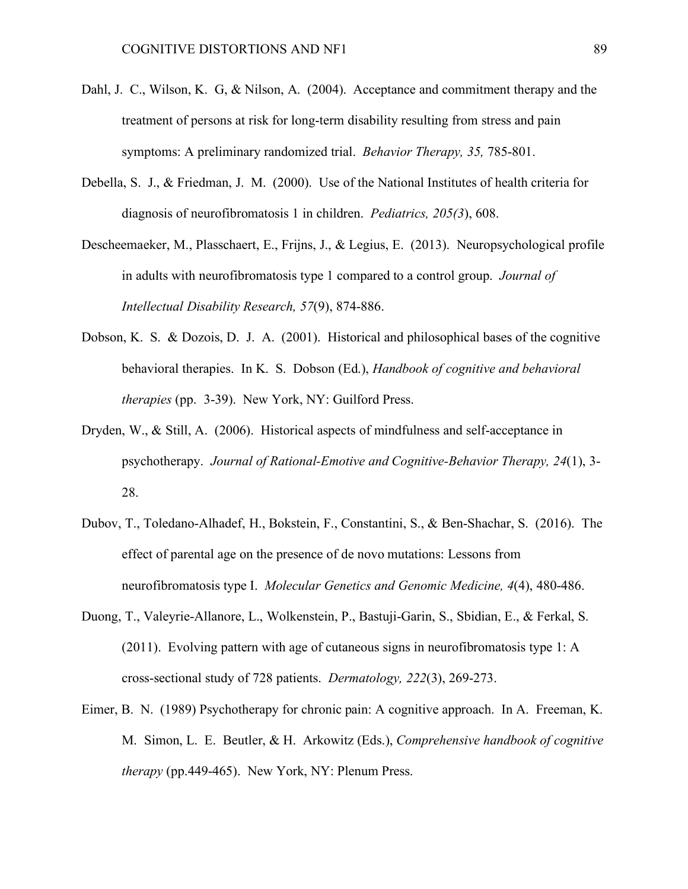Dahl, J. C., Wilson, K. G, & Nilson, A. (2004). Acceptance and commitment therapy and the treatment of persons at risk for long-term disability resulting from stress and pain symptoms: A preliminary randomized trial. *Behavior Therapy, 35,* 785-801.

Debella, S. J., & Friedman, J. M. (2000). Use of the National Institutes of health criteria for diagnosis of neurofibromatosis 1 in children. *Pediatrics, 205(3*), 608.

Descheemaeker, M., Plasschaert, E., Frijns, J., & Legius, E. (2013). Neuropsychological profile in adults with neurofibromatosis type 1 compared to a control group. *Journal of Intellectual Disability Research, 57*(9), 874-886.

Dobson, K. S. & Dozois, D. J. A. (2001). Historical and philosophical bases of the cognitive behavioral therapies. In K. S. Dobson (Ed.), *Handbook of cognitive and behavioral therapies* (pp. 3-39). New York, NY: Guilford Press.

Dryden, W., & Still, A. (2006). Historical aspects of mindfulness and self-acceptance in psychotherapy. *Journal of Rational-Emotive and Cognitive-Behavior Therapy, 24*(1), 3-28.

Dubov, T., Toledano-Alhadef, H., Bokstein, F., Constantini, S., & Ben-Shachar, S. (2016). The effect of parental age on the presence of de novo mutations: Lessons from neurofibromatosis type I. *Molecular Genetics and Genomic Medicine, 4*(4), 480-486.

Duong, T., Valeyrie-Allanore, L., Wolkenstein, P., Bastuji-Garin, S., Sbidian, E., & Ferkal, S. (2011). Evolving pattern with age of cutaneous signs in neurofibromatosis type 1: A cross-sectional study of 728 patients. *Dermatology, 222*(3), 269-273.

Eimer, B. N. (1989) Psychotherapy for chronic pain: A cognitive approach. In A. Freeman, K. M. Simon, L. E. Beutler, & H. Arkowitz (Eds.), *Comprehensive handbook of cognitive therapy* (pp.449-465). New York, NY: Plenum Press.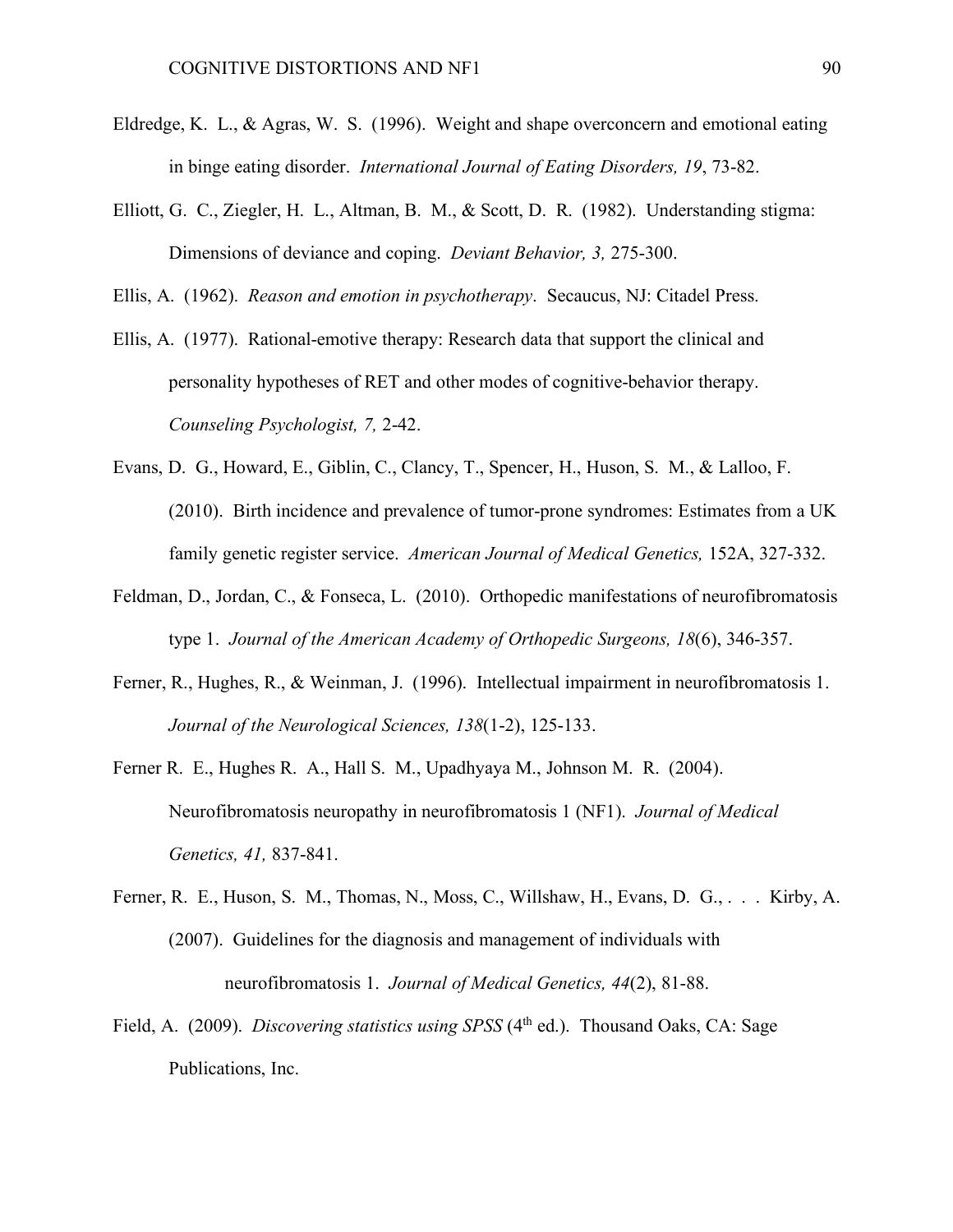Eldredge, K. L., & Agras, W. S. (1996). Weight and shape overconcern and emotional eating in binge eating disorder. *International Journal of Eating Disorders, 19*, 73-82.

Elliott, G. C., Ziegler, H. L., Altman, B. M., & Scott, D. R. (1982). Understanding stigma: Dimensions of deviance and coping. *Deviant Behavior, 3,* 275-300.

Ellis, A. (1962). *Reason and emotion in psychotherapy*. Secaucus, NJ: Citadel Press.

Ellis, A. (1977). Rational-emotive therapy: Research data that support the clinical and personality hypotheses of RET and other modes of cognitive-behavior therapy. *Counseling Psychologist, 7,* 2-42.

Evans, D. G., Howard, E., Giblin, C., Clancy, T., Spencer, H., Huson, S. M., & Lalloo, F. (2010). Birth incidence and prevalence of tumor-prone syndromes: Estimates from a UK family genetic register service. *American Journal of Medical Genetics,* 152A, 327-332.

Feldman, D., Jordan, C., & Fonseca, L. (2010). Orthopedic manifestations of neurofibromatosis type 1. *Journal of the American Academy of Orthopedic Surgeons, 18*(6), 346-357.

Ferner, R., Hughes, R., & Weinman, J. (1996). Intellectual impairment in neurofibromatosis 1. *Journal of the Neurological Sciences, 138*(1-2), 125-133.

Ferner R. E., Hughes R. A., Hall S. M., Upadhyaya M., Johnson M. R. (2004). Neurofibromatosis neuropathy in neurofibromatosis 1 (NF1). *Journal of Medical Genetics, 41,* 837-841.

Ferner, R. E., Huson, S. M., Thomas, N., Moss, C., Willshaw, H., Evans, D. G., . . . Kirby, A. (2007). Guidelines for the diagnosis and management of individuals with neurofibromatosis 1. *Journal of Medical Genetics, 44*(2), 81-88.

Field, A. (2009). *Discovering statistics using SPSS* (4th ed.). Thousand Oaks, CA: Sage Publications, Inc.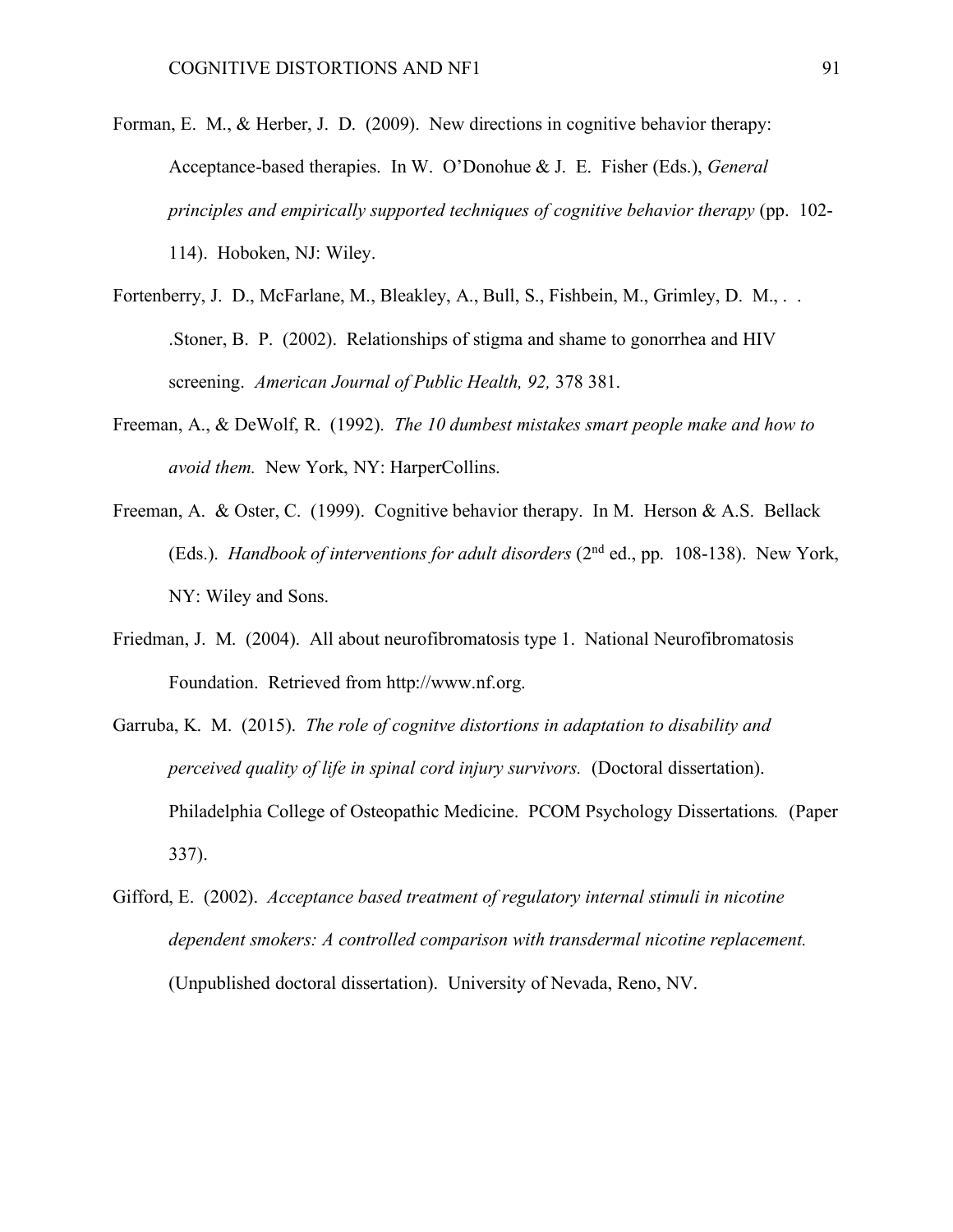Forman, E. M., & Herber, J. D. (2009). New directions in cognitive behavior therapy: Acceptance-based therapies. In W. O'Donohue & J. E. Fisher (Eds.), *General principles and empirically supported techniques of cognitive behavior therapy* (pp. 102-114). Hoboken, NJ: Wiley.

Fortenberry, J. D., McFarlane, M., Bleakley, A., Bull, S., Fishbein, M., Grimley, D. M., . . .Stoner, B. P. (2002). Relationships of stigma and shame to gonorrhea and HIV screening. *American Journal of Public Health, 92,* 378 381.

Freeman, A., & DeWolf, R. (1992). *The 10 dumbest mistakes smart people make and how to avoid them.* New York, NY: HarperCollins.

Freeman, A. & Oster, C. (1999). Cognitive behavior therapy. In M. Herson & A.S. Bellack (Eds.). *Handbook of interventions for adult disorders* (2nd ed., pp. 108-138). New York, NY: Wiley and Sons.

Friedman, J. M. (2004). All about neurofibromatosis type 1. National Neurofibromatosis Foundation. Retrieved from http://www.nf.org.

Garruba, K. M. (2015). *The role of cognitve distortions in adaptation to disability and perceived quality of life in spinal cord injury survivors.* (Doctoral dissertation). Philadelphia College of Osteopathic Medicine. PCOM Psychology Dissertations. (Paper 337).

Gifford, E. (2002). *Acceptance based treatment of regulatory internal stimuli in nicotine dependent smokers: A controlled comparison with transdermal nicotine replacement.* (Unpublished doctoral dissertation). University of Nevada, Reno, NV.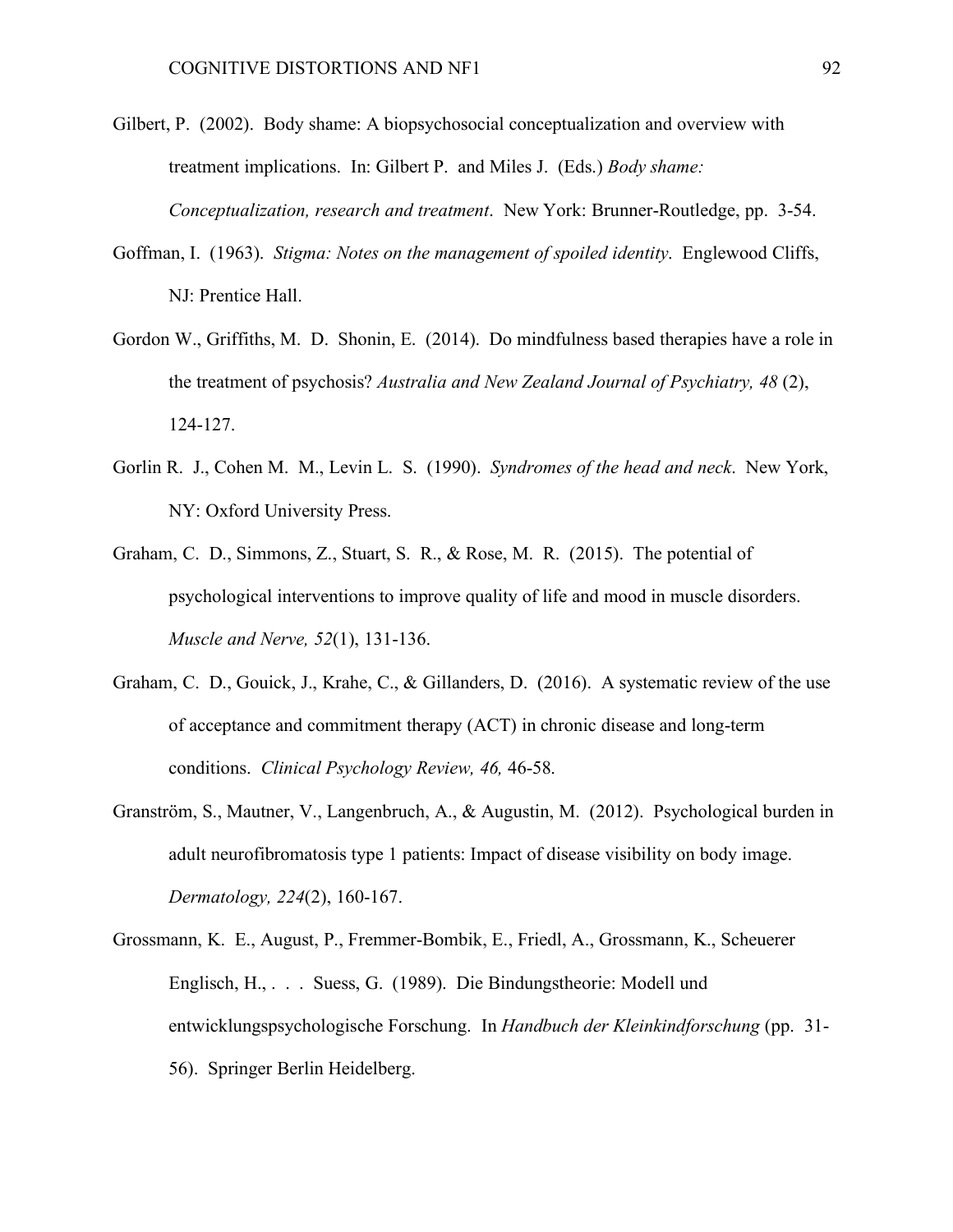Gilbert, P. (2002). Body shame: A biopsychosocial conceptualization and overview with treatment implications. In: Gilbert P. and Miles J. (Eds.) *Body shame: Conceptualization, research and treatment*. New York: Brunner-Routledge, pp. 3-54.

Goffman, I. (1963). *Stigma: Notes on the management of spoiled identity*. Englewood Cliffs, NJ: Prentice Hall.

Gordon W., Griffiths, M. D. Shonin, E. (2014). Do mindfulness based therapies have a role in the treatment of psychosis? *Australia and New Zealand Journal of Psychiatry, 48* (2), 124-127.

Gorlin R. J., Cohen M. M., Levin L. S. (1990). *Syndromes of the head and neck*. New York, NY: Oxford University Press.

Graham, C. D., Simmons, Z., Stuart, S. R., & Rose, M. R. (2015). The potential of psychological interventions to improve quality of life and mood in muscle disorders. *Muscle and Nerve, 52*(1), 131-136.

Graham, C. D., Gouick, J., Krahe, C., & Gillanders, D. (2016). A systematic review of the use of acceptance and commitment therapy (ACT) in chronic disease and long-term conditions. *Clinical Psychology Review, 46,* 46-58.

Granström, S., Mautner, V., Langenbruch, A., & Augustin, M. (2012). Psychological burden in adult neurofibromatosis type 1 patients: Impact of disease visibility on body image. *Dermatology, 224*(2), 160-167.

Grossmann, K. E., August, P., Fremmer-Bombik, E., Friedl, A., Grossmann, K., Scheuerer Englisch, H., . . . Suess, G. (1989). Die Bindungstheorie: Modell und entwicklungspsychologische Forschung. In *Handbuch der Kleinkindforschung* (pp. 31-56). Springer Berlin Heidelberg.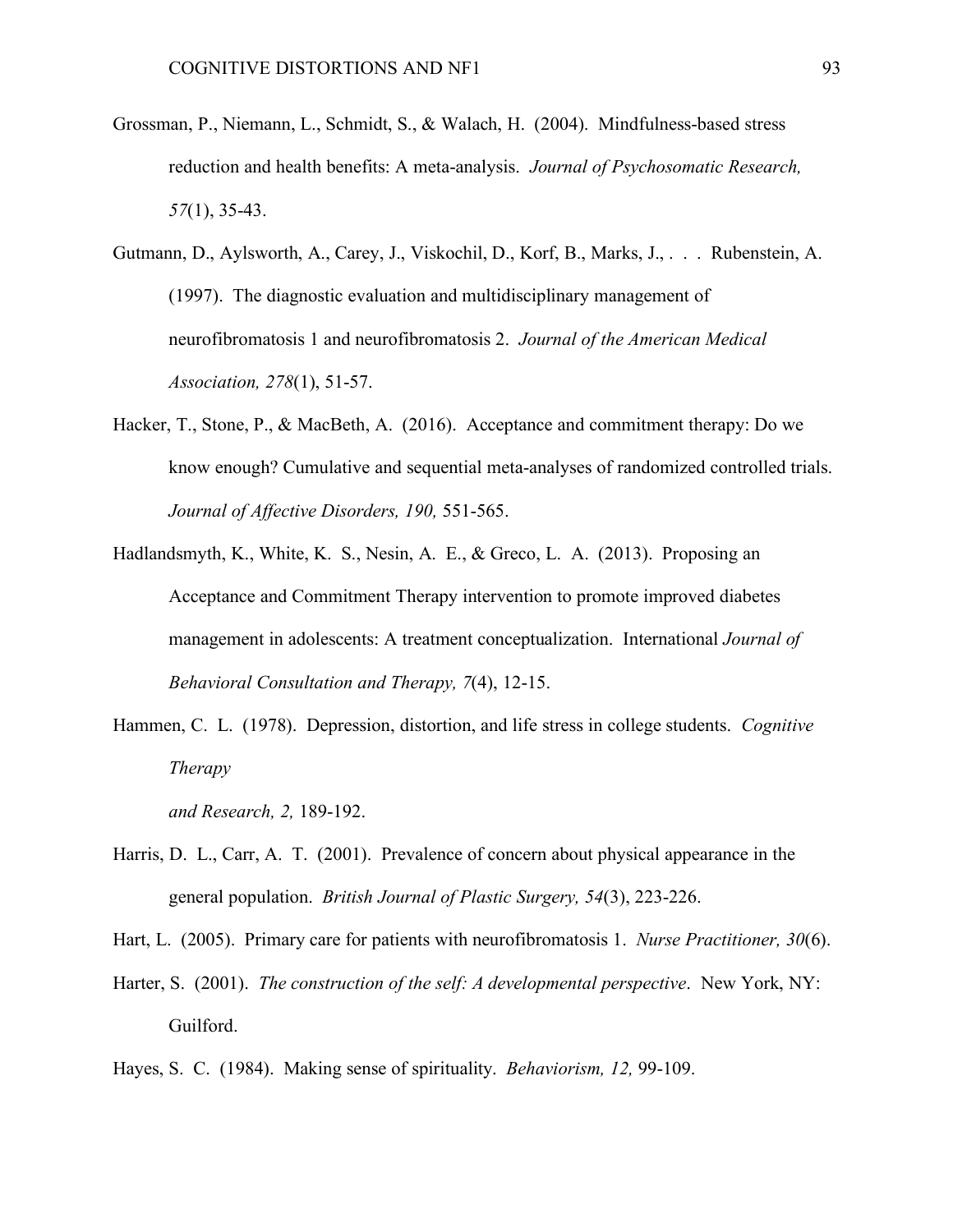Grossman, P., Niemann, L., Schmidt, S., & Walach, H. (2004). Mindfulness-based stress reduction and health benefits: A meta-analysis. *Journal of Psychosomatic Research, 57*(1), 35-43.

Gutmann, D., Aylsworth, A., Carey, J., Viskochil, D., Korf, B., Marks, J., . . . Rubenstein, A. (1997). The diagnostic evaluation and multidisciplinary management of neurofibromatosis 1 and neurofibromatosis 2. *Journal of the American Medical Association, 278*(1), 51-57.

Hacker, T., Stone, P., & MacBeth, A. (2016). Acceptance and commitment therapy: Do we know enough? Cumulative and sequential meta-analyses of randomized controlled trials. *Journal of Affective Disorders, 190,* 551-565.

Hadlandsmyth, K., White, K. S., Nesin, A. E., & Greco, L. A. (2013). Proposing an Acceptance and Commitment Therapy intervention to promote improved diabetes management in adolescents: A treatment conceptualization. International *Journal of Behavioral Consultation and Therapy, 7*(4), 12-15.

Hammen, C. L. (1978). Depression, distortion, and life stress in college students. *Cognitive Therapy*

*and Research, 2,* 189-192.

Harris, D. L., Carr, A. T. (2001). Prevalence of concern about physical appearance in the general population. *British Journal of Plastic Surgery, 54*(3), 223-226.

Hart, L. (2005). Primary care for patients with neurofibromatosis 1. *Nurse Practitioner, 30*(6).

Harter, S. (2001). *The construction of the self: A developmental perspective*. New York, NY: Guilford.

Hayes, S. C. (1984). Making sense of spirituality. *Behaviorism, 12,* 99-109.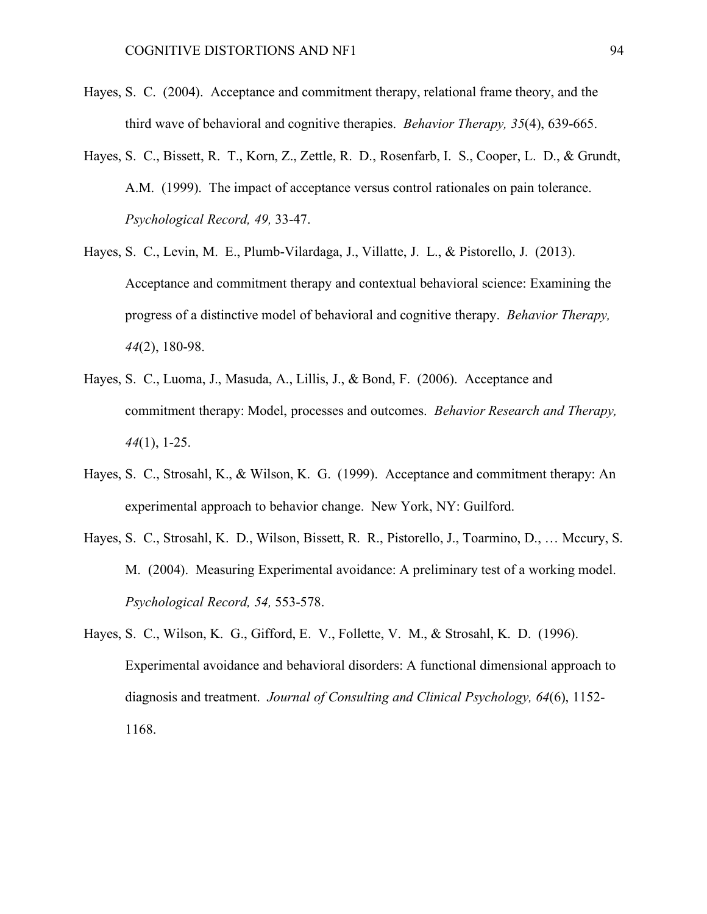Hayes, S. C. (2004). Acceptance and commitment therapy, relational frame theory, and the third wave of behavioral and cognitive therapies. *Behavior Therapy, 35*(4), 639-665.

Hayes, S. C., Bissett, R. T., Korn, Z., Zettle, R. D., Rosenfarb, I. S., Cooper, L. D., & Grundt, A.M. (1999). The impact of acceptance versus control rationales on pain tolerance. *Psychological Record, 49,* 33-47.

Hayes, S. C., Levin, M. E., Plumb-Vilardaga, J., Villatte, J. L., & Pistorello, J. (2013). Acceptance and commitment therapy and contextual behavioral science: Examining the progress of a distinctive model of behavioral and cognitive therapy. *Behavior Therapy, 44*(2), 180-98.

Hayes, S. C., Luoma, J., Masuda, A., Lillis, J., & Bond, F. (2006). Acceptance and commitment therapy: Model, processes and outcomes. *Behavior Research and Therapy, 44*(1), 1-25.

Hayes, S. C., Strosahl, K., & Wilson, K. G. (1999). Acceptance and commitment therapy: An experimental approach to behavior change. New York, NY: Guilford.

Hayes, S. C., Strosahl, K. D., Wilson, Bissett, R. R., Pistorello, J., Toarmino, D., … Mccury, S. M. (2004). Measuring Experimental avoidance: A preliminary test of a working model. *Psychological Record, 54,* 553-578.

Hayes, S. C., Wilson, K. G., Gifford, E. V., Follette, V. M., & Strosahl, K. D. (1996). Experimental avoidance and behavioral disorders: A functional dimensional approach to diagnosis and treatment. *Journal of Consulting and Clinical Psychology, 64*(6), 1152-1168.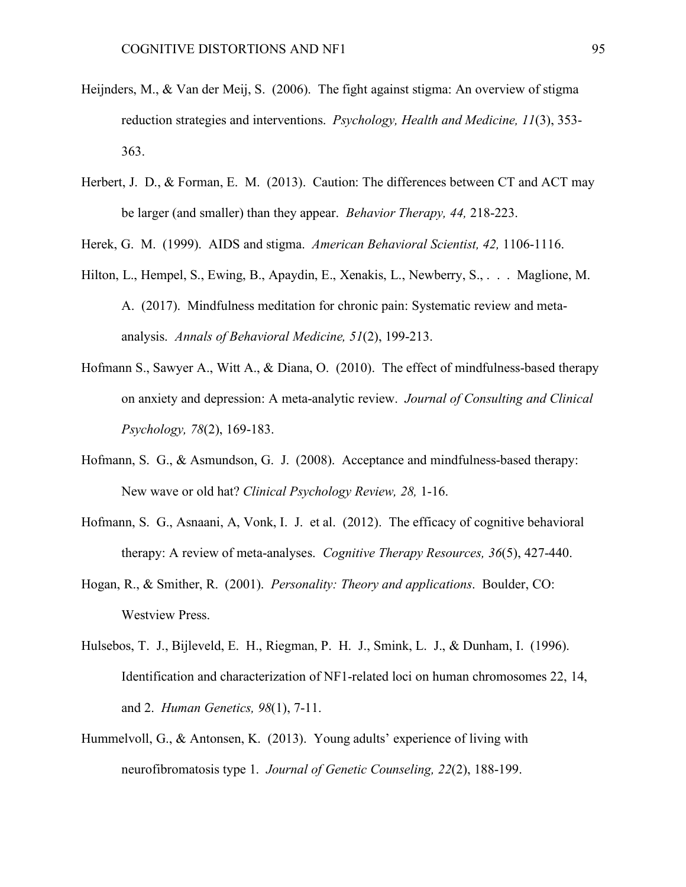Heijnders, M., & Van der Meij, S. (2006). The fight against stigma: An overview of stigma reduction strategies and interventions. *Psychology, Health and Medicine, 11*(3), 353-363.

Herbert, J. D., & Forman, E. M. (2013). Caution: The differences between CT and ACT may be larger (and smaller) than they appear. *Behavior Therapy, 44,* 218-223.

Herek, G. M. (1999). AIDS and stigma. *American Behavioral Scientist, 42,* 1106-1116.

Hilton, L., Hempel, S., Ewing, B., Apaydin, E., Xenakis, L., Newberry, S., . . . Maglione, M. A. (2017). Mindfulness meditation for chronic pain: Systematic review and meta-analysis. *Annals of Behavioral Medicine, 51*(2), 199-213.

Hofmann S., Sawyer A., Witt A., & Diana, O. (2010). The effect of mindfulness-based therapy on anxiety and depression: A meta-analytic review. *Journal of Consulting and Clinical Psychology, 78*(2), 169-183.

Hofmann, S. G., & Asmundson, G. J. (2008). Acceptance and mindfulness-based therapy: New wave or old hat? *Clinical Psychology Review, 28,* 1-16.

Hofmann, S. G., Asnaani, A, Vonk, I. J. et al. (2012). The efficacy of cognitive behavioral therapy: A review of meta-analyses. *Cognitive Therapy Resources, 36*(5), 427-440.

Hogan, R., & Smither, R. (2001). *Personality: Theory and applications*. Boulder, CO: Westview Press.

Hulsebos, T. J., Bijleveld, E. H., Riegman, P. H. J., Smink, L. J., & Dunham, I. (1996). Identification and characterization of NF1-related loci on human chromosomes 22, 14, and 2. *Human Genetics, 98*(1), 7-11.

Hummelvoll, G., & Antonsen, K. (2013). Young adults' experience of living with neurofibromatosis type 1. *Journal of Genetic Counseling, 22*(2), 188-199.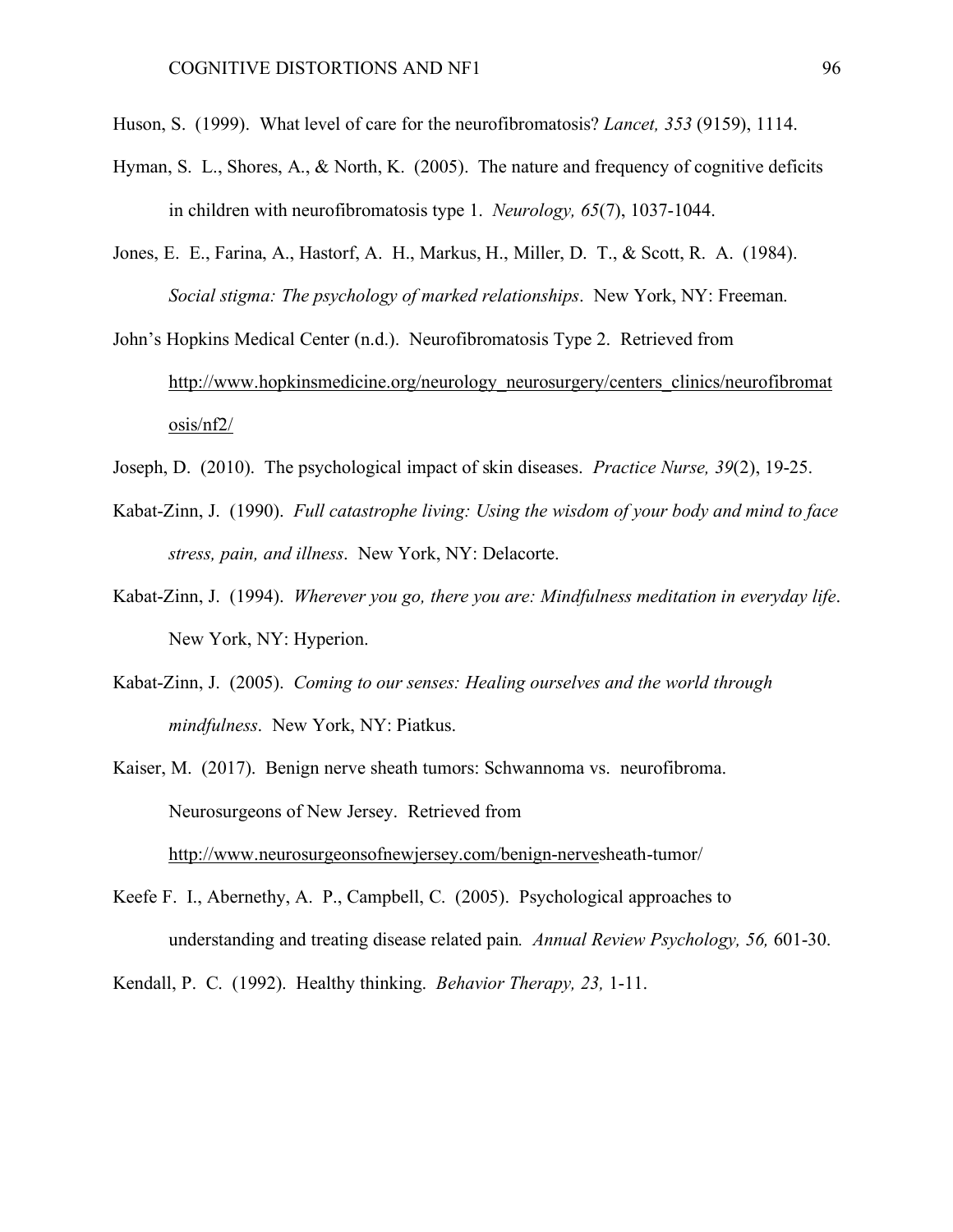Huson, S. (1999). What level of care for the neurofibromatosis? *Lancet, 353* (9159), 1114.

Hyman, S. L., Shores, A., & North, K. (2005). The nature and frequency of cognitive deficits in children with neurofibromatosis type 1. *Neurology, 65*(7), 1037-1044.

Jones, E. E., Farina, A., Hastorf, A. H., Markus, H., Miller, D. T., & Scott, R. A. (1984). *Social stigma: The psychology of marked relationships*. New York, NY: Freeman.

John's Hopkins Medical Center (n.d.). Neurofibromatosis Type 2. Retrieved from http://www.hopkinsmedicine.org/neurology_neurosurgery/centers_clinics/neurofibromatosis/nf2/

Joseph, D. (2010). The psychological impact of skin diseases. *Practice Nurse, 39*(2), 19-25.

Kabat-Zinn, J. (1990). *Full catastrophe living: Using the wisdom of your body and mind to face stress, pain, and illness*. New York, NY: Delacorte.

Kabat-Zinn, J. (1994). *Wherever you go, there you are: Mindfulness meditation in everyday life*. New York, NY: Hyperion.

Kabat-Zinn, J. (2005). *Coming to our senses: Healing ourselves and the world through mindfulness*. New York, NY: Piatkus.

Kaiser, M. (2017). Benign nerve sheath tumors: Schwannoma vs. neurofibroma. Neurosurgeons of New Jersey. Retrieved from http://www.neurosurgeonsofnewjersey.com/benign-nervesheath-tumor/

Keefe F. I., Abernethy, A. P., Campbell, C. (2005). Psychological approaches to understanding and treating disease related pain*. Annual Review Psychology, 56,* 601-30.

Kendall, P. C. (1992). Healthy thinking. *Behavior Therapy, 23,* 1-11.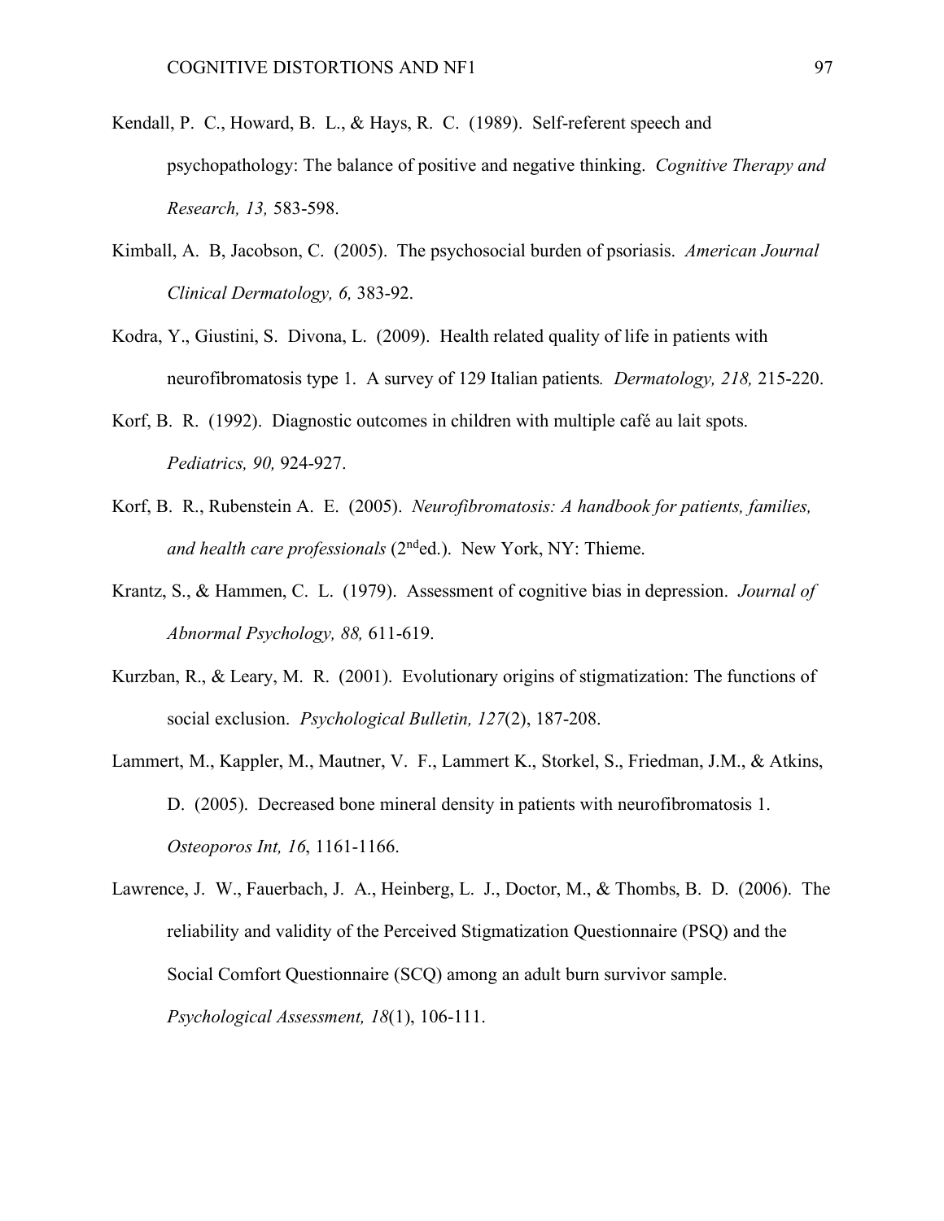Kendall, P. C., Howard, B. L., & Hays, R. C. (1989). Self-referent speech and psychopathology: The balance of positive and negative thinking. *Cognitive Therapy and Research, 13,* 583-598.

Kimball, A. B, Jacobson, C. (2005). The psychosocial burden of psoriasis. *American Journal Clinical Dermatology, 6,* 383-92.

Kodra, Y., Giustini, S. Divona, L. (2009). Health related quality of life in patients with neurofibromatosis type 1. A survey of 129 Italian patients*. Dermatology, 218,* 215-220.

Korf, B. R. (1992). Diagnostic outcomes in children with multiple café au lait spots. *Pediatrics, 90,* 924-927.

Korf, B. R., Rubenstein A. E. (2005). *Neurofibromatosis: A handbook for patients, families, and health care professionals* (2nd ed.). New York, NY: Thieme.

Krantz, S., & Hammen, C. L. (1979). Assessment of cognitive bias in depression. *Journal of Abnormal Psychology, 88,* 611-619.

Kurzban, R., & Leary, M. R. (2001). Evolutionary origins of stigmatization: The functions of social exclusion. *Psychological Bulletin, 127*(2), 187-208.

Lammert, M., Kappler, M., Mautner, V. F., Lammert K., Storkel, S., Friedman, J.M., & Atkins, D. (2005). Decreased bone mineral density in patients with neurofibromatosis 1. *Osteoporos Int, 16*, 1161-1166.

Lawrence, J. W., Fauerbach, J. A., Heinberg, L. J., Doctor, M., & Thombs, B. D. (2006). The reliability and validity of the Perceived Stigmatization Questionnaire (PSQ) and the Social Comfort Questionnaire (SCQ) among an adult burn survivor sample. *Psychological Assessment, 18*(1), 106-111.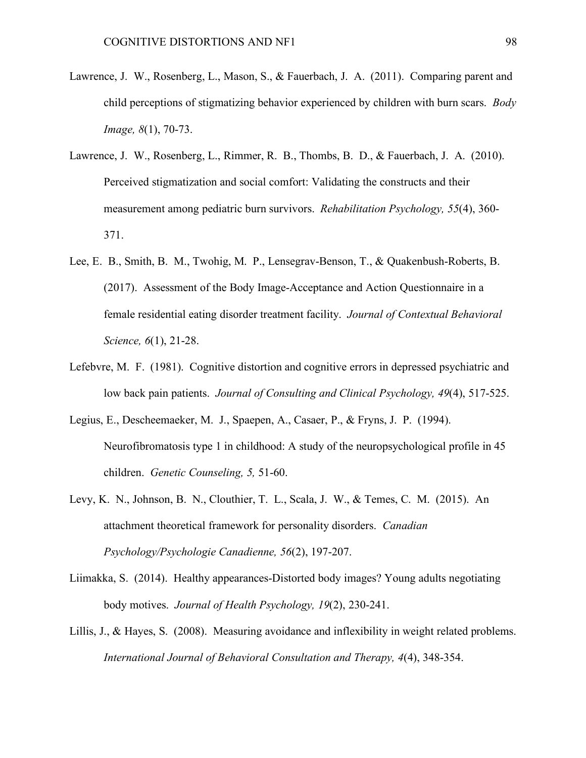Lawrence, J. W., Rosenberg, L., Mason, S., & Fauerbach, J. A. (2011). Comparing parent and child perceptions of stigmatizing behavior experienced by children with burn scars. *Body Image, 8*(1), 70-73.

Lawrence, J. W., Rosenberg, L., Rimmer, R. B., Thombs, B. D., & Fauerbach, J. A. (2010). Perceived stigmatization and social comfort: Validating the constructs and their measurement among pediatric burn survivors. *Rehabilitation Psychology, 55*(4), 360-371.

Lee, E. B., Smith, B. M., Twohig, M. P., Lensegrav-Benson, T., & Quakenbush-Roberts, B. (2017). Assessment of the Body Image-Acceptance and Action Questionnaire in a female residential eating disorder treatment facility. *Journal of Contextual Behavioral Science, 6*(1), 21-28.

Lefebvre, M. F. (1981). Cognitive distortion and cognitive errors in depressed psychiatric and low back pain patients. *Journal of Consulting and Clinical Psychology, 49*(4), 517-525.

Legius, E., Descheemaeker, M. J., Spaepen, A., Casaer, P., & Fryns, J. P. (1994). Neurofibromatosis type 1 in childhood: A study of the neuropsychological profile in 45 children. *Genetic Counseling, 5,* 51-60.

Levy, K. N., Johnson, B. N., Clouthier, T. L., Scala, J. W., & Temes, C. M. (2015). An attachment theoretical framework for personality disorders. *Canadian Psychology/Psychologie Canadienne, 56*(2), 197-207.

Liimakka, S. (2014). Healthy appearances-Distorted body images? Young adults negotiating body motives. *Journal of Health Psychology, 19*(2), 230-241.

Lillis, J., & Hayes, S. (2008). Measuring avoidance and inflexibility in weight related problems. *International Journal of Behavioral Consultation and Therapy, 4*(4), 348-354.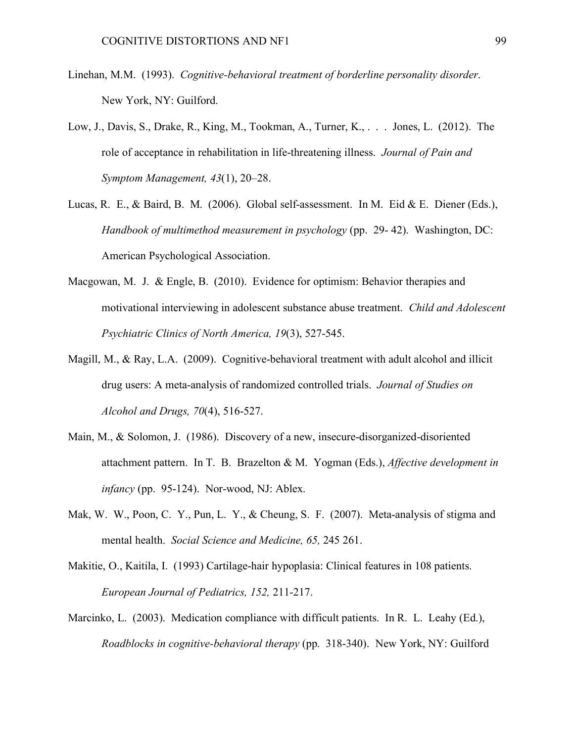Linehan, M.M. (1993). *Cognitive-behavioral treatment of borderline personality disorder*. New York, NY: Guilford.

Low, J., Davis, S., Drake, R., King, M., Tookman, A., Turner, K., . . . Jones, L. (2012). The role of acceptance in rehabilitation in life-threatening illness. *Journal of Pain and Symptom Management, 43*(1), 20–28.

Lucas, R. E., & Baird, B. M. (2006). Global self-assessment. In M. Eid & E. Diener (Eds.), *Handbook of multimethod measurement in psychology* (pp. 29- 42). Washington, DC: American Psychological Association.

Macgowan, M. J. & Engle, B. (2010). Evidence for optimism: Behavior therapies and motivational interviewing in adolescent substance abuse treatment. *Child and Adolescent Psychiatric Clinics of North America, 19*(3), 527-545.

Magill, M., & Ray, L.A. (2009). Cognitive-behavioral treatment with adult alcohol and illicit drug users: A meta-analysis of randomized controlled trials. *Journal of Studies on Alcohol and Drugs, 70*(4), 516-527.

Main, M., & Solomon, J. (1986). Discovery of a new, insecure-disorganized-disoriented attachment pattern. In T. B. Brazelton & M. Yogman (Eds.), *Affective development in infancy* (pp. 95-124). Nor-wood, NJ: Ablex.

Mak, W. W., Poon, C. Y., Pun, L. Y., & Cheung, S. F. (2007). Meta-analysis of stigma and mental health. *Social Science and Medicine, 65,* 245 261.

Makitie, O., Kaitila, I. (1993) Cartilage-hair hypoplasia: Clinical features in 108 patients. *European Journal of Pediatrics, 152,* 211-217.

Marcinko, L. (2003). Medication compliance with difficult patients. In R. L. Leahy (Ed.), *Roadblocks in cognitive-behavioral therapy* (pp. 318-340). New York, NY: Guilford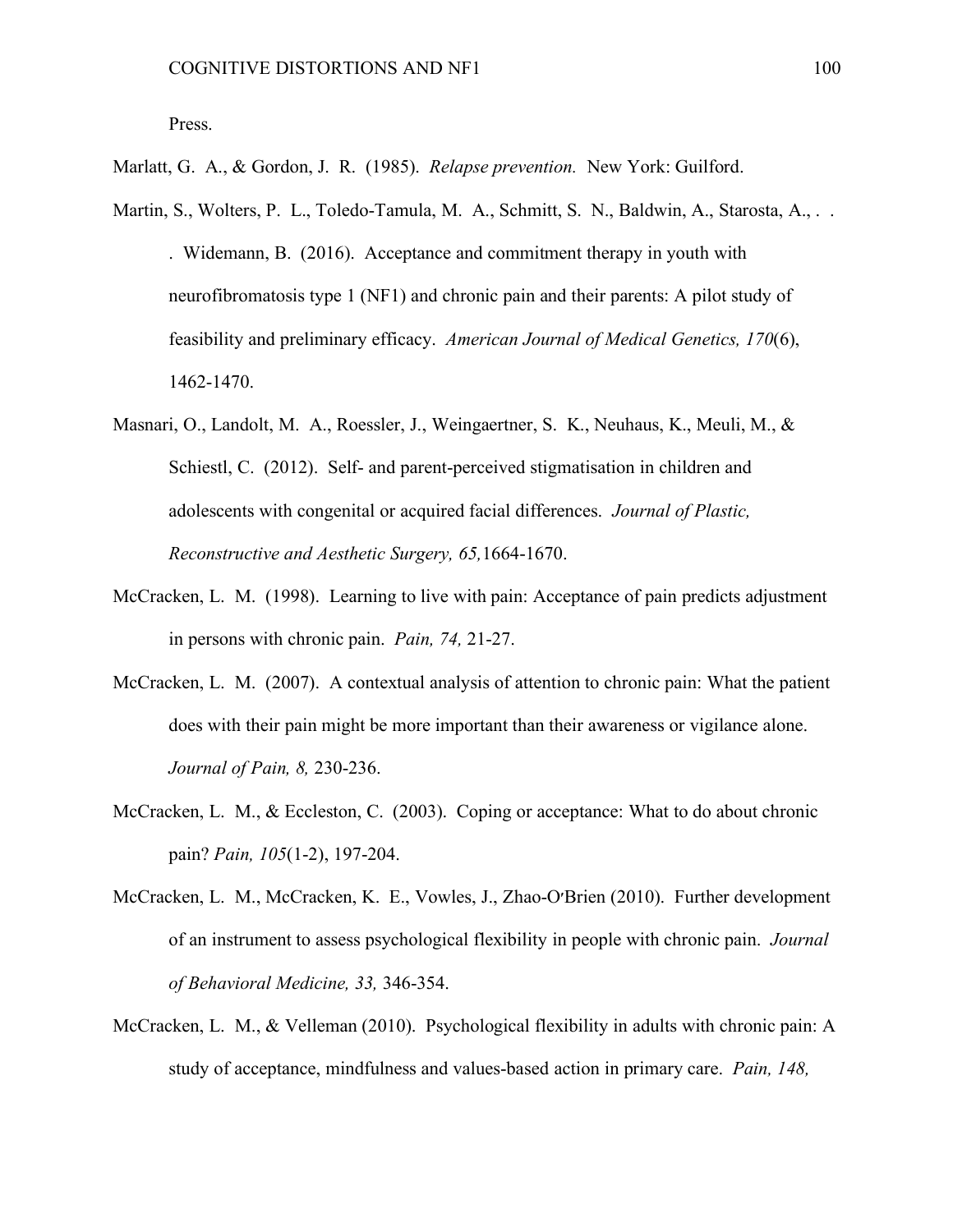Press.

Marlatt, G. A., & Gordon, J. R. (1985). *Relapse prevention.* New York: Guilford.

Martin, S., Wolters, P. L., Toledo-Tamula, M. A., Schmitt, S. N., Baldwin, A., Starosta, A., . . . Widemann, B. (2016). Acceptance and commitment therapy in youth with neurofibromatosis type 1 (NF1) and chronic pain and their parents: A pilot study of feasibility and preliminary efficacy. *American Journal of Medical Genetics, 170*(6), 1462-1470.

Masnari, O., Landolt, M. A., Roessler, J., Weingaertner, S. K., Neuhaus, K., Meuli, M., & Schiestl, C. (2012). Self- and parent-perceived stigmatisation in children and adolescents with congenital or acquired facial differences. *Journal of Plastic, Reconstructive and Aesthetic Surgery, 65,*1664-1670.

McCracken, L. M. (1998). Learning to live with pain: Acceptance of pain predicts adjustment in persons with chronic pain. *Pain, 74,* 21-27.

McCracken, L. M. (2007). A contextual analysis of attention to chronic pain: What the patient does with their pain might be more important than their awareness or vigilance alone. *Journal of Pain, 8,* 230-236.

McCracken, L. M., & Eccleston, C. (2003). Coping or acceptance: What to do about chronic pain? *Pain, 105*(1-2), 197-204.

McCracken, L. M., McCracken, K. E., Vowles, J., Zhao-O'Brien (2010). Further development of an instrument to assess psychological flexibility in people with chronic pain. *Journal of Behavioral Medicine, 33,* 346-354.

McCracken, L. M., & Velleman (2010). Psychological flexibility in adults with chronic pain: A study of acceptance, mindfulness and values-based action in primary care. *Pain, 148,*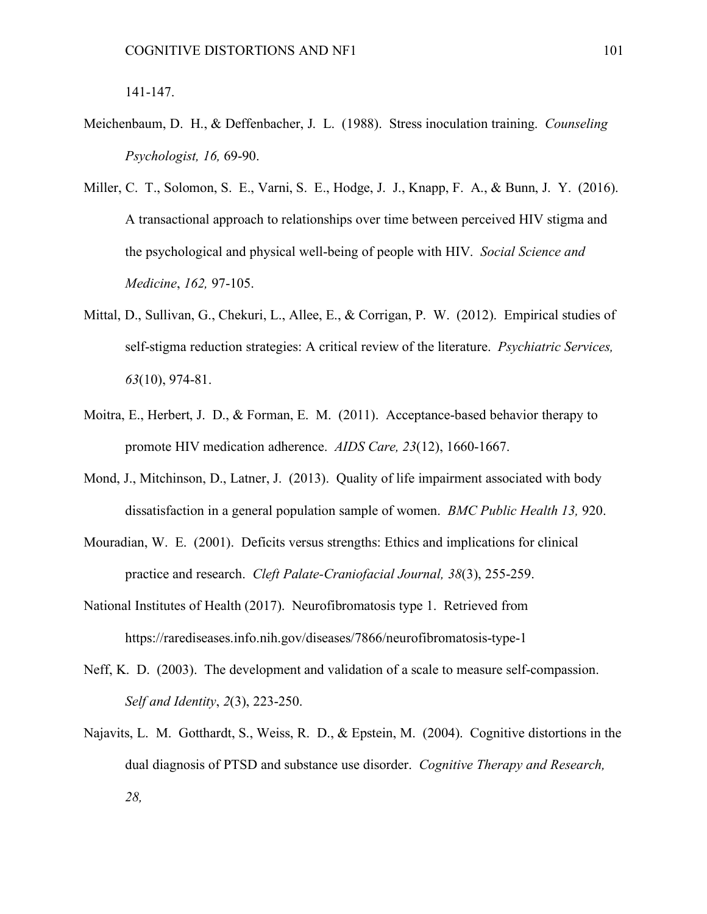141-147.

Meichenbaum, D. H., & Deffenbacher, J. L. (1988). Stress inoculation training. *Counseling Psychologist, 16,* 69-90.

Miller, C. T., Solomon, S. E., Varni, S. E., Hodge, J. J., Knapp, F. A., & Bunn, J. Y. (2016). A transactional approach to relationships over time between perceived HIV stigma and the psychological and physical well-being of people with HIV. *Social Science and Medicine*, *162,* 97-105.

Mittal, D., Sullivan, G., Chekuri, L., Allee, E., & Corrigan, P. W. (2012). Empirical studies of self-stigma reduction strategies: A critical review of the literature. *Psychiatric Services, 63*(10), 974-81.

Moitra, E., Herbert, J. D., & Forman, E. M. (2011). Acceptance-based behavior therapy to promote HIV medication adherence. *AIDS Care, 23*(12), 1660-1667.

Mond, J., Mitchinson, D., Latner, J. (2013). Quality of life impairment associated with body dissatisfaction in a general population sample of women. *BMC Public Health 13,* 920.

Mouradian, W. E. (2001). Deficits versus strengths: Ethics and implications for clinical practice and research. *Cleft Palate-Craniofacial Journal, 38*(3), 255-259.

National Institutes of Health (2017). Neurofibromatosis type 1. Retrieved from https://rarediseases.info.nih.gov/diseases/7866/neurofibromatosis-type-1

Neff, K. D. (2003). The development and validation of a scale to measure self-compassion. *Self and Identity*, *2*(3), 223-250.

Najavits, L. M. Gotthardt, S., Weiss, R. D., & Epstein, M. (2004). Cognitive distortions in the dual diagnosis of PTSD and substance use disorder. *Cognitive Therapy and Research, 28,*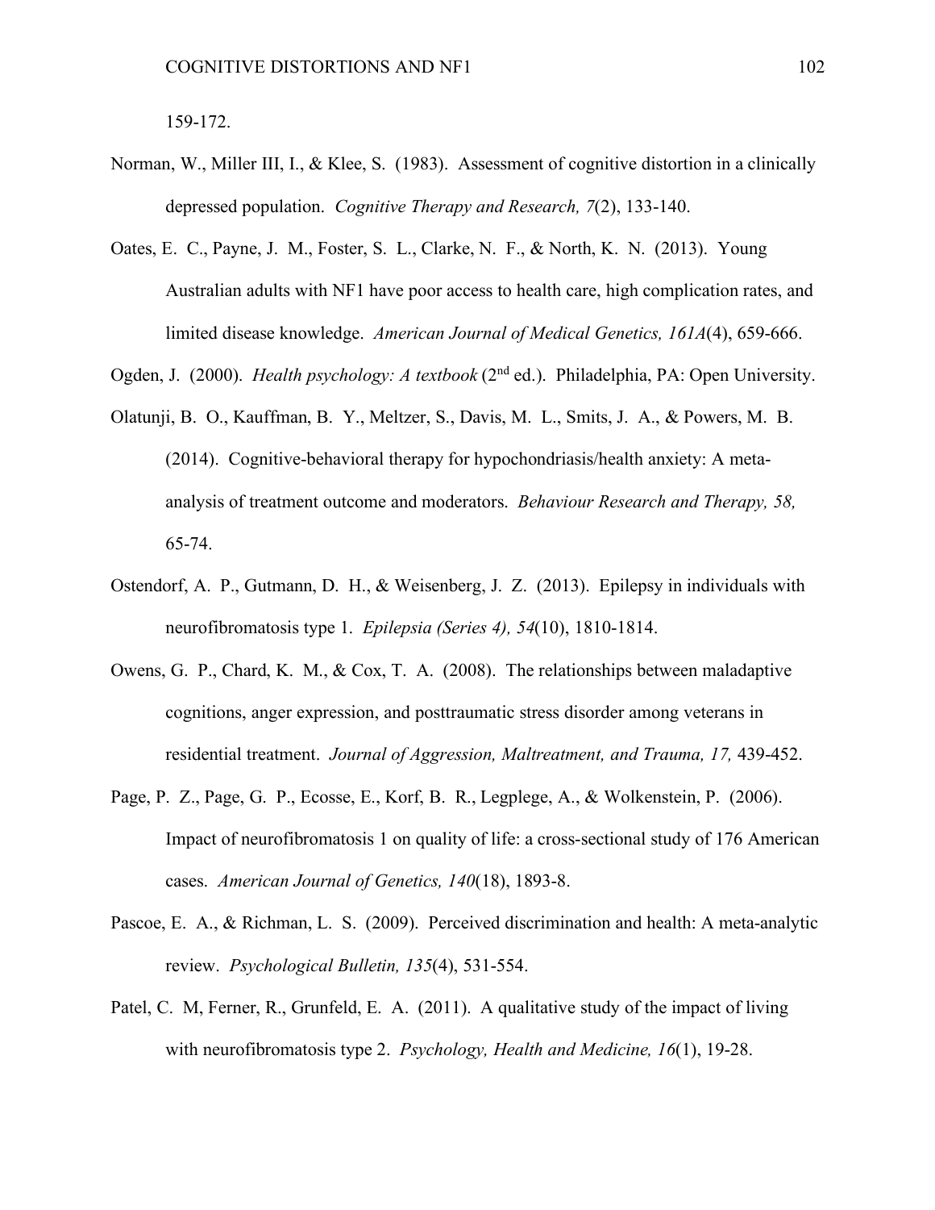159-172.

Norman, W., Miller III, I., & Klee, S. (1983). Assessment of cognitive distortion in a clinically depressed population. *Cognitive Therapy and Research, 7*(2), 133-140.

Oates, E. C., Payne, J. M., Foster, S. L., Clarke, N. F., & North, K. N. (2013). Young Australian adults with NF1 have poor access to health care, high complication rates, and limited disease knowledge. *American Journal of Medical Genetics, 161A*(4), 659-666.

Ogden, J. (2000). *Health psychology: A textbook* (2nd ed.). Philadelphia, PA: Open University.

Olatunji, B. O., Kauffman, B. Y., Meltzer, S., Davis, M. L., Smits, J. A., & Powers, M. B. (2014). Cognitive-behavioral therapy for hypochondriasis/health anxiety: A meta-analysis of treatment outcome and moderators. *Behaviour Research and Therapy, 58,* 65-74.

Ostendorf, A. P., Gutmann, D. H., & Weisenberg, J. Z. (2013). Epilepsy in individuals with neurofibromatosis type 1. *Epilepsia (Series 4), 54*(10), 1810-1814.

Owens, G. P., Chard, K. M., & Cox, T. A. (2008). The relationships between maladaptive cognitions, anger expression, and posttraumatic stress disorder among veterans in residential treatment. *Journal of Aggression, Maltreatment, and Trauma, 17,* 439-452.

Page, P. Z., Page, G. P., Ecosse, E., Korf, B. R., Legplege, A., & Wolkenstein, P. (2006). Impact of neurofibromatosis 1 on quality of life: a cross-sectional study of 176 American cases. *American Journal of Genetics, 140*(18), 1893-8.

Pascoe, E. A., & Richman, L. S. (2009). Perceived discrimination and health: A meta-analytic review. *Psychological Bulletin, 135*(4), 531-554.

Patel, C. M, Ferner, R., Grunfeld, E. A. (2011). A qualitative study of the impact of living with neurofibromatosis type 2. *Psychology, Health and Medicine, 16*(1), 19-28.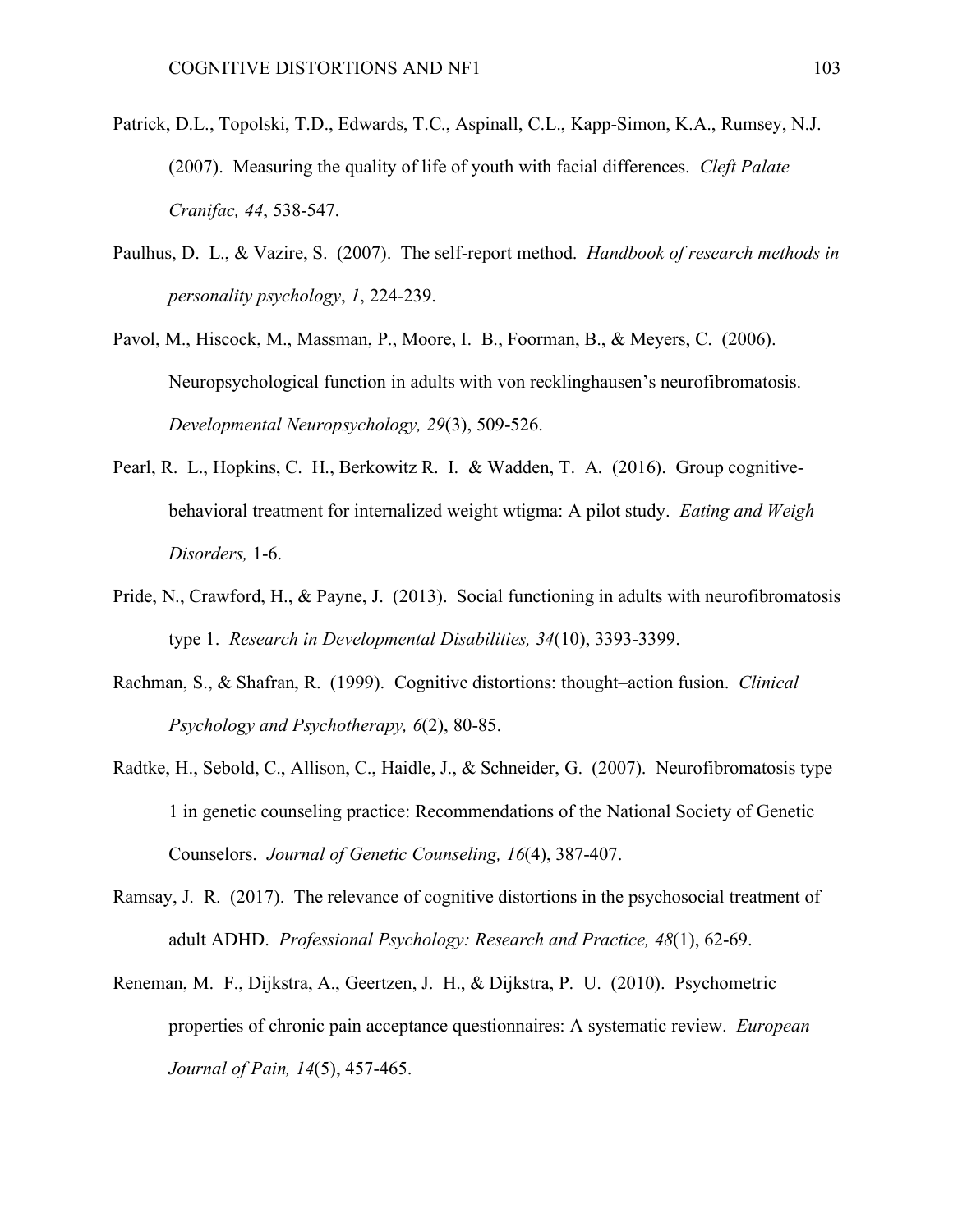Patrick, D.L., Topolski, T.D., Edwards, T.C., Aspinall, C.L., Kapp-Simon, K.A., Rumsey, N.J. (2007). Measuring the quality of life of youth with facial differences. *Cleft Palate Cranifac, 44*, 538-547.

Paulhus, D. L., & Vazire, S. (2007). The self-report method. *Handbook of research methods in personality psychology*, *1*, 224-239.

Pavol, M., Hiscock, M., Massman, P., Moore, I. B., Foorman, B., & Meyers, C. (2006). Neuropsychological function in adults with von recklinghausen's neurofibromatosis. *Developmental Neuropsychology, 29*(3), 509-526.

Pearl, R. L., Hopkins, C. H., Berkowitz R. I. & Wadden, T. A. (2016). Group cognitive-behavioral treatment for internalized weight wtigma: A pilot study. *Eating and Weigh Disorders,* 1-6.

Pride, N., Crawford, H., & Payne, J. (2013). Social functioning in adults with neurofibromatosis type 1. *Research in Developmental Disabilities, 34*(10), 3393-3399.

Rachman, S., & Shafran, R. (1999). Cognitive distortions: thought–action fusion. *Clinical Psychology and Psychotherapy, 6*(2), 80-85.

Radtke, H., Sebold, C., Allison, C., Haidle, J., & Schneider, G. (2007). Neurofibromatosis type 1 in genetic counseling practice: Recommendations of the National Society of Genetic Counselors. *Journal of Genetic Counseling, 16*(4), 387-407.

Ramsay, J. R. (2017). The relevance of cognitive distortions in the psychosocial treatment of adult ADHD. *Professional Psychology: Research and Practice, 48*(1), 62-69.

Reneman, M. F., Dijkstra, A., Geertzen, J. H., & Dijkstra, P. U. (2010). Psychometric properties of chronic pain acceptance questionnaires: A systematic review. *European Journal of Pain, 14*(5), 457-465.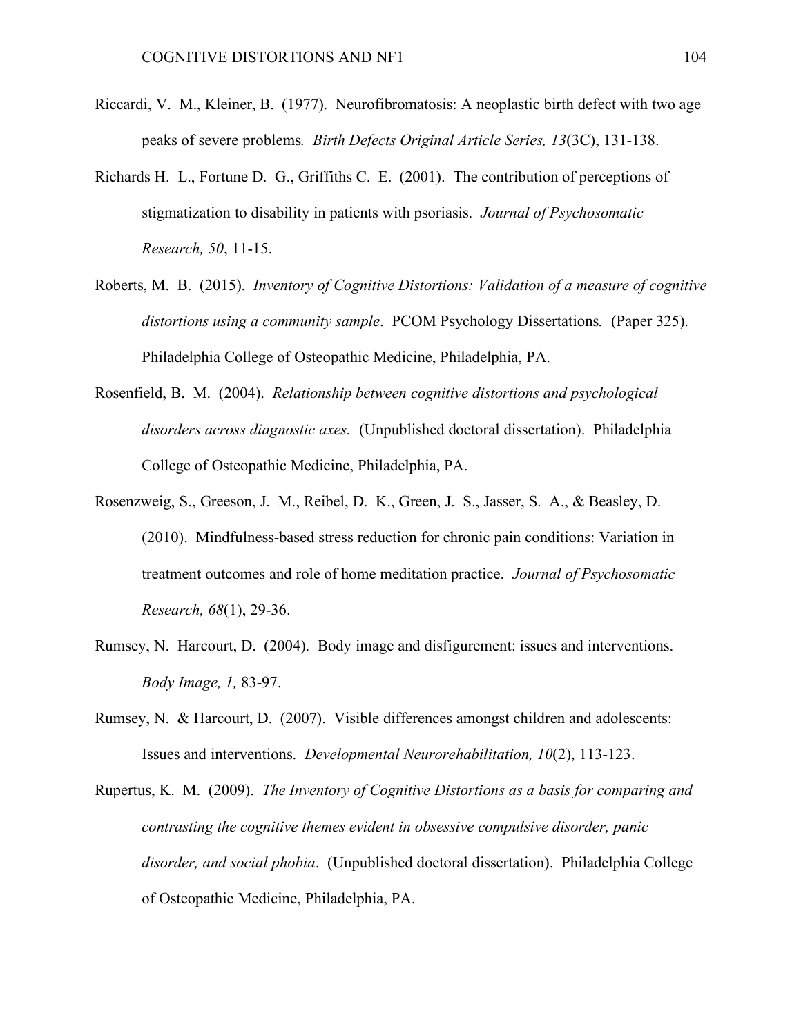Riccardi, V. M., Kleiner, B. (1977). Neurofibromatosis: A neoplastic birth defect with two age peaks of severe problems. *Birth Defects Original Article Series, 13*(3C), 131-138.

Richards H. L., Fortune D. G., Griffiths C. E. (2001). The contribution of perceptions of stigmatization to disability in patients with psoriasis. *Journal of Psychosomatic Research, 50*, 11-15.

Roberts, M. B. (2015). *Inventory of Cognitive Distortions: Validation of a measure of cognitive distortions using a community sample*. PCOM Psychology Dissertations. (Paper 325). Philadelphia College of Osteopathic Medicine, Philadelphia, PA.

Rosenfield, B. M. (2004). *Relationship between cognitive distortions and psychological disorders across diagnostic axes.* (Unpublished doctoral dissertation). Philadelphia College of Osteopathic Medicine, Philadelphia, PA.

Rosenzweig, S., Greeson, J. M., Reibel, D. K., Green, J. S., Jasser, S. A., & Beasley, D. (2010). Mindfulness-based stress reduction for chronic pain conditions: Variation in treatment outcomes and role of home meditation practice. *Journal of Psychosomatic Research, 68*(1), 29-36.

Rumsey, N. Harcourt, D. (2004). Body image and disfigurement: issues and interventions. *Body Image, 1,* 83-97.

Rumsey, N. & Harcourt, D. (2007). Visible differences amongst children and adolescents: Issues and interventions. *Developmental Neurorehabilitation, 10*(2), 113-123.

Rupertus, K. M. (2009). *The Inventory of Cognitive Distortions as a basis for comparing and contrasting the cognitive themes evident in obsessive compulsive disorder, panic disorder, and social phobia*. (Unpublished doctoral dissertation). Philadelphia College of Osteopathic Medicine, Philadelphia, PA.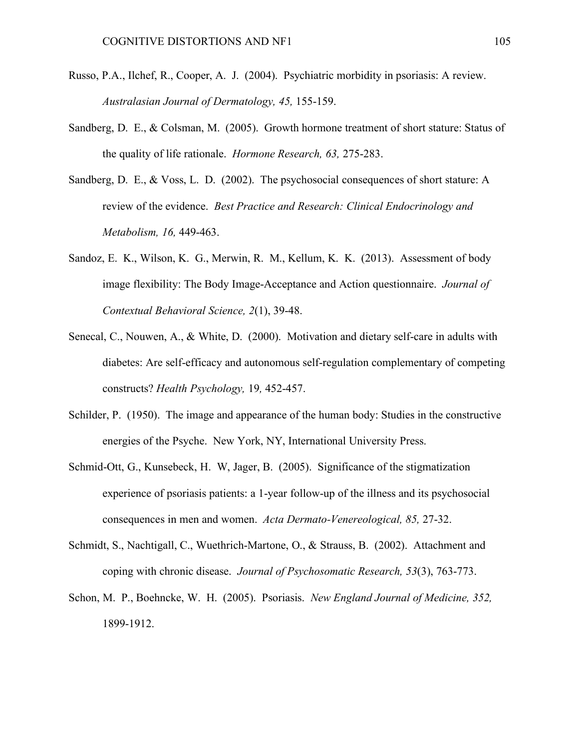Russo, P.A., Ilchef, R., Cooper, A. J. (2004). Psychiatric morbidity in psoriasis: A review. *Australasian Journal of Dermatology, 45,* 155-159.

Sandberg, D. E., & Colsman, M. (2005). Growth hormone treatment of short stature: Status of the quality of life rationale. *Hormone Research, 63,* 275-283.

Sandberg, D. E., & Voss, L. D. (2002). The psychosocial consequences of short stature: A review of the evidence. *Best Practice and Research: Clinical Endocrinology and Metabolism, 16,* 449-463.

Sandoz, E. K., Wilson, K. G., Merwin, R. M., Kellum, K. K. (2013). Assessment of body image flexibility: The Body Image-Acceptance and Action questionnaire. *Journal of Contextual Behavioral Science, 2*(1), 39-48.

Senecal, C., Nouwen, A., & White, D. (2000). Motivation and dietary self-care in adults with diabetes: Are self-efficacy and autonomous self-regulation complementary of competing constructs? *Health Psychology,* 19*,* 452-457.

Schilder, P. (1950). The image and appearance of the human body: Studies in the constructive energies of the Psyche. New York, NY, International University Press.

Schmid-Ott, G., Kunsebeck, H. W, Jager, B. (2005). Significance of the stigmatization experience of psoriasis patients: a 1-year follow-up of the illness and its psychosocial consequences in men and women. *Acta Dermato-Venereological, 85,* 27-32.

Schmidt, S., Nachtigall, C., Wuethrich-Martone, O., & Strauss, B. (2002). Attachment and coping with chronic disease. *Journal of Psychosomatic Research, 53*(3), 763-773.

Schon, M. P., Boehncke, W. H. (2005). Psoriasis. *New England Journal of Medicine, 352,* 1899-1912.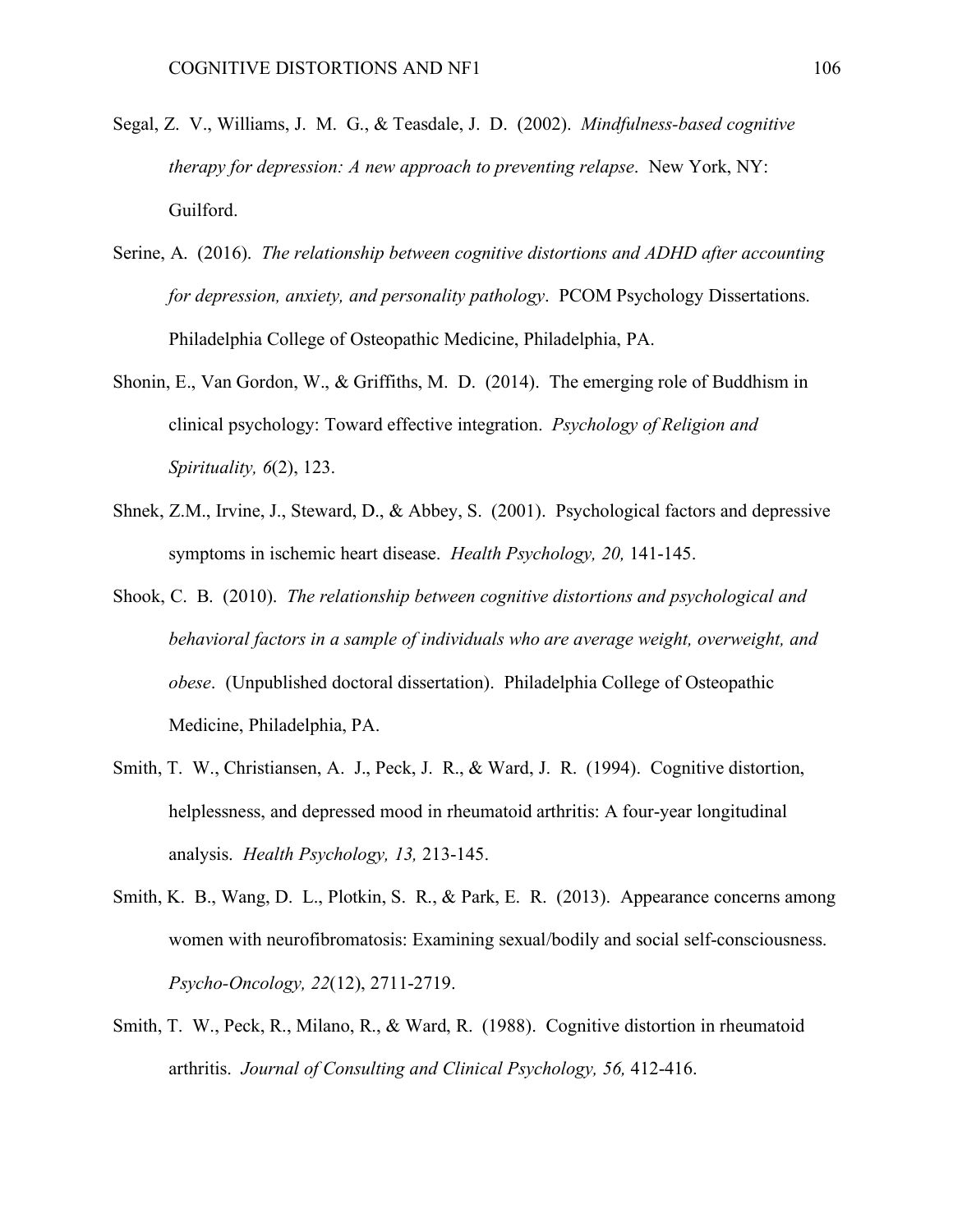Segal, Z. V., Williams, J. M. G., & Teasdale, J. D. (2002). *Mindfulness-based cognitive therapy for depression: A new approach to preventing relapse*. New York, NY: Guilford.

Serine, A. (2016). *The relationship between cognitive distortions and ADHD after accounting for depression, anxiety, and personality pathology*. PCOM Psychology Dissertations. Philadelphia College of Osteopathic Medicine, Philadelphia, PA.

Shonin, E., Van Gordon, W., & Griffiths, M. D. (2014). The emerging role of Buddhism in clinical psychology: Toward effective integration. *Psychology of Religion and Spirituality, 6*(2), 123.

Shnek, Z.M., Irvine, J., Steward, D., & Abbey, S. (2001). Psychological factors and depressive symptoms in ischemic heart disease. *Health Psychology, 20,* 141-145.

Shook, C. B. (2010). *The relationship between cognitive distortions and psychological and behavioral factors in a sample of individuals who are average weight, overweight, and obese*. (Unpublished doctoral dissertation). Philadelphia College of Osteopathic Medicine, Philadelphia, PA.

Smith, T. W., Christiansen, A. J., Peck, J. R., & Ward, J. R. (1994). Cognitive distortion, helplessness, and depressed mood in rheumatoid arthritis: A four-year longitudinal analysis. *Health Psychology, 13,* 213-145.

Smith, K. B., Wang, D. L., Plotkin, S. R., & Park, E. R. (2013). Appearance concerns among women with neurofibromatosis: Examining sexual/bodily and social self-consciousness. *Psycho-Oncology, 22*(12), 2711-2719.

Smith, T. W., Peck, R., Milano, R., & Ward, R. (1988). Cognitive distortion in rheumatoid arthritis. *Journal of Consulting and Clinical Psychology, 56,* 412-416.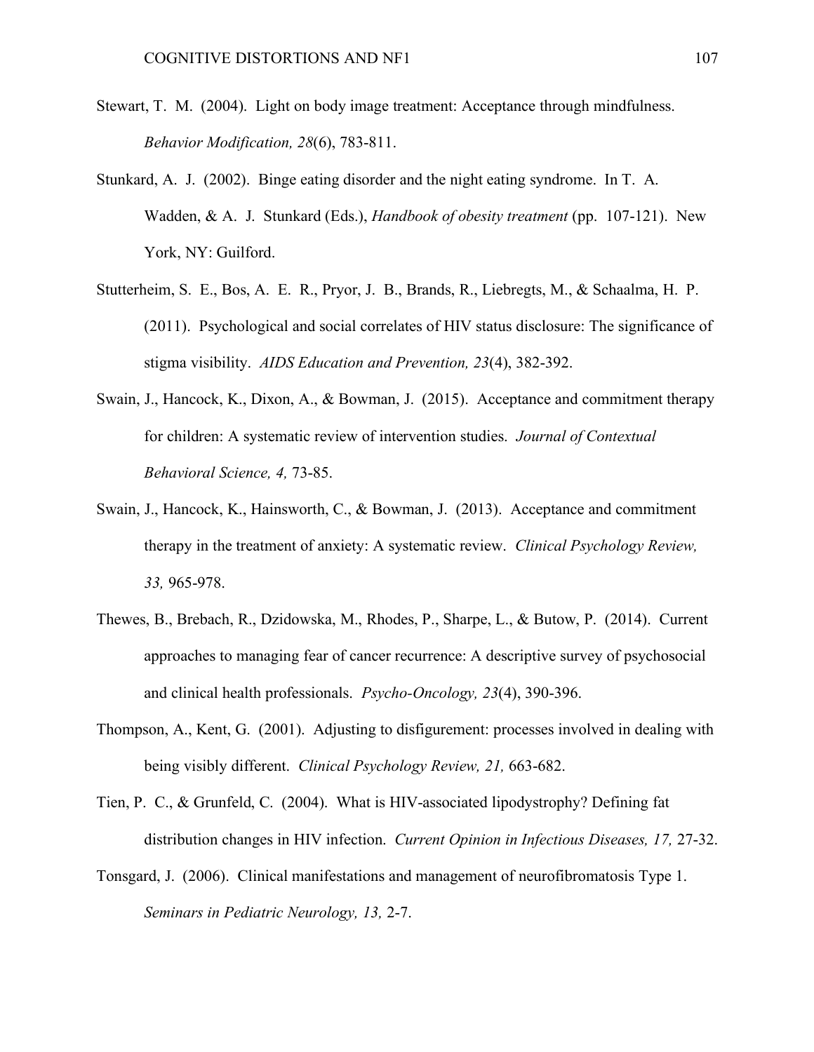Stewart, T. M. (2004). Light on body image treatment: Acceptance through mindfulness. *Behavior Modification, 28*(6), 783-811.

Stunkard, A. J. (2002). Binge eating disorder and the night eating syndrome. In T. A. Wadden, & A. J. Stunkard (Eds.), *Handbook of obesity treatment* (pp. 107-121). New York, NY: Guilford.

Stutterheim, S. E., Bos, A. E. R., Pryor, J. B., Brands, R., Liebregts, M., & Schaalma, H. P. (2011). Psychological and social correlates of HIV status disclosure: The significance of stigma visibility. *AIDS Education and Prevention, 23*(4), 382-392.

Swain, J., Hancock, K., Dixon, A., & Bowman, J. (2015). Acceptance and commitment therapy for children: A systematic review of intervention studies. *Journal of Contextual Behavioral Science, 4,* 73-85.

Swain, J., Hancock, K., Hainsworth, C., & Bowman, J. (2013). Acceptance and commitment therapy in the treatment of anxiety: A systematic review. *Clinical Psychology Review, 33,* 965-978.

Thewes, B., Brebach, R., Dzidowska, M., Rhodes, P., Sharpe, L., & Butow, P. (2014). Current approaches to managing fear of cancer recurrence: A descriptive survey of psychosocial and clinical health professionals. *Psycho-Oncology, 23*(4), 390-396.

Thompson, A., Kent, G. (2001). Adjusting to disfigurement: processes involved in dealing with being visibly different. *Clinical Psychology Review, 21,* 663-682.

Tien, P. C., & Grunfeld, C. (2004). What is HIV-associated lipodystrophy? Defining fat distribution changes in HIV infection. *Current Opinion in Infectious Diseases, 17,* 27-32.

Tonsgard, J. (2006). Clinical manifestations and management of neurofibromatosis Type 1. *Seminars in Pediatric Neurology, 13,* 2-7.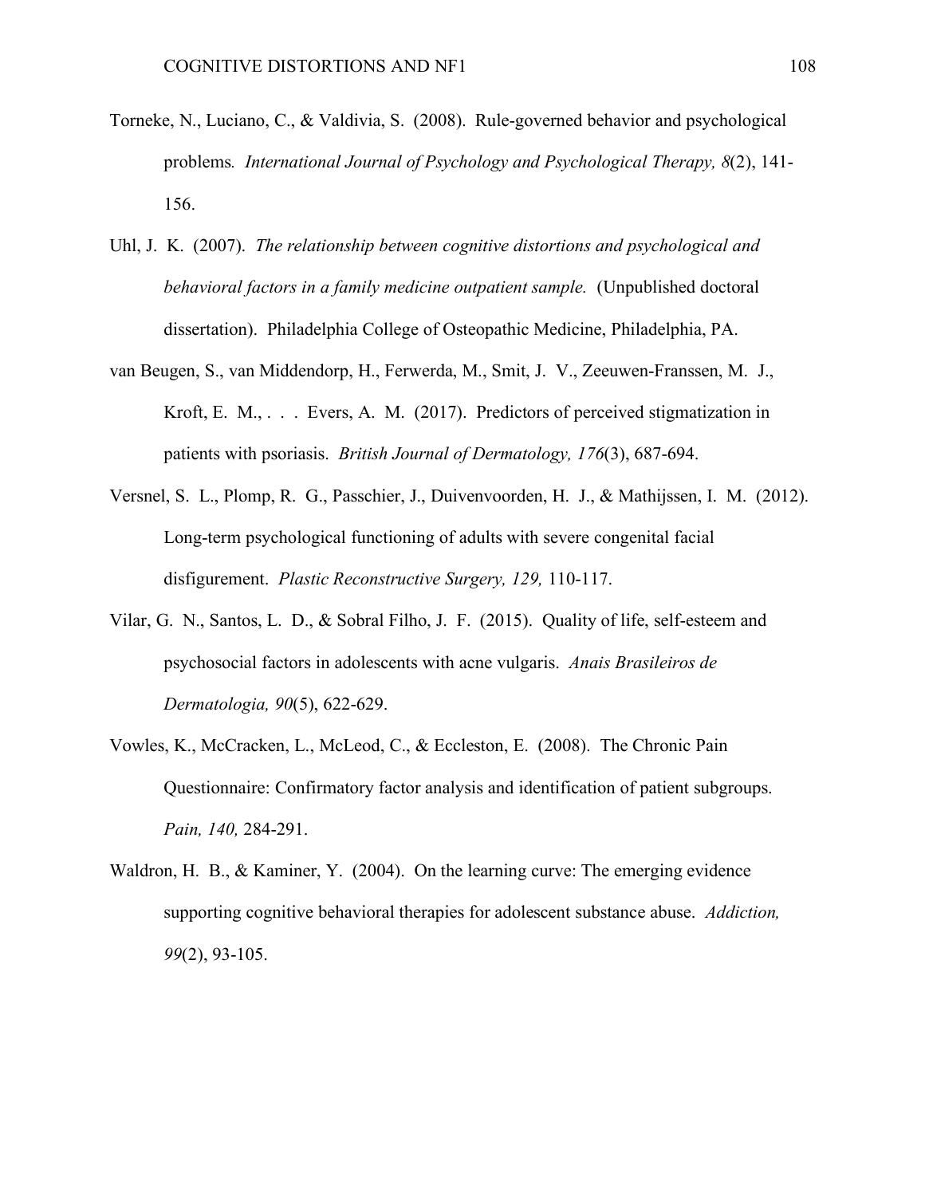Torneke, N., Luciano, C., & Valdivia, S. (2008). Rule-governed behavior and psychological problems. *International Journal of Psychology and Psychological Therapy, 8*(2), 141-156.

Uhl, J. K. (2007). *The relationship between cognitive distortions and psychological and behavioral factors in a family medicine outpatient sample.* (Unpublished doctoral dissertation). Philadelphia College of Osteopathic Medicine, Philadelphia, PA.

van Beugen, S., van Middendorp, H., Ferwerda, M., Smit, J. V., Zeeuwen-Franssen, M. J., Kroft, E. M., . . . Evers, A. M. (2017). Predictors of perceived stigmatization in patients with psoriasis. *British Journal of Dermatology, 176*(3), 687-694.

Versnel, S. L., Plomp, R. G., Passchier, J., Duivenvoorden, H. J., & Mathijssen, I. M. (2012). Long-term psychological functioning of adults with severe congenital facial disfigurement. *Plastic Reconstructive Surgery, 129,* 110-117.

Vilar, G. N., Santos, L. D., & Sobral Filho, J. F. (2015). Quality of life, self-esteem and psychosocial factors in adolescents with acne vulgaris. *Anais Brasileiros de Dermatologia, 90*(5), 622-629.

Vowles, K., McCracken, L., McLeod, C., & Eccleston, E. (2008). The Chronic Pain Questionnaire: Confirmatory factor analysis and identification of patient subgroups. *Pain, 140,* 284-291.

Waldron, H. B., & Kaminer, Y. (2004). On the learning curve: The emerging evidence supporting cognitive behavioral therapies for adolescent substance abuse. *Addiction, 99*(2), 93-105.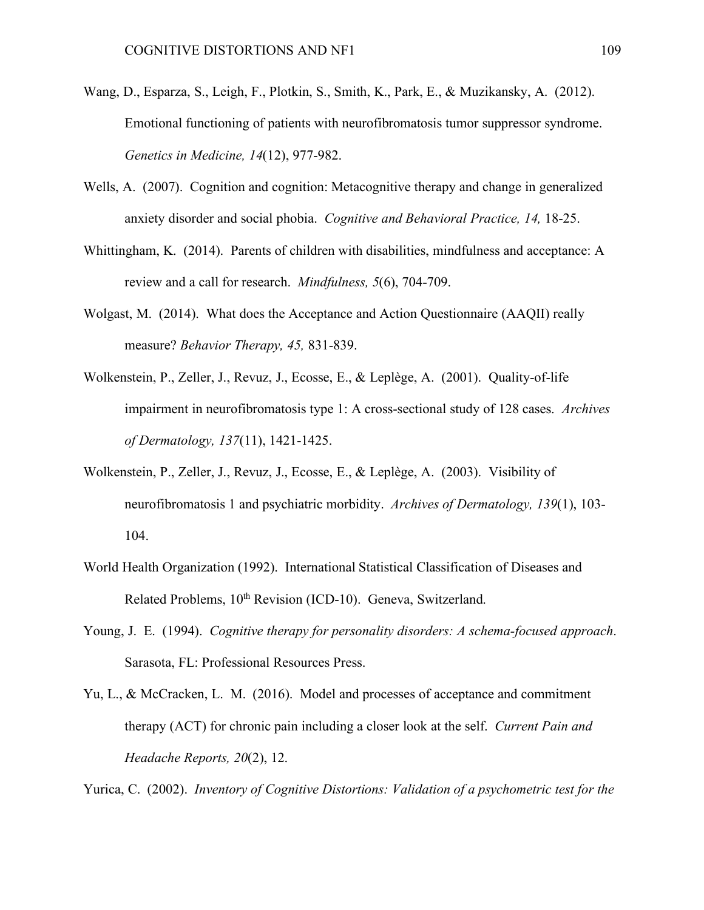Wang, D., Esparza, S., Leigh, F., Plotkin, S., Smith, K., Park, E., & Muzikansky, A. (2012). Emotional functioning of patients with neurofibromatosis tumor suppressor syndrome. *Genetics in Medicine, 14*(12), 977-982.

Wells, A. (2007). Cognition and cognition: Metacognitive therapy and change in generalized anxiety disorder and social phobia. *Cognitive and Behavioral Practice, 14,* 18-25.

Whittingham, K. (2014). Parents of children with disabilities, mindfulness and acceptance: A review and a call for research. *Mindfulness, 5*(6), 704-709.

Wolgast, M. (2014). What does the Acceptance and Action Questionnaire (AAQII) really measure? *Behavior Therapy, 45,* 831-839.

Wolkenstein, P., Zeller, J., Revuz, J., Ecosse, E., & Leplège, A. (2001). Quality-of-life impairment in neurofibromatosis type 1: A cross-sectional study of 128 cases. *Archives of Dermatology, 137*(11), 1421-1425.

Wolkenstein, P., Zeller, J., Revuz, J., Ecosse, E., & Leplège, A. (2003). Visibility of neurofibromatosis 1 and psychiatric morbidity. *Archives of Dermatology, 139*(1), 103-104.

World Health Organization (1992). International Statistical Classification of Diseases and Related Problems, 10th Revision (ICD-10). Geneva, Switzerland.

Young, J. E. (1994). *Cognitive therapy for personality disorders: A schema-focused approach*. Sarasota, FL: Professional Resources Press.

Yu, L., & McCracken, L. M. (2016). Model and processes of acceptance and commitment therapy (ACT) for chronic pain including a closer look at the self. *Current Pain and Headache Reports, 20*(2), 12.

Yurica, C. (2002). *Inventory of Cognitive Distortions: Validation of a psychometric test for the*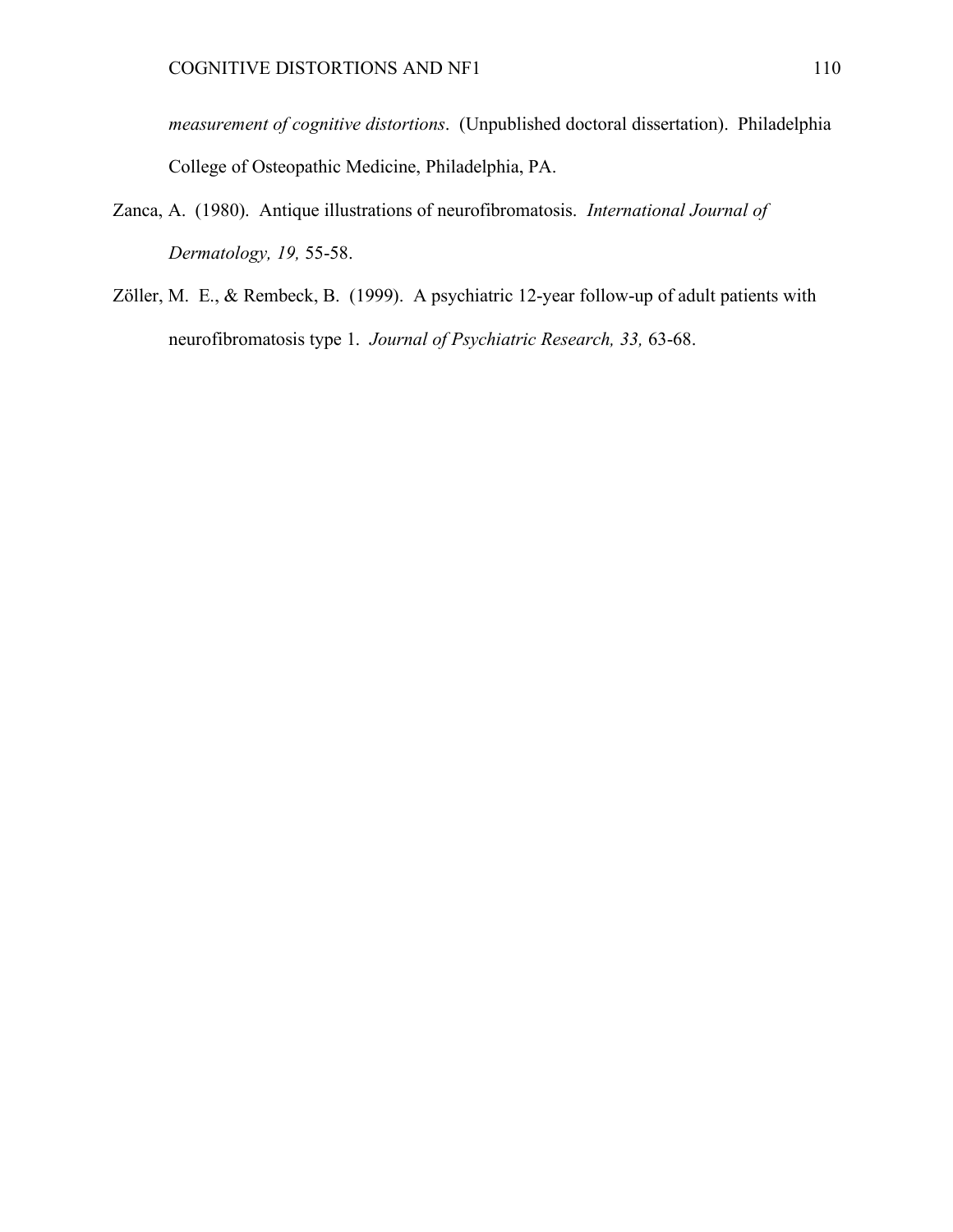*measurement of cognitive distortions*. (Unpublished doctoral dissertation). Philadelphia College of Osteopathic Medicine, Philadelphia, PA.

Zanca, A. (1980). Antique illustrations of neurofibromatosis. *International Journal of Dermatology, 19,* 55-58.

Zöller, M. E., & Rembeck, B. (1999). A psychiatric 12-year follow-up of adult patients with neurofibromatosis type 1. *Journal of Psychiatric Research, 33,* 63-68.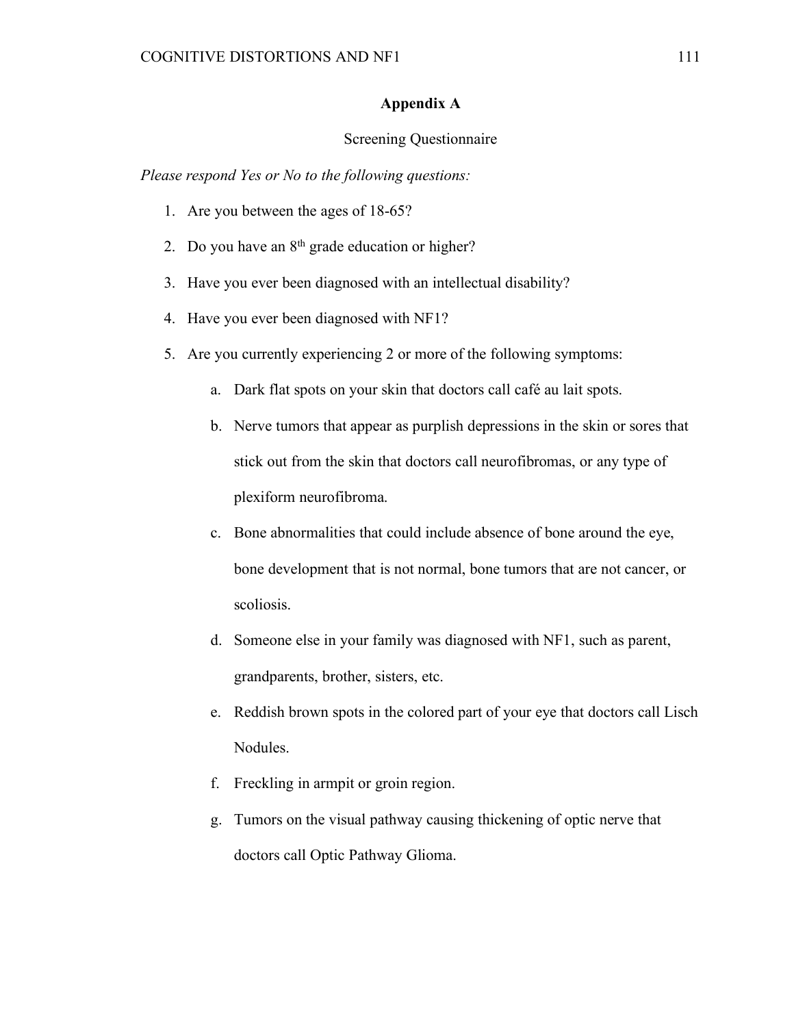## Appendix A

Screening Questionnaire

*Please respond Yes or No to the following questions:*

1. Are you between the ages of 18-65?
2. Do you have an 8th grade education or higher?
3. Have you ever been diagnosed with an intellectual disability?
4. Have you ever been diagnosed with NF1?
5. Are you currently experiencing 2 or more of the following symptoms:
    a. Dark flat spots on your skin that doctors call café au lait spots.
    b. Nerve tumors that appear as purplish depressions in the skin or sores that stick out from the skin that doctors call neurofibromas, or any type of plexiform neurofibroma.
    c. Bone abnormalities that could include absence of bone around the eye, bone development that is not normal, bone tumors that are not cancer, or scoliosis.
    d. Someone else in your family was diagnosed with NF1, such as parent, grandparents, brother, sisters, etc.
    e. Reddish brown spots in the colored part of your eye that doctors call Lisch Nodules.
    f. Freckling in armpit or groin region.
    g. Tumors on the visual pathway causing thickening of optic nerve that doctors call Optic Pathway Glioma.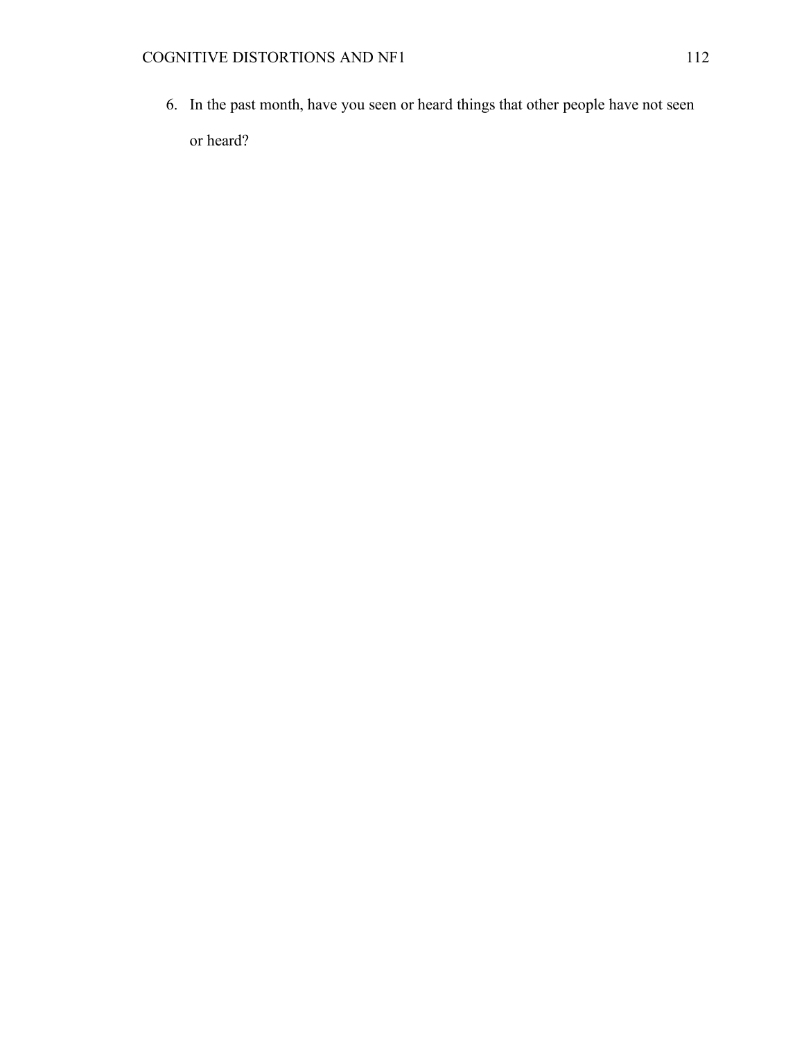6. In the past month, have you seen or heard things that other people have not seen or heard?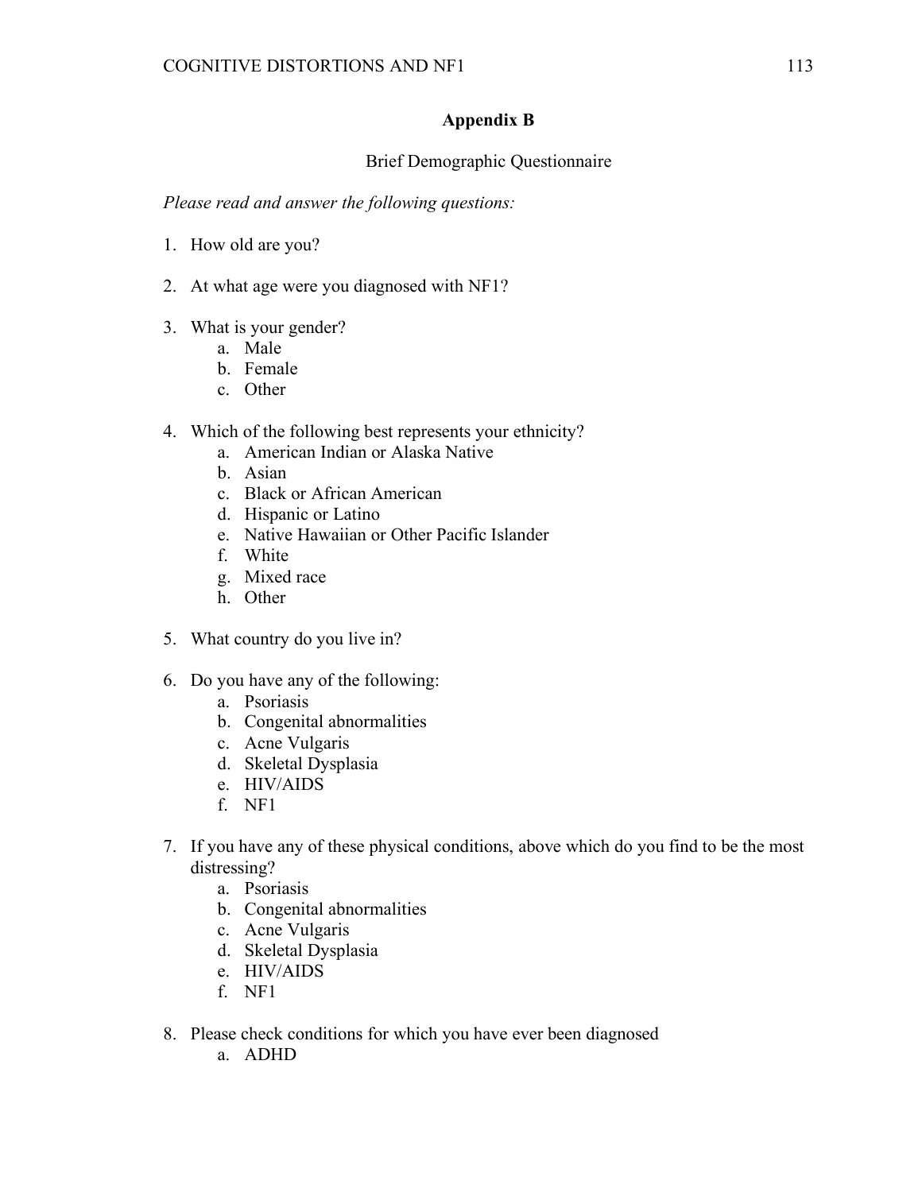## Appendix B

Brief Demographic Questionnaire

*Please read and answer the following questions:*

1. How old are you?

2. At what age were you diagnosed with NF1?

3. What is your gender?
   a. Male
   b. Female
   c. Other

4. Which of the following best represents your ethnicity?
   a. American Indian or Alaska Native
   b. Asian
   c. Black or African American
   d. Hispanic or Latino
   e. Native Hawaiian or Other Pacific Islander
   f. White
   g. Mixed race
   h. Other

5. What country do you live in?

6. Do you have any of the following:
   a. Psoriasis
   b. Congenital abnormalities
   c. Acne Vulgaris
   d. Skeletal Dysplasia
   e. HIV/AIDS
   f. NF1

7. If you have any of these physical conditions, above which do you find to be the most distressing?
   a. Psoriasis
   b. Congenital abnormalities
   c. Acne Vulgaris
   d. Skeletal Dysplasia
   e. HIV/AIDS
   f. NF1

8. Please check conditions for which you have ever been diagnosed
   a. ADHD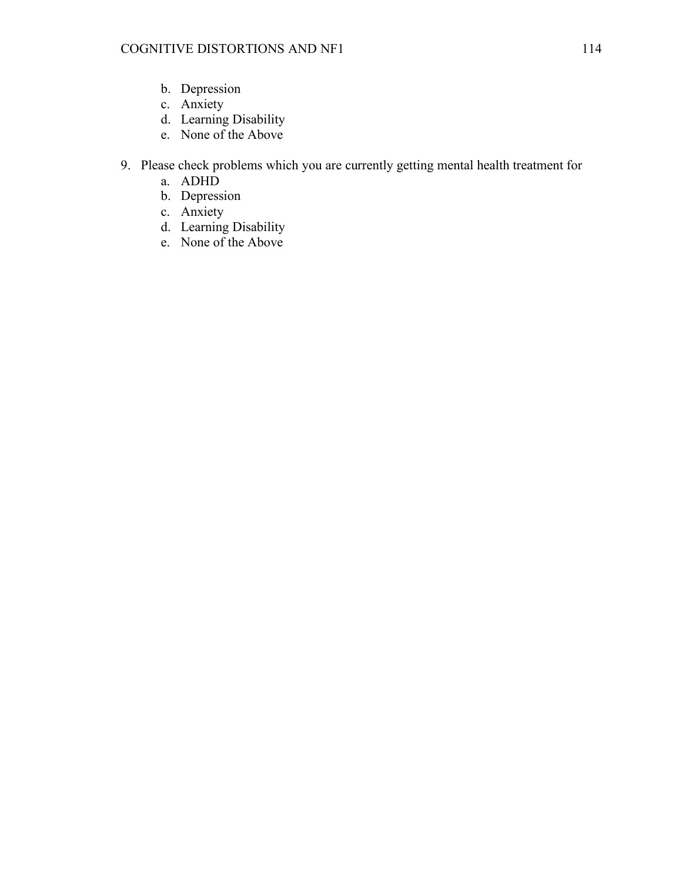b. Depression
   c. Anxiety
   d. Learning Disability
   e. None of the Above

9. Please check problems which you are currently getting mental health treatment for
   a. ADHD
   b. Depression
   c. Anxiety
   d. Learning Disability
   e. None of the Above